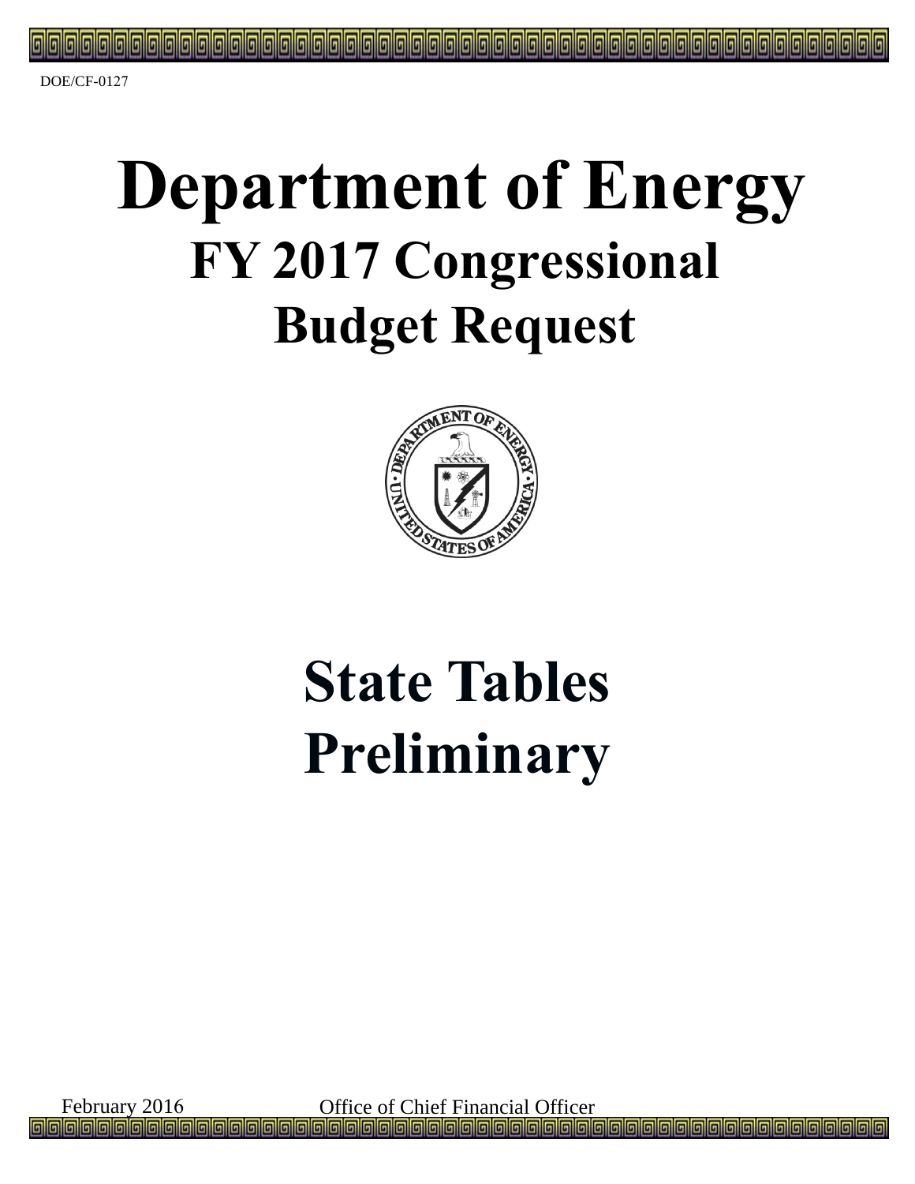DOE/CF-0127

# Department of Energy

## FY 2017 Congressional Budget Request

# State Tables

# Preliminary

February 2016

Office of Chief Financial Officer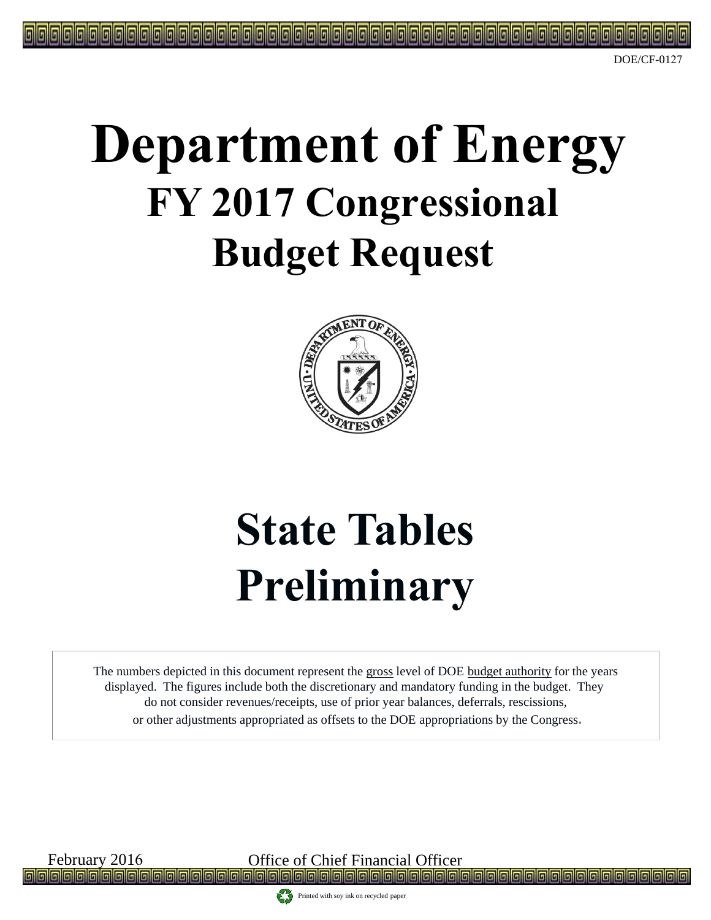DOE/CF-0127

# Department of Energy

## FY 2017 Congressional Budget Request

# State Tables

# Preliminary

The numbers depicted in this document represent the gross level of DOE budget authority for the years displayed. The figures include both the discretionary and mandatory funding in the budget. They do not consider revenues/receipts, use of prior year balances, deferrals, rescissions, or other adjustments appropriated as offsets to the DOE appropriations by the Congress.

February 2016 Office of Chief Financial Officer

Printed with soy ink on recycled paper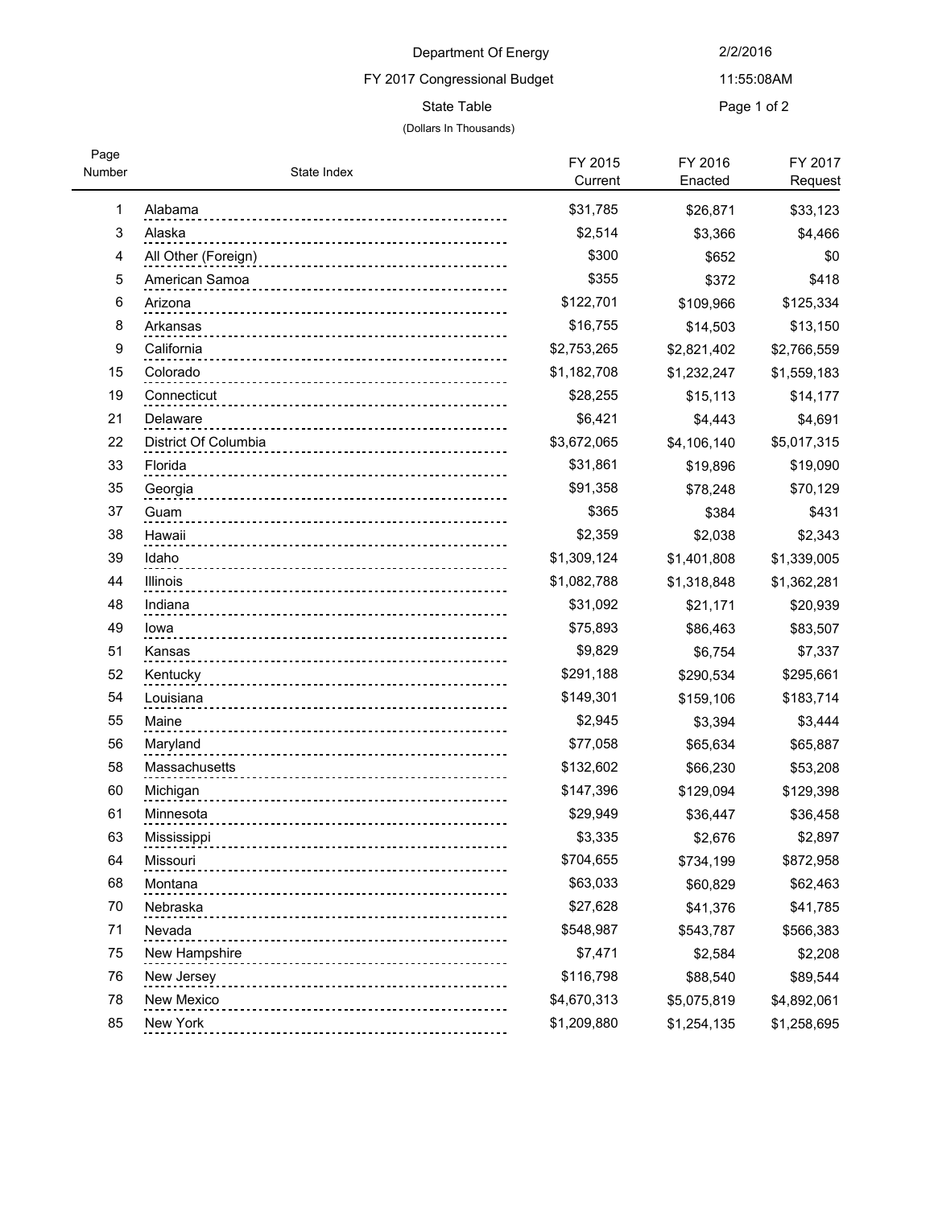Department Of Energy

FY 2017 Congressional Budget

State Table

(Dollars In Thousands)

2/2/2016

11:55:08AM

| Page Number | State Index | FY 2015 Current | FY 2016 Enacted | FY 2017 Request |
|---|---|---|---|---|
| 1 | Alabama | $31,785 | $26,871 | $33,123 |
| 3 | Alaska | $2,514 | $3,366 | $4,466 |
| 4 | All Other (Foreign) | $300 | $652 | $0 |
| 5 | American Samoa | $355 | $372 | $418 |
| 6 | Arizona | $122,701 | $109,966 | $125,334 |
| 8 | Arkansas | $16,755 | $14,503 | $13,150 |
| 9 | California | $2,753,265 | $2,821,402 | $2,766,559 |
| 15 | Colorado | $1,182,708 | $1,232,247 | $1,559,183 |
| 19 | Connecticut | $28,255 | $15,113 | $14,177 |
| 21 | Delaware | $6,421 | $4,443 | $4,691 |
| 22 | District Of Columbia | $3,672,065 | $4,106,140 | $5,017,315 |
| 33 | Florida | $31,861 | $19,896 | $19,090 |
| 35 | Georgia | $91,358 | $78,248 | $70,129 |
| 37 | Guam | $365 | $384 | $431 |
| 38 | Hawaii | $2,359 | $2,038 | $2,343 |
| 39 | Idaho | $1,309,124 | $1,401,808 | $1,339,005 |
| 44 | Illinois | $1,082,788 | $1,318,848 | $1,362,281 |
| 48 | Indiana | $31,092 | $21,171 | $20,939 |
| 49 | Iowa | $75,893 | $86,463 | $83,507 |
| 51 | Kansas | $9,829 | $6,754 | $7,337 |
| 52 | Kentucky | $291,188 | $290,534 | $295,661 |
| 54 | Louisiana | $149,301 | $159,106 | $183,714 |
| 55 | Maine | $2,945 | $3,394 | $3,444 |
| 56 | Maryland | $77,058 | $65,634 | $65,887 |
| 58 | Massachusetts | $132,602 | $66,230 | $53,208 |
| 60 | Michigan | $147,396 | $129,094 | $129,398 |
| 61 | Minnesota | $29,949 | $36,447 | $36,458 |
| 63 | Mississippi | $3,335 | $2,676 | $2,897 |
| 64 | Missouri | $704,655 | $734,199 | $872,958 |
| 68 | Montana | $63,033 | $60,829 | $62,463 |
| 70 | Nebraska | $27,628 | $41,376 | $41,785 |
| 71 | Nevada | $548,987 | $543,787 | $566,383 |
| 75 | New Hampshire | $7,471 | $2,584 | $2,208 |
| 76 | New Jersey | $116,798 | $88,540 | $89,544 |
| 78 | New Mexico | $4,670,313 | $5,075,819 | $4,892,061 |
| 85 | New York | $1,209,880 | $1,254,135 | $1,258,695 |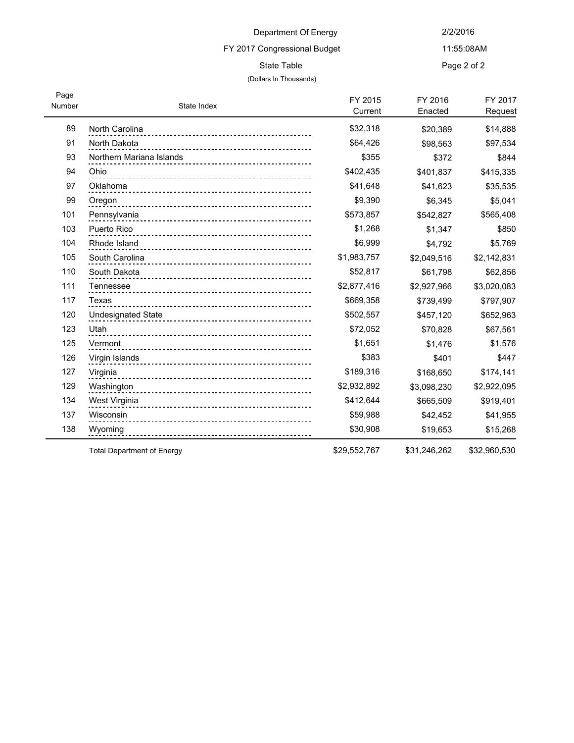Department Of Energy

FY 2017 Congressional Budget

State Table

(Dollars In Thousands)

2/2/2016

11:55:08AM

| Page Number | State Index | FY 2015 Current | FY 2016 Enacted | FY 2017 Request |
|---|---|---|---|---|
| 89 | North Carolina | $32,318 | $20,389 | $14,888 |
| 91 | North Dakota | $64,426 | $98,563 | $97,534 |
| 93 | Northern Mariana Islands | $355 | $372 | $844 |
| 94 | Ohio | $402,435 | $401,837 | $415,335 |
| 97 | Oklahoma | $41,648 | $41,623 | $35,535 |
| 99 | Oregon | $9,390 | $6,345 | $5,041 |
| 101 | Pennsylvania | $573,857 | $542,827 | $565,408 |
| 103 | Puerto Rico | $1,268 | $1,347 | $850 |
| 104 | Rhode Island | $6,999 | $4,792 | $5,769 |
| 105 | South Carolina | $1,983,757 | $2,049,516 | $2,142,831 |
| 110 | South Dakota | $52,817 | $61,798 | $62,856 |
| 111 | Tennessee | $2,877,416 | $2,927,966 | $3,020,083 |
| 117 | Texas | $669,358 | $739,499 | $797,907 |
| 120 | Undesignated State | $502,557 | $457,120 | $652,963 |
| 123 | Utah | $72,052 | $70,828 | $67,561 |
| 125 | Vermont | $1,651 | $1,476 | $1,576 |
| 126 | Virgin Islands | $383 | $401 | $447 |
| 127 | Virginia | $189,316 | $168,650 | $174,141 |
| 129 | Washington | $2,932,892 | $3,098,230 | $2,922,095 |
| 134 | West Virginia | $412,644 | $665,509 | $919,401 |
| 137 | Wisconsin | $59,988 | $42,452 | $41,955 |
| 138 | Wyoming | $30,908 | $19,653 | $15,268 |
| | Total Department of Energy | $29,552,767 | $31,246,262 | $32,960,530 |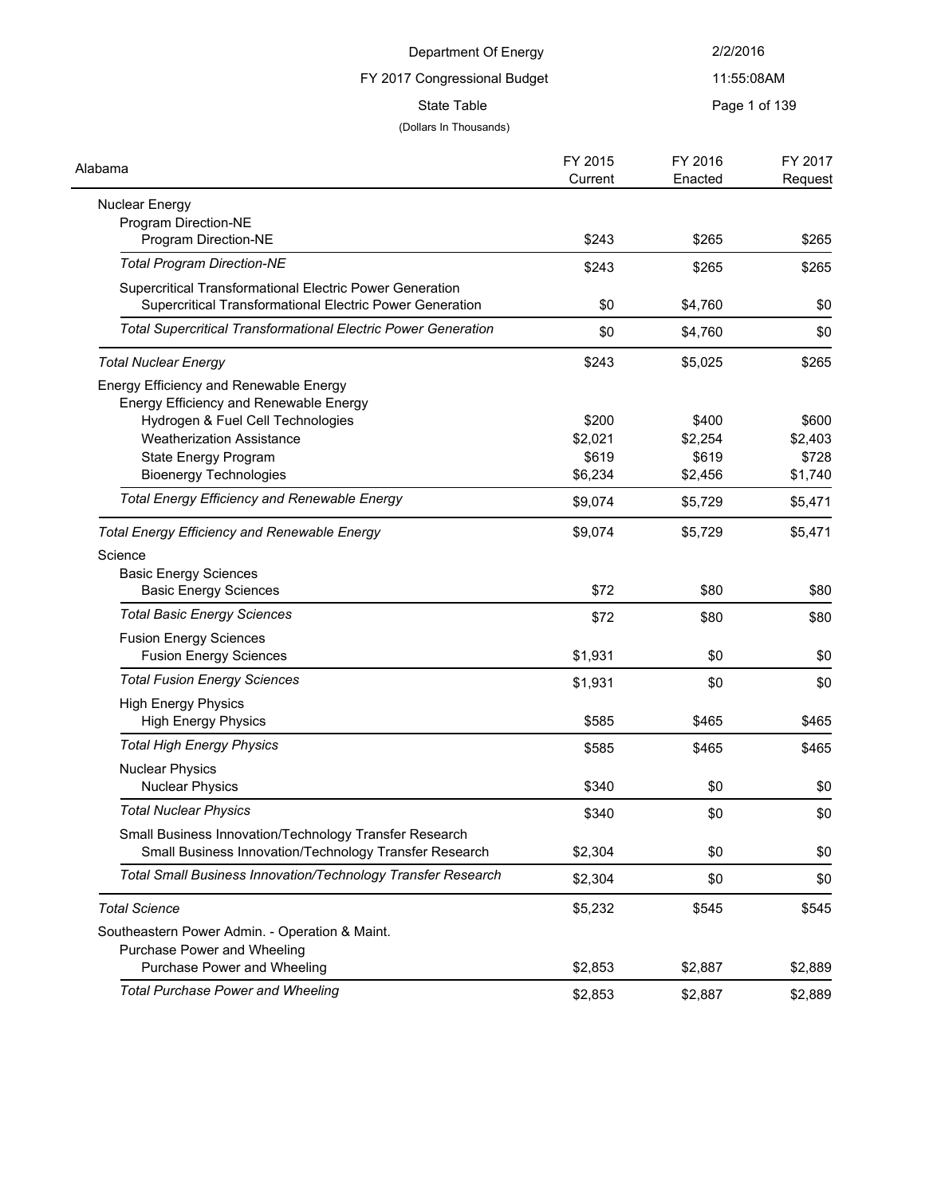Department Of Energy

FY 2017 Congressional Budget

State Table

(Dollars In Thousands)

| Alabama | FY 2015 Current | FY 2016 Enacted | FY 2017 Request |
|---|---|---|---|
| Nuclear Energy | | | |
| Program Direction-NE | | | |
| Program Direction-NE | $243 | $265 | $265 |
| *Total Program Direction-NE* | $243 | $265 | $265 |
| Supercritical Transformational Electric Power Generation | | | |
| Supercritical Transformational Electric Power Generation | $0 | $4,760 | $0 |
| *Total Supercritical Transformational Electric Power Generation* | $0 | $4,760 | $0 |
| *Total Nuclear Energy* | $243 | $5,025 | $265 |
| Energy Efficiency and Renewable Energy | | | |
| Energy Efficiency and Renewable Energy | | | |
| Hydrogen & Fuel Cell Technologies | $200 | $400 | $600 |
| Weatherization Assistance | $2,021 | $2,254 | $2,403 |
| State Energy Program | $619 | $619 | $728 |
| Bioenergy Technologies | $6,234 | $2,456 | $1,740 |
| *Total Energy Efficiency and Renewable Energy* | $9,074 | $5,729 | $5,471 |
| *Total Energy Efficiency and Renewable Energy* | $9,074 | $5,729 | $5,471 |
| Science | | | |
| Basic Energy Sciences | | | |
| Basic Energy Sciences | $72 | $80 | $80 |
| *Total Basic Energy Sciences* | $72 | $80 | $80 |
| Fusion Energy Sciences | | | |
| Fusion Energy Sciences | $1,931 | $0 | $0 |
| *Total Fusion Energy Sciences* | $1,931 | $0 | $0 |
| High Energy Physics | | | |
| High Energy Physics | $585 | $465 | $465 |
| *Total High Energy Physics* | $585 | $465 | $465 |
| Nuclear Physics | | | |
| Nuclear Physics | $340 | $0 | $0 |
| *Total Nuclear Physics* | $340 | $0 | $0 |
| Small Business Innovation/Technology Transfer Research | | | |
| Small Business Innovation/Technology Transfer Research | $2,304 | $0 | $0 |
| *Total Small Business Innovation/Technology Transfer Research* | $2,304 | $0 | $0 |
| *Total Science* | $5,232 | $545 | $545 |
| Southeastern Power Admin. - Operation & Maint. | | | |
| Purchase Power and Wheeling | | | |
| Purchase Power and Wheeling | $2,853 | $2,887 | $2,889 |
| *Total Purchase Power and Wheeling* | $2,853 | $2,887 | $2,889 |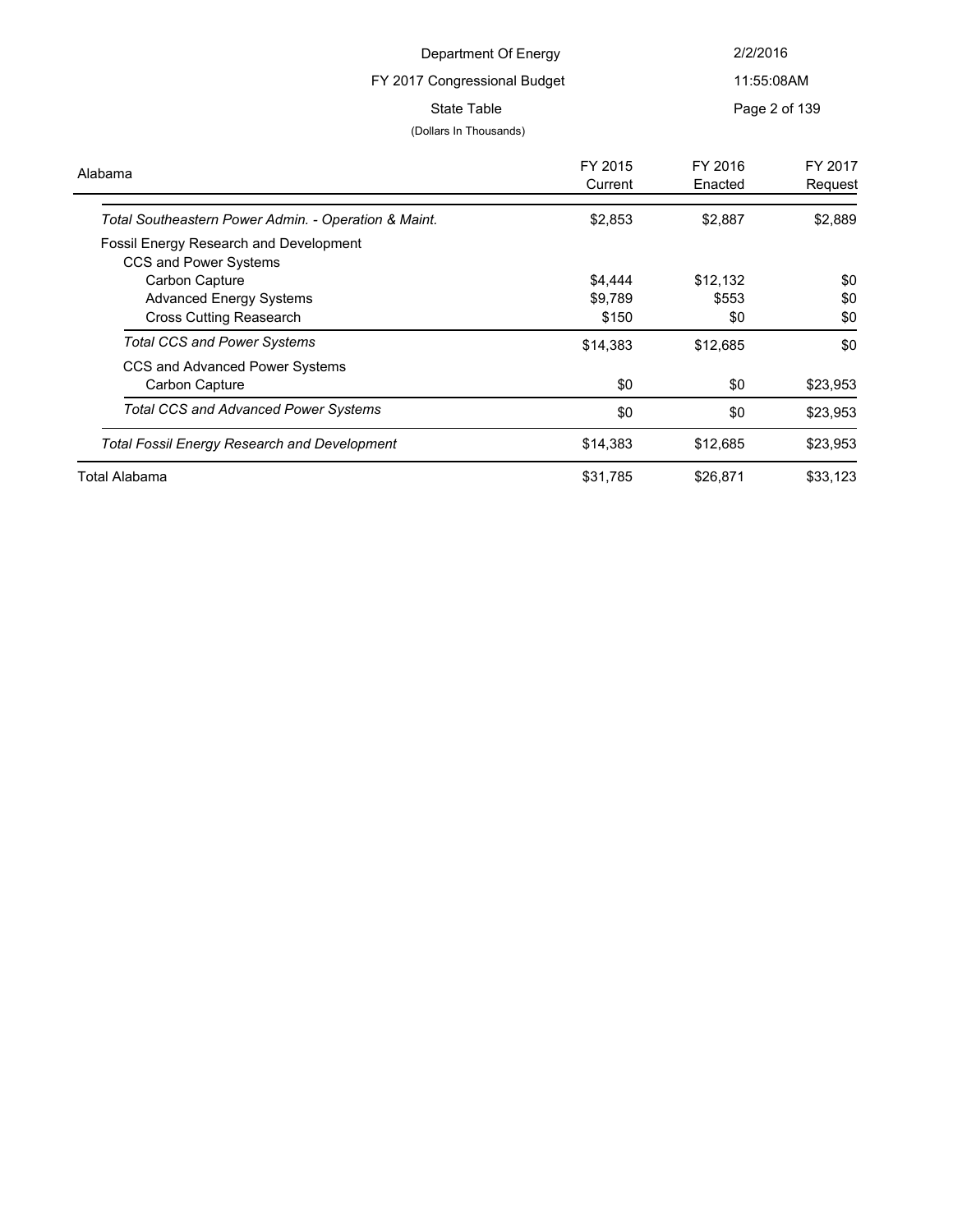Department Of Energy

FY 2017 Congressional Budget

State Table

(Dollars In Thousands)

| Alabama | FY 2015 Current | FY 2016 Enacted | FY 2017 Request |
|---|---|---|---|
| *Total Southeastern Power Admin. - Operation & Maint.* | $2,853 | $2,887 | $2,889 |
| Fossil Energy Research and Development | | | |
| CCS and Power Systems | | | |
| Carbon Capture | $4,444 | $12,132 | $0 |
| Advanced Energy Systems | $9,789 | $553 | $0 |
| Cross Cutting Reasearch | $150 | $0 | $0 |
| *Total CCS and Power Systems* | $14,383 | $12,685 | $0 |
| CCS and Advanced Power Systems | | | |
| Carbon Capture | $0 | $0 | $23,953 |
| *Total CCS and Advanced Power Systems* | $0 | $0 | $23,953 |
| *Total Fossil Energy Research and Development* | $14,383 | $12,685 | $23,953 |
| Total Alabama | $31,785 | $26,871 | $33,123 |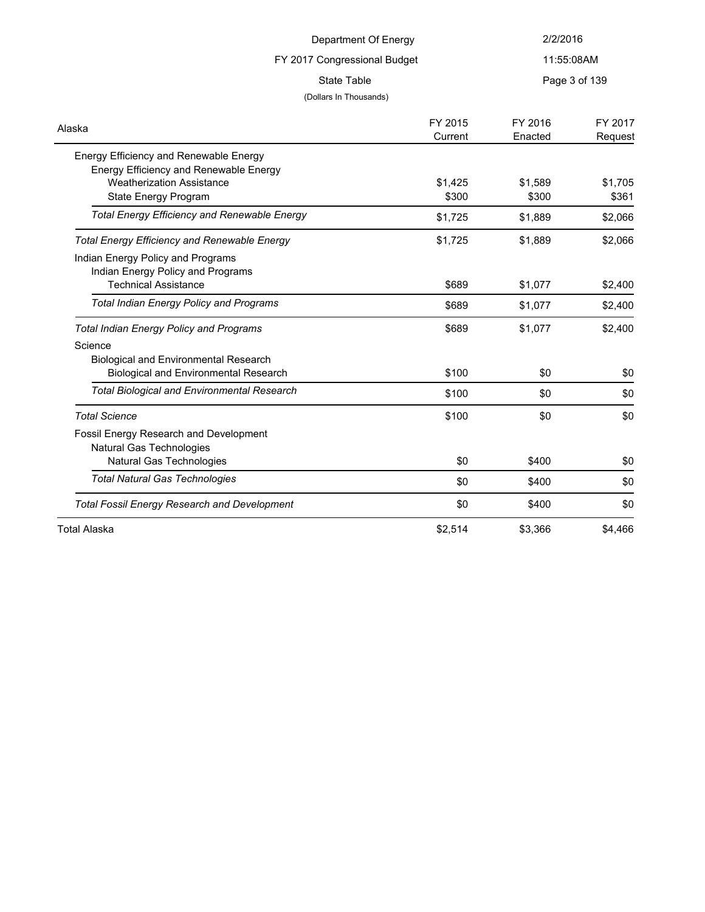Department Of Energy

FY 2017 Congressional Budget

State Table

(Dollars In Thousands)

| Alaska | FY 2015 Current | FY 2016 Enacted | FY 2017 Request |
|---|---|---|---|
| Energy Efficiency and Renewable Energy | | | |
| Energy Efficiency and Renewable Energy | | | |
| Weatherization Assistance | $1,425 | $1,589 | $1,705 |
| State Energy Program | $300 | $300 | $361 |
| *Total Energy Efficiency and Renewable Energy* | $1,725 | $1,889 | $2,066 |
| *Total Energy Efficiency and Renewable Energy* | $1,725 | $1,889 | $2,066 |
| Indian Energy Policy and Programs | | | |
| Indian Energy Policy and Programs | | | |
| Technical Assistance | $689 | $1,077 | $2,400 |
| *Total Indian Energy Policy and Programs* | $689 | $1,077 | $2,400 |
| *Total Indian Energy Policy and Programs* | $689 | $1,077 | $2,400 |
| Science | | | |
| Biological and Environmental Research | | | |
| Biological and Environmental Research | $100 | $0 | $0 |
| *Total Biological and Environmental Research* | $100 | $0 | $0 |
| *Total Science* | $100 | $0 | $0 |
| Fossil Energy Research and Development | | | |
| Natural Gas Technologies | | | |
| Natural Gas Technologies | $0 | $400 | $0 |
| *Total Natural Gas Technologies* | $0 | $400 | $0 |
| *Total Fossil Energy Research and Development* | $0 | $400 | $0 |
| Total Alaska | $2,514 | $3,366 | $4,466 |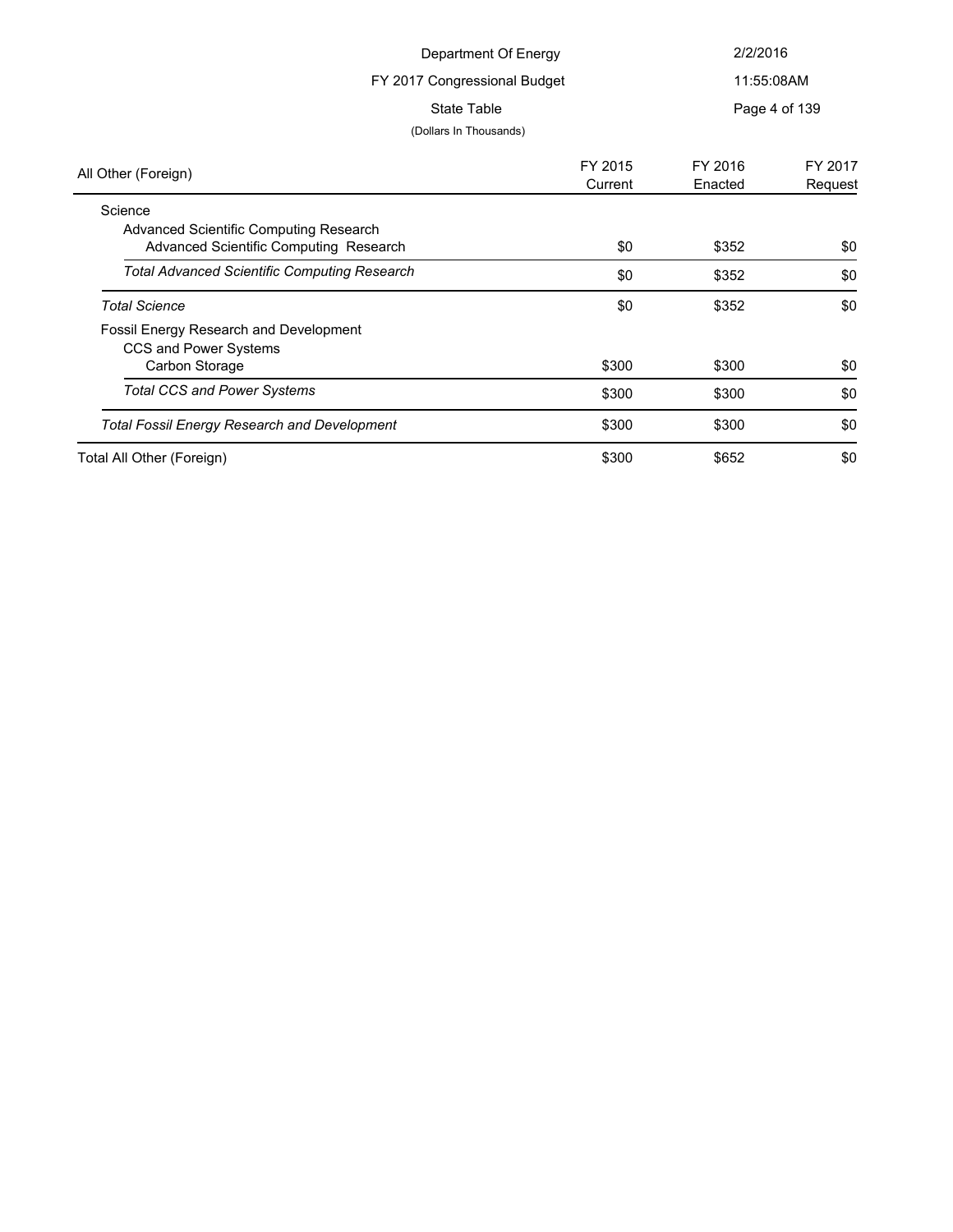Department Of Energy

FY 2017 Congressional Budget

State Table

(Dollars In Thousands)

| All Other (Foreign) | FY 2015 Current | FY 2016 Enacted | FY 2017 Request |
|---|---|---|---|
| Science | | | |
| Advanced Scientific Computing Research | | | |
| Advanced Scientific Computing Research | $0 | $352 | $0 |
| *Total Advanced Scientific Computing Research* | $0 | $352 | $0 |
| *Total Science* | $0 | $352 | $0 |
| Fossil Energy Research and Development | | | |
| CCS and Power Systems | | | |
| Carbon Storage | $300 | $300 | $0 |
| *Total CCS and Power Systems* | $300 | $300 | $0 |
| *Total Fossil Energy Research and Development* | $300 | $300 | $0 |
| Total All Other (Foreign) | $300 | $652 | $0 |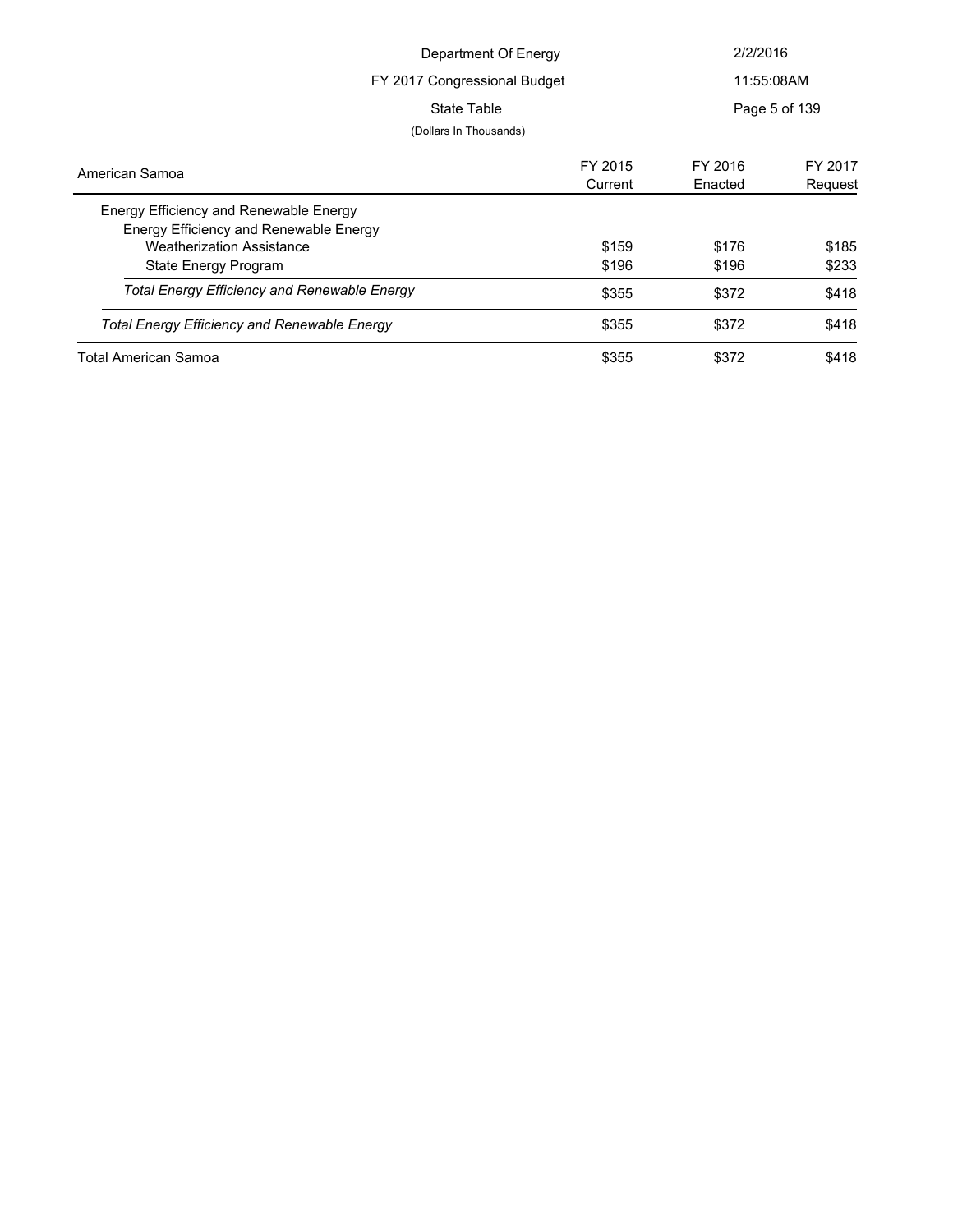Department Of Energy

FY 2017 Congressional Budget

State Table

(Dollars In Thousands)

| American Samoa | FY 2015 Current | FY 2016 Enacted | FY 2017 Request |
|---|---|---|---|
| Energy Efficiency and Renewable Energy | | | |
| Energy Efficiency and Renewable Energy | | | |
| Weatherization Assistance | $159 | $176 | $185 |
| State Energy Program | $196 | $196 | $233 |
| *Total Energy Efficiency and Renewable Energy* | $355 | $372 | $418 |
| *Total Energy Efficiency and Renewable Energy* | $355 | $372 | $418 |
| Total American Samoa | $355 | $372 | $418 |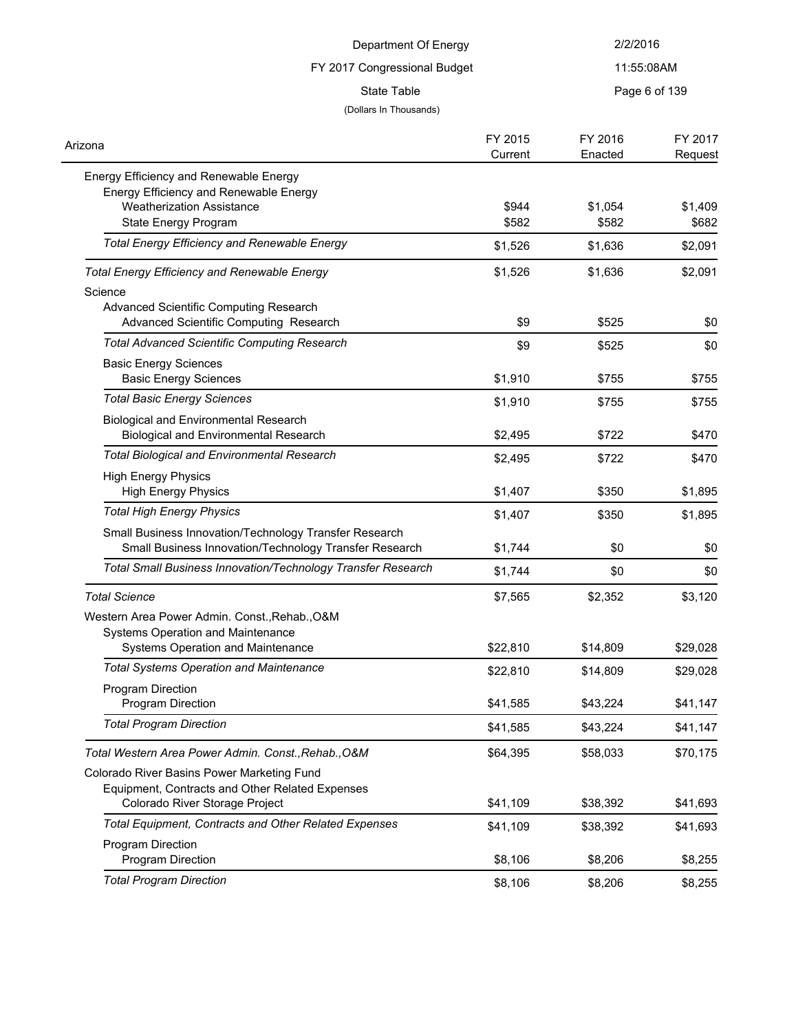Department Of Energy

FY 2017 Congressional Budget

State Table

(Dollars In Thousands)

| Arizona | FY 2015 Current | FY 2016 Enacted | FY 2017 Request |
|---|---|---|---|
| Energy Efficiency and Renewable Energy | | | |
| Energy Efficiency and Renewable Energy | | | |
| Weatherization Assistance | $944 | $1,054 | $1,409 |
| State Energy Program | $582 | $582 | $682 |
| *Total Energy Efficiency and Renewable Energy* | $1,526 | $1,636 | $2,091 |
| *Total Energy Efficiency and Renewable Energy* | $1,526 | $1,636 | $2,091 |
| Science | | | |
| Advanced Scientific Computing Research | | | |
| Advanced Scientific Computing Research | $9 | $525 | $0 |
| *Total Advanced Scientific Computing Research* | $9 | $525 | $0 |
| Basic Energy Sciences | | | |
| Basic Energy Sciences | $1,910 | $755 | $755 |
| *Total Basic Energy Sciences* | $1,910 | $755 | $755 |
| Biological and Environmental Research | | | |
| Biological and Environmental Research | $2,495 | $722 | $470 |
| *Total Biological and Environmental Research* | $2,495 | $722 | $470 |
| High Energy Physics | | | |
| High Energy Physics | $1,407 | $350 | $1,895 |
| *Total High Energy Physics* | $1,407 | $350 | $1,895 |
| Small Business Innovation/Technology Transfer Research | | | |
| Small Business Innovation/Technology Transfer Research | $1,744 | $0 | $0 |
| *Total Small Business Innovation/Technology Transfer Research* | $1,744 | $0 | $0 |
| *Total Science* | $7,565 | $2,352 | $3,120 |
| Western Area Power Admin. Const.,Rehab.,O&M | | | |
| Systems Operation and Maintenance | | | |
| Systems Operation and Maintenance | $22,810 | $14,809 | $29,028 |
| *Total Systems Operation and Maintenance* | $22,810 | $14,809 | $29,028 |
| Program Direction | | | |
| Program Direction | $41,585 | $43,224 | $41,147 |
| *Total Program Direction* | $41,585 | $43,224 | $41,147 |
| *Total Western Area Power Admin. Const.,Rehab.,O&M* | $64,395 | $58,033 | $70,175 |
| Colorado River Basins Power Marketing Fund | | | |
| Equipment, Contracts and Other Related Expenses | | | |
| Colorado River Storage Project | $41,109 | $38,392 | $41,693 |
| *Total Equipment, Contracts and Other Related Expenses* | $41,109 | $38,392 | $41,693 |
| Program Direction | | | |
| Program Direction | $8,106 | $8,206 | $8,255 |
| *Total Program Direction* | $8,106 | $8,206 | $8,255 |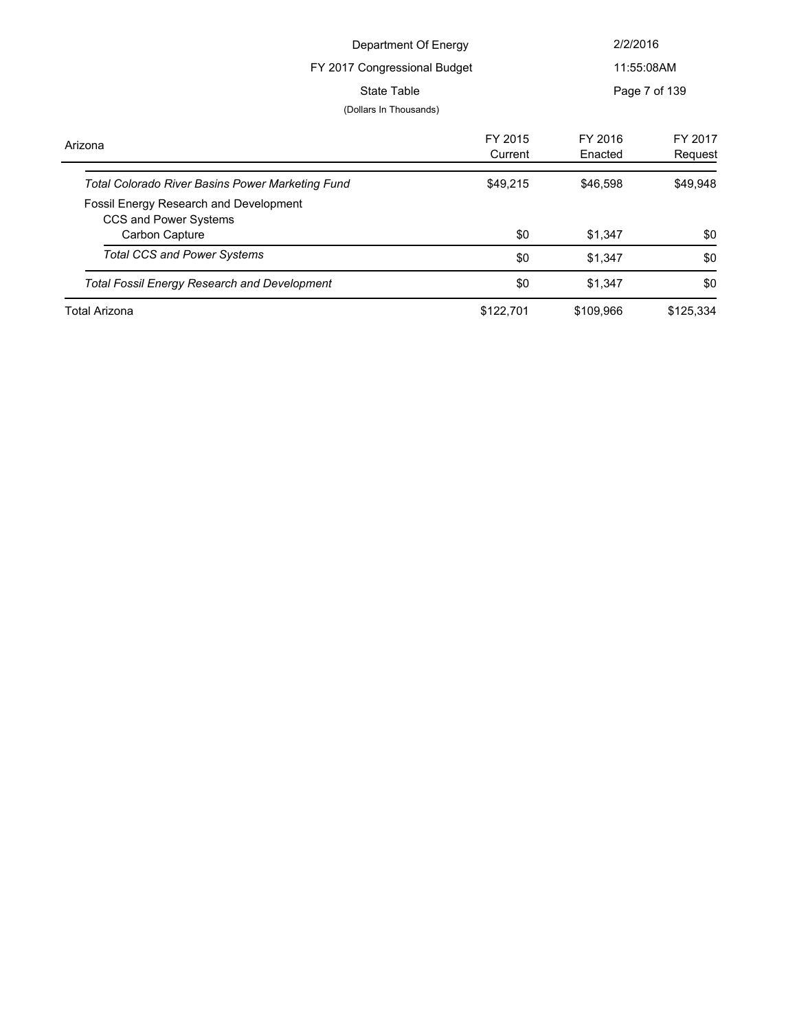Department Of Energy

FY 2017 Congressional Budget

State Table

(Dollars In Thousands)

| Arizona | FY 2015 Current | FY 2016 Enacted | FY 2017 Request |
|---|---|---|---|
| *Total Colorado River Basins Power Marketing Fund* | $49,215 | $46,598 | $49,948 |
| Fossil Energy Research and Development | | | |
| CCS and Power Systems | | | |
| Carbon Capture | $0 | $1,347 | $0 |
| *Total CCS and Power Systems* | $0 | $1,347 | $0 |
| *Total Fossil Energy Research and Development* | $0 | $1,347 | $0 |
| Total Arizona | $122,701 | $109,966 | $125,334 |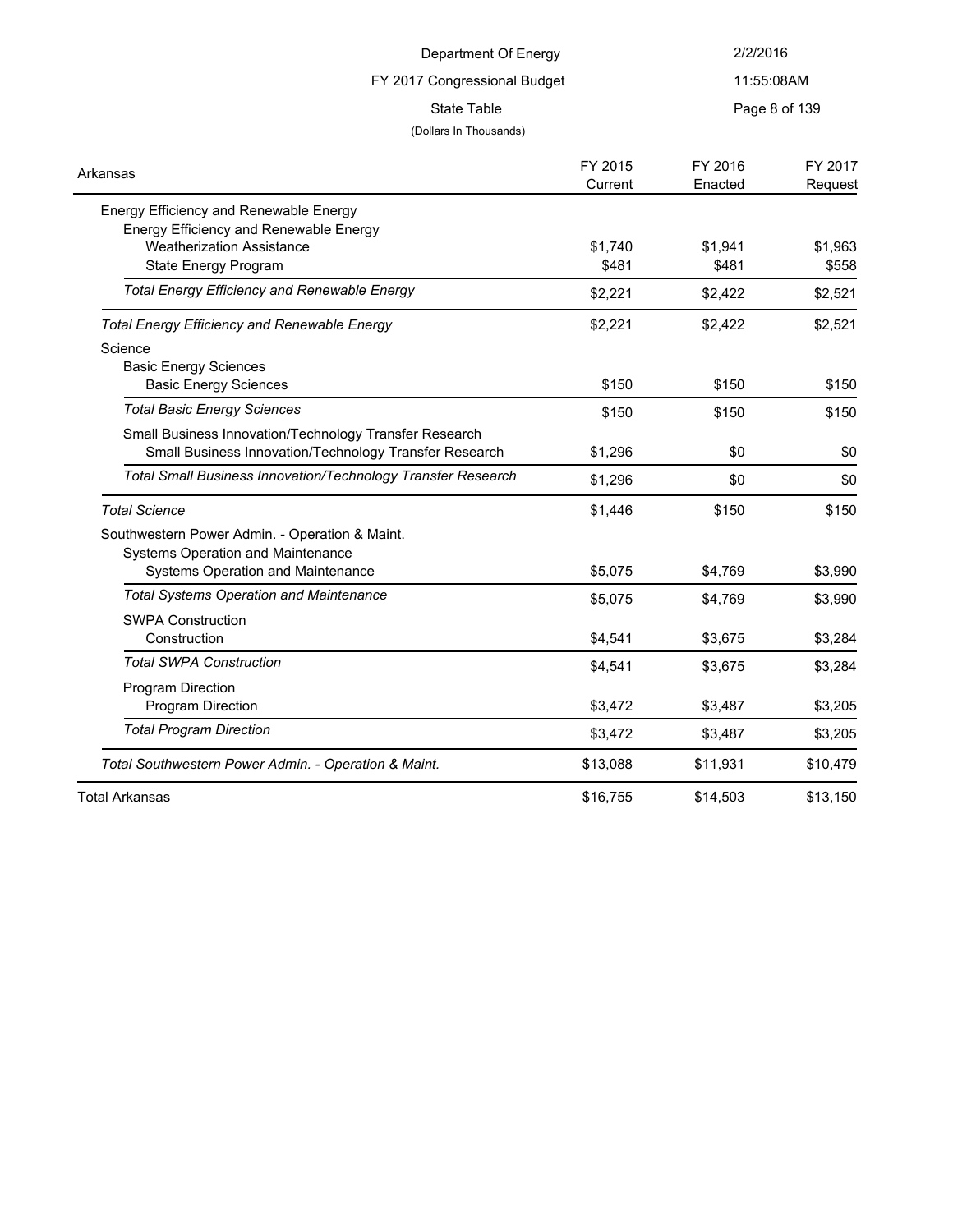Department Of Energy

FY 2017 Congressional Budget

State Table

(Dollars In Thousands)

| Arkansas | FY 2015 Current | FY 2016 Enacted | FY 2017 Request |
|---|---|---|---|
| Energy Efficiency and Renewable Energy | | | |
| Energy Efficiency and Renewable Energy | | | |
| Weatherization Assistance | $1,740 | $1,941 | $1,963 |
| State Energy Program | $481 | $481 | $558 |
| *Total Energy Efficiency and Renewable Energy* | $2,221 | $2,422 | $2,521 |
| *Total Energy Efficiency and Renewable Energy* | $2,221 | $2,422 | $2,521 |
| Science | | | |
| Basic Energy Sciences | | | |
| Basic Energy Sciences | $150 | $150 | $150 |
| *Total Basic Energy Sciences* | $150 | $150 | $150 |
| Small Business Innovation/Technology Transfer Research | | | |
| Small Business Innovation/Technology Transfer Research | $1,296 | $0 | $0 |
| *Total Small Business Innovation/Technology Transfer Research* | $1,296 | $0 | $0 |
| *Total Science* | $1,446 | $150 | $150 |
| Southwestern Power Admin. - Operation & Maint. | | | |
| Systems Operation and Maintenance | | | |
| Systems Operation and Maintenance | $5,075 | $4,769 | $3,990 |
| *Total Systems Operation and Maintenance* | $5,075 | $4,769 | $3,990 |
| SWPA Construction | | | |
| Construction | $4,541 | $3,675 | $3,284 |
| *Total SWPA Construction* | $4,541 | $3,675 | $3,284 |
| Program Direction | | | |
| Program Direction | $3,472 | $3,487 | $3,205 |
| *Total Program Direction* | $3,472 | $3,487 | $3,205 |
| *Total Southwestern Power Admin. - Operation & Maint.* | $13,088 | $11,931 | $10,479 |
| Total Arkansas | $16,755 | $14,503 | $13,150 |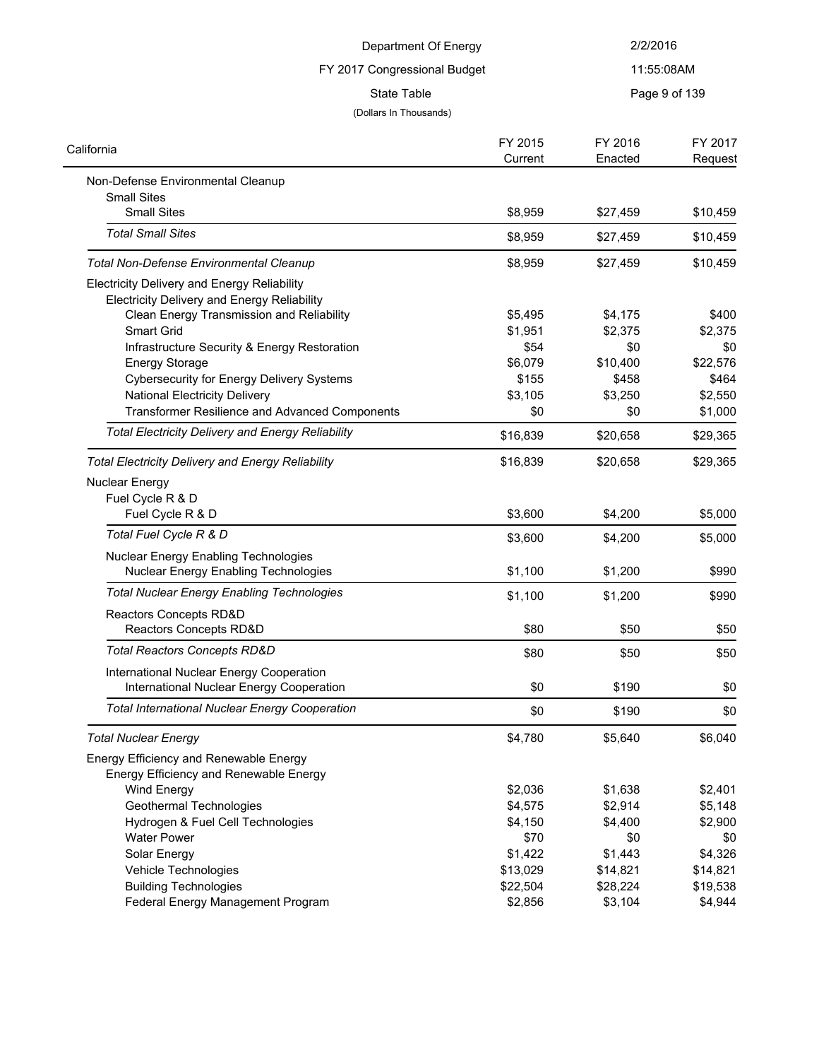Department Of Energy

FY 2017 Congressional Budget

State Table

(Dollars In Thousands)

| California | FY 2015 Current | FY 2016 Enacted | FY 2017 Request |
|---|---|---|---|
| Non-Defense Environmental Cleanup | | | |
| Small Sites | | | |
| Small Sites | $8,959 | $27,459 | $10,459 |
| *Total Small Sites* | $8,959 | $27,459 | $10,459 |
| *Total Non-Defense Environmental Cleanup* | $8,959 | $27,459 | $10,459 |
| Electricity Delivery and Energy Reliability | | | |
| Electricity Delivery and Energy Reliability | | | |
| Clean Energy Transmission and Reliability | $5,495 | $4,175 | $400 |
| Smart Grid | $1,951 | $2,375 | $2,375 |
| Infrastructure Security & Energy Restoration | $54 | $0 | $0 |
| Energy Storage | $6,079 | $10,400 | $22,576 |
| Cybersecurity for Energy Delivery Systems | $155 | $458 | $464 |
| National Electricity Delivery | $3,105 | $3,250 | $2,550 |
| Transformer Resilience and Advanced Components | $0 | $0 | $1,000 |
| *Total Electricity Delivery and Energy Reliability* | $16,839 | $20,658 | $29,365 |
| *Total Electricity Delivery and Energy Reliability* | $16,839 | $20,658 | $29,365 |
| Nuclear Energy | | | |
| Fuel Cycle R & D | | | |
| Fuel Cycle R & D | $3,600 | $4,200 | $5,000 |
| *Total Fuel Cycle R & D* | $3,600 | $4,200 | $5,000 |
| Nuclear Energy Enabling Technologies | | | |
| Nuclear Energy Enabling Technologies | $1,100 | $1,200 | $990 |
| *Total Nuclear Energy Enabling Technologies* | $1,100 | $1,200 | $990 |
| Reactors Concepts RD&D | | | |
| Reactors Concepts RD&D | $80 | $50 | $50 |
| *Total Reactors Concepts RD&D* | $80 | $50 | $50 |
| International Nuclear Energy Cooperation | | | |
| International Nuclear Energy Cooperation | $0 | $190 | $0 |
| *Total International Nuclear Energy Cooperation* | $0 | $190 | $0 |
| *Total Nuclear Energy* | $4,780 | $5,640 | $6,040 |
| Energy Efficiency and Renewable Energy | | | |
| Energy Efficiency and Renewable Energy | | | |
| Wind Energy | $2,036 | $1,638 | $2,401 |
| Geothermal Technologies | $4,575 | $2,914 | $5,148 |
| Hydrogen & Fuel Cell Technologies | $4,150 | $4,400 | $2,900 |
| Water Power | $70 | $0 | $0 |
| Solar Energy | $1,422 | $1,443 | $4,326 |
| Vehicle Technologies | $13,029 | $14,821 | $14,821 |
| Building Technologies | $22,504 | $28,224 | $19,538 |
| Federal Energy Management Program | $2,856 | $3,104 | $4,944 |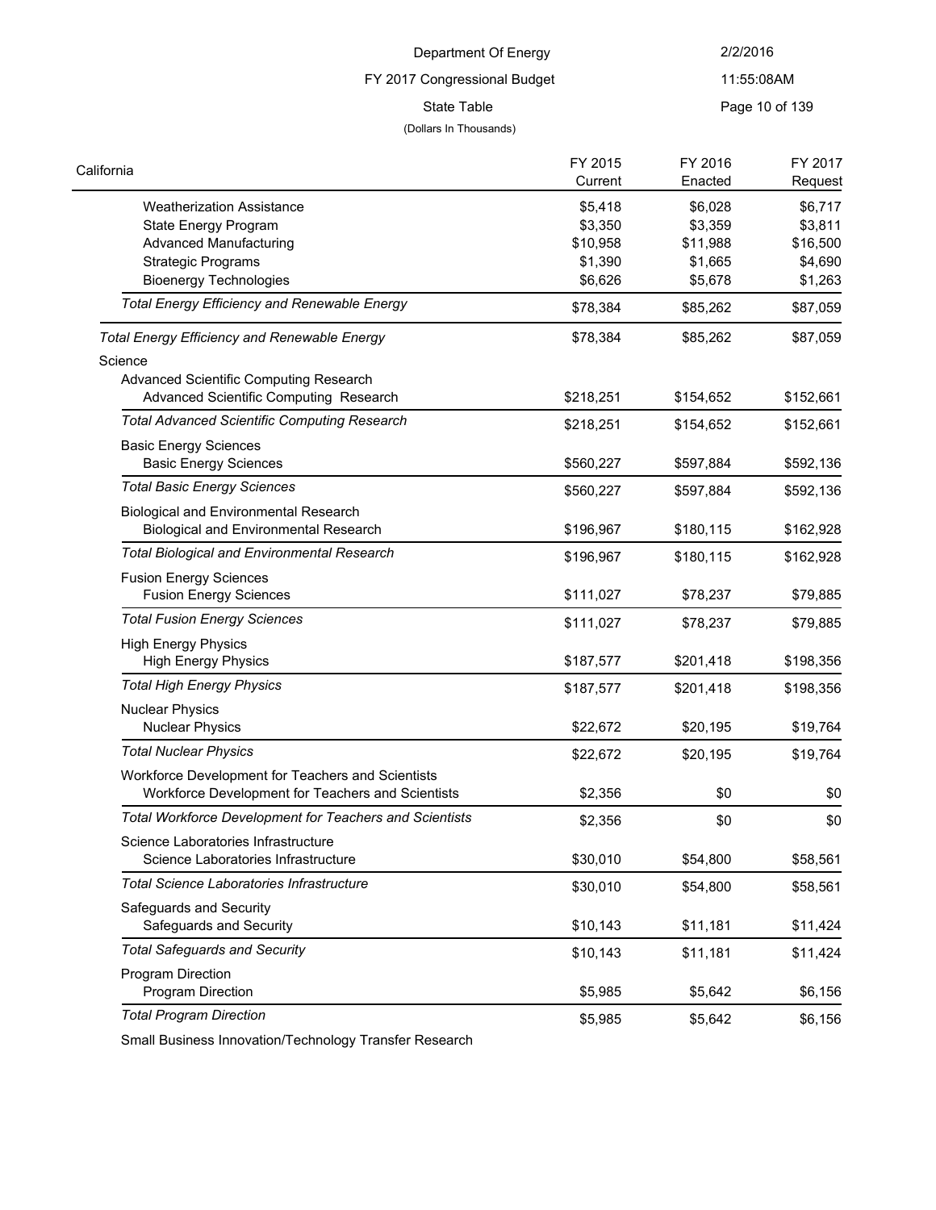Department Of Energy

FY 2017 Congressional Budget

State Table

(Dollars In Thousands)

| California | FY 2015 Current | FY 2016 Enacted | FY 2017 Request |
|---|---|---|---|
| Weatherization Assistance | $5,418 | $6,028 | $6,717 |
| State Energy Program | $3,350 | $3,359 | $3,811 |
| Advanced Manufacturing | $10,958 | $11,988 | $16,500 |
| Strategic Programs | $1,390 | $1,665 | $4,690 |
| Bioenergy Technologies | $6,626 | $5,678 | $1,263 |
| *Total Energy Efficiency and Renewable Energy* | $78,384 | $85,262 | $87,059 |
| *Total Energy Efficiency and Renewable Energy* | $78,384 | $85,262 | $87,059 |
| Science | | | |
| Advanced Scientific Computing Research | | | |
| Advanced Scientific Computing Research | $218,251 | $154,652 | $152,661 |
| *Total Advanced Scientific Computing Research* | $218,251 | $154,652 | $152,661 |
| Basic Energy Sciences | | | |
| Basic Energy Sciences | $560,227 | $597,884 | $592,136 |
| *Total Basic Energy Sciences* | $560,227 | $597,884 | $592,136 |
| Biological and Environmental Research | | | |
| Biological and Environmental Research | $196,967 | $180,115 | $162,928 |
| *Total Biological and Environmental Research* | $196,967 | $180,115 | $162,928 |
| Fusion Energy Sciences | | | |
| Fusion Energy Sciences | $111,027 | $78,237 | $79,885 |
| *Total Fusion Energy Sciences* | $111,027 | $78,237 | $79,885 |
| High Energy Physics | | | |
| High Energy Physics | $187,577 | $201,418 | $198,356 |
| *Total High Energy Physics* | $187,577 | $201,418 | $198,356 |
| Nuclear Physics | | | |
| Nuclear Physics | $22,672 | $20,195 | $19,764 |
| *Total Nuclear Physics* | $22,672 | $20,195 | $19,764 |
| Workforce Development for Teachers and Scientists | | | |
| Workforce Development for Teachers and Scientists | $2,356 | $0 | $0 |
| *Total Workforce Development for Teachers and Scientists* | $2,356 | $0 | $0 |
| Science Laboratories Infrastructure | | | |
| Science Laboratories Infrastructure | $30,010 | $54,800 | $58,561 |
| *Total Science Laboratories Infrastructure* | $30,010 | $54,800 | $58,561 |
| Safeguards and Security | | | |
| Safeguards and Security | $10,143 | $11,181 | $11,424 |
| *Total Safeguards and Security* | $10,143 | $11,181 | $11,424 |
| Program Direction | | | |
| Program Direction | $5,985 | $5,642 | $6,156 |
| *Total Program Direction* | $5,985 | $5,642 | $6,156 |
| Small Business Innovation/Technology Transfer Research | | | |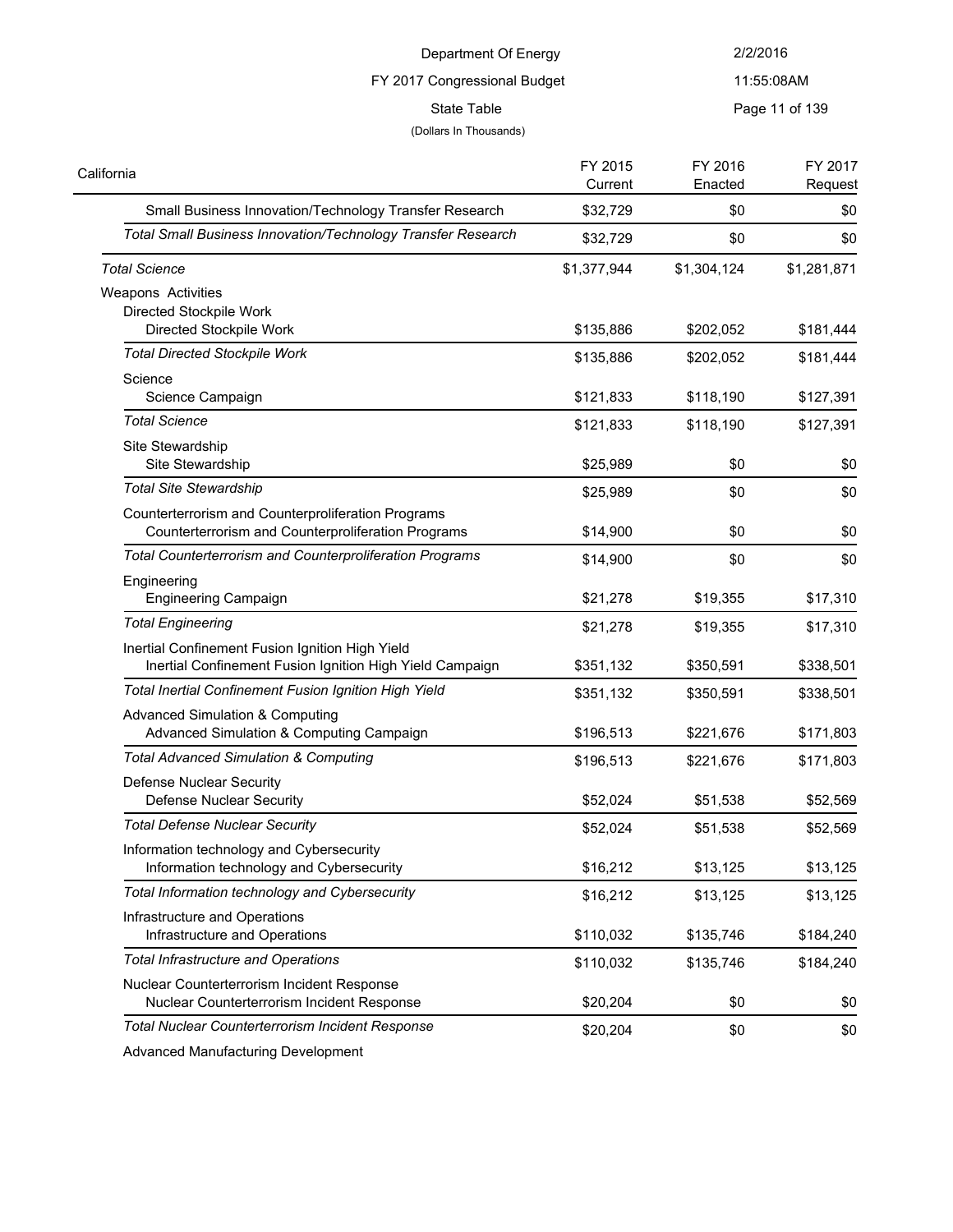Department Of Energy

FY 2017 Congressional Budget

State Table

(Dollars In Thousands)

| California | FY 2015 Current | FY 2016 Enacted | FY 2017 Request |
|---|---|---|---|
| Small Business Innovation/Technology Transfer Research | $32,729 | $0 | $0 |
| *Total Small Business Innovation/Technology Transfer Research* | $32,729 | $0 | $0 |
| *Total Science* | $1,377,944 | $1,304,124 | $1,281,871 |
| Weapons Activities | | | |
| Directed Stockpile Work | | | |
| Directed Stockpile Work | $135,886 | $202,052 | $181,444 |
| *Total Directed Stockpile Work* | $135,886 | $202,052 | $181,444 |
| Science | | | |
| Science Campaign | $121,833 | $118,190 | $127,391 |
| *Total Science* | $121,833 | $118,190 | $127,391 |
| Site Stewardship | | | |
| Site Stewardship | $25,989 | $0 | $0 |
| *Total Site Stewardship* | $25,989 | $0 | $0 |
| Counterterrorism and Counterproliferation Programs | | | |
| Counterterrorism and Counterproliferation Programs | $14,900 | $0 | $0 |
| *Total Counterterrorism and Counterproliferation Programs* | $14,900 | $0 | $0 |
| Engineering | | | |
| Engineering Campaign | $21,278 | $19,355 | $17,310 |
| *Total Engineering* | $21,278 | $19,355 | $17,310 |
| Inertial Confinement Fusion Ignition High Yield | | | |
| Inertial Confinement Fusion Ignition High Yield Campaign | $351,132 | $350,591 | $338,501 |
| *Total Inertial Confinement Fusion Ignition High Yield* | $351,132 | $350,591 | $338,501 |
| Advanced Simulation & Computing | | | |
| Advanced Simulation & Computing Campaign | $196,513 | $221,676 | $171,803 |
| *Total Advanced Simulation & Computing* | $196,513 | $221,676 | $171,803 |
| Defense Nuclear Security | | | |
| Defense Nuclear Security | $52,024 | $51,538 | $52,569 |
| *Total Defense Nuclear Security* | $52,024 | $51,538 | $52,569 |
| Information technology and Cybersecurity | | | |
| Information technology and Cybersecurity | $16,212 | $13,125 | $13,125 |
| *Total Information technology and Cybersecurity* | $16,212 | $13,125 | $13,125 |
| Infrastructure and Operations | | | |
| Infrastructure and Operations | $110,032 | $135,746 | $184,240 |
| *Total Infrastructure and Operations* | $110,032 | $135,746 | $184,240 |
| Nuclear Counterterrorism Incident Response | | | |
| Nuclear Counterterrorism Incident Response | $20,204 | $0 | $0 |
| *Total Nuclear Counterterrorism Incident Response* | $20,204 | $0 | $0 |
| Advanced Manufacturing Development | | | |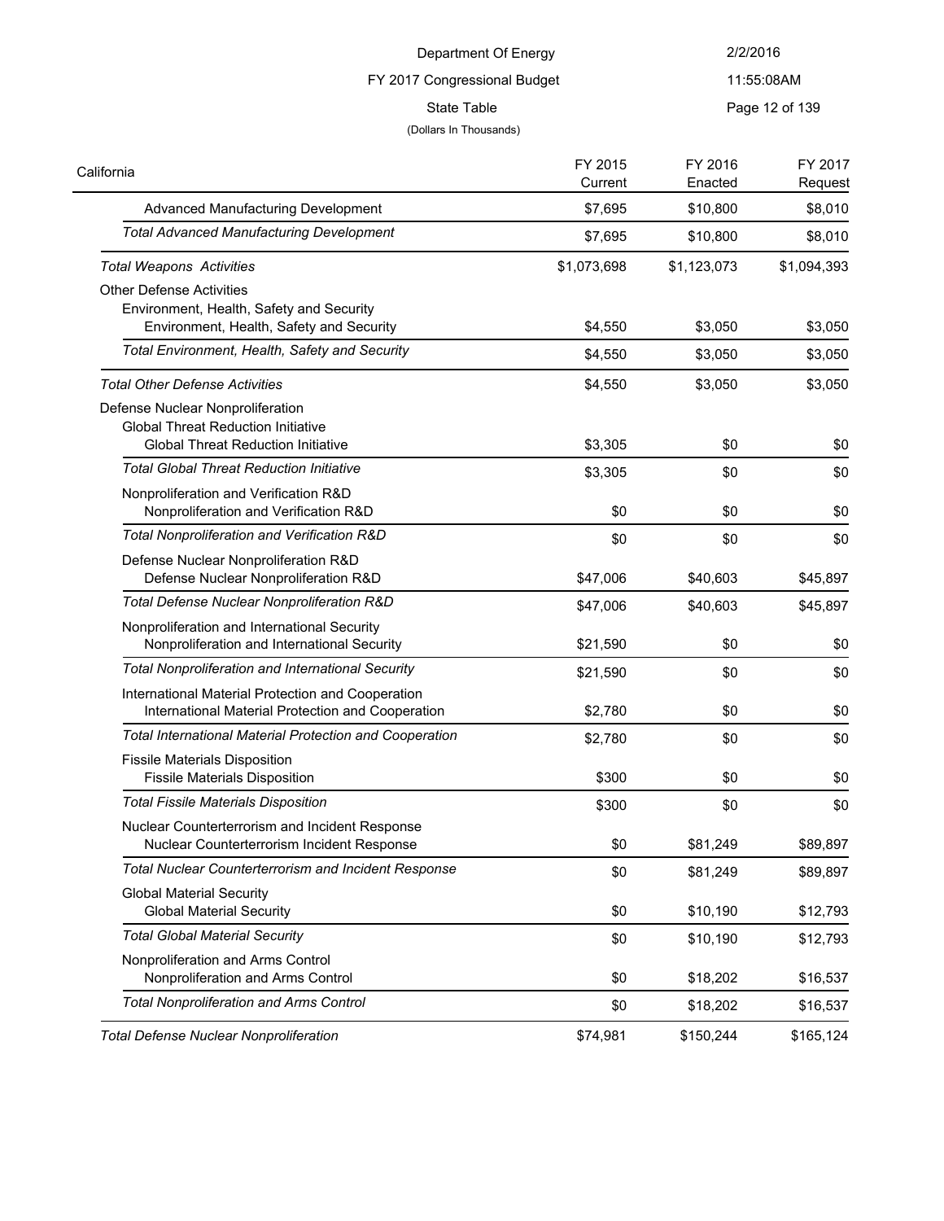Department Of Energy

FY 2017 Congressional Budget

State Table

(Dollars In Thousands)

| California | FY 2015 Current | FY 2016 Enacted | FY 2017 Request |
|---|---|---|---|
| Advanced Manufacturing Development | $7,695 | $10,800 | $8,010 |
| *Total Advanced Manufacturing Development* | $7,695 | $10,800 | $8,010 |
| *Total Weapons Activities* | $1,073,698 | $1,123,073 | $1,094,393 |
| Other Defense Activities | | | |
| Environment, Health, Safety and Security | | | |
| Environment, Health, Safety and Security | $4,550 | $3,050 | $3,050 |
| *Total Environment, Health, Safety and Security* | $4,550 | $3,050 | $3,050 |
| *Total Other Defense Activities* | $4,550 | $3,050 | $3,050 |
| Defense Nuclear Nonproliferation | | | |
| Global Threat Reduction Initiative | | | |
| Global Threat Reduction Initiative | $3,305 | $0 | $0 |
| *Total Global Threat Reduction Initiative* | $3,305 | $0 | $0 |
| Nonproliferation and Verification R&D | | | |
| Nonproliferation and Verification R&D | $0 | $0 | $0 |
| *Total Nonproliferation and Verification R&D* | $0 | $0 | $0 |
| Defense Nuclear Nonproliferation R&D | | | |
| Defense Nuclear Nonproliferation R&D | $47,006 | $40,603 | $45,897 |
| *Total Defense Nuclear Nonproliferation R&D* | $47,006 | $40,603 | $45,897 |
| Nonproliferation and International Security | | | |
| Nonproliferation and International Security | $21,590 | $0 | $0 |
| *Total Nonproliferation and International Security* | $21,590 | $0 | $0 |
| International Material Protection and Cooperation | | | |
| International Material Protection and Cooperation | $2,780 | $0 | $0 |
| *Total International Material Protection and Cooperation* | $2,780 | $0 | $0 |
| Fissile Materials Disposition | | | |
| Fissile Materials Disposition | $300 | $0 | $0 |
| *Total Fissile Materials Disposition* | $300 | $0 | $0 |
| Nuclear Counterterrorism and Incident Response | | | |
| Nuclear Counterterrorism Incident Response | $0 | $81,249 | $89,897 |
| *Total Nuclear Counterterrorism and Incident Response* | $0 | $81,249 | $89,897 |
| Global Material Security | | | |
| Global Material Security | $0 | $10,190 | $12,793 |
| *Total Global Material Security* | $0 | $10,190 | $12,793 |
| Nonproliferation and Arms Control | | | |
| Nonproliferation and Arms Control | $0 | $18,202 | $16,537 |
| *Total Nonproliferation and Arms Control* | $0 | $18,202 | $16,537 |
| *Total Defense Nuclear Nonproliferation* | $74,981 | $150,244 | $165,124 |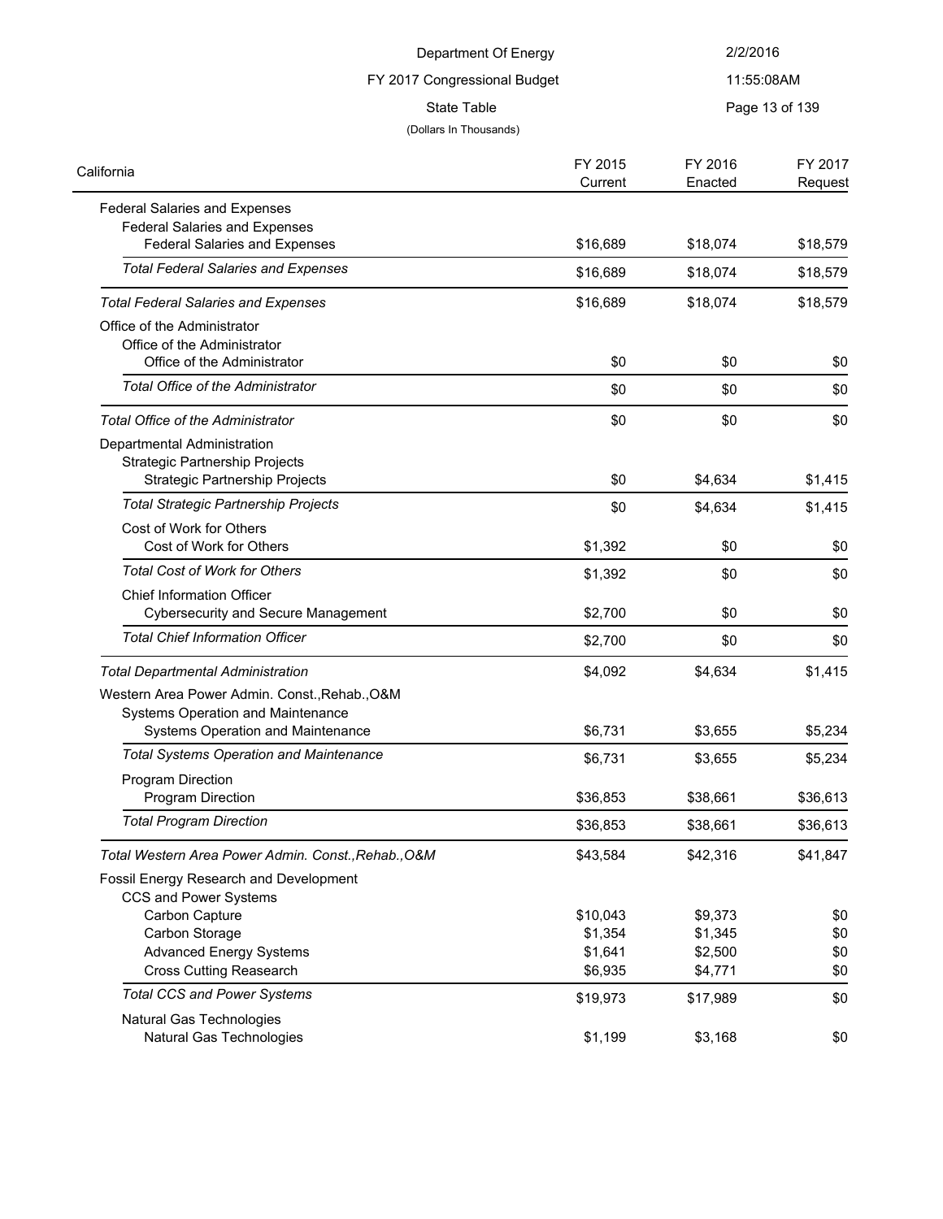Department Of Energy

FY 2017 Congressional Budget

State Table

(Dollars In Thousands)

| California | FY 2015 Current | FY 2016 Enacted | FY 2017 Request |
|---|---|---|---|
| Federal Salaries and Expenses | | | |
| Federal Salaries and Expenses | | | |
| Federal Salaries and Expenses | $16,689 | $18,074 | $18,579 |
| *Total Federal Salaries and Expenses* | $16,689 | $18,074 | $18,579 |
| *Total Federal Salaries and Expenses* | $16,689 | $18,074 | $18,579 |
| Office of the Administrator | | | |
| Office of the Administrator | | | |
| Office of the Administrator | $0 | $0 | $0 |
| *Total Office of the Administrator* | $0 | $0 | $0 |
| *Total Office of the Administrator* | $0 | $0 | $0 |
| Departmental Administration | | | |
| Strategic Partnership Projects | | | |
| Strategic Partnership Projects | $0 | $4,634 | $1,415 |
| *Total Strategic Partnership Projects* | $0 | $4,634 | $1,415 |
| Cost of Work for Others | | | |
| Cost of Work for Others | $1,392 | $0 | $0 |
| *Total Cost of Work for Others* | $1,392 | $0 | $0 |
| Chief Information Officer | | | |
| Cybersecurity and Secure Management | $2,700 | $0 | $0 |
| *Total Chief Information Officer* | $2,700 | $0 | $0 |
| *Total Departmental Administration* | $4,092 | $4,634 | $1,415 |
| Western Area Power Admin. Const.,Rehab.,O&M | | | |
| Systems Operation and Maintenance | | | |
| Systems Operation and Maintenance | $6,731 | $3,655 | $5,234 |
| *Total Systems Operation and Maintenance* | $6,731 | $3,655 | $5,234 |
| Program Direction | | | |
| Program Direction | $36,853 | $38,661 | $36,613 |
| *Total Program Direction* | $36,853 | $38,661 | $36,613 |
| *Total Western Area Power Admin. Const.,Rehab.,O&M* | $43,584 | $42,316 | $41,847 |
| Fossil Energy Research and Development | | | |
| CCS and Power Systems | | | |
| Carbon Capture | $10,043 | $9,373 | $0 |
| Carbon Storage | $1,354 | $1,345 | $0 |
| Advanced Energy Systems | $1,641 | $2,500 | $0 |
| Cross Cutting Reasearch | $6,935 | $4,771 | $0 |
| *Total CCS and Power Systems* | $19,973 | $17,989 | $0 |
| Natural Gas Technologies | | | |
| Natural Gas Technologies | $1,199 | $3,168 | $0 |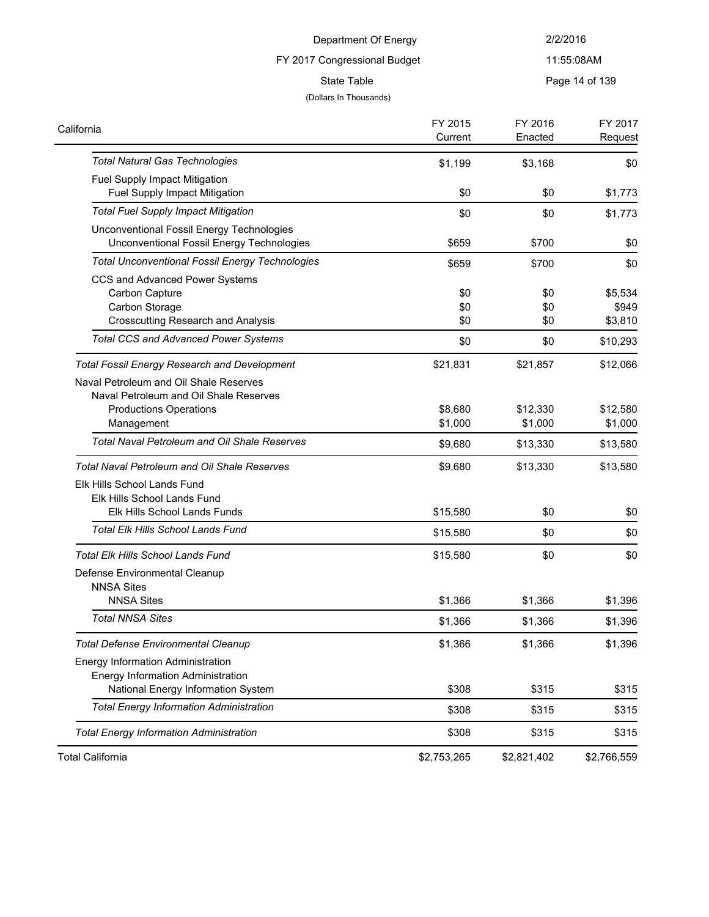Department Of Energy

FY 2017 Congressional Budget

State Table

(Dollars In Thousands)

| California | FY 2015 Current | FY 2016 Enacted | FY 2017 Request |
|---|---|---|---|
| *Total Natural Gas Technologies* | $1,199 | $3,168 | $0 |
| Fuel Supply Impact Mitigation | | | |
| Fuel Supply Impact Mitigation | $0 | $0 | $1,773 |
| *Total Fuel Supply Impact Mitigation* | $0 | $0 | $1,773 |
| Unconventional Fossil Energy Technologies | | | |
| Unconventional Fossil Energy Technologies | $659 | $700 | $0 |
| *Total Unconventional Fossil Energy Technologies* | $659 | $700 | $0 |
| CCS and Advanced Power Systems | | | |
| Carbon Capture | $0 | $0 | $5,534 |
| Carbon Storage | $0 | $0 | $949 |
| Crosscutting Research and Analysis | $0 | $0 | $3,810 |
| *Total CCS and Advanced Power Systems* | $0 | $0 | $10,293 |
| *Total Fossil Energy Research and Development* | $21,831 | $21,857 | $12,066 |
| Naval Petroleum and Oil Shale Reserves | | | |
| Naval Petroleum and Oil Shale Reserves | | | |
| Productions Operations | $8,680 | $12,330 | $12,580 |
| Management | $1,000 | $1,000 | $1,000 |
| *Total Naval Petroleum and Oil Shale Reserves* | $9,680 | $13,330 | $13,580 |
| *Total Naval Petroleum and Oil Shale Reserves* | $9,680 | $13,330 | $13,580 |
| Elk Hills School Lands Fund | | | |
| Elk Hills School Lands Fund | | | |
| Elk Hills School Lands Funds | $15,580 | $0 | $0 |
| *Total Elk Hills School Lands Fund* | $15,580 | $0 | $0 |
| *Total Elk Hills School Lands Fund* | $15,580 | $0 | $0 |
| Defense Environmental Cleanup | | | |
| NNSA Sites | | | |
| NNSA Sites | $1,366 | $1,366 | $1,396 |
| *Total NNSA Sites* | $1,366 | $1,366 | $1,396 |
| *Total Defense Environmental Cleanup* | $1,366 | $1,366 | $1,396 |
| Energy Information Administration | | | |
| Energy Information Administration | | | |
| National Energy Information System | $308 | $315 | $315 |
| *Total Energy Information Administration* | $308 | $315 | $315 |
| *Total Energy Information Administration* | $308 | $315 | $315 |
| Total California | $2,753,265 | $2,821,402 | $2,766,559 |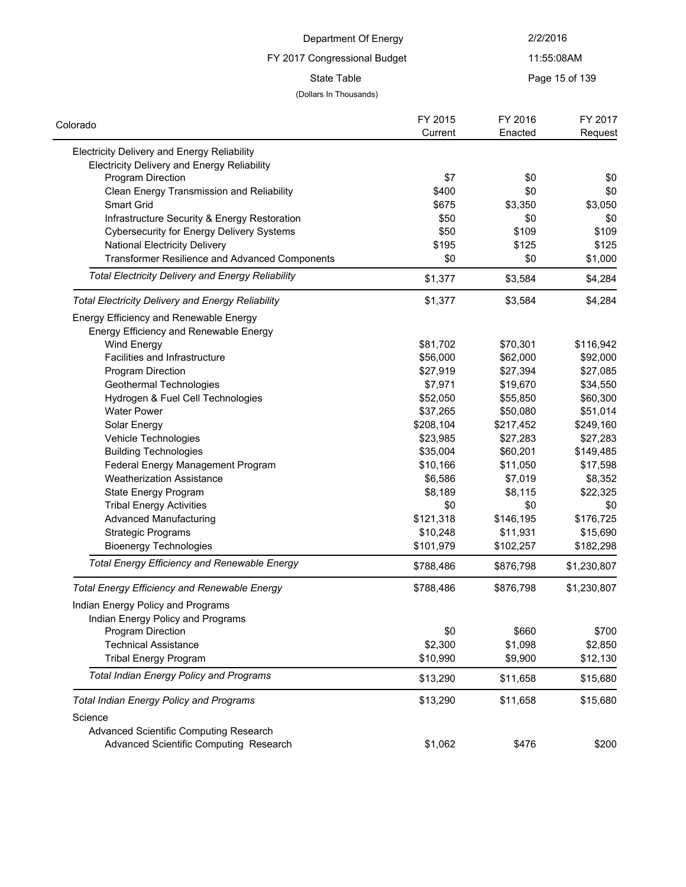Department Of Energy

FY 2017 Congressional Budget

State Table

(Dollars In Thousands)

| Colorado | FY 2015 Current | FY 2016 Enacted | FY 2017 Request |
|---|---|---|---|
| Electricity Delivery and Energy Reliability | | | |
| Electricity Delivery and Energy Reliability | | | |
| Program Direction | $7 | $0 | $0 |
| Clean Energy Transmission and Reliability | $400 | $0 | $0 |
| Smart Grid | $675 | $3,350 | $3,050 |
| Infrastructure Security & Energy Restoration | $50 | $0 | $0 |
| Cybersecurity for Energy Delivery Systems | $50 | $109 | $109 |
| National Electricity Delivery | $195 | $125 | $125 |
| Transformer Resilience and Advanced Components | $0 | $0 | $1,000 |
| *Total Electricity Delivery and Energy Reliability* | $1,377 | $3,584 | $4,284 |
| *Total Electricity Delivery and Energy Reliability* | $1,377 | $3,584 | $4,284 |
| Energy Efficiency and Renewable Energy | | | |
| Energy Efficiency and Renewable Energy | | | |
| Wind Energy | $81,702 | $70,301 | $116,942 |
| Facilities and Infrastructure | $56,000 | $62,000 | $92,000 |
| Program Direction | $27,919 | $27,394 | $27,085 |
| Geothermal Technologies | $7,971 | $19,670 | $34,550 |
| Hydrogen & Fuel Cell Technologies | $52,050 | $55,850 | $60,300 |
| Water Power | $37,265 | $50,080 | $51,014 |
| Solar Energy | $208,104 | $217,452 | $249,160 |
| Vehicle Technologies | $23,985 | $27,283 | $27,283 |
| Building Technologies | $35,004 | $60,201 | $149,485 |
| Federal Energy Management Program | $10,166 | $11,050 | $17,598 |
| Weatherization Assistance | $6,586 | $7,019 | $8,352 |
| State Energy Program | $8,189 | $8,115 | $22,325 |
| Tribal Energy Activities | $0 | $0 | $0 |
| Advanced Manufacturing | $121,318 | $146,195 | $176,725 |
| Strategic Programs | $10,248 | $11,931 | $15,690 |
| Bioenergy Technologies | $101,979 | $102,257 | $182,298 |
| *Total Energy Efficiency and Renewable Energy* | $788,486 | $876,798 | $1,230,807 |
| *Total Energy Efficiency and Renewable Energy* | $788,486 | $876,798 | $1,230,807 |
| Indian Energy Policy and Programs | | | |
| Indian Energy Policy and Programs | | | |
| Program Direction | $0 | $660 | $700 |
| Technical Assistance | $2,300 | $1,098 | $2,850 |
| Tribal Energy Program | $10,990 | $9,900 | $12,130 |
| *Total Indian Energy Policy and Programs* | $13,290 | $11,658 | $15,680 |
| *Total Indian Energy Policy and Programs* | $13,290 | $11,658 | $15,680 |
| Science | | | |
| Advanced Scientific Computing Research | | | |
| Advanced Scientific Computing Research | $1,062 | $476 | $200 |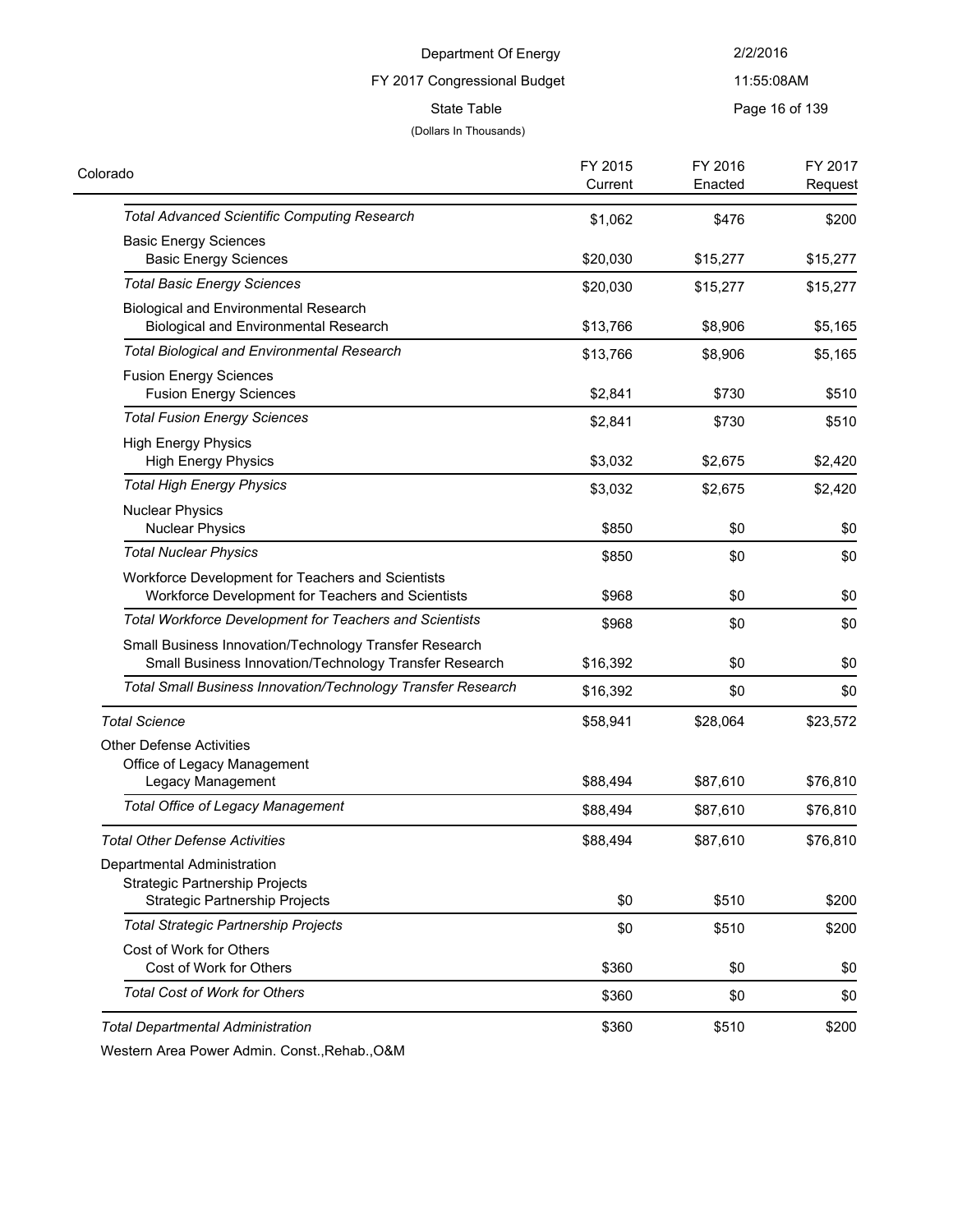Department Of Energy
FY 2017 Congressional Budget
State Table
(Dollars In Thousands)

| Colorado | FY 2015 Current | FY 2016 Enacted | FY 2017 Request |
|---|---|---|---|
| *Total Advanced Scientific Computing Research* | $1,062 | $476 | $200 |
| Basic Energy Sciences | | | |
| Basic Energy Sciences | $20,030 | $15,277 | $15,277 |
| *Total Basic Energy Sciences* | $20,030 | $15,277 | $15,277 |
| Biological and Environmental Research | | | |
| Biological and Environmental Research | $13,766 | $8,906 | $5,165 |
| *Total Biological and Environmental Research* | $13,766 | $8,906 | $5,165 |
| Fusion Energy Sciences | | | |
| Fusion Energy Sciences | $2,841 | $730 | $510 |
| *Total Fusion Energy Sciences* | $2,841 | $730 | $510 |
| High Energy Physics | | | |
| High Energy Physics | $3,032 | $2,675 | $2,420 |
| *Total High Energy Physics* | $3,032 | $2,675 | $2,420 |
| Nuclear Physics | | | |
| Nuclear Physics | $850 | $0 | $0 |
| *Total Nuclear Physics* | $850 | $0 | $0 |
| Workforce Development for Teachers and Scientists | | | |
| Workforce Development for Teachers and Scientists | $968 | $0 | $0 |
| *Total Workforce Development for Teachers and Scientists* | $968 | $0 | $0 |
| Small Business Innovation/Technology Transfer Research | | | |
| Small Business Innovation/Technology Transfer Research | $16,392 | $0 | $0 |
| *Total Small Business Innovation/Technology Transfer Research* | $16,392 | $0 | $0 |
| *Total Science* | $58,941 | $28,064 | $23,572 |
| Other Defense Activities | | | |
| Office of Legacy Management | | | |
| Legacy Management | $88,494 | $87,610 | $76,810 |
| *Total Office of Legacy Management* | $88,494 | $87,610 | $76,810 |
| *Total Other Defense Activities* | $88,494 | $87,610 | $76,810 |
| Departmental Administration | | | |
| Strategic Partnership Projects | | | |
| Strategic Partnership Projects | $0 | $510 | $200 |
| *Total Strategic Partnership Projects* | $0 | $510 | $200 |
| Cost of Work for Others | | | |
| Cost of Work for Others | $360 | $0 | $0 |
| *Total Cost of Work for Others* | $360 | $0 | $0 |
| *Total Departmental Administration* | $360 | $510 | $200 |
| Western Area Power Admin. Const.,Rehab.,O&M | | | |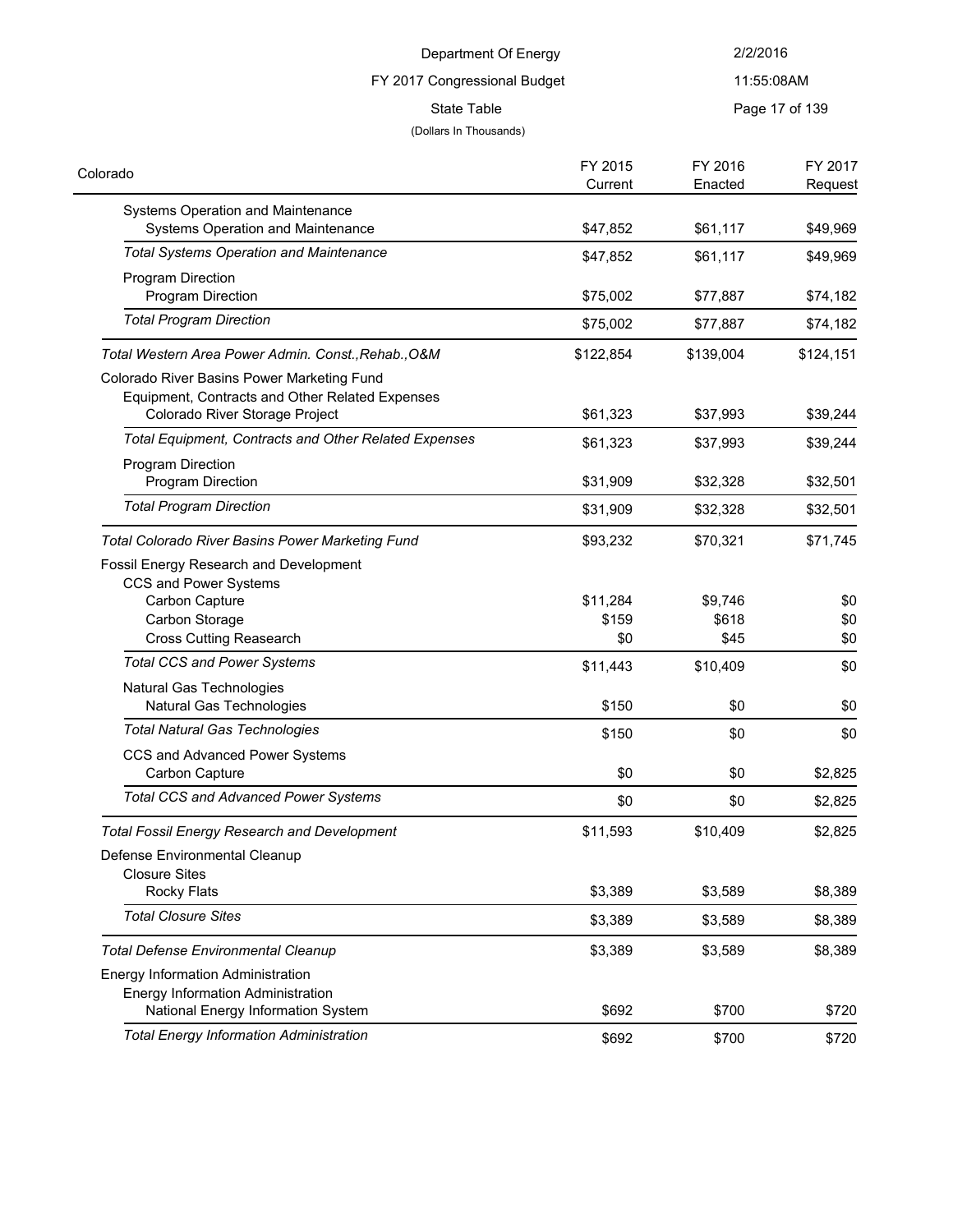Department Of Energy

FY 2017 Congressional Budget

State Table

(Dollars In Thousands)

| Colorado | FY 2015 Current | FY 2016 Enacted | FY 2017 Request |
|---|---|---|---|
| Systems Operation and Maintenance | | | |
| Systems Operation and Maintenance | $47,852 | $61,117 | $49,969 |
| *Total Systems Operation and Maintenance* | $47,852 | $61,117 | $49,969 |
| Program Direction | | | |
| Program Direction | $75,002 | $77,887 | $74,182 |
| *Total Program Direction* | $75,002 | $77,887 | $74,182 |
| *Total Western Area Power Admin. Const.,Rehab.,O&M* | $122,854 | $139,004 | $124,151 |
| Colorado River Basins Power Marketing Fund | | | |
| Equipment, Contracts and Other Related Expenses | | | |
| Colorado River Storage Project | $61,323 | $37,993 | $39,244 |
| *Total Equipment, Contracts and Other Related Expenses* | $61,323 | $37,993 | $39,244 |
| Program Direction | | | |
| Program Direction | $31,909 | $32,328 | $32,501 |
| *Total Program Direction* | $31,909 | $32,328 | $32,501 |
| *Total Colorado River Basins Power Marketing Fund* | $93,232 | $70,321 | $71,745 |
| Fossil Energy Research and Development | | | |
| CCS and Power Systems | | | |
| Carbon Capture | $11,284 | $9,746 | $0 |
| Carbon Storage | $159 | $618 | $0 |
| Cross Cutting Reasearch | $0 | $45 | $0 |
| *Total CCS and Power Systems* | $11,443 | $10,409 | $0 |
| Natural Gas Technologies | | | |
| Natural Gas Technologies | $150 | $0 | $0 |
| *Total Natural Gas Technologies* | $150 | $0 | $0 |
| CCS and Advanced Power Systems | | | |
| Carbon Capture | $0 | $0 | $2,825 |
| *Total CCS and Advanced Power Systems* | $0 | $0 | $2,825 |
| *Total Fossil Energy Research and Development* | $11,593 | $10,409 | $2,825 |
| Defense Environmental Cleanup | | | |
| Closure Sites | | | |
| Rocky Flats | $3,389 | $3,589 | $8,389 |
| *Total Closure Sites* | $3,389 | $3,589 | $8,389 |
| *Total Defense Environmental Cleanup* | $3,389 | $3,589 | $8,389 |
| Energy Information Administration | | | |
| Energy Information Administration | | | |
| National Energy Information System | $692 | $700 | $720 |
| *Total Energy Information Administration* | $692 | $700 | $720 |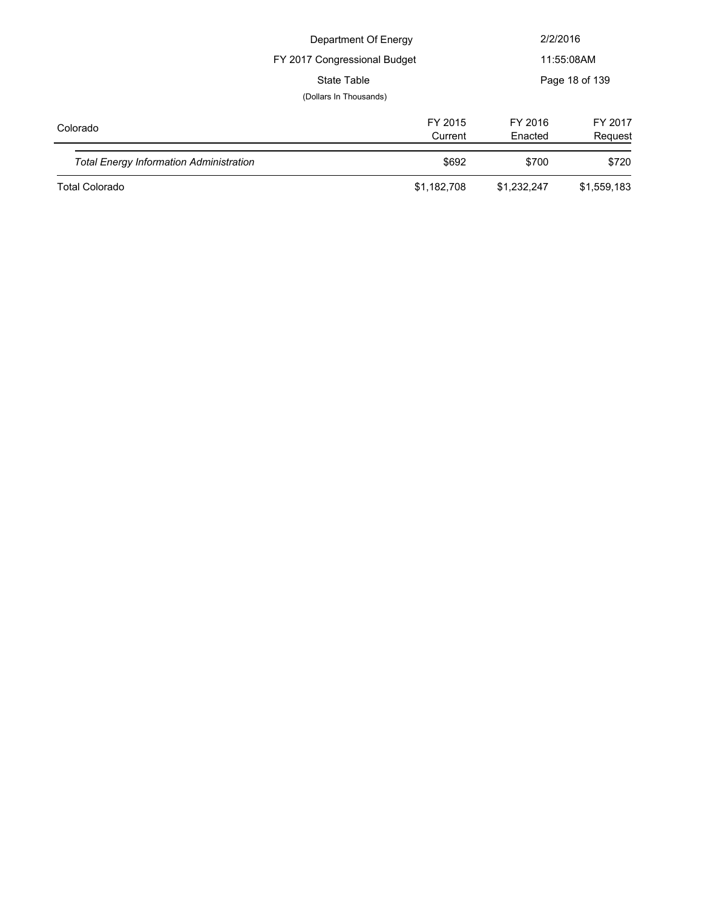Department Of Energy

FY 2017 Congressional Budget

State Table

(Dollars In Thousands)

| Colorado | FY 2015 Current | FY 2016 Enacted | FY 2017 Request |
|---|---|---|---|
| *Total Energy Information Administration* | $692 | $700 | $720 |
| Total Colorado | $1,182,708 | $1,232,247 | $1,559,183 |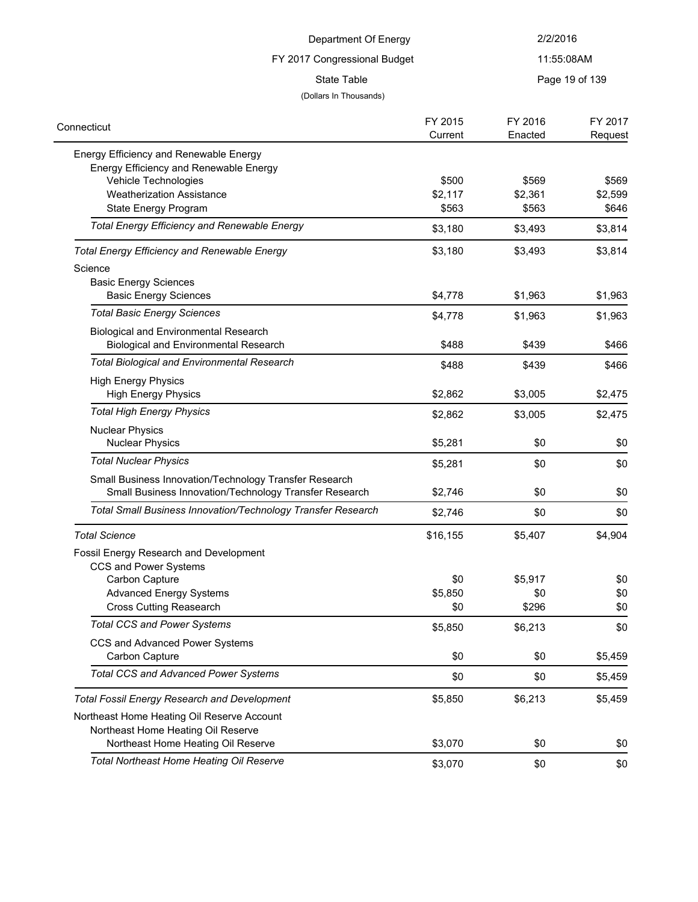Department Of Energy

FY 2017 Congressional Budget

State Table

(Dollars In Thousands)

| Connecticut | FY 2015 Current | FY 2016 Enacted | FY 2017 Request |
|---|---|---|---|
| Energy Efficiency and Renewable Energy | | | |
| Energy Efficiency and Renewable Energy | | | |
| Vehicle Technologies | $500 | $569 | $569 |
| Weatherization Assistance | $2,117 | $2,361 | $2,599 |
| State Energy Program | $563 | $563 | $646 |
| *Total Energy Efficiency and Renewable Energy* | $3,180 | $3,493 | $3,814 |
| *Total Energy Efficiency and Renewable Energy* | $3,180 | $3,493 | $3,814 |
| Science | | | |
| Basic Energy Sciences | | | |
| Basic Energy Sciences | $4,778 | $1,963 | $1,963 |
| *Total Basic Energy Sciences* | $4,778 | $1,963 | $1,963 |
| Biological and Environmental Research | | | |
| Biological and Environmental Research | $488 | $439 | $466 |
| *Total Biological and Environmental Research* | $488 | $439 | $466 |
| High Energy Physics | | | |
| High Energy Physics | $2,862 | $3,005 | $2,475 |
| *Total High Energy Physics* | $2,862 | $3,005 | $2,475 |
| Nuclear Physics | | | |
| Nuclear Physics | $5,281 | $0 | $0 |
| *Total Nuclear Physics* | $5,281 | $0 | $0 |
| Small Business Innovation/Technology Transfer Research | | | |
| Small Business Innovation/Technology Transfer Research | $2,746 | $0 | $0 |
| *Total Small Business Innovation/Technology Transfer Research* | $2,746 | $0 | $0 |
| *Total Science* | $16,155 | $5,407 | $4,904 |
| Fossil Energy Research and Development | | | |
| CCS and Power Systems | | | |
| Carbon Capture | $0 | $5,917 | $0 |
| Advanced Energy Systems | $5,850 | $0 | $0 |
| Cross Cutting Reasearch | $0 | $296 | $0 |
| *Total CCS and Power Systems* | $5,850 | $6,213 | $0 |
| CCS and Advanced Power Systems | | | |
| Carbon Capture | $0 | $0 | $5,459 |
| *Total CCS and Advanced Power Systems* | $0 | $0 | $5,459 |
| *Total Fossil Energy Research and Development* | $5,850 | $6,213 | $5,459 |
| Northeast Home Heating Oil Reserve Account | | | |
| Northeast Home Heating Oil Reserve | | | |
| Northeast Home Heating Oil Reserve | $3,070 | $0 | $0 |
| *Total Northeast Home Heating Oil Reserve* | $3,070 | $0 | $0 |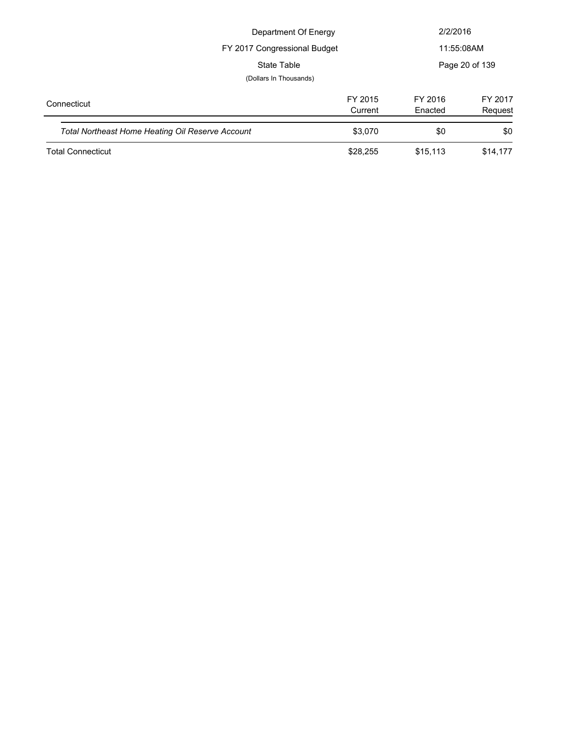Department Of Energy

FY 2017 Congressional Budget

State Table

(Dollars In Thousands)

| Connecticut | FY 2015 Current | FY 2016 Enacted | FY 2017 Request |
|---|---|---|---|
| *Total Northeast Home Heating Oil Reserve Account* | $3,070 | $0 | $0 |
| Total Connecticut | $28,255 | $15,113 | $14,177 |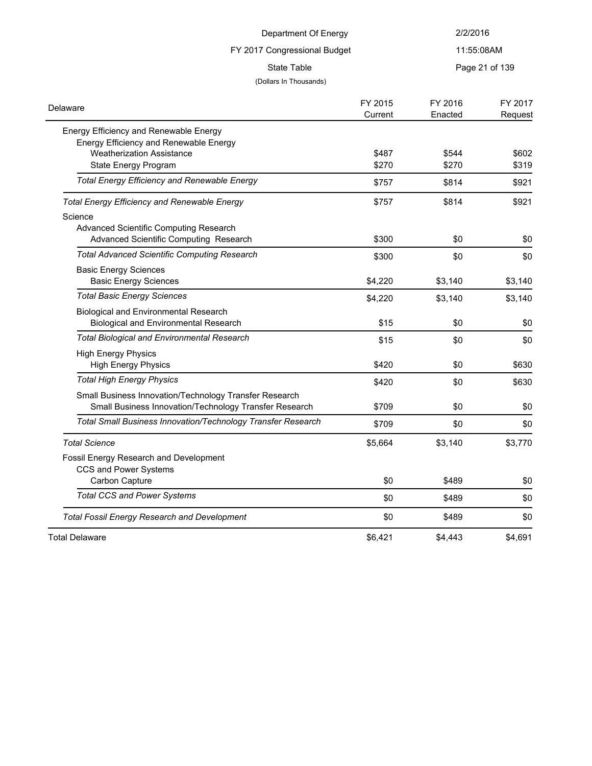Department Of Energy

FY 2017 Congressional Budget

State Table

(Dollars In Thousands)

| Delaware | FY 2015 Current | FY 2016 Enacted | FY 2017 Request |
|---|---|---|---|
| Energy Efficiency and Renewable Energy | | | |
| Energy Efficiency and Renewable Energy | | | |
| Weatherization Assistance | $487 | $544 | $602 |
| State Energy Program | $270 | $270 | $319 |
| *Total Energy Efficiency and Renewable Energy* | $757 | $814 | $921 |
| *Total Energy Efficiency and Renewable Energy* | $757 | $814 | $921 |
| Science | | | |
| Advanced Scientific Computing Research | | | |
| Advanced Scientific Computing Research | $300 | $0 | $0 |
| *Total Advanced Scientific Computing Research* | $300 | $0 | $0 |
| Basic Energy Sciences | | | |
| Basic Energy Sciences | $4,220 | $3,140 | $3,140 |
| *Total Basic Energy Sciences* | $4,220 | $3,140 | $3,140 |
| Biological and Environmental Research | | | |
| Biological and Environmental Research | $15 | $0 | $0 |
| *Total Biological and Environmental Research* | $15 | $0 | $0 |
| High Energy Physics | | | |
| High Energy Physics | $420 | $0 | $630 |
| *Total High Energy Physics* | $420 | $0 | $630 |
| Small Business Innovation/Technology Transfer Research | | | |
| Small Business Innovation/Technology Transfer Research | $709 | $0 | $0 |
| *Total Small Business Innovation/Technology Transfer Research* | $709 | $0 | $0 |
| *Total Science* | $5,664 | $3,140 | $3,770 |
| Fossil Energy Research and Development | | | |
| CCS and Power Systems | | | |
| Carbon Capture | $0 | $489 | $0 |
| *Total CCS and Power Systems* | $0 | $489 | $0 |
| *Total Fossil Energy Research and Development* | $0 | $489 | $0 |
| Total Delaware | $6,421 | $4,443 | $4,691 |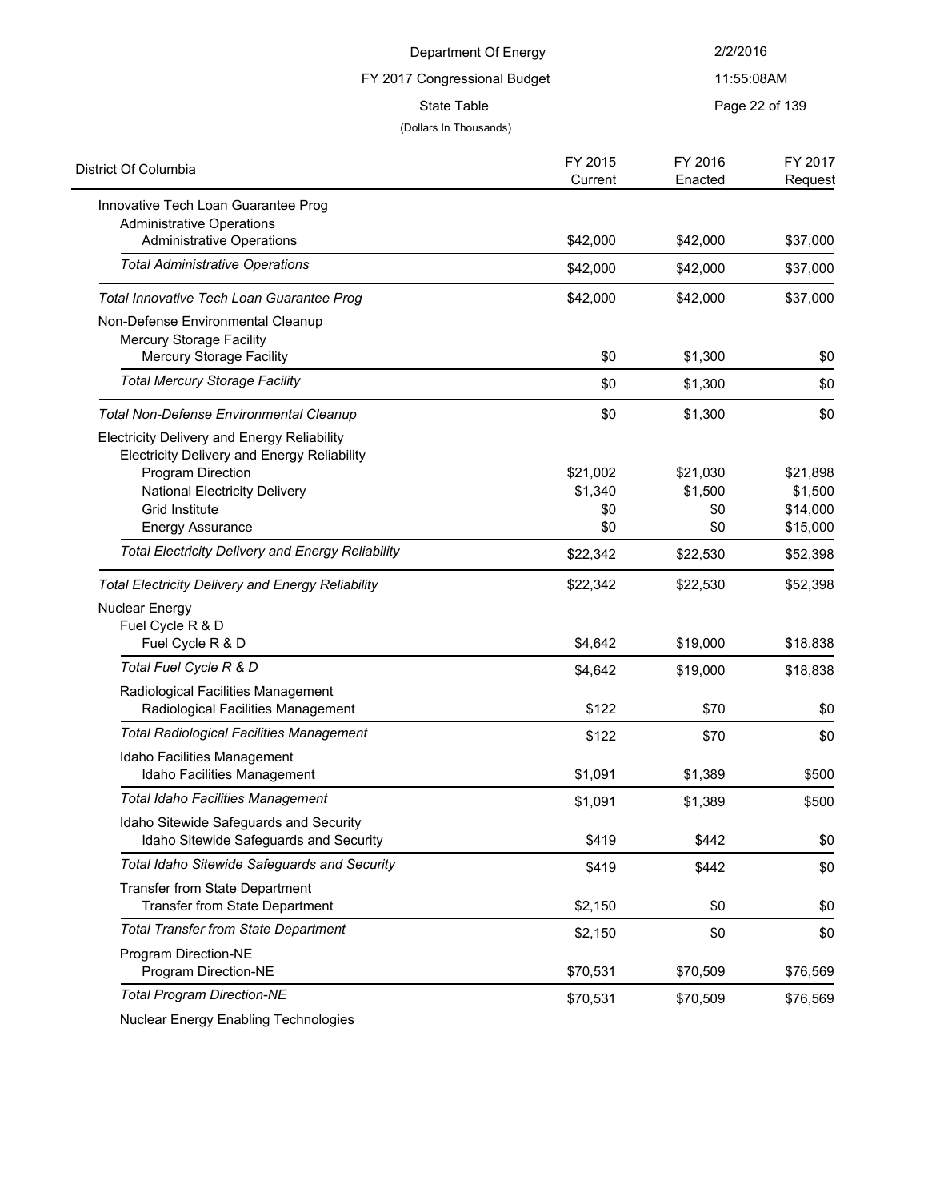Department Of Energy

FY 2017 Congressional Budget

State Table

(Dollars In Thousands)

| District Of Columbia | FY 2015 Current | FY 2016 Enacted | FY 2017 Request |
|---|---|---|---|
| Innovative Tech Loan Guarantee Prog | | | |
| Administrative Operations | | | |
| Administrative Operations | $42,000 | $42,000 | $37,000 |
| *Total Administrative Operations* | $42,000 | $42,000 | $37,000 |
| *Total Innovative Tech Loan Guarantee Prog* | $42,000 | $42,000 | $37,000 |
| Non-Defense Environmental Cleanup | | | |
| Mercury Storage Facility | | | |
| Mercury Storage Facility | $0 | $1,300 | $0 |
| *Total Mercury Storage Facility* | $0 | $1,300 | $0 |
| *Total Non-Defense Environmental Cleanup* | $0 | $1,300 | $0 |
| Electricity Delivery and Energy Reliability | | | |
| Electricity Delivery and Energy Reliability | | | |
| Program Direction | $21,002 | $21,030 | $21,898 |
| National Electricity Delivery | $1,340 | $1,500 | $1,500 |
| Grid Institute | $0 | $0 | $14,000 |
| Energy Assurance | $0 | $0 | $15,000 |
| *Total Electricity Delivery and Energy Reliability* | $22,342 | $22,530 | $52,398 |
| *Total Electricity Delivery and Energy Reliability* | $22,342 | $22,530 | $52,398 |
| Nuclear Energy | | | |
| Fuel Cycle R & D | | | |
| Fuel Cycle R & D | $4,642 | $19,000 | $18,838 |
| *Total Fuel Cycle R & D* | $4,642 | $19,000 | $18,838 |
| Radiological Facilities Management | | | |
| Radiological Facilities Management | $122 | $70 | $0 |
| *Total Radiological Facilities Management* | $122 | $70 | $0 |
| Idaho Facilities Management | | | |
| Idaho Facilities Management | $1,091 | $1,389 | $500 |
| *Total Idaho Facilities Management* | $1,091 | $1,389 | $500 |
| Idaho Sitewide Safeguards and Security | | | |
| Idaho Sitewide Safeguards and Security | $419 | $442 | $0 |
| *Total Idaho Sitewide Safeguards and Security* | $419 | $442 | $0 |
| Transfer from State Department | | | |
| Transfer from State Department | $2,150 | $0 | $0 |
| *Total Transfer from State Department* | $2,150 | $0 | $0 |
| Program Direction-NE | | | |
| Program Direction-NE | $70,531 | $70,509 | $76,569 |
| *Total Program Direction-NE* | $70,531 | $70,509 | $76,569 |
| Nuclear Energy Enabling Technologies | | | |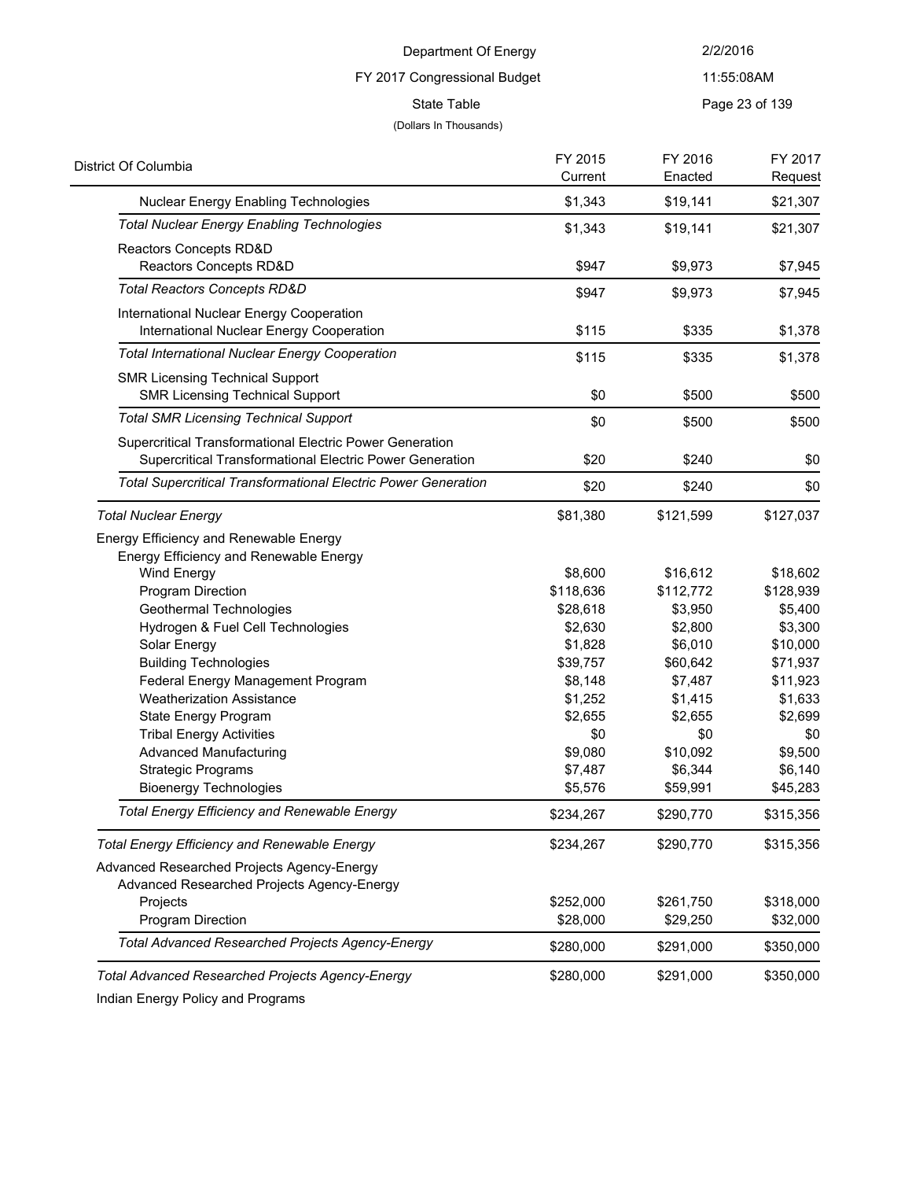| District Of Columbia | FY 2015 Current | FY 2016 Enacted | FY 2017 Request |
|---|---|---|---|
| Nuclear Energy Enabling Technologies | $1,343 | $19,141 | $21,307 |
| *Total Nuclear Energy Enabling Technologies* | $1,343 | $19,141 | $21,307 |
| Reactors Concepts RD&D | | | |
| Reactors Concepts RD&D | $947 | $9,973 | $7,945 |
| *Total Reactors Concepts RD&D* | $947 | $9,973 | $7,945 |
| International Nuclear Energy Cooperation | | | |
| International Nuclear Energy Cooperation | $115 | $335 | $1,378 |
| *Total International Nuclear Energy Cooperation* | $115 | $335 | $1,378 |
| SMR Licensing Technical Support | | | |
| SMR Licensing Technical Support | $0 | $500 | $500 |
| *Total SMR Licensing Technical Support* | $0 | $500 | $500 |
| Supercritical Transformational Electric Power Generation | | | |
| Supercritical Transformational Electric Power Generation | $20 | $240 | $0 |
| *Total Supercritical Transformational Electric Power Generation* | $20 | $240 | $0 |
| *Total Nuclear Energy* | $81,380 | $121,599 | $127,037 |
| Energy Efficiency and Renewable Energy | | | |
| Energy Efficiency and Renewable Energy | | | |
| Wind Energy | $8,600 | $16,612 | $18,602 |
| Program Direction | $118,636 | $112,772 | $128,939 |
| Geothermal Technologies | $28,618 | $3,950 | $5,400 |
| Hydrogen & Fuel Cell Technologies | $2,630 | $2,800 | $3,300 |
| Solar Energy | $1,828 | $6,010 | $10,000 |
| Building Technologies | $39,757 | $60,642 | $71,937 |
| Federal Energy Management Program | $8,148 | $7,487 | $11,923 |
| Weatherization Assistance | $1,252 | $1,415 | $1,633 |
| State Energy Program | $2,655 | $2,655 | $2,699 |
| Tribal Energy Activities | $0 | $0 | $0 |
| Advanced Manufacturing | $9,080 | $10,092 | $9,500 |
| Strategic Programs | $7,487 | $6,344 | $6,140 |
| Bioenergy Technologies | $5,576 | $59,991 | $45,283 |
| *Total Energy Efficiency and Renewable Energy* | $234,267 | $290,770 | $315,356 |
| *Total Energy Efficiency and Renewable Energy* | $234,267 | $290,770 | $315,356 |
| Advanced Researched Projects Agency-Energy | | | |
| Advanced Researched Projects Agency-Energy | | | |
| Projects | $252,000 | $261,750 | $318,000 |
| Program Direction | $28,000 | $29,250 | $32,000 |
| *Total Advanced Researched Projects Agency-Energy* | $280,000 | $291,000 | $350,000 |
| *Total Advanced Researched Projects Agency-Energy* | $280,000 | $291,000 | $350,000 |
| Indian Energy Policy and Programs | | | |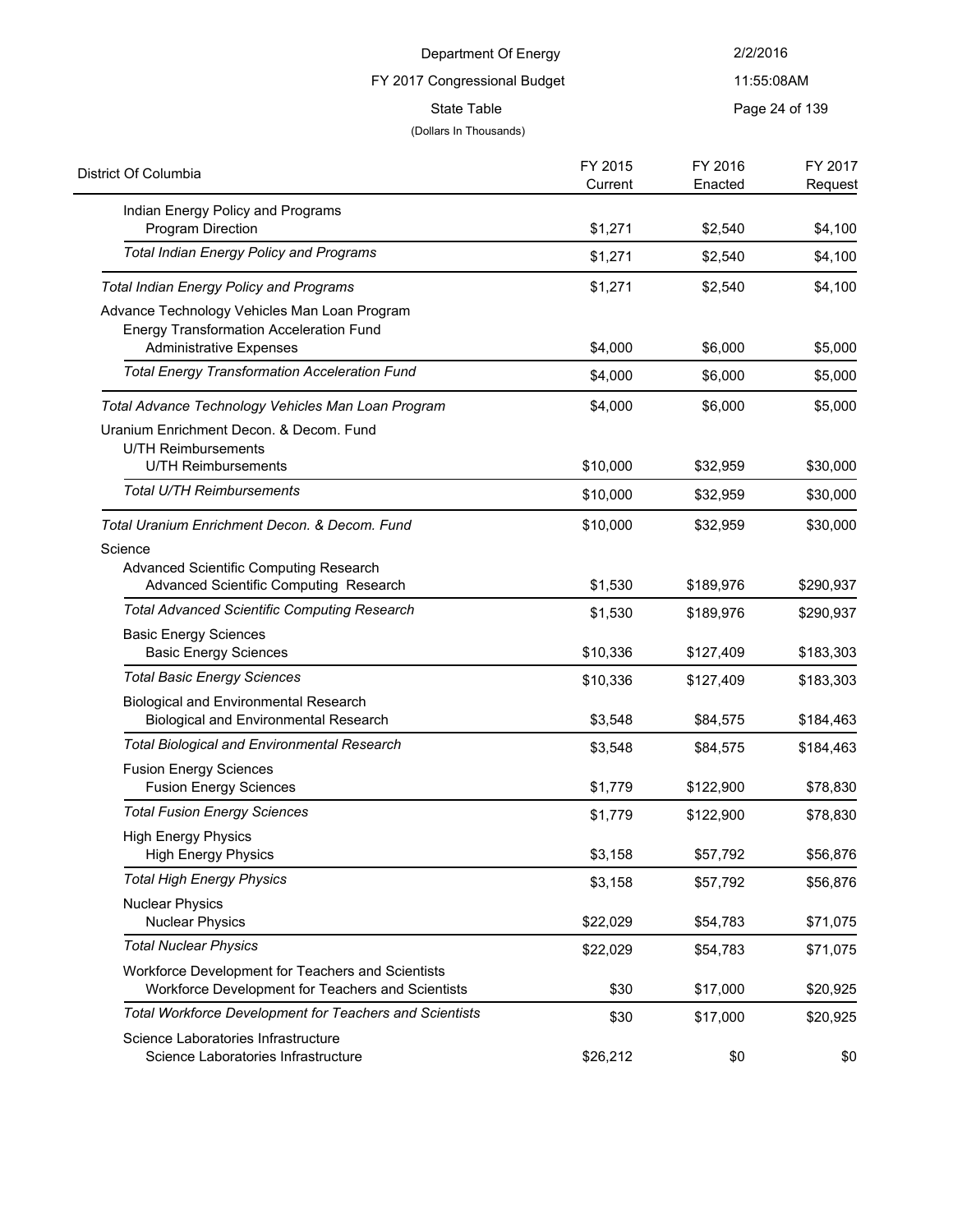Department Of Energy

FY 2017 Congressional Budget

State Table

(Dollars In Thousands)

| District Of Columbia | FY 2015 Current | FY 2016 Enacted | FY 2017 Request |
|---|---|---|---|
| Indian Energy Policy and Programs | | | |
| Program Direction | $1,271 | $2,540 | $4,100 |
| *Total Indian Energy Policy and Programs* | $1,271 | $2,540 | $4,100 |
| *Total Indian Energy Policy and Programs* | $1,271 | $2,540 | $4,100 |
| Advance Technology Vehicles Man Loan Program | | | |
| Energy Transformation Acceleration Fund | | | |
| Administrative Expenses | $4,000 | $6,000 | $5,000 |
| *Total Energy Transformation Acceleration Fund* | $4,000 | $6,000 | $5,000 |
| *Total Advance Technology Vehicles Man Loan Program* | $4,000 | $6,000 | $5,000 |
| Uranium Enrichment Decon. & Decom. Fund | | | |
| U/TH Reimbursements | | | |
| U/TH Reimbursements | $10,000 | $32,959 | $30,000 |
| *Total U/TH Reimbursements* | $10,000 | $32,959 | $30,000 |
| *Total Uranium Enrichment Decon. & Decom. Fund* | $10,000 | $32,959 | $30,000 |
| Science | | | |
| Advanced Scientific Computing Research | | | |
| Advanced Scientific Computing Research | $1,530 | $189,976 | $290,937 |
| *Total Advanced Scientific Computing Research* | $1,530 | $189,976 | $290,937 |
| Basic Energy Sciences | | | |
| Basic Energy Sciences | $10,336 | $127,409 | $183,303 |
| *Total Basic Energy Sciences* | $10,336 | $127,409 | $183,303 |
| Biological and Environmental Research | | | |
| Biological and Environmental Research | $3,548 | $84,575 | $184,463 |
| *Total Biological and Environmental Research* | $3,548 | $84,575 | $184,463 |
| Fusion Energy Sciences | | | |
| Fusion Energy Sciences | $1,779 | $122,900 | $78,830 |
| *Total Fusion Energy Sciences* | $1,779 | $122,900 | $78,830 |
| High Energy Physics | | | |
| High Energy Physics | $3,158 | $57,792 | $56,876 |
| *Total High Energy Physics* | $3,158 | $57,792 | $56,876 |
| Nuclear Physics | | | |
| Nuclear Physics | $22,029 | $54,783 | $71,075 |
| *Total Nuclear Physics* | $22,029 | $54,783 | $71,075 |
| Workforce Development for Teachers and Scientists | | | |
| Workforce Development for Teachers and Scientists | $30 | $17,000 | $20,925 |
| *Total Workforce Development for Teachers and Scientists* | $30 | $17,000 | $20,925 |
| Science Laboratories Infrastructure | | | |
| Science Laboratories Infrastructure | $26,212 | $0 | $0 |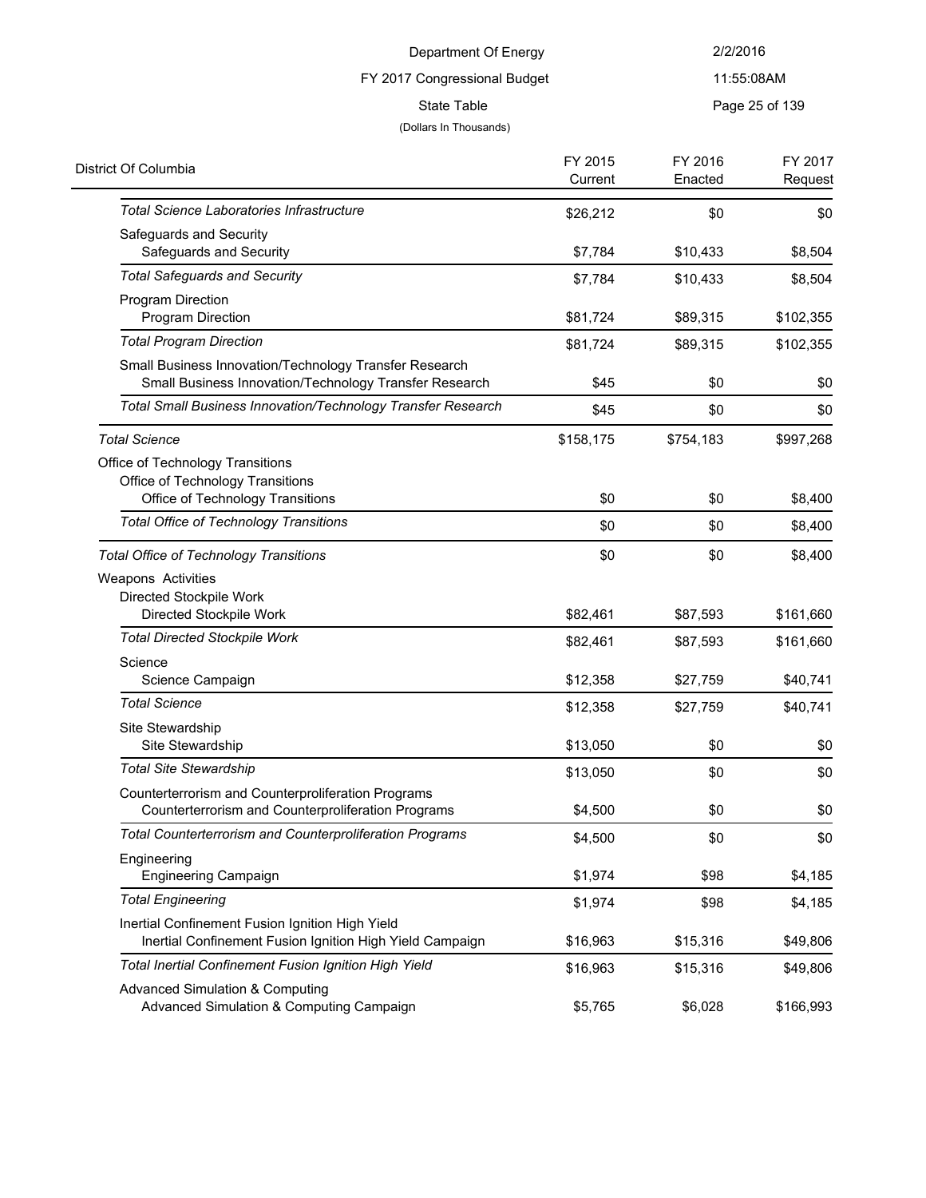Department Of Energy

FY 2017 Congressional Budget

State Table

(Dollars In Thousands)

| District Of Columbia | FY 2015 Current | FY 2016 Enacted | FY 2017 Request |
|---|---|---|---|
| *Total Science Laboratories Infrastructure* | $26,212 | $0 | $0 |
| Safeguards and Security | | | |
| Safeguards and Security | $7,784 | $10,433 | $8,504 |
| *Total Safeguards and Security* | $7,784 | $10,433 | $8,504 |
| Program Direction | | | |
| Program Direction | $81,724 | $89,315 | $102,355 |
| *Total Program Direction* | $81,724 | $89,315 | $102,355 |
| Small Business Innovation/Technology Transfer Research | | | |
| Small Business Innovation/Technology Transfer Research | $45 | $0 | $0 |
| *Total Small Business Innovation/Technology Transfer Research* | $45 | $0 | $0 |
| *Total Science* | $158,175 | $754,183 | $997,268 |
| Office of Technology Transitions | | | |
| Office of Technology Transitions | | | |
| Office of Technology Transitions | $0 | $0 | $8,400 |
| *Total Office of Technology Transitions* | $0 | $0 | $8,400 |
| *Total Office of Technology Transitions* | $0 | $0 | $8,400 |
| Weapons Activities | | | |
| Directed Stockpile Work | | | |
| Directed Stockpile Work | $82,461 | $87,593 | $161,660 |
| *Total Directed Stockpile Work* | $82,461 | $87,593 | $161,660 |
| Science | | | |
| Science Campaign | $12,358 | $27,759 | $40,741 |
| *Total Science* | $12,358 | $27,759 | $40,741 |
| Site Stewardship | | | |
| Site Stewardship | $13,050 | $0 | $0 |
| *Total Site Stewardship* | $13,050 | $0 | $0 |
| Counterterrorism and Counterproliferation Programs | | | |
| Counterterrorism and Counterproliferation Programs | $4,500 | $0 | $0 |
| *Total Counterterrorism and Counterproliferation Programs* | $4,500 | $0 | $0 |
| Engineering | | | |
| Engineering Campaign | $1,974 | $98 | $4,185 |
| *Total Engineering* | $1,974 | $98 | $4,185 |
| Inertial Confinement Fusion Ignition High Yield | | | |
| Inertial Confinement Fusion Ignition High Yield Campaign | $16,963 | $15,316 | $49,806 |
| *Total Inertial Confinement Fusion Ignition High Yield* | $16,963 | $15,316 | $49,806 |
| Advanced Simulation & Computing | | | |
| Advanced Simulation & Computing Campaign | $5,765 | $6,028 | $166,993 |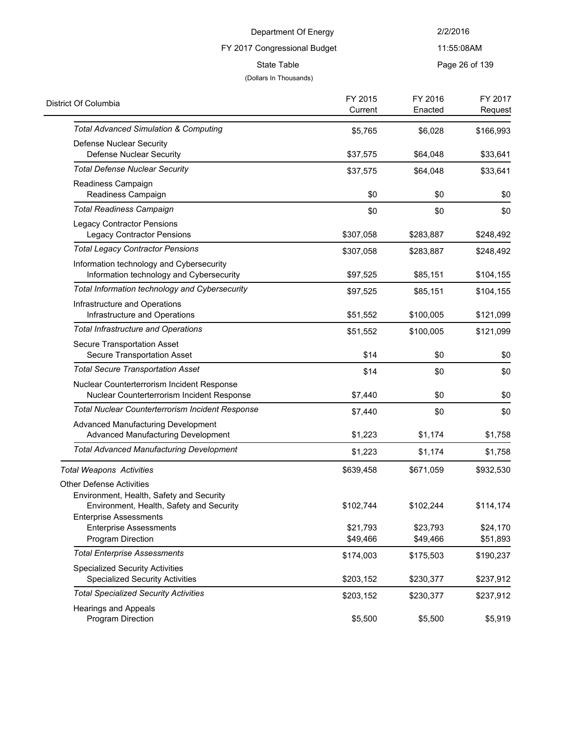Department Of Energy

FY 2017 Congressional Budget

State Table

(Dollars In Thousands)

| District Of Columbia | FY 2015 Current | FY 2016 Enacted | FY 2017 Request |
|---|---|---|---|
| *Total Advanced Simulation & Computing* | $5,765 | $6,028 | $166,993 |
| Defense Nuclear Security | | | |
| Defense Nuclear Security | $37,575 | $64,048 | $33,641 |
| *Total Defense Nuclear Security* | $37,575 | $64,048 | $33,641 |
| Readiness Campaign | | | |
| Readiness Campaign | $0 | $0 | $0 |
| *Total Readiness Campaign* | $0 | $0 | $0 |
| Legacy Contractor Pensions | | | |
| Legacy Contractor Pensions | $307,058 | $283,887 | $248,492 |
| *Total Legacy Contractor Pensions* | $307,058 | $283,887 | $248,492 |
| Information technology and Cybersecurity | | | |
| Information technology and Cybersecurity | $97,525 | $85,151 | $104,155 |
| *Total Information technology and Cybersecurity* | $97,525 | $85,151 | $104,155 |
| Infrastructure and Operations | | | |
| Infrastructure and Operations | $51,552 | $100,005 | $121,099 |
| *Total Infrastructure and Operations* | $51,552 | $100,005 | $121,099 |
| Secure Transportation Asset | | | |
| Secure Transportation Asset | $14 | $0 | $0 |
| *Total Secure Transportation Asset* | $14 | $0 | $0 |
| Nuclear Counterterrorism Incident Response | | | |
| Nuclear Counterterrorism Incident Response | $7,440 | $0 | $0 |
| *Total Nuclear Counterterrorism Incident Response* | $7,440 | $0 | $0 |
| Advanced Manufacturing Development | | | |
| Advanced Manufacturing Development | $1,223 | $1,174 | $1,758 |
| *Total Advanced Manufacturing Development* | $1,223 | $1,174 | $1,758 |
| *Total Weapons Activities* | $639,458 | $671,059 | $932,530 |
| Other Defense Activities | | | |
| Environment, Health, Safety and Security | | | |
| Environment, Health, Safety and Security | $102,744 | $102,244 | $114,174 |
| Enterprise Assessments | | | |
| Enterprise Assessments | $21,793 | $23,793 | $24,170 |
| Program Direction | $49,466 | $49,466 | $51,893 |
| *Total Enterprise Assessments* | $174,003 | $175,503 | $190,237 |
| Specialized Security Activities | | | |
| Specialized Security Activities | $203,152 | $230,377 | $237,912 |
| *Total Specialized Security Activities* | $203,152 | $230,377 | $237,912 |
| Hearings and Appeals | | | |
| Program Direction | $5,500 | $5,500 | $5,919 |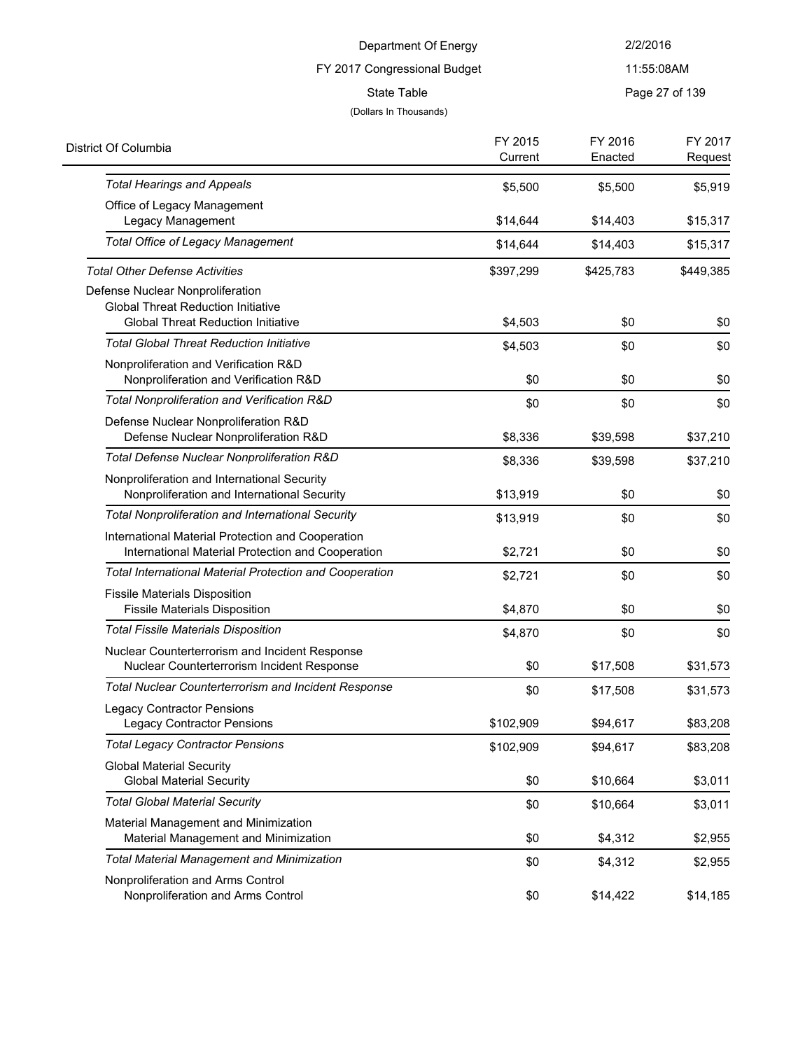Department Of Energy

FY 2017 Congressional Budget

State Table

(Dollars In Thousands)

| District Of Columbia | FY 2015 Current | FY 2016 Enacted | FY 2017 Request |
|---|---|---|---|
| *Total Hearings and Appeals* | $5,500 | $5,500 | $5,919 |
| Office of Legacy Management | | | |
| Legacy Management | $14,644 | $14,403 | $15,317 |
| *Total Office of Legacy Management* | $14,644 | $14,403 | $15,317 |
| *Total Other Defense Activities* | $397,299 | $425,783 | $449,385 |
| Defense Nuclear Nonproliferation | | | |
| Global Threat Reduction Initiative | | | |
| Global Threat Reduction Initiative | $4,503 | $0 | $0 |
| *Total Global Threat Reduction Initiative* | $4,503 | $0 | $0 |
| Nonproliferation and Verification R&D | | | |
| Nonproliferation and Verification R&D | $0 | $0 | $0 |
| *Total Nonproliferation and Verification R&D* | $0 | $0 | $0 |
| Defense Nuclear Nonproliferation R&D | | | |
| Defense Nuclear Nonproliferation R&D | $8,336 | $39,598 | $37,210 |
| *Total Defense Nuclear Nonproliferation R&D* | $8,336 | $39,598 | $37,210 |
| Nonproliferation and International Security | | | |
| Nonproliferation and International Security | $13,919 | $0 | $0 |
| *Total Nonproliferation and International Security* | $13,919 | $0 | $0 |
| International Material Protection and Cooperation | | | |
| International Material Protection and Cooperation | $2,721 | $0 | $0 |
| *Total International Material Protection and Cooperation* | $2,721 | $0 | $0 |
| Fissile Materials Disposition | | | |
| Fissile Materials Disposition | $4,870 | $0 | $0 |
| *Total Fissile Materials Disposition* | $4,870 | $0 | $0 |
| Nuclear Counterterrorism and Incident Response | | | |
| Nuclear Counterterrorism Incident Response | $0 | $17,508 | $31,573 |
| *Total Nuclear Counterterrorism and Incident Response* | $0 | $17,508 | $31,573 |
| Legacy Contractor Pensions | | | |
| Legacy Contractor Pensions | $102,909 | $94,617 | $83,208 |
| *Total Legacy Contractor Pensions* | $102,909 | $94,617 | $83,208 |
| Global Material Security | | | |
| Global Material Security | $0 | $10,664 | $3,011 |
| *Total Global Material Security* | $0 | $10,664 | $3,011 |
| Material Management and Minimization | | | |
| Material Management and Minimization | $0 | $4,312 | $2,955 |
| *Total Material Management and Minimization* | $0 | $4,312 | $2,955 |
| Nonproliferation and Arms Control | | | |
| Nonproliferation and Arms Control | $0 | $14,422 | $14,185 |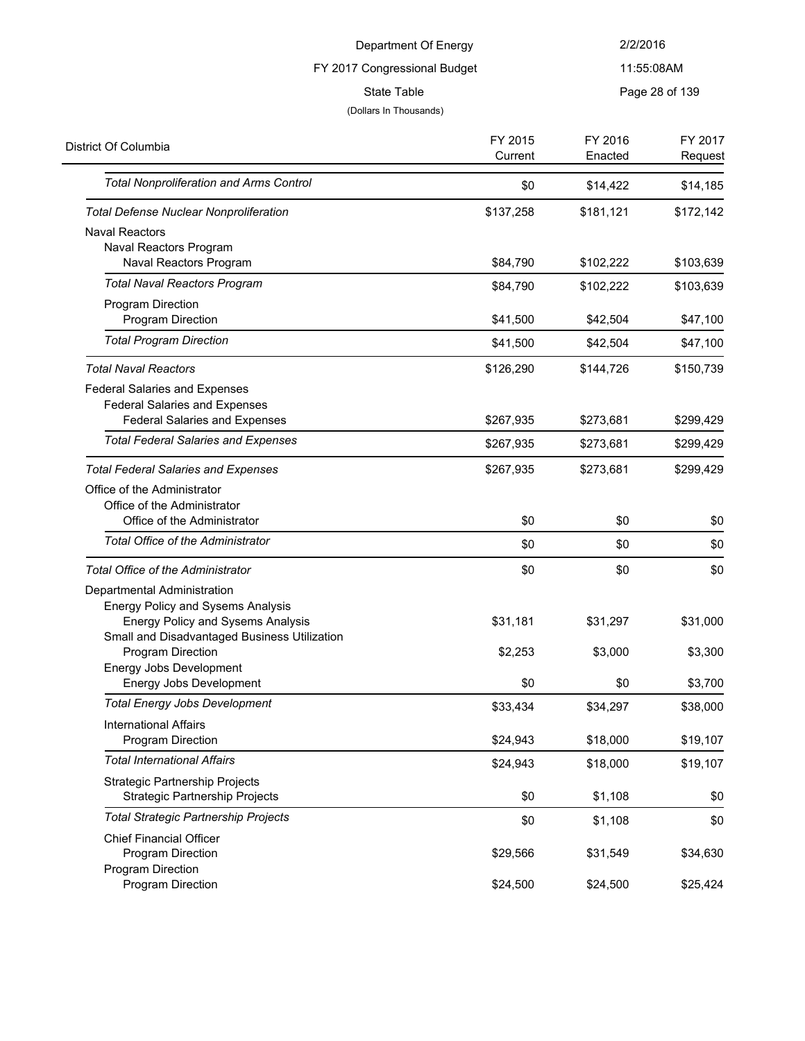Department Of Energy
FY 2017 Congressional Budget
State Table
(Dollars In Thousands)

| District Of Columbia | FY 2015 Current | FY 2016 Enacted | FY 2017 Request |
|---|---|---|---|
| *Total Nonproliferation and Arms Control* | $0 | $14,422 | $14,185 |
| *Total Defense Nuclear Nonproliferation* | $137,258 | $181,121 | $172,142 |
| Naval Reactors | | | |
| Naval Reactors Program | | | |
| Naval Reactors Program | $84,790 | $102,222 | $103,639 |
| *Total Naval Reactors Program* | $84,790 | $102,222 | $103,639 |
| Program Direction | | | |
| Program Direction | $41,500 | $42,504 | $47,100 |
| *Total Program Direction* | $41,500 | $42,504 | $47,100 |
| *Total Naval Reactors* | $126,290 | $144,726 | $150,739 |
| Federal Salaries and Expenses | | | |
| Federal Salaries and Expenses | | | |
| Federal Salaries and Expenses | $267,935 | $273,681 | $299,429 |
| *Total Federal Salaries and Expenses* | $267,935 | $273,681 | $299,429 |
| *Total Federal Salaries and Expenses* | $267,935 | $273,681 | $299,429 |
| Office of the Administrator | | | |
| Office of the Administrator | | | |
| Office of the Administrator | $0 | $0 | $0 |
| *Total Office of the Administrator* | $0 | $0 | $0 |
| *Total Office of the Administrator* | $0 | $0 | $0 |
| Departmental Administration | | | |
| Energy Policy and Sysems Analysis | | | |
| Energy Policy and Sysems Analysis | $31,181 | $31,297 | $31,000 |
| Small and Disadvantaged Business Utilization | | | |
| Program Direction | $2,253 | $3,000 | $3,300 |
| Energy Jobs Development | | | |
| Energy Jobs Development | $0 | $0 | $3,700 |
| *Total Energy Jobs Development* | $33,434 | $34,297 | $38,000 |
| International Affairs | | | |
| Program Direction | $24,943 | $18,000 | $19,107 |
| *Total International Affairs* | $24,943 | $18,000 | $19,107 |
| Strategic Partnership Projects | | | |
| Strategic Partnership Projects | $0 | $1,108 | $0 |
| *Total Strategic Partnership Projects* | $0 | $1,108 | $0 |
| Chief Financial Officer | | | |
| Program Direction | $29,566 | $31,549 | $34,630 |
| Program Direction | | | |
| Program Direction | $24,500 | $24,500 | $25,424 |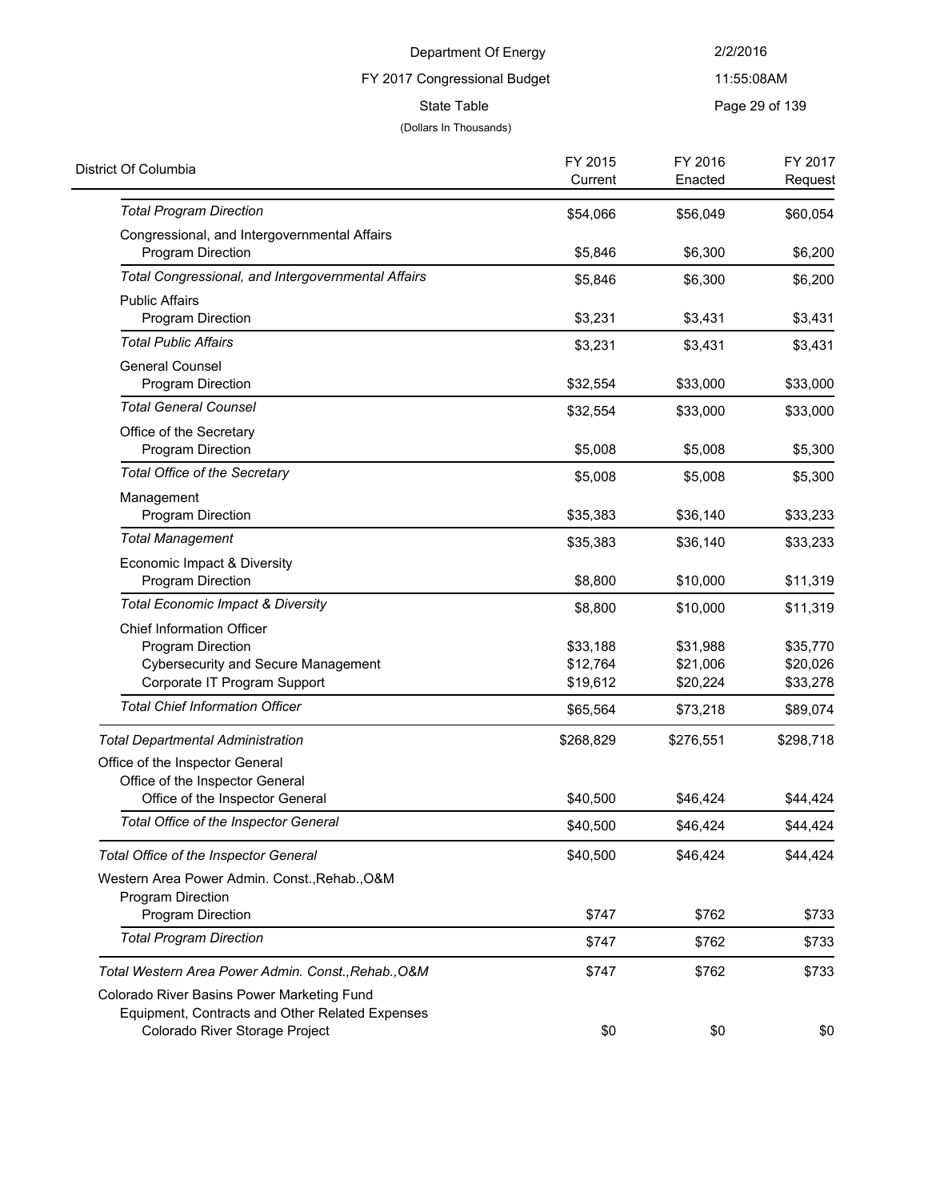Department Of Energy
FY 2017 Congressional Budget
State Table
(Dollars In Thousands)

| District Of Columbia | FY 2015 Current | FY 2016 Enacted | FY 2017 Request |
|---|---|---|---|
| *Total Program Direction* | $54,066 | $56,049 | $60,054 |
| Congressional, and Intergovernmental Affairs | | | |
| Program Direction | $5,846 | $6,300 | $6,200 |
| *Total Congressional, and Intergovernmental Affairs* | $5,846 | $6,300 | $6,200 |
| Public Affairs | | | |
| Program Direction | $3,231 | $3,431 | $3,431 |
| *Total Public Affairs* | $3,231 | $3,431 | $3,431 |
| General Counsel | | | |
| Program Direction | $32,554 | $33,000 | $33,000 |
| *Total General Counsel* | $32,554 | $33,000 | $33,000 |
| Office of the Secretary | | | |
| Program Direction | $5,008 | $5,008 | $5,300 |
| *Total Office of the Secretary* | $5,008 | $5,008 | $5,300 |
| Management | | | |
| Program Direction | $35,383 | $36,140 | $33,233 |
| *Total Management* | $35,383 | $36,140 | $33,233 |
| Economic Impact & Diversity | | | |
| Program Direction | $8,800 | $10,000 | $11,319 |
| *Total Economic Impact & Diversity* | $8,800 | $10,000 | $11,319 |
| Chief Information Officer | | | |
| Program Direction | $33,188 | $31,988 | $35,770 |
| Cybersecurity and Secure Management | $12,764 | $21,006 | $20,026 |
| Corporate IT Program Support | $19,612 | $20,224 | $33,278 |
| *Total Chief Information Officer* | $65,564 | $73,218 | $89,074 |
| *Total Departmental Administration* | $268,829 | $276,551 | $298,718 |
| Office of the Inspector General | | | |
| Office of the Inspector General | | | |
| Office of the Inspector General | $40,500 | $46,424 | $44,424 |
| *Total Office of the Inspector General* | $40,500 | $46,424 | $44,424 |
| *Total Office of the Inspector General* | $40,500 | $46,424 | $44,424 |
| Western Area Power Admin. Const.,Rehab.,O&M | | | |
| Program Direction | | | |
| Program Direction | $747 | $762 | $733 |
| *Total Program Direction* | $747 | $762 | $733 |
| *Total Western Area Power Admin. Const.,Rehab.,O&M* | $747 | $762 | $733 |
| Colorado River Basins Power Marketing Fund | | | |
| Equipment, Contracts and Other Related Expenses | | | |
| Colorado River Storage Project | $0 | $0 | $0 |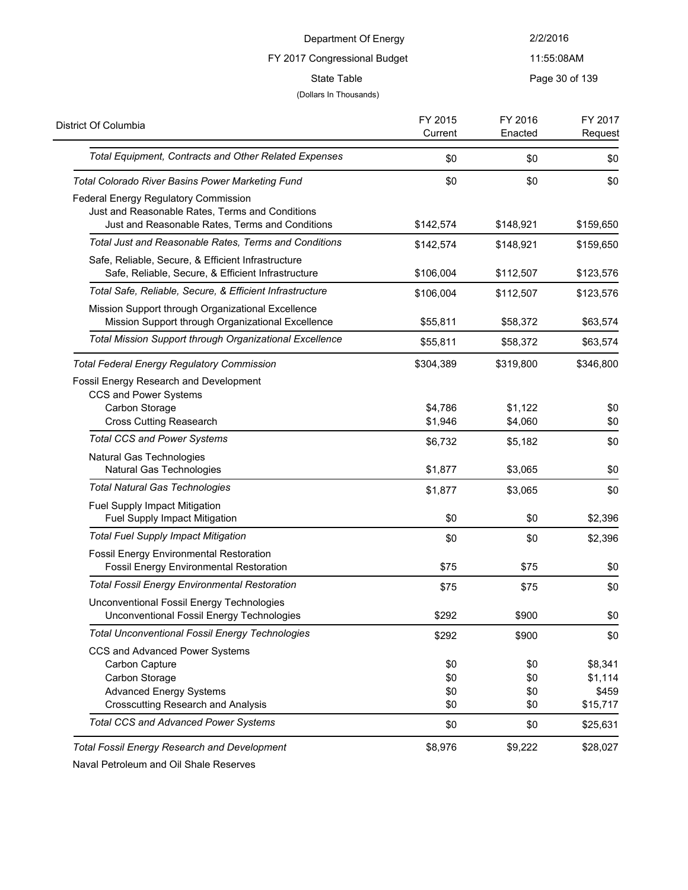Department Of Energy

FY 2017 Congressional Budget

State Table

(Dollars In Thousands)

| District Of Columbia | FY 2015 Current | FY 2016 Enacted | FY 2017 Request |
|---|---|---|---|
| *Total Equipment, Contracts and Other Related Expenses* | $0 | $0 | $0 |
| *Total Colorado River Basins Power Marketing Fund* | $0 | $0 | $0 |
| Federal Energy Regulatory Commission | | | |
| Just and Reasonable Rates, Terms and Conditions | | | |
| Just and Reasonable Rates, Terms and Conditions | $142,574 | $148,921 | $159,650 |
| *Total Just and Reasonable Rates, Terms and Conditions* | $142,574 | $148,921 | $159,650 |
| Safe, Reliable, Secure, & Efficient Infrastructure | | | |
| Safe, Reliable, Secure, & Efficient Infrastructure | $106,004 | $112,507 | $123,576 |
| *Total Safe, Reliable, Secure, & Efficient Infrastructure* | $106,004 | $112,507 | $123,576 |
| Mission Support through Organizational Excellence | | | |
| Mission Support through Organizational Excellence | $55,811 | $58,372 | $63,574 |
| *Total Mission Support through Organizational Excellence* | $55,811 | $58,372 | $63,574 |
| *Total Federal Energy Regulatory Commission* | $304,389 | $319,800 | $346,800 |
| Fossil Energy Research and Development | | | |
| CCS and Power Systems | | | |
| Carbon Storage | $4,786 | $1,122 | $0 |
| Cross Cutting Reasearch | $1,946 | $4,060 | $0 |
| *Total CCS and Power Systems* | $6,732 | $5,182 | $0 |
| Natural Gas Technologies | | | |
| Natural Gas Technologies | $1,877 | $3,065 | $0 |
| *Total Natural Gas Technologies* | $1,877 | $3,065 | $0 |
| Fuel Supply Impact Mitigation | | | |
| Fuel Supply Impact Mitigation | $0 | $0 | $2,396 |
| *Total Fuel Supply Impact Mitigation* | $0 | $0 | $2,396 |
| Fossil Energy Environmental Restoration | | | |
| Fossil Energy Environmental Restoration | $75 | $75 | $0 |
| *Total Fossil Energy Environmental Restoration* | $75 | $75 | $0 |
| Unconventional Fossil Energy Technologies | | | |
| Unconventional Fossil Energy Technologies | $292 | $900 | $0 |
| *Total Unconventional Fossil Energy Technologies* | $292 | $900 | $0 |
| CCS and Advanced Power Systems | | | |
| Carbon Capture | $0 | $0 | $8,341 |
| Carbon Storage | $0 | $0 | $1,114 |
| Advanced Energy Systems | $0 | $0 | $459 |
| Crosscutting Research and Analysis | $0 | $0 | $15,717 |
| *Total CCS and Advanced Power Systems* | $0 | $0 | $25,631 |
| *Total Fossil Energy Research and Development* | $8,976 | $9,222 | $28,027 |
| Naval Petroleum and Oil Shale Reserves | | | |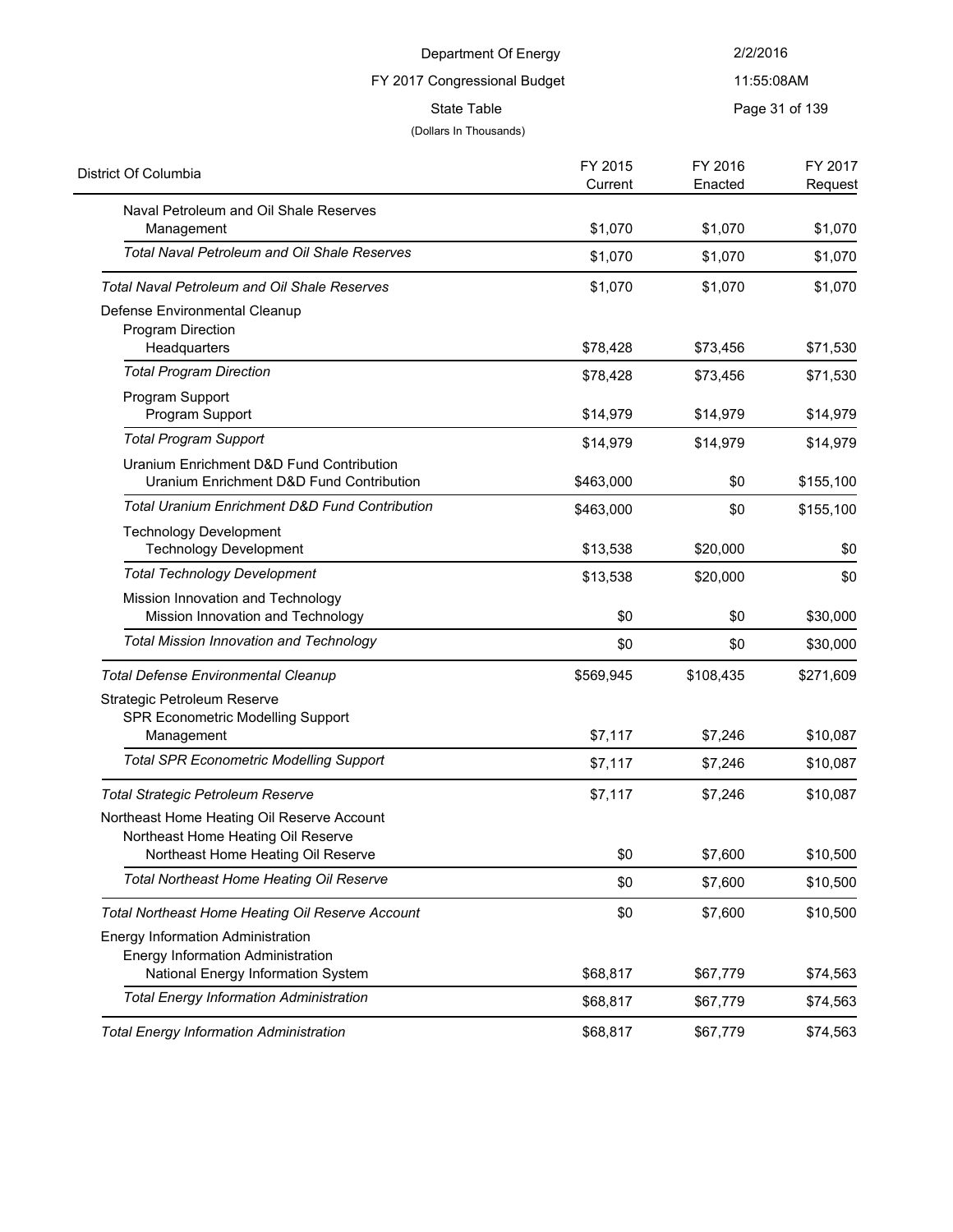Department Of Energy

FY 2017 Congressional Budget

State Table

(Dollars In Thousands)

| District Of Columbia | FY 2015 Current | FY 2016 Enacted | FY 2017 Request |
|---|---|---|---|
| Naval Petroleum and Oil Shale Reserves | | | |
| Management | $1,070 | $1,070 | $1,070 |
| *Total Naval Petroleum and Oil Shale Reserves* | $1,070 | $1,070 | $1,070 |
| *Total Naval Petroleum and Oil Shale Reserves* | $1,070 | $1,070 | $1,070 |
| Defense Environmental Cleanup | | | |
| Program Direction | | | |
| Headquarters | $78,428 | $73,456 | $71,530 |
| *Total Program Direction* | $78,428 | $73,456 | $71,530 |
| Program Support | | | |
| Program Support | $14,979 | $14,979 | $14,979 |
| *Total Program Support* | $14,979 | $14,979 | $14,979 |
| Uranium Enrichment D&D Fund Contribution | | | |
| Uranium Enrichment D&D Fund Contribution | $463,000 | $0 | $155,100 |
| *Total Uranium Enrichment D&D Fund Contribution* | $463,000 | $0 | $155,100 |
| Technology Development | | | |
| Technology Development | $13,538 | $20,000 | $0 |
| *Total Technology Development* | $13,538 | $20,000 | $0 |
| Mission Innovation and Technology | | | |
| Mission Innovation and Technology | $0 | $0 | $30,000 |
| *Total Mission Innovation and Technology* | $0 | $0 | $30,000 |
| *Total Defense Environmental Cleanup* | $569,945 | $108,435 | $271,609 |
| Strategic Petroleum Reserve | | | |
| SPR Econometric Modelling Support | | | |
| Management | $7,117 | $7,246 | $10,087 |
| *Total SPR Econometric Modelling Support* | $7,117 | $7,246 | $10,087 |
| *Total Strategic Petroleum Reserve* | $7,117 | $7,246 | $10,087 |
| Northeast Home Heating Oil Reserve Account | | | |
| Northeast Home Heating Oil Reserve | | | |
| Northeast Home Heating Oil Reserve | $0 | $7,600 | $10,500 |
| *Total Northeast Home Heating Oil Reserve* | $0 | $7,600 | $10,500 |
| *Total Northeast Home Heating Oil Reserve Account* | $0 | $7,600 | $10,500 |
| Energy Information Administration | | | |
| Energy Information Administration | | | |
| National Energy Information System | $68,817 | $67,779 | $74,563 |
| *Total Energy Information Administration* | $68,817 | $67,779 | $74,563 |
| *Total Energy Information Administration* | $68,817 | $67,779 | $74,563 |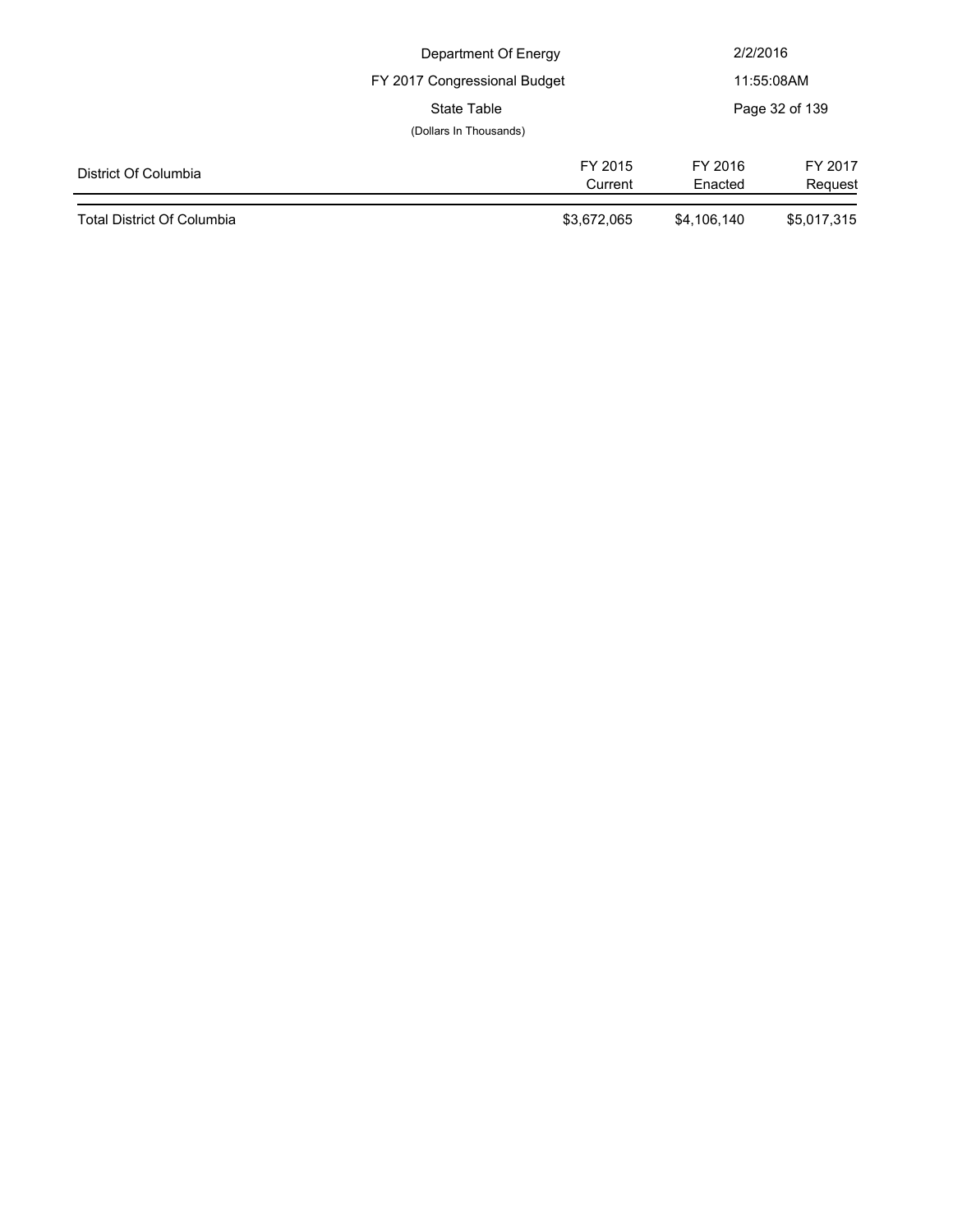Department Of Energy

FY 2017 Congressional Budget

State Table

(Dollars In Thousands)

| District Of Columbia | FY 2015 Current | FY 2016 Enacted | FY 2017 Request |
|---|---|---|---|
| Total District Of Columbia | $3,672,065 | $4,106,140 | $5,017,315 |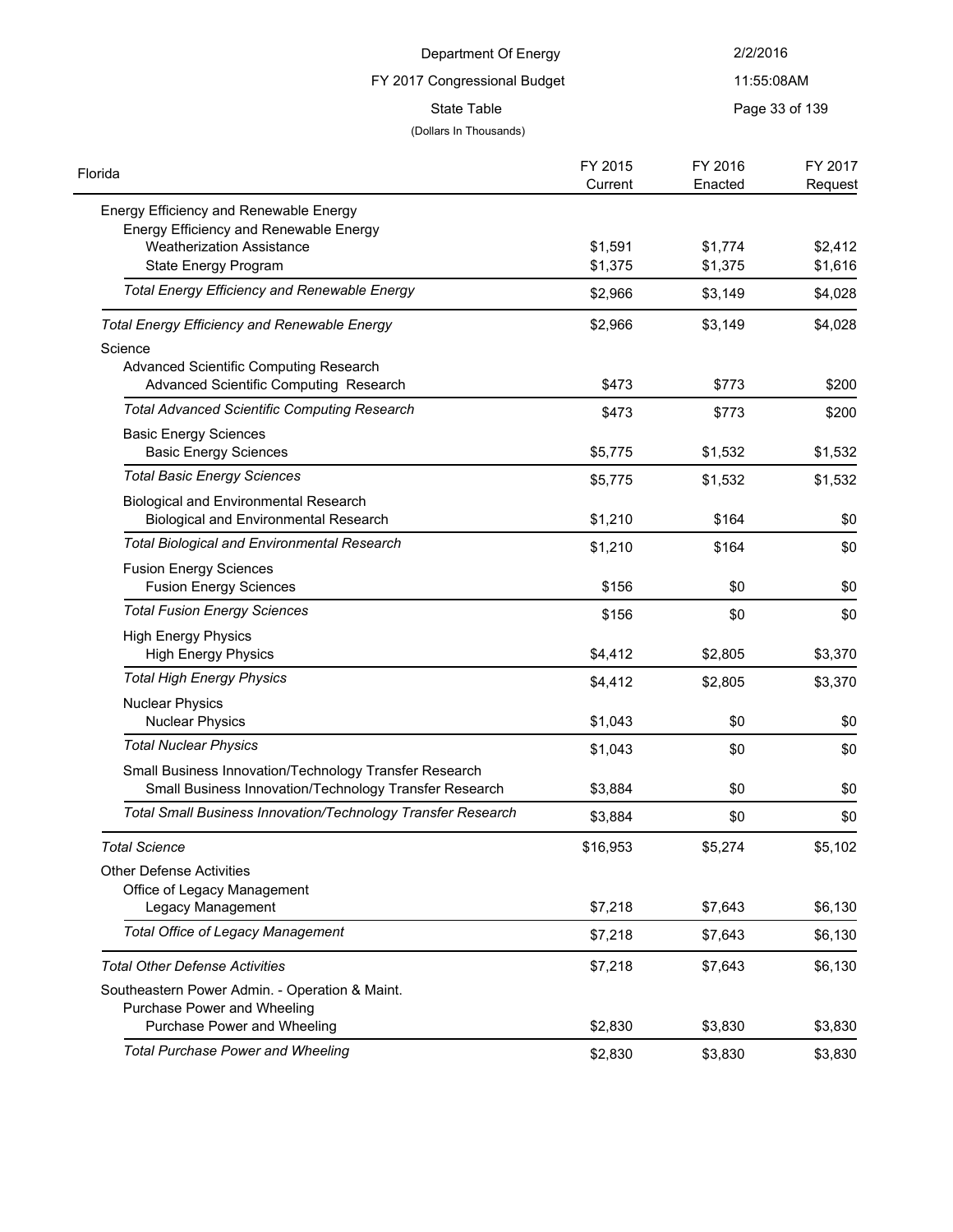Department Of Energy

FY 2017 Congressional Budget

State Table

(Dollars In Thousands)

2/2/2016

11:55:08AM

| Florida | FY 2015 Current | FY 2016 Enacted | FY 2017 Request |
|---|---|---|---|
| Energy Efficiency and Renewable Energy | | | |
| Energy Efficiency and Renewable Energy | | | |
| Weatherization Assistance | $1,591 | $1,774 | $2,412 |
| State Energy Program | $1,375 | $1,375 | $1,616 |
| *Total Energy Efficiency and Renewable Energy* | $2,966 | $3,149 | $4,028 |
| *Total Energy Efficiency and Renewable Energy* | $2,966 | $3,149 | $4,028 |
| Science | | | |
| Advanced Scientific Computing Research | | | |
| Advanced Scientific Computing Research | $473 | $773 | $200 |
| *Total Advanced Scientific Computing Research* | $473 | $773 | $200 |
| Basic Energy Sciences | | | |
| Basic Energy Sciences | $5,775 | $1,532 | $1,532 |
| *Total Basic Energy Sciences* | $5,775 | $1,532 | $1,532 |
| Biological and Environmental Research | | | |
| Biological and Environmental Research | $1,210 | $164 | $0 |
| *Total Biological and Environmental Research* | $1,210 | $164 | $0 |
| Fusion Energy Sciences | | | |
| Fusion Energy Sciences | $156 | $0 | $0 |
| *Total Fusion Energy Sciences* | $156 | $0 | $0 |
| High Energy Physics | | | |
| High Energy Physics | $4,412 | $2,805 | $3,370 |
| *Total High Energy Physics* | $4,412 | $2,805 | $3,370 |
| Nuclear Physics | | | |
| Nuclear Physics | $1,043 | $0 | $0 |
| *Total Nuclear Physics* | $1,043 | $0 | $0 |
| Small Business Innovation/Technology Transfer Research | | | |
| Small Business Innovation/Technology Transfer Research | $3,884 | $0 | $0 |
| *Total Small Business Innovation/Technology Transfer Research* | $3,884 | $0 | $0 |
| *Total Science* | $16,953 | $5,274 | $5,102 |
| Other Defense Activities | | | |
| Office of Legacy Management | | | |
| Legacy Management | $7,218 | $7,643 | $6,130 |
| *Total Office of Legacy Management* | $7,218 | $7,643 | $6,130 |
| *Total Other Defense Activities* | $7,218 | $7,643 | $6,130 |
| Southeastern Power Admin. - Operation & Maint. | | | |
| Purchase Power and Wheeling | | | |
| Purchase Power and Wheeling | $2,830 | $3,830 | $3,830 |
| *Total Purchase Power and Wheeling* | $2,830 | $3,830 | $3,830 |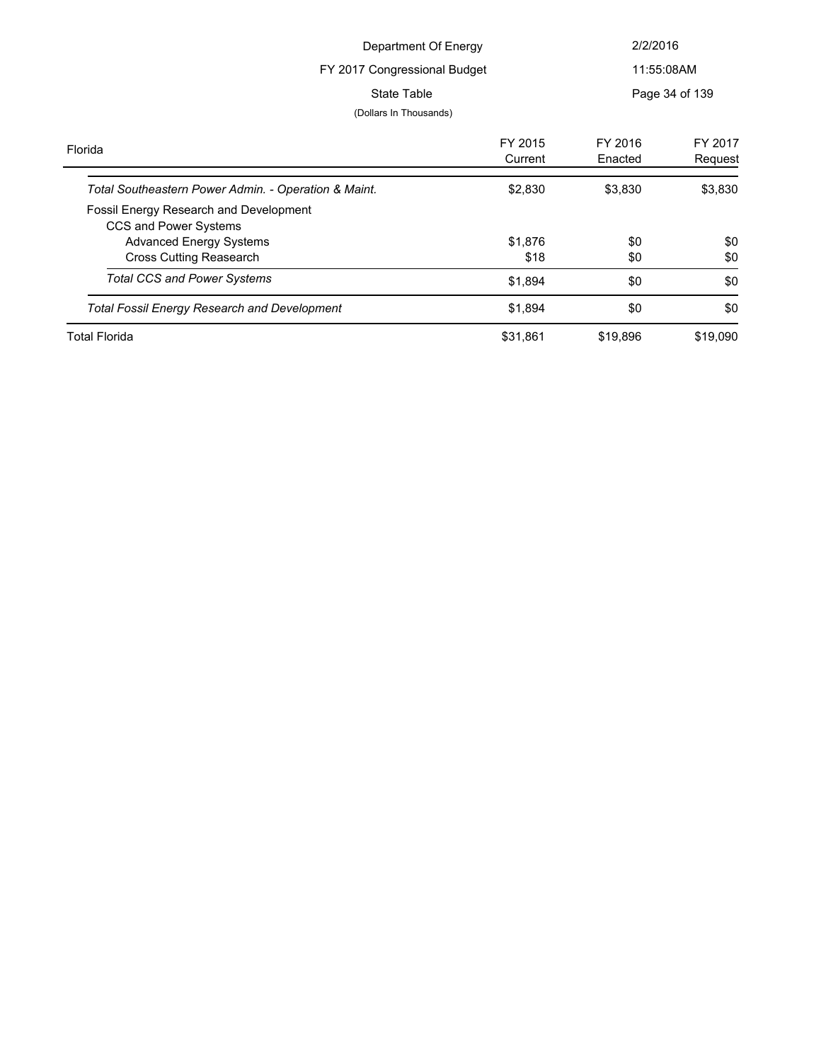| Florida | FY 2015 Current | FY 2016 Enacted | FY 2017 Request |
|---|---|---|---|
| *Total Southeastern Power Admin. - Operation & Maint.* | $2,830 | $3,830 | $3,830 |
| Fossil Energy Research and Development | | | |
| CCS and Power Systems | | | |
| Advanced Energy Systems | $1,876 | $0 | $0 |
| Cross Cutting Reasearch | $18 | $0 | $0 |
| *Total CCS and Power Systems* | $1,894 | $0 | $0 |
| *Total Fossil Energy Research and Development* | $1,894 | $0 | $0 |
| Total Florida | $31,861 | $19,896 | $19,090 |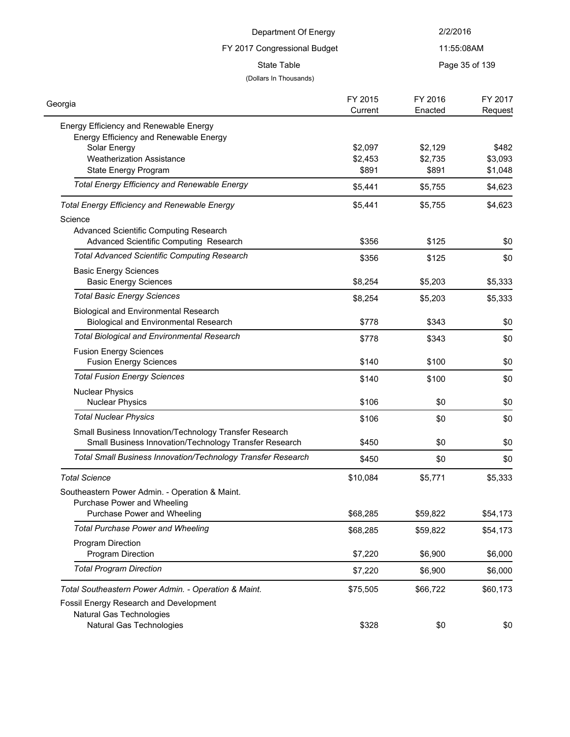Department Of Energy

FY 2017 Congressional Budget

State Table

(Dollars In Thousands)

| Georgia | FY 2015 Current | FY 2016 Enacted | FY 2017 Request |
|---|---|---|---|
| Energy Efficiency and Renewable Energy | | | |
| Energy Efficiency and Renewable Energy | | | |
| Solar Energy | $2,097 | $2,129 | $482 |
| Weatherization Assistance | $2,453 | $2,735 | $3,093 |
| State Energy Program | $891 | $891 | $1,048 |
| *Total Energy Efficiency and Renewable Energy* | $5,441 | $5,755 | $4,623 |
| *Total Energy Efficiency and Renewable Energy* | $5,441 | $5,755 | $4,623 |
| Science | | | |
| Advanced Scientific Computing Research | | | |
| Advanced Scientific Computing Research | $356 | $125 | $0 |
| *Total Advanced Scientific Computing Research* | $356 | $125 | $0 |
| Basic Energy Sciences | | | |
| Basic Energy Sciences | $8,254 | $5,203 | $5,333 |
| *Total Basic Energy Sciences* | $8,254 | $5,203 | $5,333 |
| Biological and Environmental Research | | | |
| Biological and Environmental Research | $778 | $343 | $0 |
| *Total Biological and Environmental Research* | $778 | $343 | $0 |
| Fusion Energy Sciences | | | |
| Fusion Energy Sciences | $140 | $100 | $0 |
| *Total Fusion Energy Sciences* | $140 | $100 | $0 |
| Nuclear Physics | | | |
| Nuclear Physics | $106 | $0 | $0 |
| *Total Nuclear Physics* | $106 | $0 | $0 |
| Small Business Innovation/Technology Transfer Research | | | |
| Small Business Innovation/Technology Transfer Research | $450 | $0 | $0 |
| *Total Small Business Innovation/Technology Transfer Research* | $450 | $0 | $0 |
| *Total Science* | $10,084 | $5,771 | $5,333 |
| Southeastern Power Admin. - Operation & Maint. | | | |
| Purchase Power and Wheeling | | | |
| Purchase Power and Wheeling | $68,285 | $59,822 | $54,173 |
| *Total Purchase Power and Wheeling* | $68,285 | $59,822 | $54,173 |
| Program Direction | | | |
| Program Direction | $7,220 | $6,900 | $6,000 |
| *Total Program Direction* | $7,220 | $6,900 | $6,000 |
| *Total Southeastern Power Admin. - Operation & Maint.* | $75,505 | $66,722 | $60,173 |
| Fossil Energy Research and Development | | | |
| Natural Gas Technologies | | | |
| Natural Gas Technologies | $328 | $0 | $0 |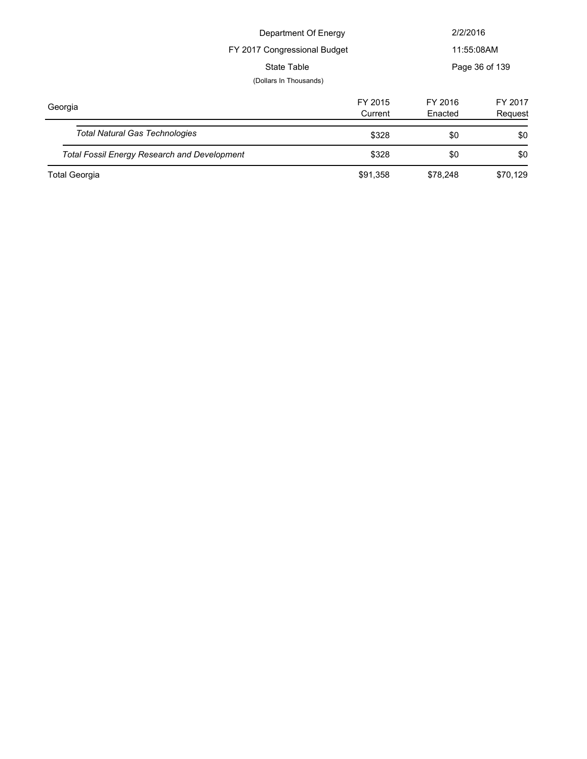| Georgia | FY 2015 Current | FY 2016 Enacted | FY 2017 Request |
|---|---|---|---|
| *Total Natural Gas Technologies* | $328 | $0 | $0 |
| *Total Fossil Energy Research and Development* | $328 | $0 | $0 |
| Total Georgia | $91,358 | $78,248 | $70,129 |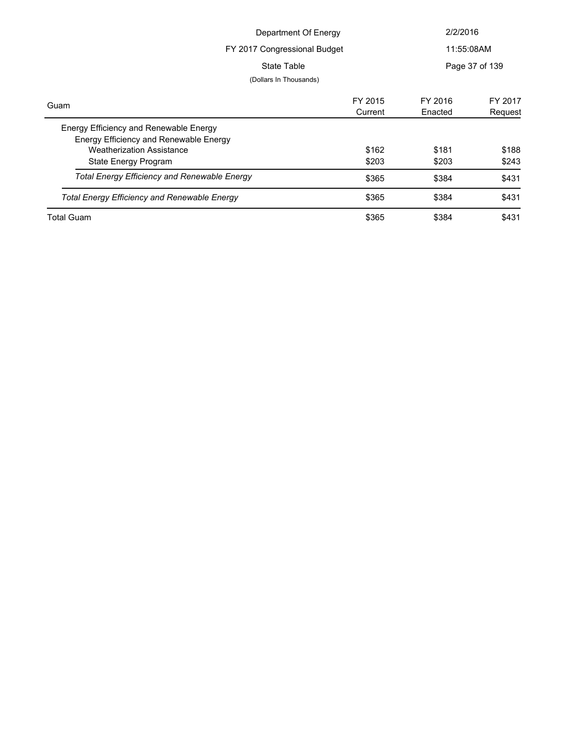Department Of Energy

FY 2017 Congressional Budget

State Table

(Dollars In Thousands)

| Guam | FY 2015 Current | FY 2016 Enacted | FY 2017 Request |
|---|---|---|---|
| Energy Efficiency and Renewable Energy | | | |
| Energy Efficiency and Renewable Energy | | | |
| Weatherization Assistance | $162 | $181 | $188 |
| State Energy Program | $203 | $203 | $243 |
| *Total Energy Efficiency and Renewable Energy* | $365 | $384 | $431 |
| *Total Energy Efficiency and Renewable Energy* | $365 | $384 | $431 |
| Total Guam | $365 | $384 | $431 |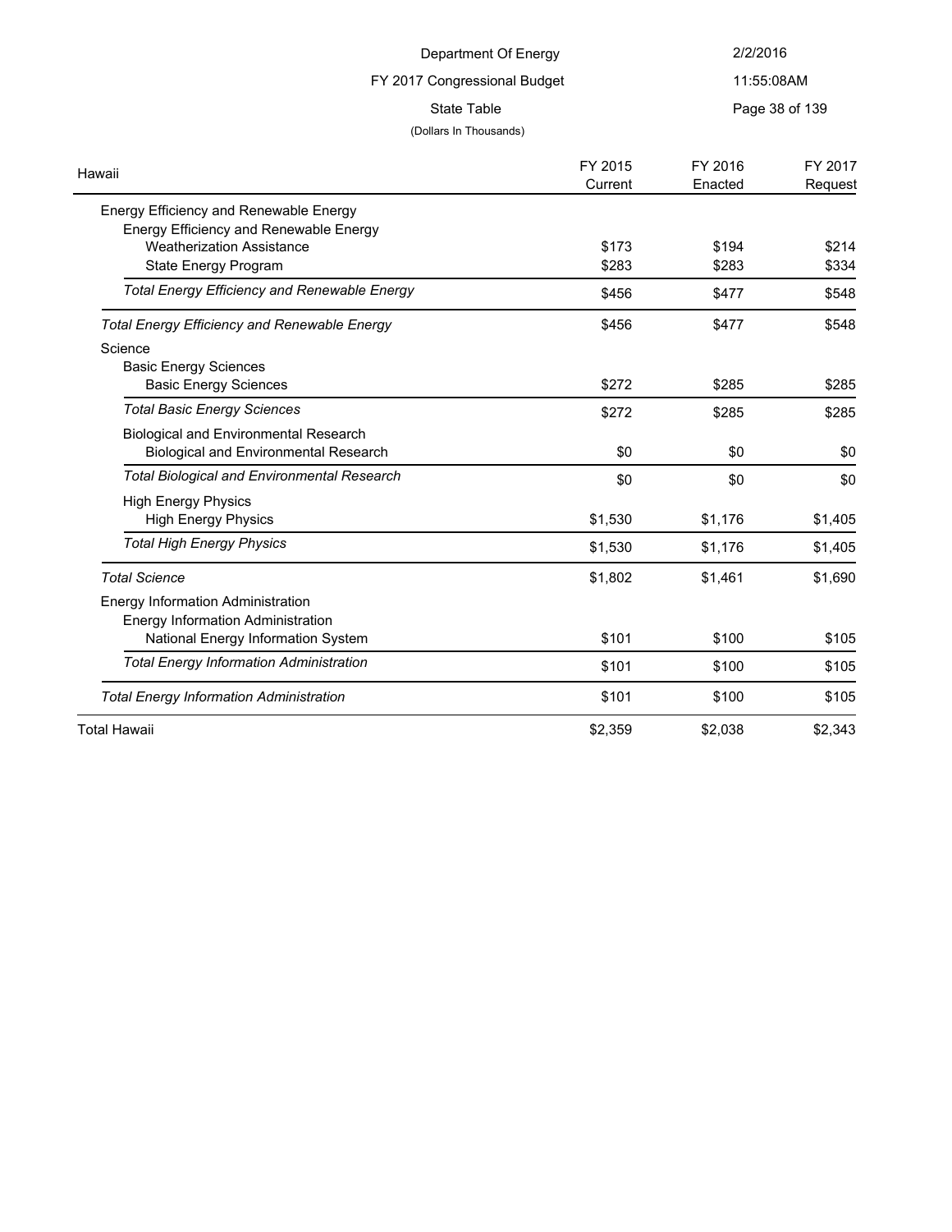Department Of Energy

FY 2017 Congressional Budget

State Table

(Dollars In Thousands)

| Hawaii | FY 2015 Current | FY 2016 Enacted | FY 2017 Request |
|---|---|---|---|
| Energy Efficiency and Renewable Energy | | | |
| Energy Efficiency and Renewable Energy | | | |
| Weatherization Assistance | $173 | $194 | $214 |
| State Energy Program | $283 | $283 | $334 |
| *Total Energy Efficiency and Renewable Energy* | $456 | $477 | $548 |
| *Total Energy Efficiency and Renewable Energy* | $456 | $477 | $548 |
| Science | | | |
| Basic Energy Sciences | | | |
| Basic Energy Sciences | $272 | $285 | $285 |
| *Total Basic Energy Sciences* | $272 | $285 | $285 |
| Biological and Environmental Research | | | |
| Biological and Environmental Research | $0 | $0 | $0 |
| *Total Biological and Environmental Research* | $0 | $0 | $0 |
| High Energy Physics | | | |
| High Energy Physics | $1,530 | $1,176 | $1,405 |
| *Total High Energy Physics* | $1,530 | $1,176 | $1,405 |
| *Total Science* | $1,802 | $1,461 | $1,690 |
| Energy Information Administration | | | |
| Energy Information Administration | | | |
| National Energy Information System | $101 | $100 | $105 |
| *Total Energy Information Administration* | $101 | $100 | $105 |
| *Total Energy Information Administration* | $101 | $100 | $105 |
| Total Hawaii | $2,359 | $2,038 | $2,343 |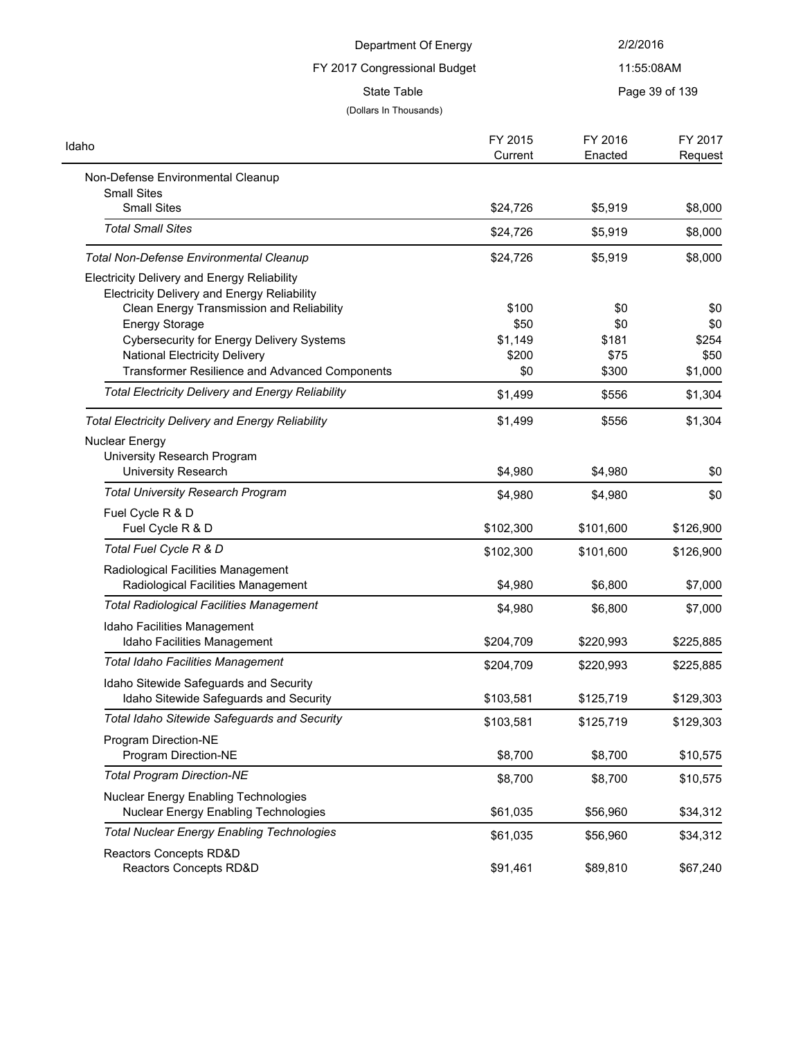Department Of Energy

FY 2017 Congressional Budget

State Table

(Dollars In Thousands)

| Idaho | FY 2015 Current | FY 2016 Enacted | FY 2017 Request |
|---|---|---|---|
| Non-Defense Environmental Cleanup | | | |
| Small Sites | | | |
| Small Sites | $24,726 | $5,919 | $8,000 |
| *Total Small Sites* | $24,726 | $5,919 | $8,000 |
| *Total Non-Defense Environmental Cleanup* | $24,726 | $5,919 | $8,000 |
| Electricity Delivery and Energy Reliability | | | |
| Electricity Delivery and Energy Reliability | | | |
| Clean Energy Transmission and Reliability | $100 | $0 | $0 |
| Energy Storage | $50 | $0 | $0 |
| Cybersecurity for Energy Delivery Systems | $1,149 | $181 | $254 |
| National Electricity Delivery | $200 | $75 | $50 |
| Transformer Resilience and Advanced Components | $0 | $300 | $1,000 |
| *Total Electricity Delivery and Energy Reliability* | $1,499 | $556 | $1,304 |
| *Total Electricity Delivery and Energy Reliability* | $1,499 | $556 | $1,304 |
| Nuclear Energy | | | |
| University Research Program | | | |
| University Research | $4,980 | $4,980 | $0 |
| *Total University Research Program* | $4,980 | $4,980 | $0 |
| Fuel Cycle R & D | | | |
| Fuel Cycle R & D | $102,300 | $101,600 | $126,900 |
| *Total Fuel Cycle R & D* | $102,300 | $101,600 | $126,900 |
| Radiological Facilities Management | | | |
| Radiological Facilities Management | $4,980 | $6,800 | $7,000 |
| *Total Radiological Facilities Management* | $4,980 | $6,800 | $7,000 |
| Idaho Facilities Management | | | |
| Idaho Facilities Management | $204,709 | $220,993 | $225,885 |
| *Total Idaho Facilities Management* | $204,709 | $220,993 | $225,885 |
| Idaho Sitewide Safeguards and Security | | | |
| Idaho Sitewide Safeguards and Security | $103,581 | $125,719 | $129,303 |
| *Total Idaho Sitewide Safeguards and Security* | $103,581 | $125,719 | $129,303 |
| Program Direction-NE | | | |
| Program Direction-NE | $8,700 | $8,700 | $10,575 |
| *Total Program Direction-NE* | $8,700 | $8,700 | $10,575 |
| Nuclear Energy Enabling Technologies | | | |
| Nuclear Energy Enabling Technologies | $61,035 | $56,960 | $34,312 |
| *Total Nuclear Energy Enabling Technologies* | $61,035 | $56,960 | $34,312 |
| Reactors Concepts RD&D | | | |
| Reactors Concepts RD&D | $91,461 | $89,810 | $67,240 |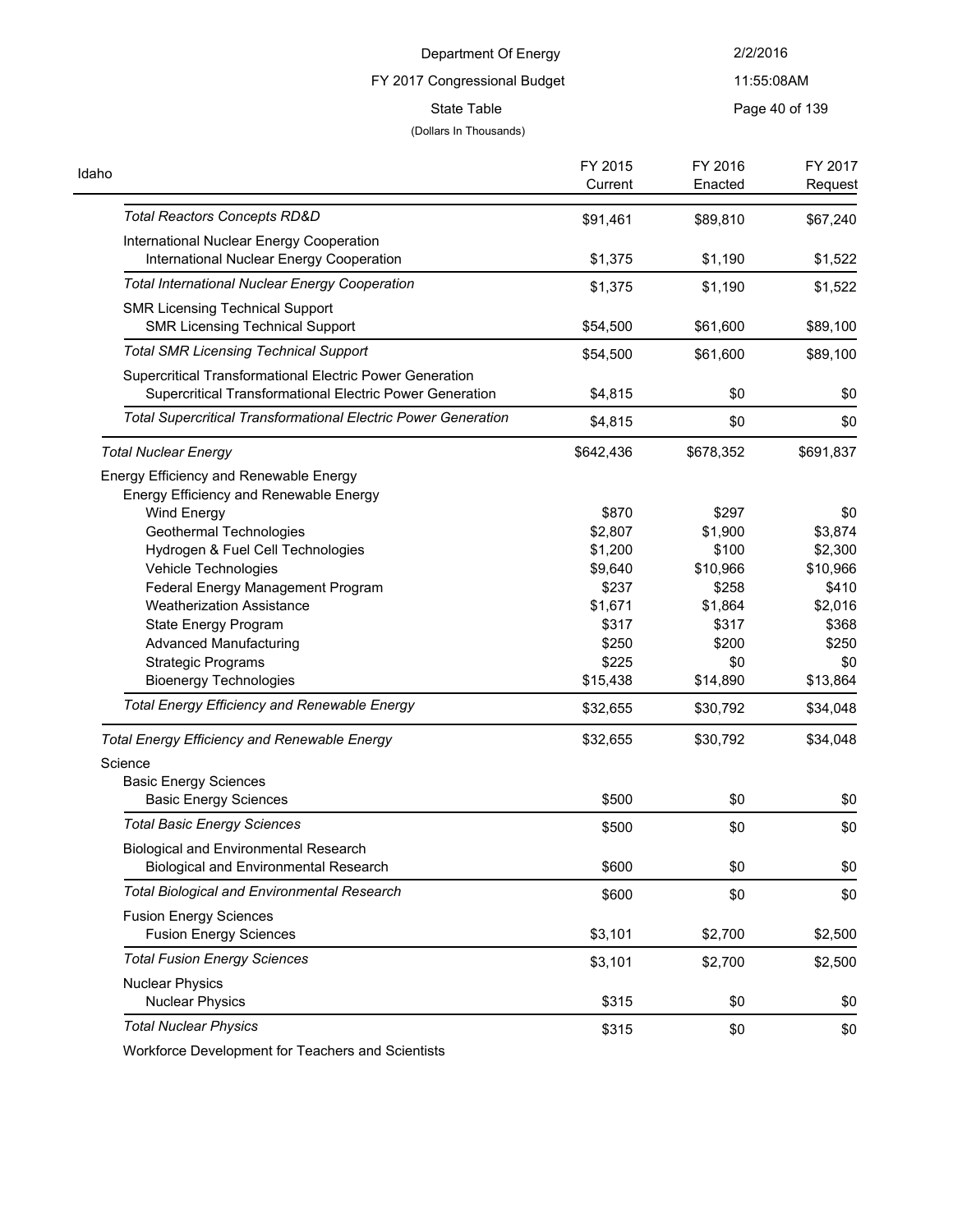| Idaho | FY 2015 Current | FY 2016 Enacted | FY 2017 Request |
|---|---|---|---|
| *Total Reactors Concepts RD&D* | $91,461 | $89,810 | $67,240 |
| International Nuclear Energy Cooperation | | | |
| International Nuclear Energy Cooperation | $1,375 | $1,190 | $1,522 |
| *Total International Nuclear Energy Cooperation* | $1,375 | $1,190 | $1,522 |
| SMR Licensing Technical Support | | | |
| SMR Licensing Technical Support | $54,500 | $61,600 | $89,100 |
| *Total SMR Licensing Technical Support* | $54,500 | $61,600 | $89,100 |
| Supercritical Transformational Electric Power Generation | | | |
| Supercritical Transformational Electric Power Generation | $4,815 | $0 | $0 |
| *Total Supercritical Transformational Electric Power Generation* | $4,815 | $0 | $0 |
| *Total Nuclear Energy* | $642,436 | $678,352 | $691,837 |
| Energy Efficiency and Renewable Energy | | | |
| Energy Efficiency and Renewable Energy | | | |
| Wind Energy | $870 | $297 | $0 |
| Geothermal Technologies | $2,807 | $1,900 | $3,874 |
| Hydrogen & Fuel Cell Technologies | $1,200 | $100 | $2,300 |
| Vehicle Technologies | $9,640 | $10,966 | $10,966 |
| Federal Energy Management Program | $237 | $258 | $410 |
| Weatherization Assistance | $1,671 | $1,864 | $2,016 |
| State Energy Program | $317 | $317 | $368 |
| Advanced Manufacturing | $250 | $200 | $250 |
| Strategic Programs | $225 | $0 | $0 |
| Bioenergy Technologies | $15,438 | $14,890 | $13,864 |
| *Total Energy Efficiency and Renewable Energy* | $32,655 | $30,792 | $34,048 |
| *Total Energy Efficiency and Renewable Energy* | $32,655 | $30,792 | $34,048 |
| Science | | | |
| Basic Energy Sciences | | | |
| Basic Energy Sciences | $500 | $0 | $0 |
| *Total Basic Energy Sciences* | $500 | $0 | $0 |
| Biological and Environmental Research | | | |
| Biological and Environmental Research | $600 | $0 | $0 |
| *Total Biological and Environmental Research* | $600 | $0 | $0 |
| Fusion Energy Sciences | | | |
| Fusion Energy Sciences | $3,101 | $2,700 | $2,500 |
| *Total Fusion Energy Sciences* | $3,101 | $2,700 | $2,500 |
| Nuclear Physics | | | |
| Nuclear Physics | $315 | $0 | $0 |
| *Total Nuclear Physics* | $315 | $0 | $0 |
| Workforce Development for Teachers and Scientists | | | |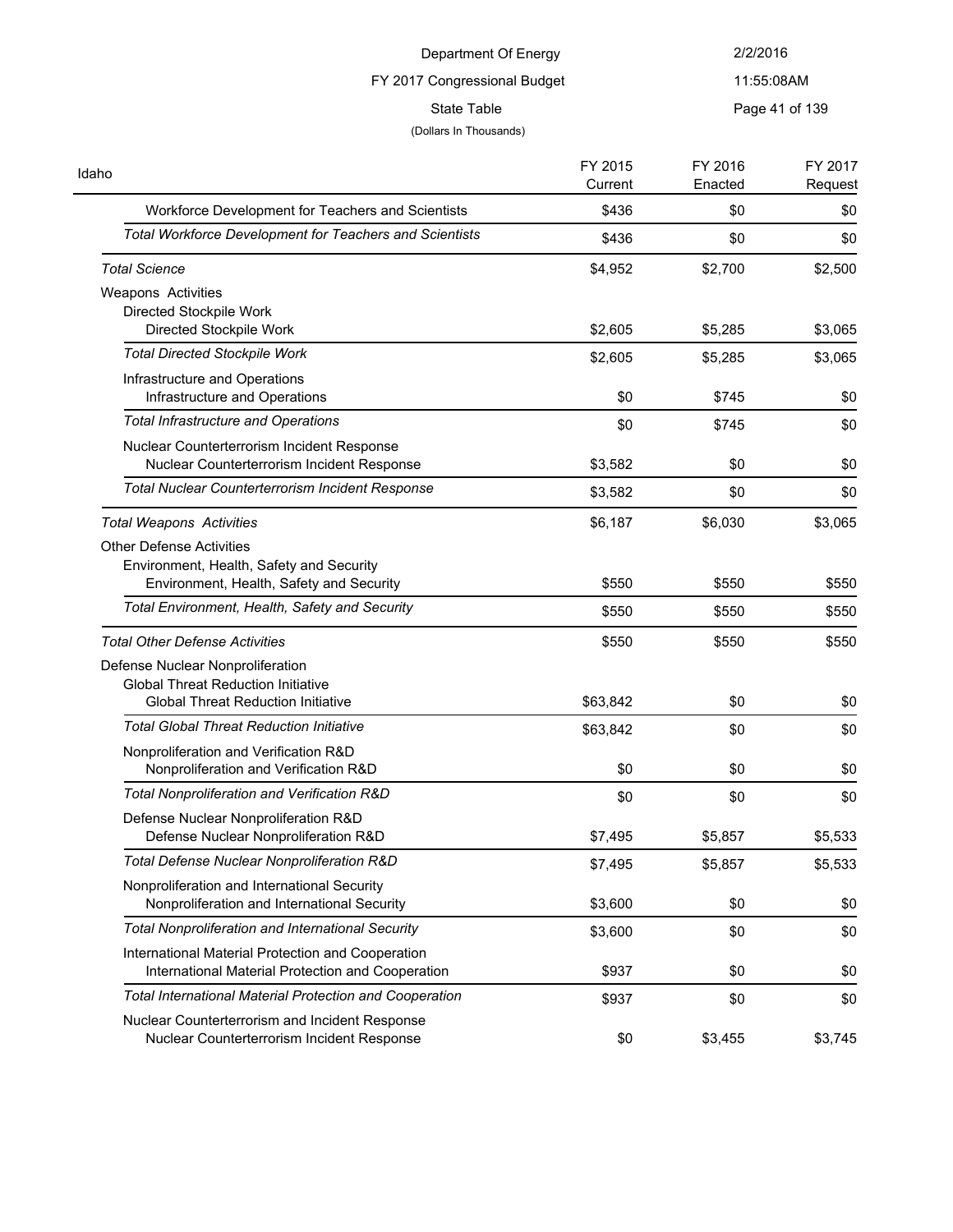Department Of Energy

FY 2017 Congressional Budget

State Table

(Dollars In Thousands)

| Idaho | FY 2015 Current | FY 2016 Enacted | FY 2017 Request |
|---|---|---|---|
| Workforce Development for Teachers and Scientists | $436 | $0 | $0 |
| *Total Workforce Development for Teachers and Scientists* | $436 | $0 | $0 |
| *Total Science* | $4,952 | $2,700 | $2,500 |
| Weapons Activities | | | |
| Directed Stockpile Work | | | |
| Directed Stockpile Work | $2,605 | $5,285 | $3,065 |
| *Total Directed Stockpile Work* | $2,605 | $5,285 | $3,065 |
| Infrastructure and Operations | | | |
| Infrastructure and Operations | $0 | $745 | $0 |
| *Total Infrastructure and Operations* | $0 | $745 | $0 |
| Nuclear Counterterrorism Incident Response | | | |
| Nuclear Counterterrorism Incident Response | $3,582 | $0 | $0 |
| *Total Nuclear Counterterrorism Incident Response* | $3,582 | $0 | $0 |
| *Total Weapons Activities* | $6,187 | $6,030 | $3,065 |
| Other Defense Activities | | | |
| Environment, Health, Safety and Security | | | |
| Environment, Health, Safety and Security | $550 | $550 | $550 |
| *Total Environment, Health, Safety and Security* | $550 | $550 | $550 |
| *Total Other Defense Activities* | $550 | $550 | $550 |
| Defense Nuclear Nonproliferation | | | |
| Global Threat Reduction Initiative | | | |
| Global Threat Reduction Initiative | $63,842 | $0 | $0 |
| *Total Global Threat Reduction Initiative* | $63,842 | $0 | $0 |
| Nonproliferation and Verification R&D | | | |
| Nonproliferation and Verification R&D | $0 | $0 | $0 |
| *Total Nonproliferation and Verification R&D* | $0 | $0 | $0 |
| Defense Nuclear Nonproliferation R&D | | | |
| Defense Nuclear Nonproliferation R&D | $7,495 | $5,857 | $5,533 |
| *Total Defense Nuclear Nonproliferation R&D* | $7,495 | $5,857 | $5,533 |
| Nonproliferation and International Security | | | |
| Nonproliferation and International Security | $3,600 | $0 | $0 |
| *Total Nonproliferation and International Security* | $3,600 | $0 | $0 |
| International Material Protection and Cooperation | | | |
| International Material Protection and Cooperation | $937 | $0 | $0 |
| *Total International Material Protection and Cooperation* | $937 | $0 | $0 |
| Nuclear Counterterrorism and Incident Response | | | |
| Nuclear Counterterrorism Incident Response | $0 | $3,455 | $3,745 |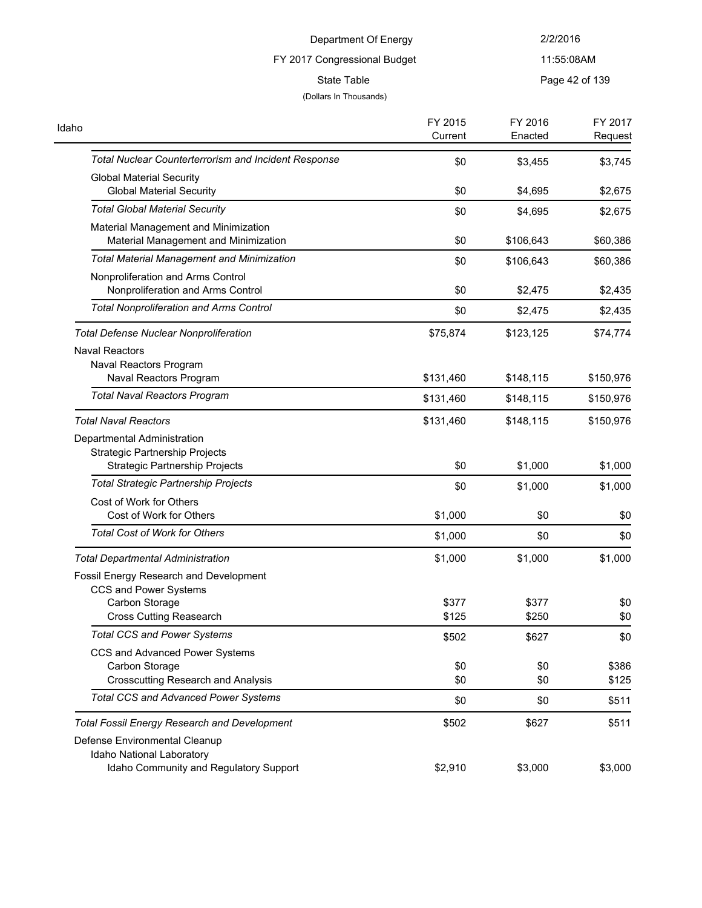Department Of Energy
FY 2017 Congressional Budget
State Table
(Dollars In Thousands)

| Idaho | FY 2015 Current | FY 2016 Enacted | FY 2017 Request |
|---|---|---|---|
| *Total Nuclear Counterterrorism and Incident Response* | $0 | $3,455 | $3,745 |
| Global Material Security | | | |
| Global Material Security | $0 | $4,695 | $2,675 |
| *Total Global Material Security* | $0 | $4,695 | $2,675 |
| Material Management and Minimization | | | |
| Material Management and Minimization | $0 | $106,643 | $60,386 |
| *Total Material Management and Minimization* | $0 | $106,643 | $60,386 |
| Nonproliferation and Arms Control | | | |
| Nonproliferation and Arms Control | $0 | $2,475 | $2,435 |
| *Total Nonproliferation and Arms Control* | $0 | $2,475 | $2,435 |
| *Total Defense Nuclear Nonproliferation* | $75,874 | $123,125 | $74,774 |
| Naval Reactors | | | |
| Naval Reactors Program | | | |
| Naval Reactors Program | $131,460 | $148,115 | $150,976 |
| *Total Naval Reactors Program* | $131,460 | $148,115 | $150,976 |
| *Total Naval Reactors* | $131,460 | $148,115 | $150,976 |
| Departmental Administration | | | |
| Strategic Partnership Projects | | | |
| Strategic Partnership Projects | $0 | $1,000 | $1,000 |
| *Total Strategic Partnership Projects* | $0 | $1,000 | $1,000 |
| Cost of Work for Others | | | |
| Cost of Work for Others | $1,000 | $0 | $0 |
| *Total Cost of Work for Others* | $1,000 | $0 | $0 |
| *Total Departmental Administration* | $1,000 | $1,000 | $1,000 |
| Fossil Energy Research and Development | | | |
| CCS and Power Systems | | | |
| Carbon Storage | $377 | $377 | $0 |
| Cross Cutting Reasearch | $125 | $250 | $0 |
| *Total CCS and Power Systems* | $502 | $627 | $0 |
| CCS and Advanced Power Systems | | | |
| Carbon Storage | $0 | $0 | $386 |
| Crosscutting Research and Analysis | $0 | $0 | $125 |
| *Total CCS and Advanced Power Systems* | $0 | $0 | $511 |
| *Total Fossil Energy Research and Development* | $502 | $627 | $511 |
| Defense Environmental Cleanup | | | |
| Idaho National Laboratory | | | |
| Idaho Community and Regulatory Support | $2,910 | $3,000 | $3,000 |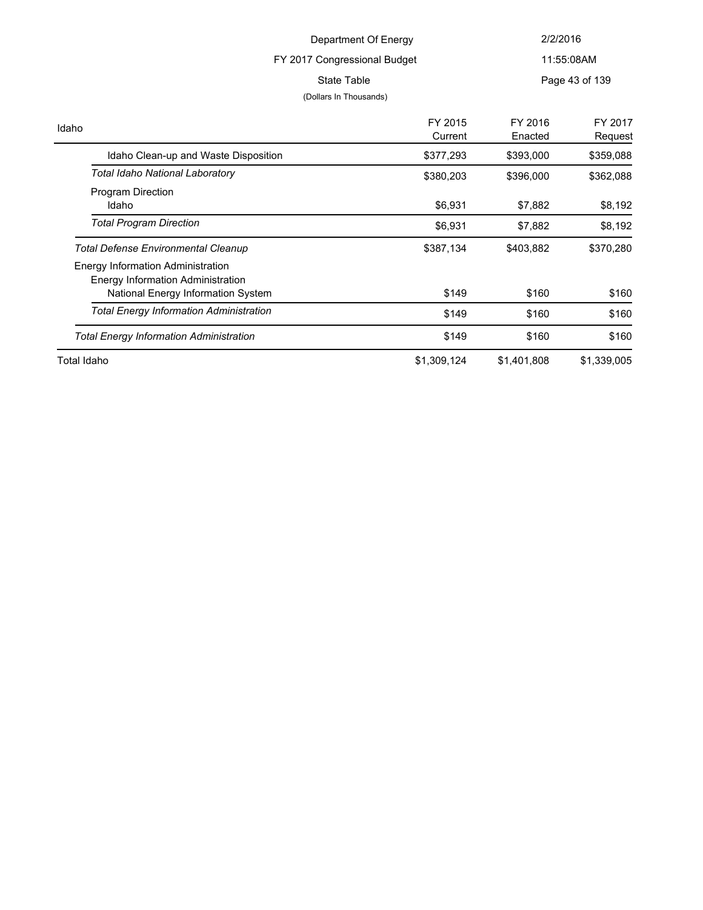Department Of Energy

FY 2017 Congressional Budget

State Table

(Dollars In Thousands)

| Idaho | FY 2015 Current | FY 2016 Enacted | FY 2017 Request |
|---|---|---|---|
| Idaho Clean-up and Waste Disposition | $377,293 | $393,000 | $359,088 |
| *Total Idaho National Laboratory* | $380,203 | $396,000 | $362,088 |
| Program Direction | | | |
| Idaho | $6,931 | $7,882 | $8,192 |
| *Total Program Direction* | $6,931 | $7,882 | $8,192 |
| *Total Defense Environmental Cleanup* | $387,134 | $403,882 | $370,280 |
| Energy Information Administration | | | |
| Energy Information Administration | | | |
| National Energy Information System | $149 | $160 | $160 |
| *Total Energy Information Administration* | $149 | $160 | $160 |
| *Total Energy Information Administration* | $149 | $160 | $160 |
| Total Idaho | $1,309,124 | $1,401,808 | $1,339,005 |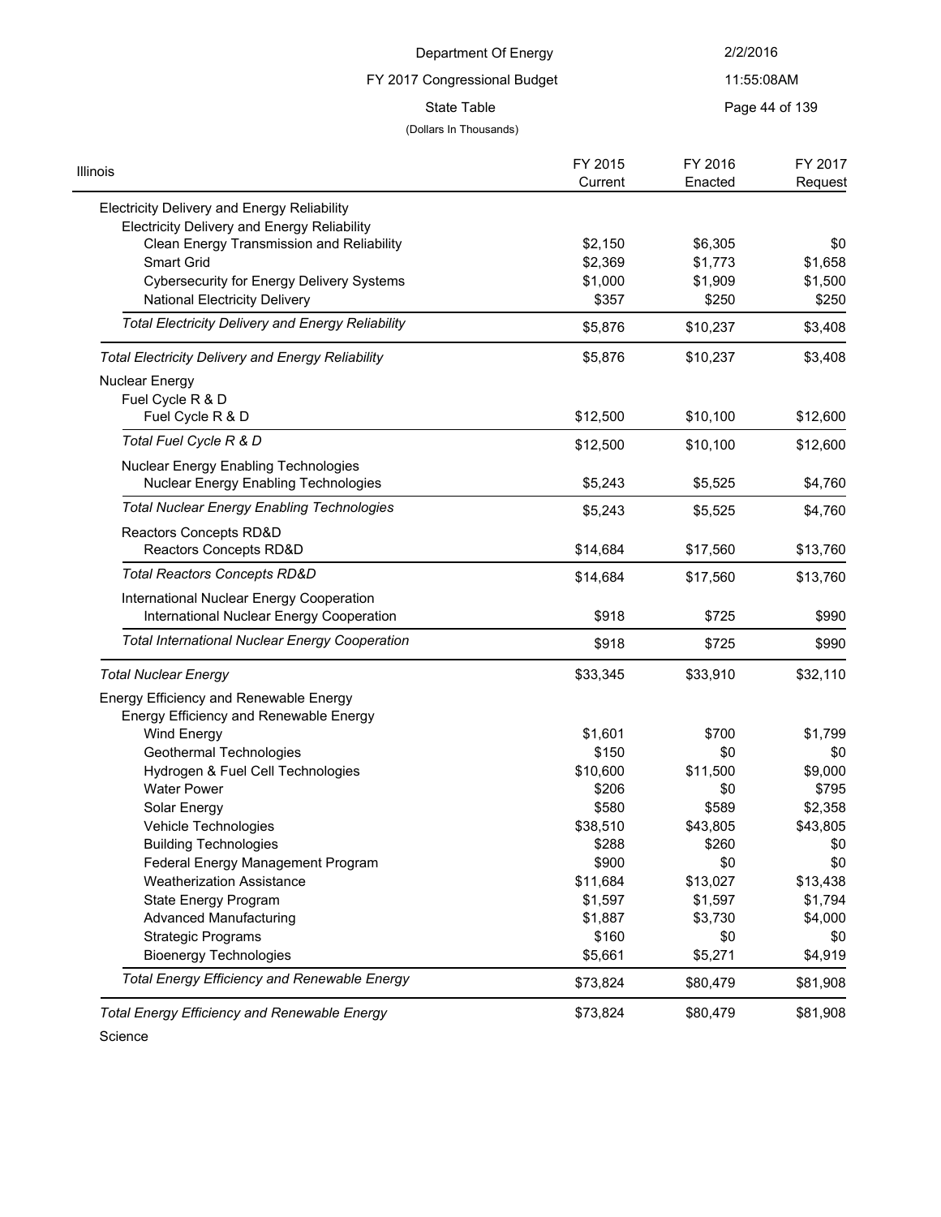Department Of Energy
FY 2017 Congressional Budget
State Table
(Dollars In Thousands)

| Illinois | FY 2015 Current | FY 2016 Enacted | FY 2017 Request |
|---|---|---|---|
| Electricity Delivery and Energy Reliability | | | |
| Electricity Delivery and Energy Reliability | | | |
| Clean Energy Transmission and Reliability | $2,150 | $6,305 | $0 |
| Smart Grid | $2,369 | $1,773 | $1,658 |
| Cybersecurity for Energy Delivery Systems | $1,000 | $1,909 | $1,500 |
| National Electricity Delivery | $357 | $250 | $250 |
| *Total Electricity Delivery and Energy Reliability* | $5,876 | $10,237 | $3,408 |
| *Total Electricity Delivery and Energy Reliability* | $5,876 | $10,237 | $3,408 |
| Nuclear Energy | | | |
| Fuel Cycle R & D | | | |
| Fuel Cycle R & D | $12,500 | $10,100 | $12,600 |
| *Total Fuel Cycle R & D* | $12,500 | $10,100 | $12,600 |
| Nuclear Energy Enabling Technologies | | | |
| Nuclear Energy Enabling Technologies | $5,243 | $5,525 | $4,760 |
| *Total Nuclear Energy Enabling Technologies* | $5,243 | $5,525 | $4,760 |
| Reactors Concepts RD&D | | | |
| Reactors Concepts RD&D | $14,684 | $17,560 | $13,760 |
| *Total Reactors Concepts RD&D* | $14,684 | $17,560 | $13,760 |
| International Nuclear Energy Cooperation | | | |
| International Nuclear Energy Cooperation | $918 | $725 | $990 |
| *Total International Nuclear Energy Cooperation* | $918 | $725 | $990 |
| *Total Nuclear Energy* | $33,345 | $33,910 | $32,110 |
| Energy Efficiency and Renewable Energy | | | |
| Energy Efficiency and Renewable Energy | | | |
| Wind Energy | $1,601 | $700 | $1,799 |
| Geothermal Technologies | $150 | $0 | $0 |
| Hydrogen & Fuel Cell Technologies | $10,600 | $11,500 | $9,000 |
| Water Power | $206 | $0 | $795 |
| Solar Energy | $580 | $589 | $2,358 |
| Vehicle Technologies | $38,510 | $43,805 | $43,805 |
| Building Technologies | $288 | $260 | $0 |
| Federal Energy Management Program | $900 | $0 | $0 |
| Weatherization Assistance | $11,684 | $13,027 | $13,438 |
| State Energy Program | $1,597 | $1,597 | $1,794 |
| Advanced Manufacturing | $1,887 | $3,730 | $4,000 |
| Strategic Programs | $160 | $0 | $0 |
| Bioenergy Technologies | $5,661 | $5,271 | $4,919 |
| *Total Energy Efficiency and Renewable Energy* | $73,824 | $80,479 | $81,908 |
| *Total Energy Efficiency and Renewable Energy* | $73,824 | $80,479 | $81,908 |
| Science | | | |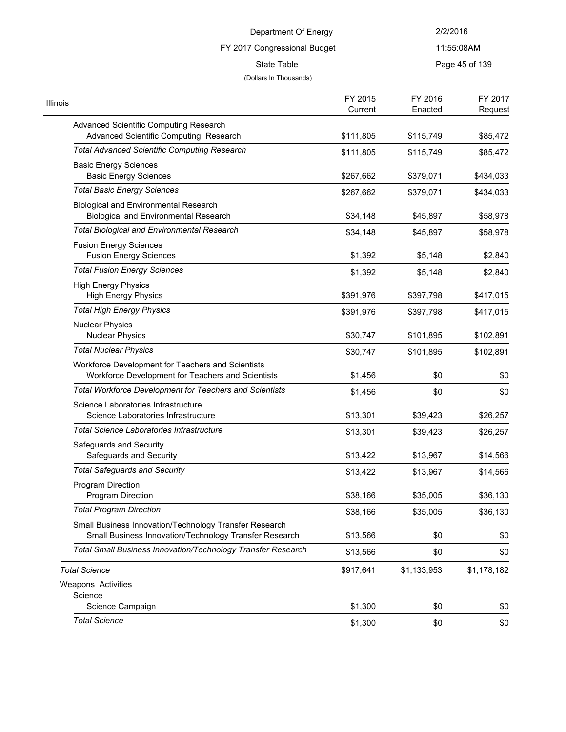Department Of Energy

FY 2017 Congressional Budget

State Table

(Dollars In Thousands)

| Illinois | FY 2015 Current | FY 2016 Enacted | FY 2017 Request |
|---|---|---|---|
| Advanced Scientific Computing Research | | | |
| Advanced Scientific Computing Research | $111,805 | $115,749 | $85,472 |
| *Total Advanced Scientific Computing Research* | $111,805 | $115,749 | $85,472 |
| Basic Energy Sciences | | | |
| Basic Energy Sciences | $267,662 | $379,071 | $434,033 |
| *Total Basic Energy Sciences* | $267,662 | $379,071 | $434,033 |
| Biological and Environmental Research | | | |
| Biological and Environmental Research | $34,148 | $45,897 | $58,978 |
| *Total Biological and Environmental Research* | $34,148 | $45,897 | $58,978 |
| Fusion Energy Sciences | | | |
| Fusion Energy Sciences | $1,392 | $5,148 | $2,840 |
| *Total Fusion Energy Sciences* | $1,392 | $5,148 | $2,840 |
| High Energy Physics | | | |
| High Energy Physics | $391,976 | $397,798 | $417,015 |
| *Total High Energy Physics* | $391,976 | $397,798 | $417,015 |
| Nuclear Physics | | | |
| Nuclear Physics | $30,747 | $101,895 | $102,891 |
| *Total Nuclear Physics* | $30,747 | $101,895 | $102,891 |
| Workforce Development for Teachers and Scientists | | | |
| Workforce Development for Teachers and Scientists | $1,456 | $0 | $0 |
| *Total Workforce Development for Teachers and Scientists* | $1,456 | $0 | $0 |
| Science Laboratories Infrastructure | | | |
| Science Laboratories Infrastructure | $13,301 | $39,423 | $26,257 |
| *Total Science Laboratories Infrastructure* | $13,301 | $39,423 | $26,257 |
| Safeguards and Security | | | |
| Safeguards and Security | $13,422 | $13,967 | $14,566 |
| *Total Safeguards and Security* | $13,422 | $13,967 | $14,566 |
| Program Direction | | | |
| Program Direction | $38,166 | $35,005 | $36,130 |
| *Total Program Direction* | $38,166 | $35,005 | $36,130 |
| Small Business Innovation/Technology Transfer Research | | | |
| Small Business Innovation/Technology Transfer Research | $13,566 | $0 | $0 |
| *Total Small Business Innovation/Technology Transfer Research* | $13,566 | $0 | $0 |
| *Total Science* | $917,641 | $1,133,953 | $1,178,182 |
| Weapons Activities | | | |
| Science | | | |
| Science Campaign | $1,300 | $0 | $0 |
| *Total Science* | $1,300 | $0 | $0 |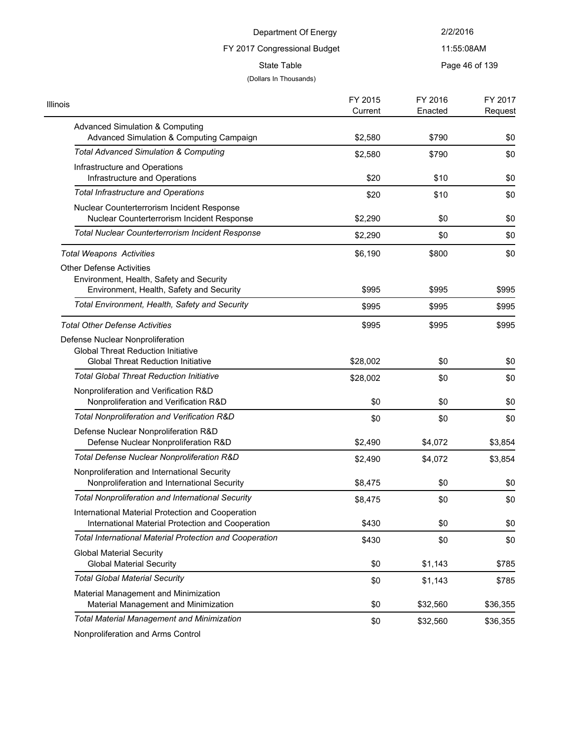Department Of Energy

FY 2017 Congressional Budget

State Table

(Dollars In Thousands)

| Illinois | FY 2015 Current | FY 2016 Enacted | FY 2017 Request |
|---|---|---|---|
| Advanced Simulation & Computing | | | |
| Advanced Simulation & Computing Campaign | $2,580 | $790 | $0 |
| *Total Advanced Simulation & Computing* | $2,580 | $790 | $0 |
| Infrastructure and Operations | | | |
| Infrastructure and Operations | $20 | $10 | $0 |
| *Total Infrastructure and Operations* | $20 | $10 | $0 |
| Nuclear Counterterrorism Incident Response | | | |
| Nuclear Counterterrorism Incident Response | $2,290 | $0 | $0 |
| *Total Nuclear Counterterrorism Incident Response* | $2,290 | $0 | $0 |
| *Total Weapons Activities* | $6,190 | $800 | $0 |
| Other Defense Activities | | | |
| Environment, Health, Safety and Security | | | |
| Environment, Health, Safety and Security | $995 | $995 | $995 |
| *Total Environment, Health, Safety and Security* | $995 | $995 | $995 |
| *Total Other Defense Activities* | $995 | $995 | $995 |
| Defense Nuclear Nonproliferation | | | |
| Global Threat Reduction Initiative | | | |
| Global Threat Reduction Initiative | $28,002 | $0 | $0 |
| *Total Global Threat Reduction Initiative* | $28,002 | $0 | $0 |
| Nonproliferation and Verification R&D | | | |
| Nonproliferation and Verification R&D | $0 | $0 | $0 |
| *Total Nonproliferation and Verification R&D* | $0 | $0 | $0 |
| Defense Nuclear Nonproliferation R&D | | | |
| Defense Nuclear Nonproliferation R&D | $2,490 | $4,072 | $3,854 |
| *Total Defense Nuclear Nonproliferation R&D* | $2,490 | $4,072 | $3,854 |
| Nonproliferation and International Security | | | |
| Nonproliferation and International Security | $8,475 | $0 | $0 |
| *Total Nonproliferation and International Security* | $8,475 | $0 | $0 |
| International Material Protection and Cooperation | | | |
| International Material Protection and Cooperation | $430 | $0 | $0 |
| *Total International Material Protection and Cooperation* | $430 | $0 | $0 |
| Global Material Security | | | |
| Global Material Security | $0 | $1,143 | $785 |
| *Total Global Material Security* | $0 | $1,143 | $785 |
| Material Management and Minimization | | | |
| Material Management and Minimization | $0 | $32,560 | $36,355 |
| *Total Material Management and Minimization* | $0 | $32,560 | $36,355 |
| Nonproliferation and Arms Control | | | |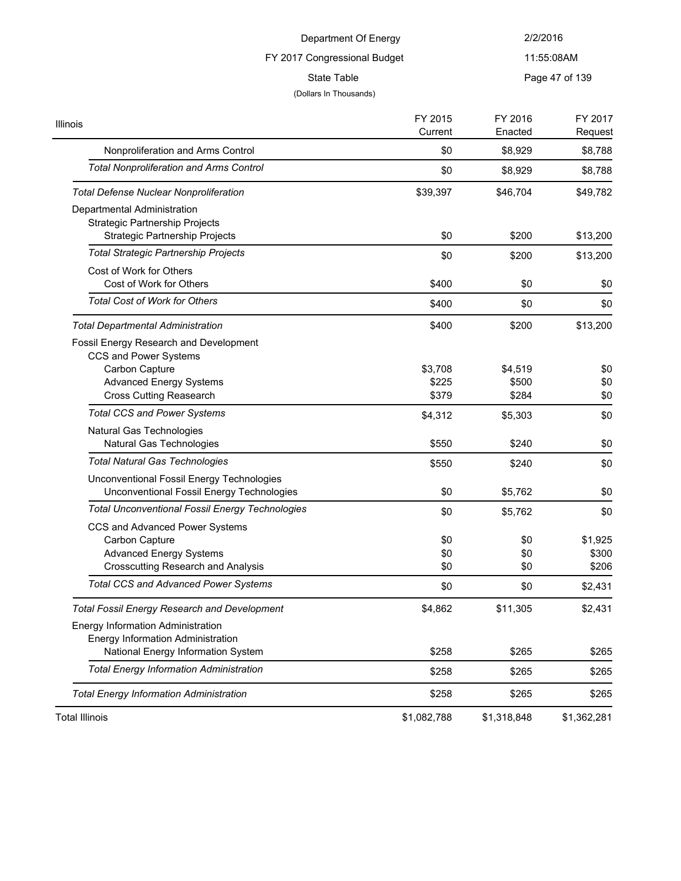Department Of Energy

FY 2017 Congressional Budget

State Table

(Dollars In Thousands)

| Illinois | FY 2015 Current | FY 2016 Enacted | FY 2017 Request |
|---|---|---|---|
| Nonproliferation and Arms Control | $0 | $8,929 | $8,788 |
| *Total Nonproliferation and Arms Control* | $0 | $8,929 | $8,788 |
| *Total Defense Nuclear Nonproliferation* | $39,397 | $46,704 | $49,782 |
| Departmental Administration | | | |
| Strategic Partnership Projects | | | |
| Strategic Partnership Projects | $0 | $200 | $13,200 |
| *Total Strategic Partnership Projects* | $0 | $200 | $13,200 |
| Cost of Work for Others | | | |
| Cost of Work for Others | $400 | $0 | $0 |
| *Total Cost of Work for Others* | $400 | $0 | $0 |
| *Total Departmental Administration* | $400 | $200 | $13,200 |
| Fossil Energy Research and Development | | | |
| CCS and Power Systems | | | |
| Carbon Capture | $3,708 | $4,519 | $0 |
| Advanced Energy Systems | $225 | $500 | $0 |
| Cross Cutting Reasearch | $379 | $284 | $0 |
| *Total CCS and Power Systems* | $4,312 | $5,303 | $0 |
| Natural Gas Technologies | | | |
| Natural Gas Technologies | $550 | $240 | $0 |
| *Total Natural Gas Technologies* | $550 | $240 | $0 |
| Unconventional Fossil Energy Technologies | | | |
| Unconventional Fossil Energy Technologies | $0 | $5,762 | $0 |
| *Total Unconventional Fossil Energy Technologies* | $0 | $5,762 | $0 |
| CCS and Advanced Power Systems | | | |
| Carbon Capture | $0 | $0 | $1,925 |
| Advanced Energy Systems | $0 | $0 | $300 |
| Crosscutting Research and Analysis | $0 | $0 | $206 |
| *Total CCS and Advanced Power Systems* | $0 | $0 | $2,431 |
| *Total Fossil Energy Research and Development* | $4,862 | $11,305 | $2,431 |
| Energy Information Administration | | | |
| Energy Information Administration | | | |
| National Energy Information System | $258 | $265 | $265 |
| *Total Energy Information Administration* | $258 | $265 | $265 |
| *Total Energy Information Administration* | $258 | $265 | $265 |
| Total Illinois | $1,082,788 | $1,318,848 | $1,362,281 |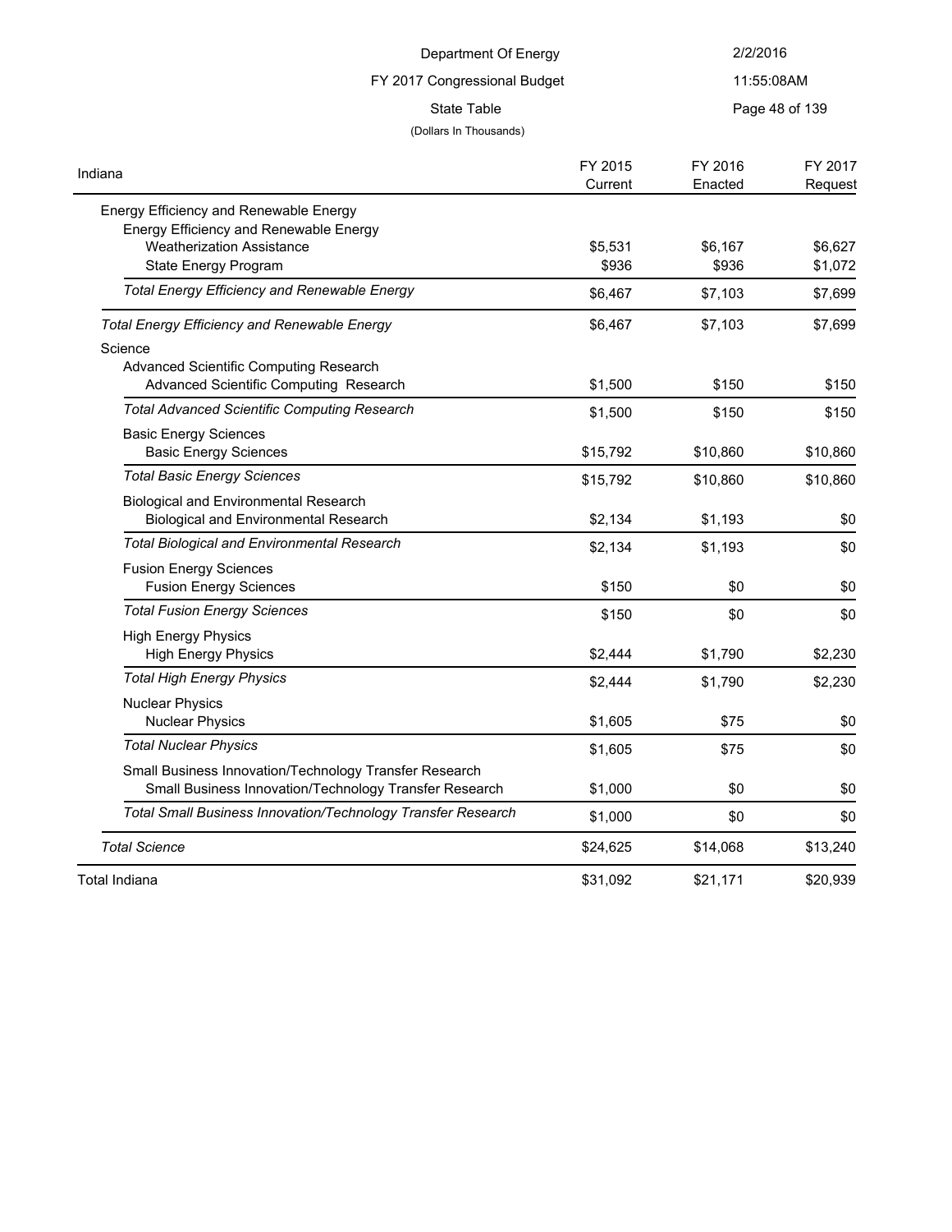Department Of Energy

FY 2017 Congressional Budget

State Table

(Dollars In Thousands)

| Indiana | FY 2015 Current | FY 2016 Enacted | FY 2017 Request |
|---|---|---|---|
| Energy Efficiency and Renewable Energy | | | |
| Energy Efficiency and Renewable Energy | | | |
| Weatherization Assistance | $5,531 | $6,167 | $6,627 |
| State Energy Program | $936 | $936 | $1,072 |
| *Total Energy Efficiency and Renewable Energy* | $6,467 | $7,103 | $7,699 |
| *Total Energy Efficiency and Renewable Energy* | $6,467 | $7,103 | $7,699 |
| Science | | | |
| Advanced Scientific Computing Research | | | |
| Advanced Scientific Computing Research | $1,500 | $150 | $150 |
| *Total Advanced Scientific Computing Research* | $1,500 | $150 | $150 |
| Basic Energy Sciences | | | |
| Basic Energy Sciences | $15,792 | $10,860 | $10,860 |
| *Total Basic Energy Sciences* | $15,792 | $10,860 | $10,860 |
| Biological and Environmental Research | | | |
| Biological and Environmental Research | $2,134 | $1,193 | $0 |
| *Total Biological and Environmental Research* | $2,134 | $1,193 | $0 |
| Fusion Energy Sciences | | | |
| Fusion Energy Sciences | $150 | $0 | $0 |
| *Total Fusion Energy Sciences* | $150 | $0 | $0 |
| High Energy Physics | | | |
| High Energy Physics | $2,444 | $1,790 | $2,230 |
| *Total High Energy Physics* | $2,444 | $1,790 | $2,230 |
| Nuclear Physics | | | |
| Nuclear Physics | $1,605 | $75 | $0 |
| *Total Nuclear Physics* | $1,605 | $75 | $0 |
| Small Business Innovation/Technology Transfer Research | | | |
| Small Business Innovation/Technology Transfer Research | $1,000 | $0 | $0 |
| *Total Small Business Innovation/Technology Transfer Research* | $1,000 | $0 | $0 |
| *Total Science* | $24,625 | $14,068 | $13,240 |
| Total Indiana | $31,092 | $21,171 | $20,939 |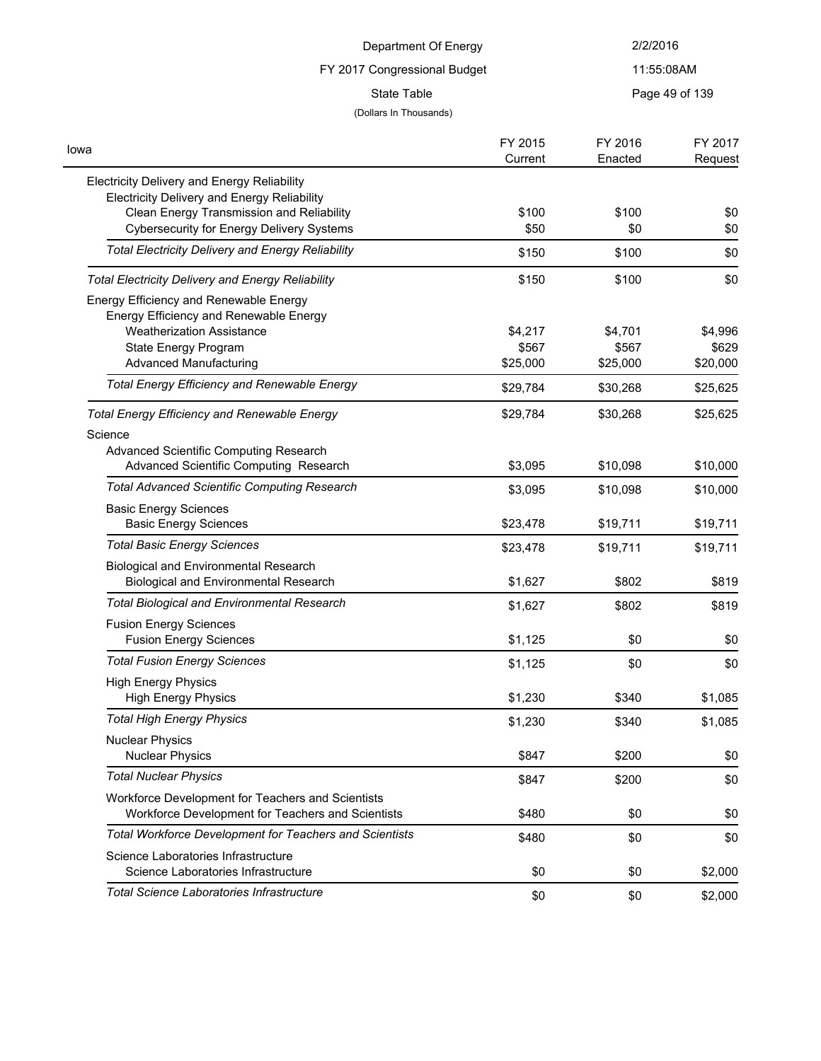Department Of Energy

FY 2017 Congressional Budget

State Table

(Dollars In Thousands)

| Iowa | FY 2015 Current | FY 2016 Enacted | FY 2017 Request |
|---|---|---|---|
| Electricity Delivery and Energy Reliability | | | |
| Electricity Delivery and Energy Reliability | | | |
| Clean Energy Transmission and Reliability | $100 | $100 | $0 |
| Cybersecurity for Energy Delivery Systems | $50 | $0 | $0 |
| *Total Electricity Delivery and Energy Reliability* | $150 | $100 | $0 |
| *Total Electricity Delivery and Energy Reliability* | $150 | $100 | $0 |
| Energy Efficiency and Renewable Energy | | | |
| Energy Efficiency and Renewable Energy | | | |
| Weatherization Assistance | $4,217 | $4,701 | $4,996 |
| State Energy Program | $567 | $567 | $629 |
| Advanced Manufacturing | $25,000 | $25,000 | $20,000 |
| *Total Energy Efficiency and Renewable Energy* | $29,784 | $30,268 | $25,625 |
| *Total Energy Efficiency and Renewable Energy* | $29,784 | $30,268 | $25,625 |
| Science | | | |
| Advanced Scientific Computing Research | | | |
| Advanced Scientific Computing Research | $3,095 | $10,098 | $10,000 |
| *Total Advanced Scientific Computing Research* | $3,095 | $10,098 | $10,000 |
| Basic Energy Sciences | | | |
| Basic Energy Sciences | $23,478 | $19,711 | $19,711 |
| *Total Basic Energy Sciences* | $23,478 | $19,711 | $19,711 |
| Biological and Environmental Research | | | |
| Biological and Environmental Research | $1,627 | $802 | $819 |
| *Total Biological and Environmental Research* | $1,627 | $802 | $819 |
| Fusion Energy Sciences | | | |
| Fusion Energy Sciences | $1,125 | $0 | $0 |
| *Total Fusion Energy Sciences* | $1,125 | $0 | $0 |
| High Energy Physics | | | |
| High Energy Physics | $1,230 | $340 | $1,085 |
| *Total High Energy Physics* | $1,230 | $340 | $1,085 |
| Nuclear Physics | | | |
| Nuclear Physics | $847 | $200 | $0 |
| *Total Nuclear Physics* | $847 | $200 | $0 |
| Workforce Development for Teachers and Scientists | | | |
| Workforce Development for Teachers and Scientists | $480 | $0 | $0 |
| *Total Workforce Development for Teachers and Scientists* | $480 | $0 | $0 |
| Science Laboratories Infrastructure | | | |
| Science Laboratories Infrastructure | $0 | $0 | $2,000 |
| *Total Science Laboratories Infrastructure* | $0 | $0 | $2,000 |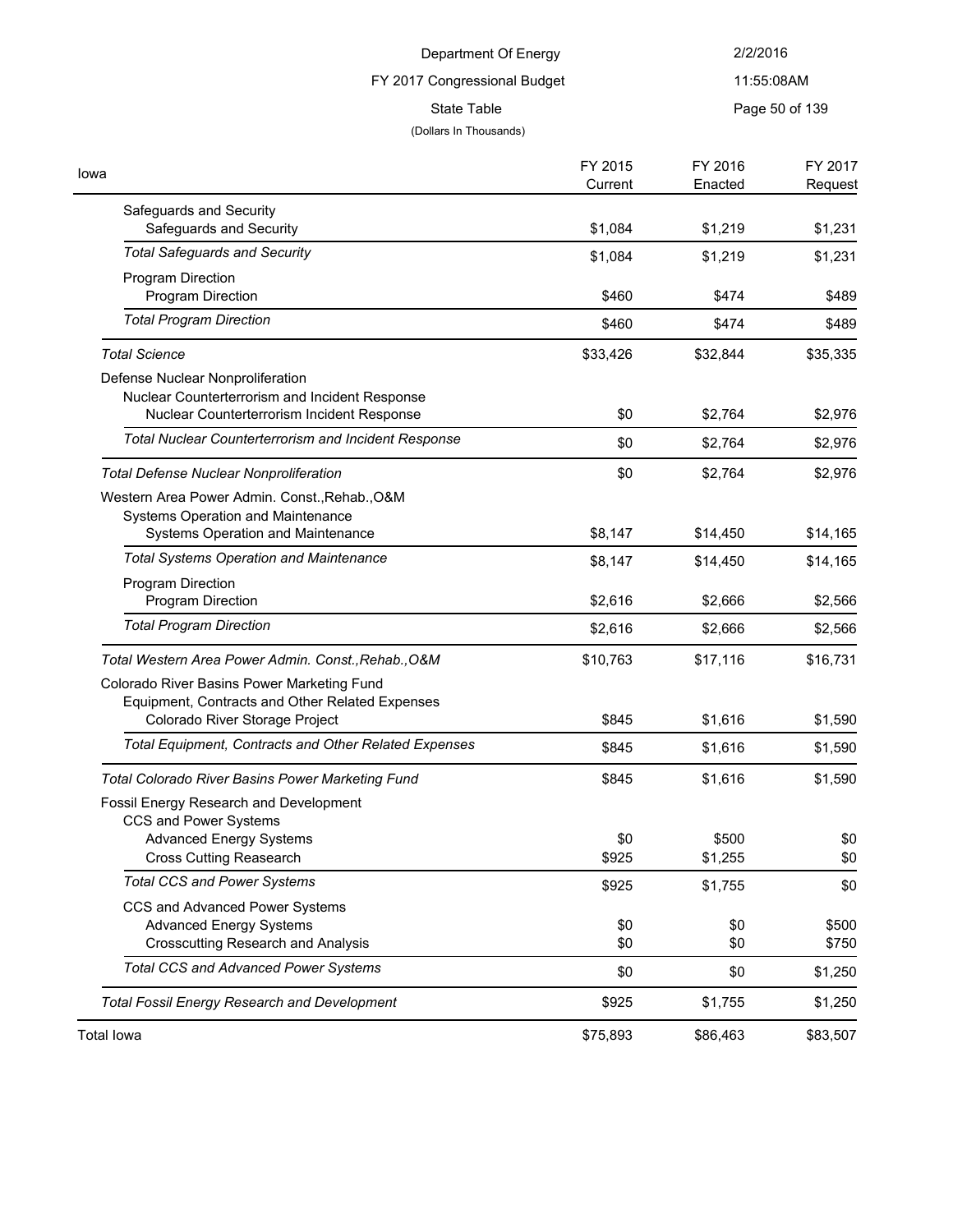Department Of Energy
FY 2017 Congressional Budget
State Table
(Dollars In Thousands)

| Iowa | FY 2015 Current | FY 2016 Enacted | FY 2017 Request |
|---|---|---|---|
| Safeguards and Security | | | |
| Safeguards and Security | $1,084 | $1,219 | $1,231 |
| *Total Safeguards and Security* | $1,084 | $1,219 | $1,231 |
| Program Direction | | | |
| Program Direction | $460 | $474 | $489 |
| *Total Program Direction* | $460 | $474 | $489 |
| *Total Science* | $33,426 | $32,844 | $35,335 |
| Defense Nuclear Nonproliferation | | | |
| Nuclear Counterterrorism and Incident Response | | | |
| Nuclear Counterterrorism Incident Response | $0 | $2,764 | $2,976 |
| *Total Nuclear Counterterrorism and Incident Response* | $0 | $2,764 | $2,976 |
| *Total Defense Nuclear Nonproliferation* | $0 | $2,764 | $2,976 |
| Western Area Power Admin. Const.,Rehab.,O&M | | | |
| Systems Operation and Maintenance | | | |
| Systems Operation and Maintenance | $8,147 | $14,450 | $14,165 |
| *Total Systems Operation and Maintenance* | $8,147 | $14,450 | $14,165 |
| Program Direction | | | |
| Program Direction | $2,616 | $2,666 | $2,566 |
| *Total Program Direction* | $2,616 | $2,666 | $2,566 |
| *Total Western Area Power Admin. Const.,Rehab.,O&M* | $10,763 | $17,116 | $16,731 |
| Colorado River Basins Power Marketing Fund | | | |
| Equipment, Contracts and Other Related Expenses | | | |
| Colorado River Storage Project | $845 | $1,616 | $1,590 |
| *Total Equipment, Contracts and Other Related Expenses* | $845 | $1,616 | $1,590 |
| *Total Colorado River Basins Power Marketing Fund* | $845 | $1,616 | $1,590 |
| Fossil Energy Research and Development | | | |
| CCS and Power Systems | | | |
| Advanced Energy Systems | $0 | $500 | $0 |
| Cross Cutting Reasearch | $925 | $1,255 | $0 |
| *Total CCS and Power Systems* | $925 | $1,755 | $0 |
| CCS and Advanced Power Systems | | | |
| Advanced Energy Systems | $0 | $0 | $500 |
| Crosscutting Research and Analysis | $0 | $0 | $750 |
| *Total CCS and Advanced Power Systems* | $0 | $0 | $1,250 |
| *Total Fossil Energy Research and Development* | $925 | $1,755 | $1,250 |
| Total Iowa | $75,893 | $86,463 | $83,507 |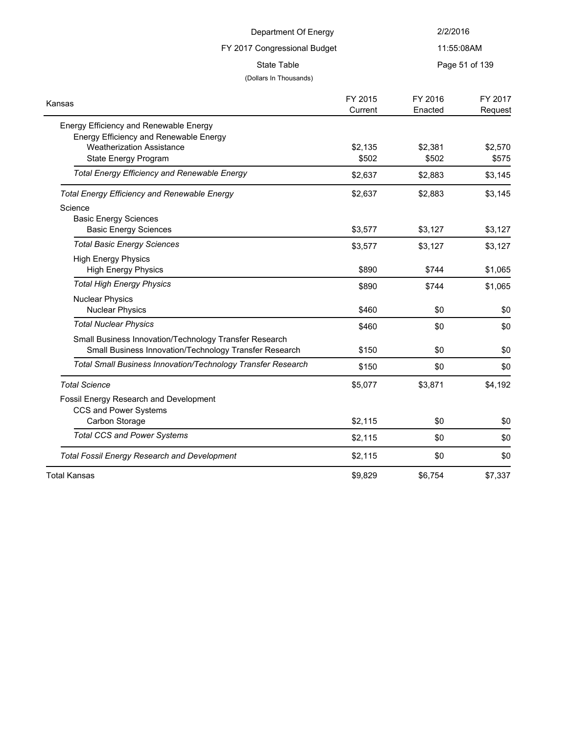Department Of Energy

FY 2017 Congressional Budget

State Table

(Dollars In Thousands)

| Kansas | FY 2015 Current | FY 2016 Enacted | FY 2017 Request |
|---|---|---|---|
| Energy Efficiency and Renewable Energy | | | |
| Energy Efficiency and Renewable Energy | | | |
| Weatherization Assistance | $2,135 | $2,381 | $2,570 |
| State Energy Program | $502 | $502 | $575 |
| *Total Energy Efficiency and Renewable Energy* | $2,637 | $2,883 | $3,145 |
| *Total Energy Efficiency and Renewable Energy* | $2,637 | $2,883 | $3,145 |
| Science | | | |
| Basic Energy Sciences | | | |
| Basic Energy Sciences | $3,577 | $3,127 | $3,127 |
| *Total Basic Energy Sciences* | $3,577 | $3,127 | $3,127 |
| High Energy Physics | | | |
| High Energy Physics | $890 | $744 | $1,065 |
| *Total High Energy Physics* | $890 | $744 | $1,065 |
| Nuclear Physics | | | |
| Nuclear Physics | $460 | $0 | $0 |
| *Total Nuclear Physics* | $460 | $0 | $0 |
| Small Business Innovation/Technology Transfer Research | | | |
| Small Business Innovation/Technology Transfer Research | $150 | $0 | $0 |
| *Total Small Business Innovation/Technology Transfer Research* | $150 | $0 | $0 |
| *Total Science* | $5,077 | $3,871 | $4,192 |
| Fossil Energy Research and Development | | | |
| CCS and Power Systems | | | |
| Carbon Storage | $2,115 | $0 | $0 |
| *Total CCS and Power Systems* | $2,115 | $0 | $0 |
| *Total Fossil Energy Research and Development* | $2,115 | $0 | $0 |
| Total Kansas | $9,829 | $6,754 | $7,337 |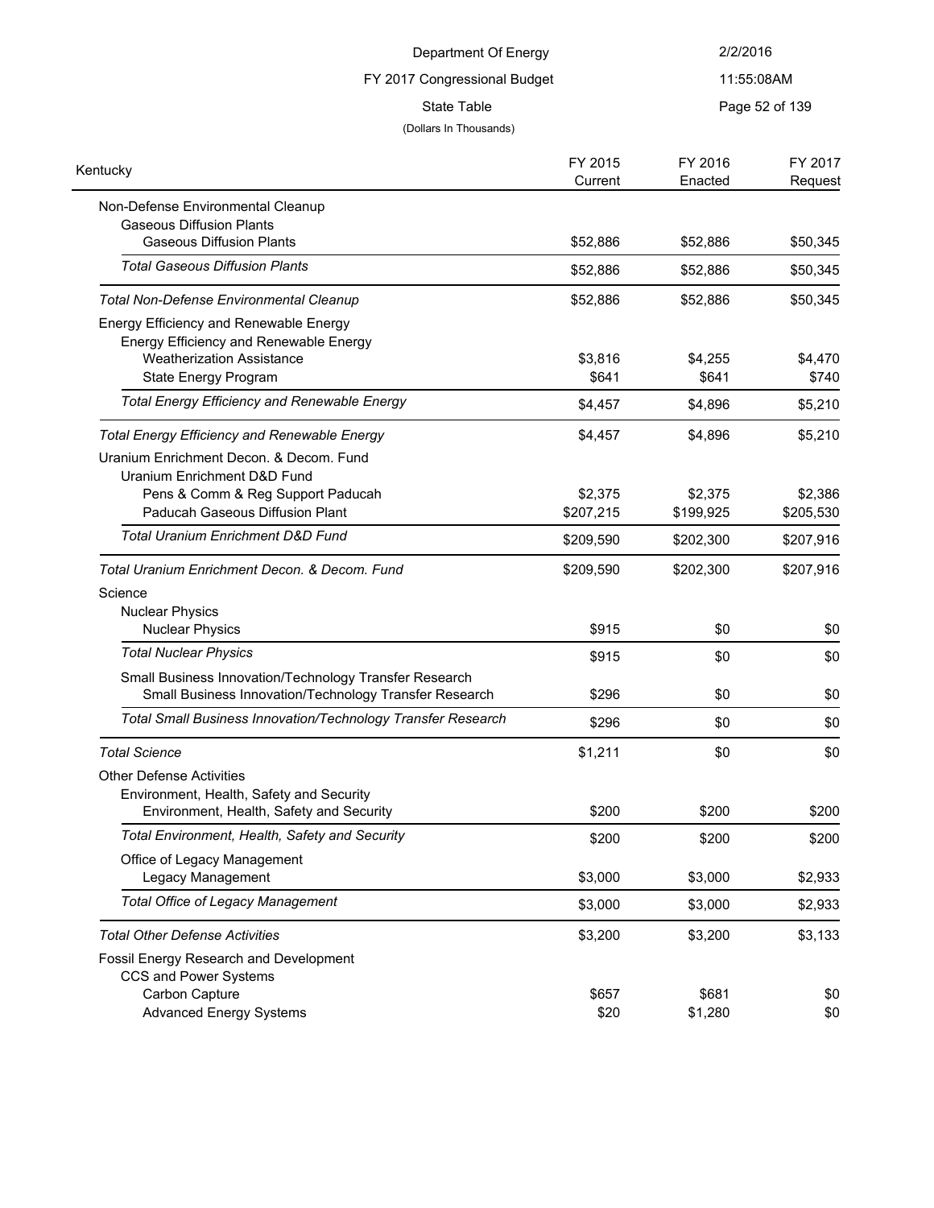Department Of Energy

FY 2017 Congressional Budget

State Table

(Dollars In Thousands)

| Kentucky | FY 2015 Current | FY 2016 Enacted | FY 2017 Request |
|---|---|---|---|
| Non-Defense Environmental Cleanup | | | |
| Gaseous Diffusion Plants | | | |
| Gaseous Diffusion Plants | $52,886 | $52,886 | $50,345 |
| *Total Gaseous Diffusion Plants* | $52,886 | $52,886 | $50,345 |
| *Total Non-Defense Environmental Cleanup* | $52,886 | $52,886 | $50,345 |
| Energy Efficiency and Renewable Energy | | | |
| Energy Efficiency and Renewable Energy | | | |
| Weatherization Assistance | $3,816 | $4,255 | $4,470 |
| State Energy Program | $641 | $641 | $740 |
| *Total Energy Efficiency and Renewable Energy* | $4,457 | $4,896 | $5,210 |
| *Total Energy Efficiency and Renewable Energy* | $4,457 | $4,896 | $5,210 |
| Uranium Enrichment Decon. & Decom. Fund | | | |
| Uranium Enrichment D&D Fund | | | |
| Pens & Comm & Reg Support Paducah | $2,375 | $2,375 | $2,386 |
| Paducah Gaseous Diffusion Plant | $207,215 | $199,925 | $205,530 |
| *Total Uranium Enrichment D&D Fund* | $209,590 | $202,300 | $207,916 |
| *Total Uranium Enrichment Decon. & Decom. Fund* | $209,590 | $202,300 | $207,916 |
| Science | | | |
| Nuclear Physics | | | |
| Nuclear Physics | $915 | $0 | $0 |
| *Total Nuclear Physics* | $915 | $0 | $0 |
| Small Business Innovation/Technology Transfer Research | | | |
| Small Business Innovation/Technology Transfer Research | $296 | $0 | $0 |
| *Total Small Business Innovation/Technology Transfer Research* | $296 | $0 | $0 |
| *Total Science* | $1,211 | $0 | $0 |
| Other Defense Activities | | | |
| Environment, Health, Safety and Security | | | |
| Environment, Health, Safety and Security | $200 | $200 | $200 |
| *Total Environment, Health, Safety and Security* | $200 | $200 | $200 |
| Office of Legacy Management | | | |
| Legacy Management | $3,000 | $3,000 | $2,933 |
| *Total Office of Legacy Management* | $3,000 | $3,000 | $2,933 |
| *Total Other Defense Activities* | $3,200 | $3,200 | $3,133 |
| Fossil Energy Research and Development | | | |
| CCS and Power Systems | | | |
| Carbon Capture | $657 | $681 | $0 |
| Advanced Energy Systems | $20 | $1,280 | $0 |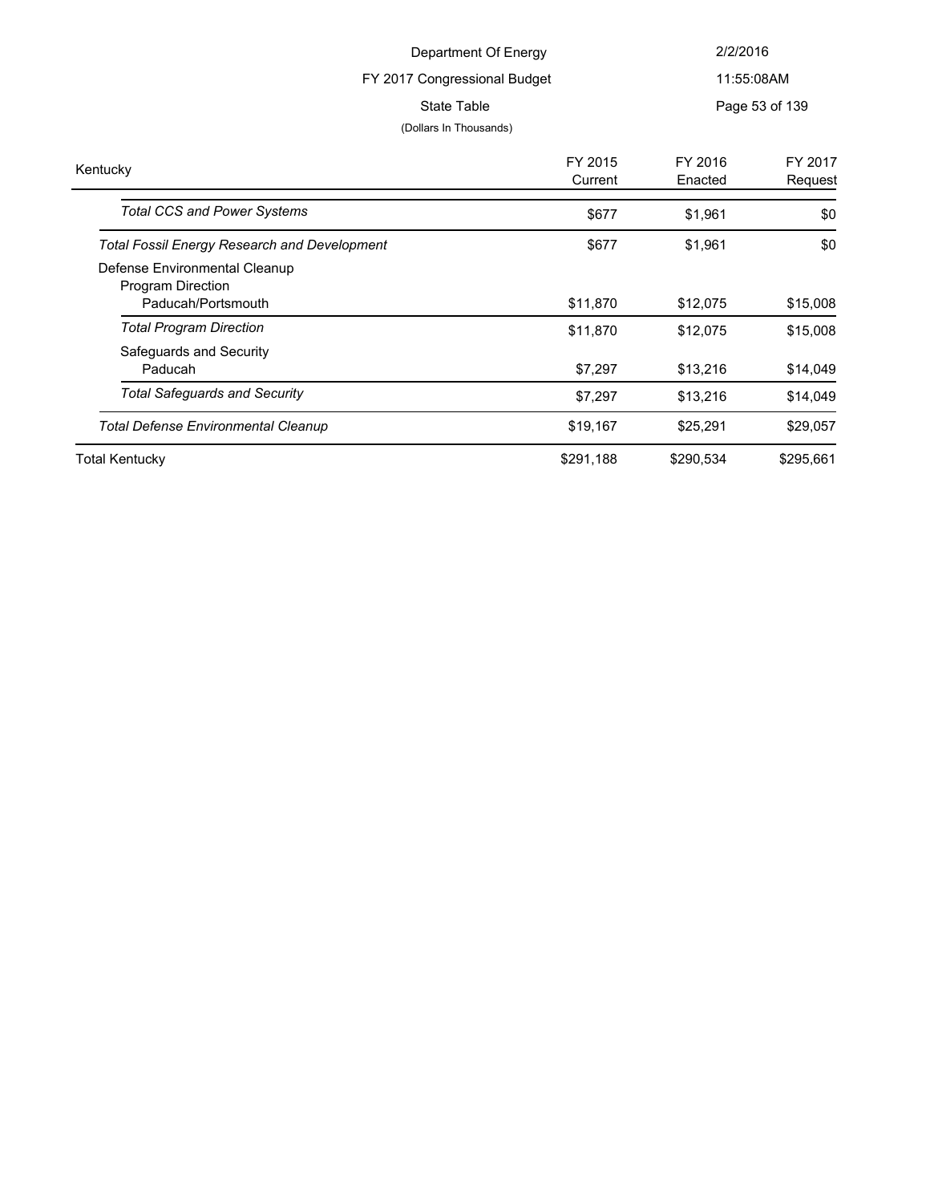Department Of Energy

FY 2017 Congressional Budget

State Table

(Dollars In Thousands)

| Kentucky | FY 2015 Current | FY 2016 Enacted | FY 2017 Request |
|---|---|---|---|
| *Total CCS and Power Systems* | $677 | $1,961 | $0 |
| *Total Fossil Energy Research and Development* | $677 | $1,961 | $0 |
| Defense Environmental Cleanup | | | |
| Program Direction | | | |
| Paducah/Portsmouth | $11,870 | $12,075 | $15,008 |
| *Total Program Direction* | $11,870 | $12,075 | $15,008 |
| Safeguards and Security | | | |
| Paducah | $7,297 | $13,216 | $14,049 |
| *Total Safeguards and Security* | $7,297 | $13,216 | $14,049 |
| *Total Defense Environmental Cleanup* | $19,167 | $25,291 | $29,057 |
| Total Kentucky | $291,188 | $290,534 | $295,661 |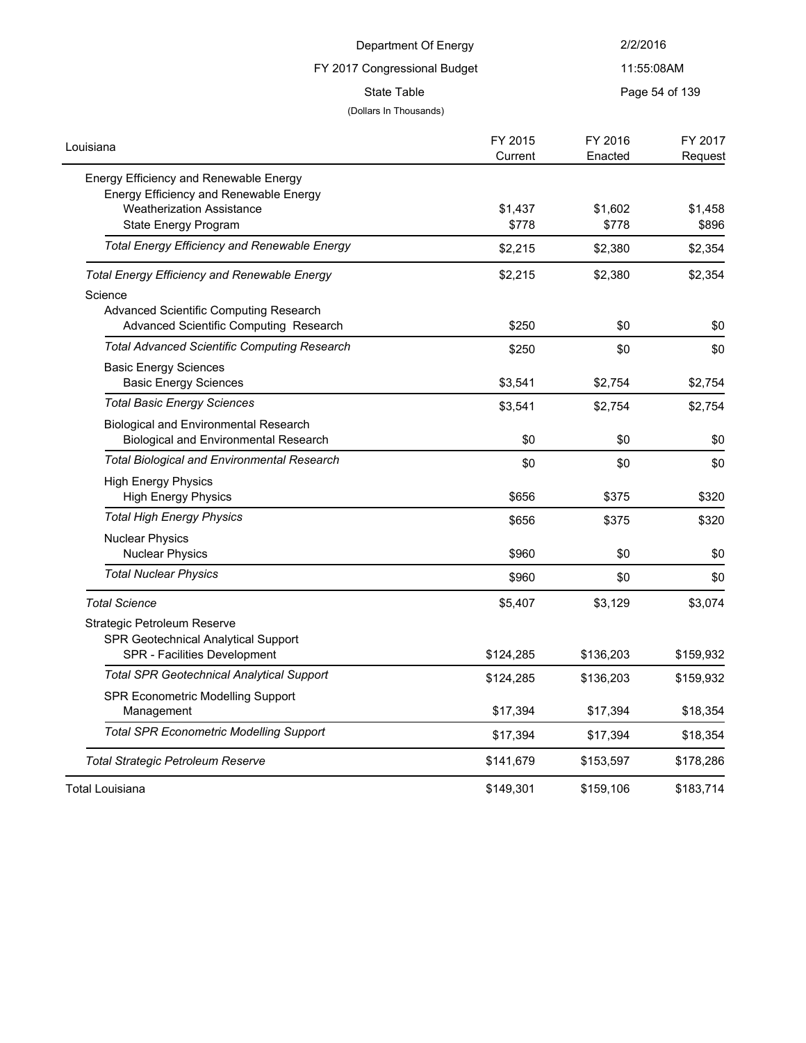Department Of Energy

FY 2017 Congressional Budget

State Table

(Dollars In Thousands)

| Louisiana | FY 2015 Current | FY 2016 Enacted | FY 2017 Request |
|---|---|---|---|
| Energy Efficiency and Renewable Energy | | | |
| Energy Efficiency and Renewable Energy | | | |
| Weatherization Assistance | $1,437 | $1,602 | $1,458 |
| State Energy Program | $778 | $778 | $896 |
| *Total Energy Efficiency and Renewable Energy* | $2,215 | $2,380 | $2,354 |
| *Total Energy Efficiency and Renewable Energy* | $2,215 | $2,380 | $2,354 |
| Science | | | |
| Advanced Scientific Computing Research | | | |
| Advanced Scientific Computing Research | $250 | $0 | $0 |
| *Total Advanced Scientific Computing Research* | $250 | $0 | $0 |
| Basic Energy Sciences | | | |
| Basic Energy Sciences | $3,541 | $2,754 | $2,754 |
| *Total Basic Energy Sciences* | $3,541 | $2,754 | $2,754 |
| Biological and Environmental Research | | | |
| Biological and Environmental Research | $0 | $0 | $0 |
| *Total Biological and Environmental Research* | $0 | $0 | $0 |
| High Energy Physics | | | |
| High Energy Physics | $656 | $375 | $320 |
| *Total High Energy Physics* | $656 | $375 | $320 |
| Nuclear Physics | | | |
| Nuclear Physics | $960 | $0 | $0 |
| *Total Nuclear Physics* | $960 | $0 | $0 |
| *Total Science* | $5,407 | $3,129 | $3,074 |
| Strategic Petroleum Reserve | | | |
| SPR Geotechnical Analytical Support | | | |
| SPR - Facilities Development | $124,285 | $136,203 | $159,932 |
| *Total SPR Geotechnical Analytical Support* | $124,285 | $136,203 | $159,932 |
| SPR Econometric Modelling Support | | | |
| Management | $17,394 | $17,394 | $18,354 |
| *Total SPR Econometric Modelling Support* | $17,394 | $17,394 | $18,354 |
| *Total Strategic Petroleum Reserve* | $141,679 | $153,597 | $178,286 |
| Total Louisiana | $149,301 | $159,106 | $183,714 |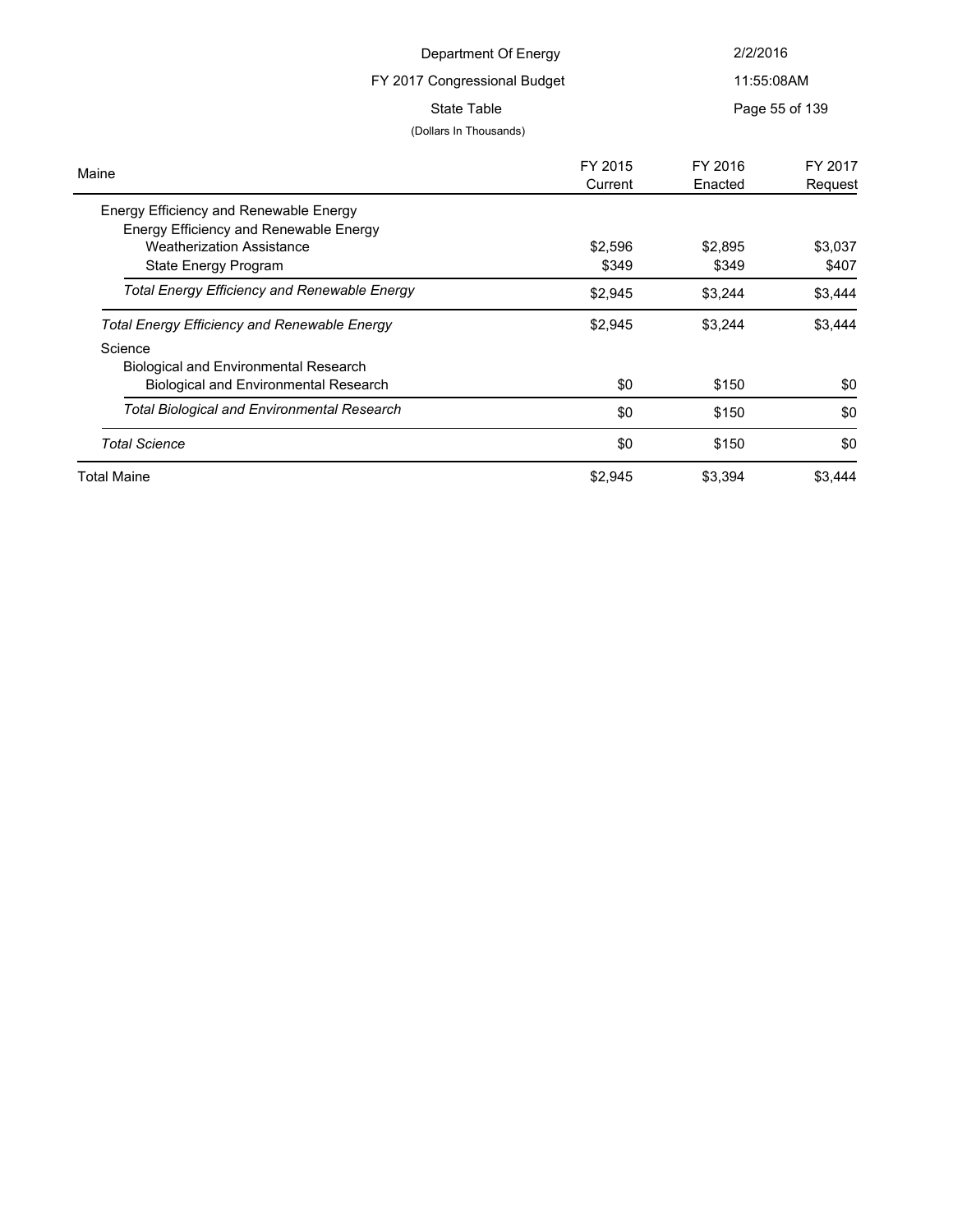Department Of Energy

FY 2017 Congressional Budget

State Table

(Dollars In Thousands)

2/2/2016

11:55:08AM

| Maine | FY 2015 Current | FY 2016 Enacted | FY 2017 Request |
|---|---|---|---|
| Energy Efficiency and Renewable Energy | | | |
| Energy Efficiency and Renewable Energy | | | |
| Weatherization Assistance | $2,596 | $2,895 | $3,037 |
| State Energy Program | $349 | $349 | $407 |
| *Total Energy Efficiency and Renewable Energy* | $2,945 | $3,244 | $3,444 |
| *Total Energy Efficiency and Renewable Energy* | $2,945 | $3,244 | $3,444 |
| Science | | | |
| Biological and Environmental Research | | | |
| Biological and Environmental Research | $0 | $150 | $0 |
| *Total Biological and Environmental Research* | $0 | $150 | $0 |
| *Total Science* | $0 | $150 | $0 |
| Total Maine | $2,945 | $3,394 | $3,444 |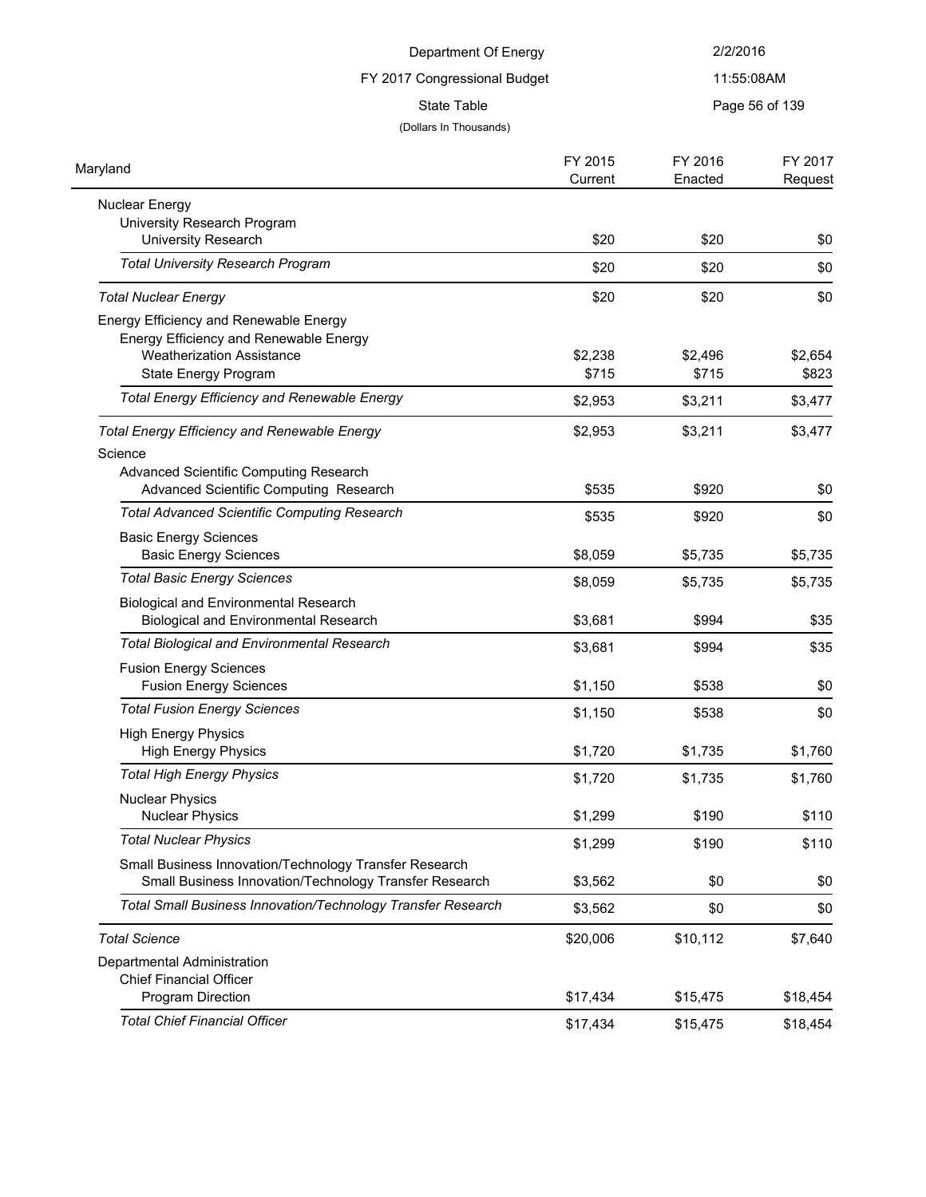Department Of Energy

FY 2017 Congressional Budget

State Table

(Dollars In Thousands)

| Maryland | FY 2015 Current | FY 2016 Enacted | FY 2017 Request |
|---|---|---|---|
| Nuclear Energy | | | |
| University Research Program | | | |
| University Research | $20 | $20 | $0 |
| *Total University Research Program* | $20 | $20 | $0 |
| *Total Nuclear Energy* | $20 | $20 | $0 |
| Energy Efficiency and Renewable Energy | | | |
| Energy Efficiency and Renewable Energy | | | |
| Weatherization Assistance | $2,238 | $2,496 | $2,654 |
| State Energy Program | $715 | $715 | $823 |
| *Total Energy Efficiency and Renewable Energy* | $2,953 | $3,211 | $3,477 |
| *Total Energy Efficiency and Renewable Energy* | $2,953 | $3,211 | $3,477 |
| Science | | | |
| Advanced Scientific Computing Research | | | |
| Advanced Scientific Computing Research | $535 | $920 | $0 |
| *Total Advanced Scientific Computing Research* | $535 | $920 | $0 |
| Basic Energy Sciences | | | |
| Basic Energy Sciences | $8,059 | $5,735 | $5,735 |
| *Total Basic Energy Sciences* | $8,059 | $5,735 | $5,735 |
| Biological and Environmental Research | | | |
| Biological and Environmental Research | $3,681 | $994 | $35 |
| *Total Biological and Environmental Research* | $3,681 | $994 | $35 |
| Fusion Energy Sciences | | | |
| Fusion Energy Sciences | $1,150 | $538 | $0 |
| *Total Fusion Energy Sciences* | $1,150 | $538 | $0 |
| High Energy Physics | | | |
| High Energy Physics | $1,720 | $1,735 | $1,760 |
| *Total High Energy Physics* | $1,720 | $1,735 | $1,760 |
| Nuclear Physics | | | |
| Nuclear Physics | $1,299 | $190 | $110 |
| *Total Nuclear Physics* | $1,299 | $190 | $110 |
| Small Business Innovation/Technology Transfer Research | | | |
| Small Business Innovation/Technology Transfer Research | $3,562 | $0 | $0 |
| *Total Small Business Innovation/Technology Transfer Research* | $3,562 | $0 | $0 |
| *Total Science* | $20,006 | $10,112 | $7,640 |
| Departmental Administration | | | |
| Chief Financial Officer | | | |
| Program Direction | $17,434 | $15,475 | $18,454 |
| *Total Chief Financial Officer* | $17,434 | $15,475 | $18,454 |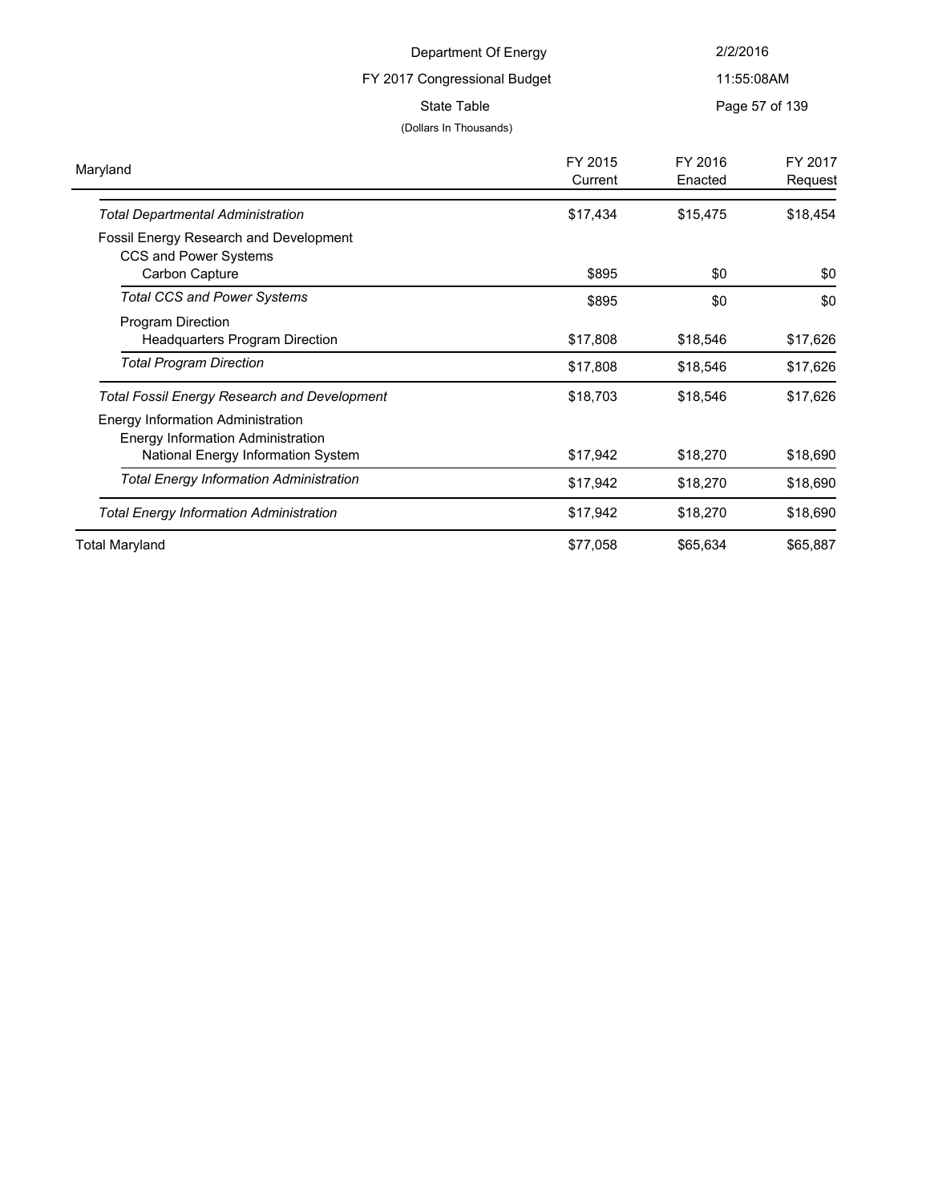Department Of Energy

FY 2017 Congressional Budget

State Table

(Dollars In Thousands)

| Maryland | FY 2015 Current | FY 2016 Enacted | FY 2017 Request |
|---|---|---|---|
| *Total Departmental Administration* | $17,434 | $15,475 | $18,454 |
| Fossil Energy Research and Development | | | |
| CCS and Power Systems | | | |
| Carbon Capture | $895 | $0 | $0 |
| *Total CCS and Power Systems* | $895 | $0 | $0 |
| Program Direction | | | |
| Headquarters Program Direction | $17,808 | $18,546 | $17,626 |
| *Total Program Direction* | $17,808 | $18,546 | $17,626 |
| *Total Fossil Energy Research and Development* | $18,703 | $18,546 | $17,626 |
| Energy Information Administration | | | |
| Energy Information Administration | | | |
| National Energy Information System | $17,942 | $18,270 | $18,690 |
| *Total Energy Information Administration* | $17,942 | $18,270 | $18,690 |
| *Total Energy Information Administration* | $17,942 | $18,270 | $18,690 |
| Total Maryland | $77,058 | $65,634 | $65,887 |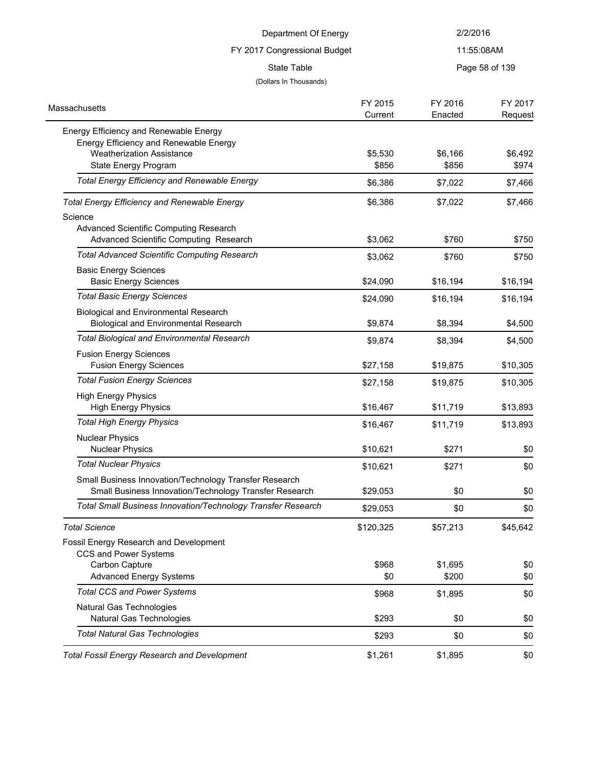Department Of Energy

FY 2017 Congressional Budget

State Table

(Dollars In Thousands)

| Massachusetts | FY 2015 Current | FY 2016 Enacted | FY 2017 Request |
|---|---|---|---|
| Energy Efficiency and Renewable Energy | | | |
| Energy Efficiency and Renewable Energy | | | |
| Weatherization Assistance | $5,530 | $6,166 | $6,492 |
| State Energy Program | $856 | $856 | $974 |
| *Total Energy Efficiency and Renewable Energy* | $6,386 | $7,022 | $7,466 |
| *Total Energy Efficiency and Renewable Energy* | $6,386 | $7,022 | $7,466 |
| Science | | | |
| Advanced Scientific Computing Research | | | |
| Advanced Scientific Computing Research | $3,062 | $760 | $750 |
| *Total Advanced Scientific Computing Research* | $3,062 | $760 | $750 |
| Basic Energy Sciences | | | |
| Basic Energy Sciences | $24,090 | $16,194 | $16,194 |
| *Total Basic Energy Sciences* | $24,090 | $16,194 | $16,194 |
| Biological and Environmental Research | | | |
| Biological and Environmental Research | $9,874 | $8,394 | $4,500 |
| *Total Biological and Environmental Research* | $9,874 | $8,394 | $4,500 |
| Fusion Energy Sciences | | | |
| Fusion Energy Sciences | $27,158 | $19,875 | $10,305 |
| *Total Fusion Energy Sciences* | $27,158 | $19,875 | $10,305 |
| High Energy Physics | | | |
| High Energy Physics | $16,467 | $11,719 | $13,893 |
| *Total High Energy Physics* | $16,467 | $11,719 | $13,893 |
| Nuclear Physics | | | |
| Nuclear Physics | $10,621 | $271 | $0 |
| *Total Nuclear Physics* | $10,621 | $271 | $0 |
| Small Business Innovation/Technology Transfer Research | | | |
| Small Business Innovation/Technology Transfer Research | $29,053 | $0 | $0 |
| *Total Small Business Innovation/Technology Transfer Research* | $29,053 | $0 | $0 |
| *Total Science* | $120,325 | $57,213 | $45,642 |
| Fossil Energy Research and Development | | | |
| CCS and Power Systems | | | |
| Carbon Capture | $968 | $1,695 | $0 |
| Advanced Energy Systems | $0 | $200 | $0 |
| *Total CCS and Power Systems* | $968 | $1,895 | $0 |
| Natural Gas Technologies | | | |
| Natural Gas Technologies | $293 | $0 | $0 |
| *Total Natural Gas Technologies* | $293 | $0 | $0 |
| *Total Fossil Energy Research and Development* | $1,261 | $1,895 | $0 |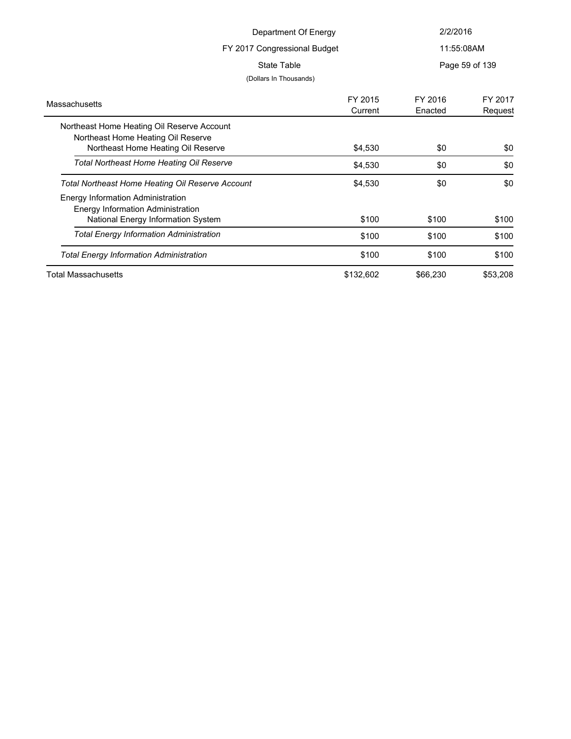Department Of Energy

FY 2017 Congressional Budget

State Table

(Dollars In Thousands)

| Massachusetts | FY 2015 Current | FY 2016 Enacted | FY 2017 Request |
|---|---|---|---|
| Northeast Home Heating Oil Reserve Account | | | |
| Northeast Home Heating Oil Reserve | | | |
| Northeast Home Heating Oil Reserve | $4,530 | $0 | $0 |
| *Total Northeast Home Heating Oil Reserve* | $4,530 | $0 | $0 |
| *Total Northeast Home Heating Oil Reserve Account* | $4,530 | $0 | $0 |
| Energy Information Administration | | | |
| Energy Information Administration | | | |
| National Energy Information System | $100 | $100 | $100 |
| *Total Energy Information Administration* | $100 | $100 | $100 |
| *Total Energy Information Administration* | $100 | $100 | $100 |
| Total Massachusetts | $132,602 | $66,230 | $53,208 |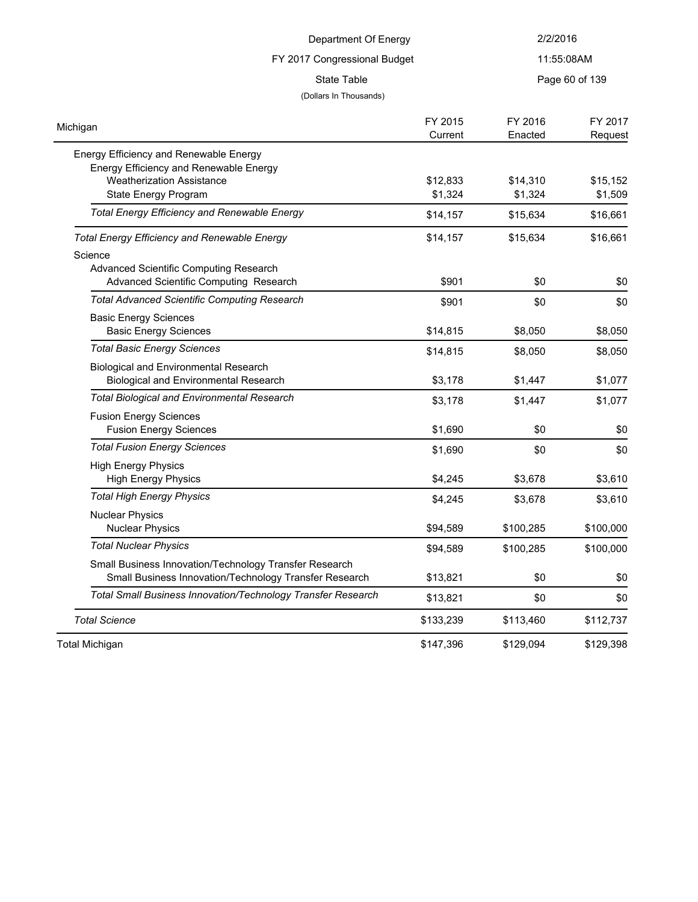Department Of Energy

FY 2017 Congressional Budget

State Table

(Dollars In Thousands)

| Michigan | FY 2015 Current | FY 2016 Enacted | FY 2017 Request |
|---|---|---|---|
| Energy Efficiency and Renewable Energy | | | |
| Energy Efficiency and Renewable Energy | | | |
| Weatherization Assistance | $12,833 | $14,310 | $15,152 |
| State Energy Program | $1,324 | $1,324 | $1,509 |
| *Total Energy Efficiency and Renewable Energy* | $14,157 | $15,634 | $16,661 |
| *Total Energy Efficiency and Renewable Energy* | $14,157 | $15,634 | $16,661 |
| Science | | | |
| Advanced Scientific Computing Research | | | |
| Advanced Scientific Computing Research | $901 | $0 | $0 |
| *Total Advanced Scientific Computing Research* | $901 | $0 | $0 |
| Basic Energy Sciences | | | |
| Basic Energy Sciences | $14,815 | $8,050 | $8,050 |
| *Total Basic Energy Sciences* | $14,815 | $8,050 | $8,050 |
| Biological and Environmental Research | | | |
| Biological and Environmental Research | $3,178 | $1,447 | $1,077 |
| *Total Biological and Environmental Research* | $3,178 | $1,447 | $1,077 |
| Fusion Energy Sciences | | | |
| Fusion Energy Sciences | $1,690 | $0 | $0 |
| *Total Fusion Energy Sciences* | $1,690 | $0 | $0 |
| High Energy Physics | | | |
| High Energy Physics | $4,245 | $3,678 | $3,610 |
| *Total High Energy Physics* | $4,245 | $3,678 | $3,610 |
| Nuclear Physics | | | |
| Nuclear Physics | $94,589 | $100,285 | $100,000 |
| *Total Nuclear Physics* | $94,589 | $100,285 | $100,000 |
| Small Business Innovation/Technology Transfer Research | | | |
| Small Business Innovation/Technology Transfer Research | $13,821 | $0 | $0 |
| *Total Small Business Innovation/Technology Transfer Research* | $13,821 | $0 | $0 |
| *Total Science* | $133,239 | $113,460 | $112,737 |
| Total Michigan | $147,396 | $129,094 | $129,398 |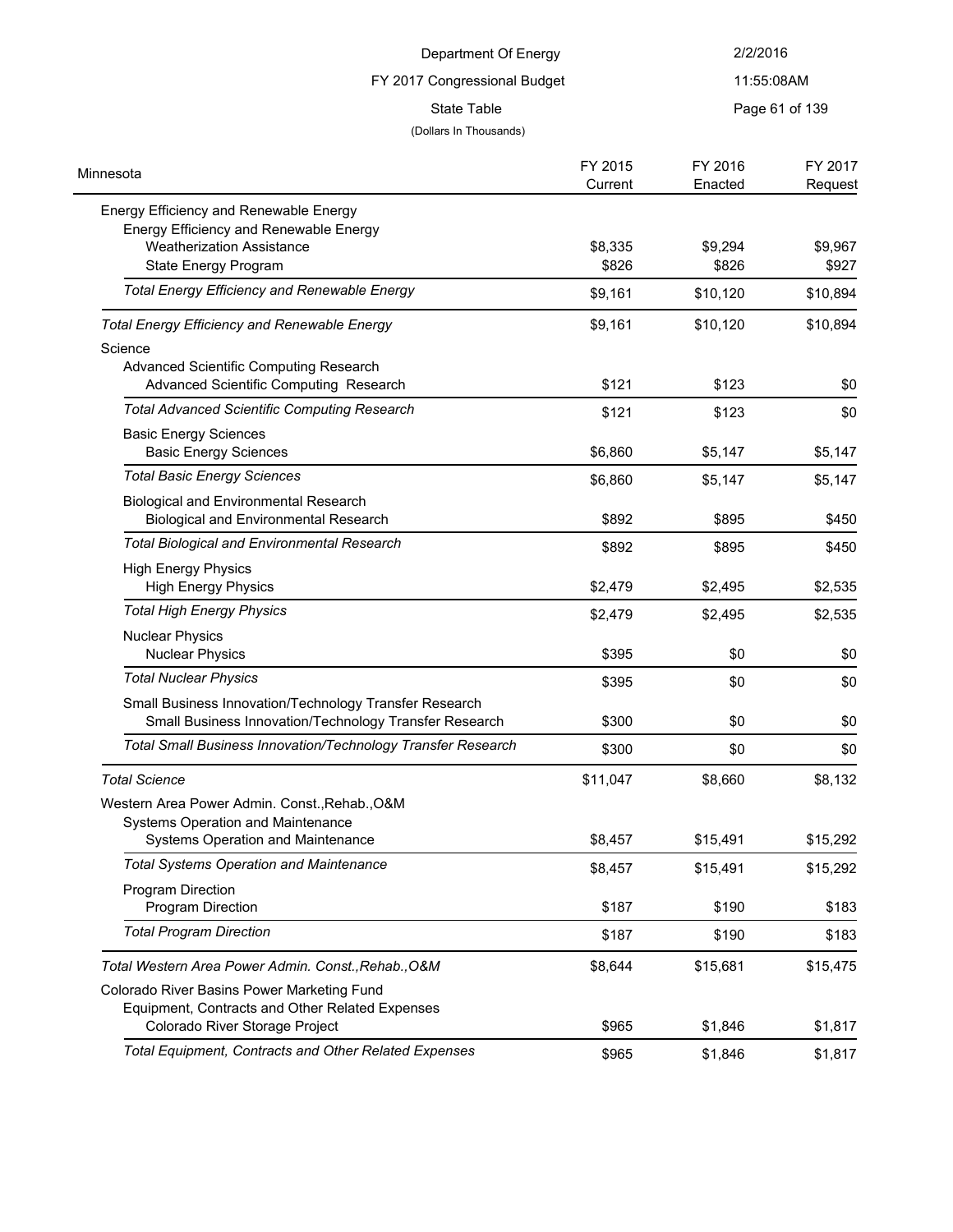Department Of Energy

FY 2017 Congressional Budget

State Table

(Dollars In Thousands)

| Minnesota | FY 2015 Current | FY 2016 Enacted | FY 2017 Request |
|---|---|---|---|
| Energy Efficiency and Renewable Energy | | | |
| Energy Efficiency and Renewable Energy | | | |
| Weatherization Assistance | $8,335 | $9,294 | $9,967 |
| State Energy Program | $826 | $826 | $927 |
| *Total Energy Efficiency and Renewable Energy* | $9,161 | $10,120 | $10,894 |
| *Total Energy Efficiency and Renewable Energy* | $9,161 | $10,120 | $10,894 |
| Science | | | |
| Advanced Scientific Computing Research | | | |
| Advanced Scientific Computing Research | $121 | $123 | $0 |
| *Total Advanced Scientific Computing Research* | $121 | $123 | $0 |
| Basic Energy Sciences | | | |
| Basic Energy Sciences | $6,860 | $5,147 | $5,147 |
| *Total Basic Energy Sciences* | $6,860 | $5,147 | $5,147 |
| Biological and Environmental Research | | | |
| Biological and Environmental Research | $892 | $895 | $450 |
| *Total Biological and Environmental Research* | $892 | $895 | $450 |
| High Energy Physics | | | |
| High Energy Physics | $2,479 | $2,495 | $2,535 |
| *Total High Energy Physics* | $2,479 | $2,495 | $2,535 |
| Nuclear Physics | | | |
| Nuclear Physics | $395 | $0 | $0 |
| *Total Nuclear Physics* | $395 | $0 | $0 |
| Small Business Innovation/Technology Transfer Research | | | |
| Small Business Innovation/Technology Transfer Research | $300 | $0 | $0 |
| *Total Small Business Innovation/Technology Transfer Research* | $300 | $0 | $0 |
| *Total Science* | $11,047 | $8,660 | $8,132 |
| Western Area Power Admin. Const.,Rehab.,O&M | | | |
| Systems Operation and Maintenance | | | |
| Systems Operation and Maintenance | $8,457 | $15,491 | $15,292 |
| *Total Systems Operation and Maintenance* | $8,457 | $15,491 | $15,292 |
| Program Direction | | | |
| Program Direction | $187 | $190 | $183 |
| *Total Program Direction* | $187 | $190 | $183 |
| *Total Western Area Power Admin. Const.,Rehab.,O&M* | $8,644 | $15,681 | $15,475 |
| Colorado River Basins Power Marketing Fund | | | |
| Equipment, Contracts and Other Related Expenses | | | |
| Colorado River Storage Project | $965 | $1,846 | $1,817 |
| *Total Equipment, Contracts and Other Related Expenses* | $965 | $1,846 | $1,817 |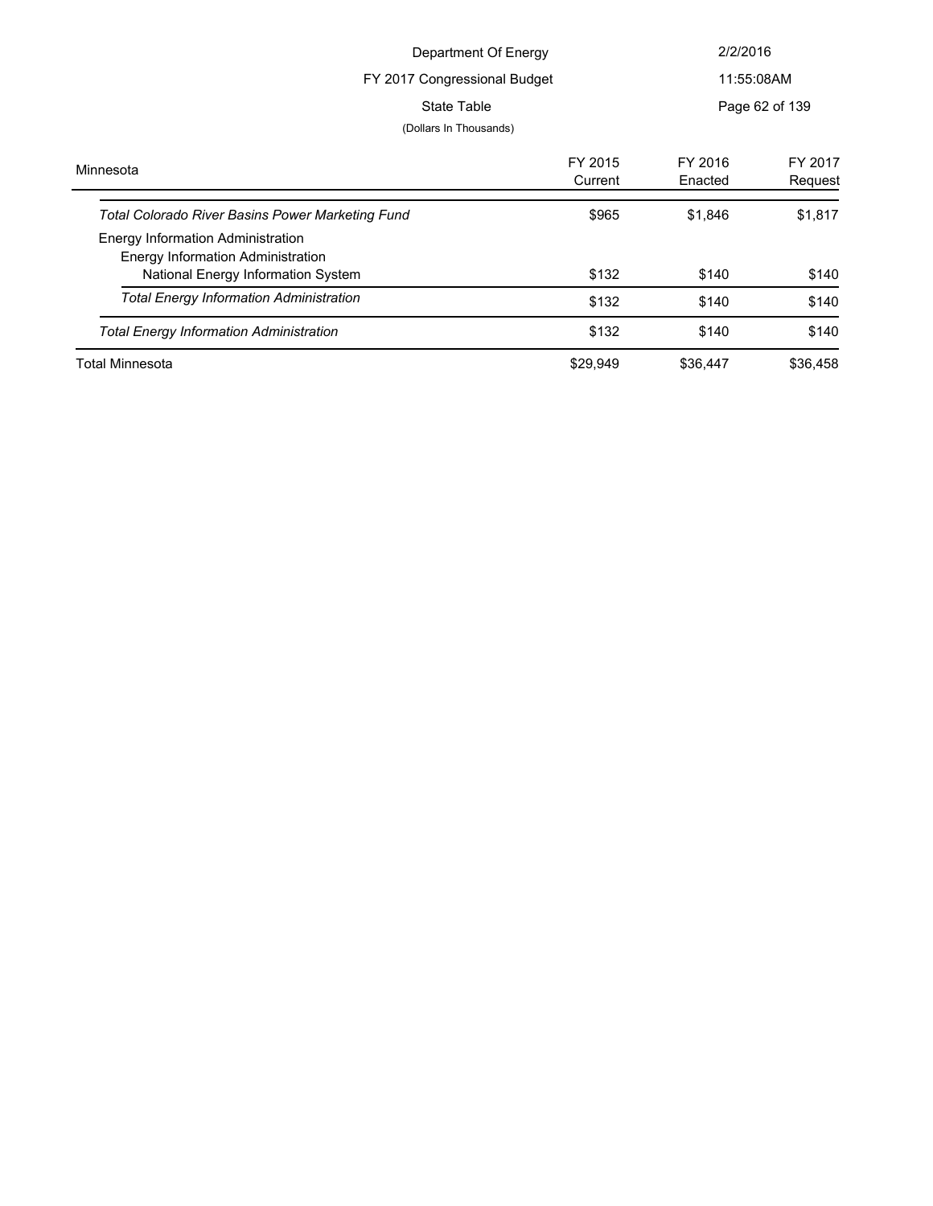Department Of Energy

FY 2017 Congressional Budget

State Table

(Dollars In Thousands)

| Minnesota | FY 2015 Current | FY 2016 Enacted | FY 2017 Request |
|---|---|---|---|
| *Total Colorado River Basins Power Marketing Fund* | $965 | $1,846 | $1,817 |
| Energy Information Administration | | | |
| Energy Information Administration | | | |
| National Energy Information System | $132 | $140 | $140 |
| *Total Energy Information Administration* | $132 | $140 | $140 |
| *Total Energy Information Administration* | $132 | $140 | $140 |
| Total Minnesota | $29,949 | $36,447 | $36,458 |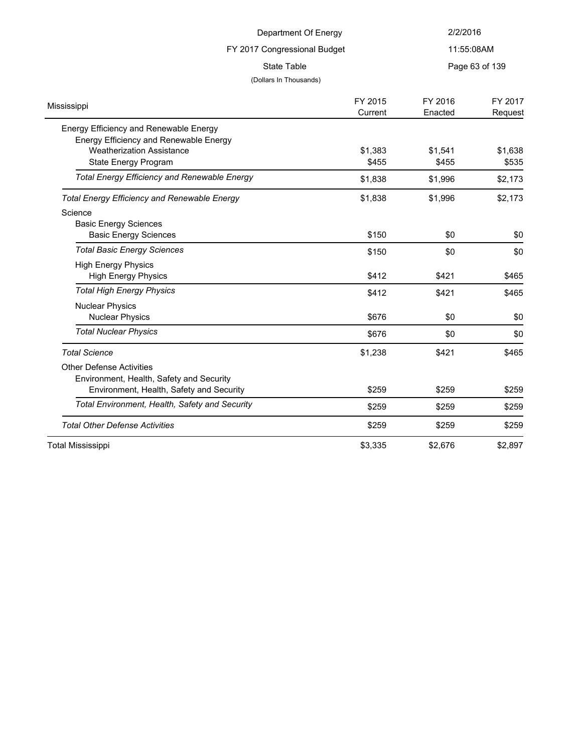Department Of Energy

FY 2017 Congressional Budget

State Table

(Dollars In Thousands)

| Mississippi | FY 2015 Current | FY 2016 Enacted | FY 2017 Request |
|---|---|---|---|
| Energy Efficiency and Renewable Energy | | | |
| Energy Efficiency and Renewable Energy | | | |
| Weatherization Assistance | $1,383 | $1,541 | $1,638 |
| State Energy Program | $455 | $455 | $535 |
| *Total Energy Efficiency and Renewable Energy* | $1,838 | $1,996 | $2,173 |
| *Total Energy Efficiency and Renewable Energy* | $1,838 | $1,996 | $2,173 |
| Science | | | |
| Basic Energy Sciences | | | |
| Basic Energy Sciences | $150 | $0 | $0 |
| *Total Basic Energy Sciences* | $150 | $0 | $0 |
| High Energy Physics | | | |
| High Energy Physics | $412 | $421 | $465 |
| *Total High Energy Physics* | $412 | $421 | $465 |
| Nuclear Physics | | | |
| Nuclear Physics | $676 | $0 | $0 |
| *Total Nuclear Physics* | $676 | $0 | $0 |
| *Total Science* | $1,238 | $421 | $465 |
| Other Defense Activities | | | |
| Environment, Health, Safety and Security | | | |
| Environment, Health, Safety and Security | $259 | $259 | $259 |
| *Total Environment, Health, Safety and Security* | $259 | $259 | $259 |
| *Total Other Defense Activities* | $259 | $259 | $259 |
| Total Mississippi | $3,335 | $2,676 | $2,897 |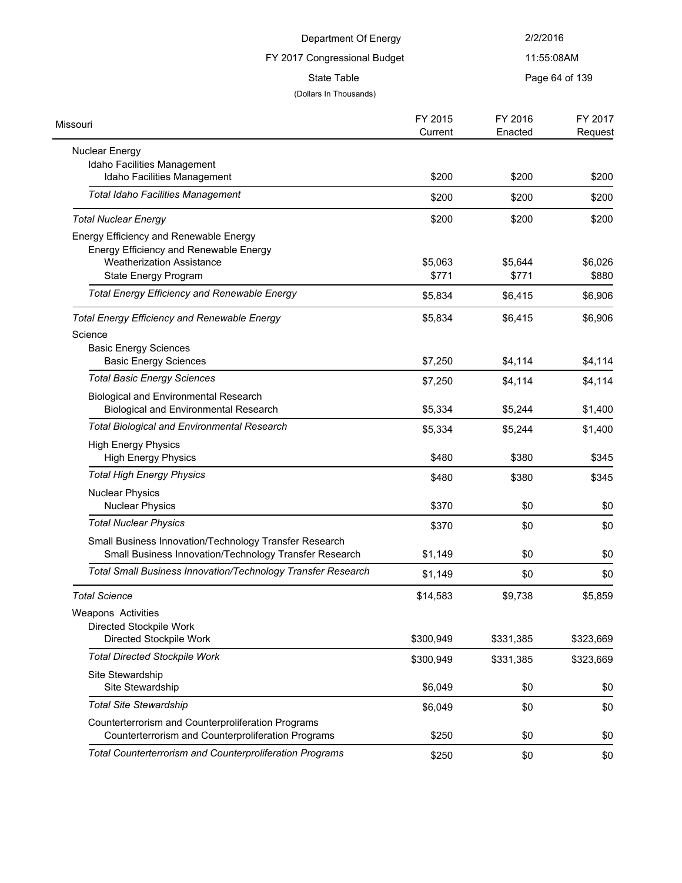Department Of Energy

FY 2017 Congressional Budget

State Table

(Dollars In Thousands)

| Missouri | FY 2015 Current | FY 2016 Enacted | FY 2017 Request |
|---|---|---|---|
| Nuclear Energy | | | |
| Idaho Facilities Management | | | |
| Idaho Facilities Management | $200 | $200 | $200 |
| *Total Idaho Facilities Management* | $200 | $200 | $200 |
| *Total Nuclear Energy* | $200 | $200 | $200 |
| Energy Efficiency and Renewable Energy | | | |
| Energy Efficiency and Renewable Energy | | | |
| Weatherization Assistance | $5,063 | $5,644 | $6,026 |
| State Energy Program | $771 | $771 | $880 |
| *Total Energy Efficiency and Renewable Energy* | $5,834 | $6,415 | $6,906 |
| *Total Energy Efficiency and Renewable Energy* | $5,834 | $6,415 | $6,906 |
| Science | | | |
| Basic Energy Sciences | | | |
| Basic Energy Sciences | $7,250 | $4,114 | $4,114 |
| *Total Basic Energy Sciences* | $7,250 | $4,114 | $4,114 |
| Biological and Environmental Research | | | |
| Biological and Environmental Research | $5,334 | $5,244 | $1,400 |
| *Total Biological and Environmental Research* | $5,334 | $5,244 | $1,400 |
| High Energy Physics | | | |
| High Energy Physics | $480 | $380 | $345 |
| *Total High Energy Physics* | $480 | $380 | $345 |
| Nuclear Physics | | | |
| Nuclear Physics | $370 | $0 | $0 |
| *Total Nuclear Physics* | $370 | $0 | $0 |
| Small Business Innovation/Technology Transfer Research | | | |
| Small Business Innovation/Technology Transfer Research | $1,149 | $0 | $0 |
| *Total Small Business Innovation/Technology Transfer Research* | $1,149 | $0 | $0 |
| *Total Science* | $14,583 | $9,738 | $5,859 |
| Weapons Activities | | | |
| Directed Stockpile Work | | | |
| Directed Stockpile Work | $300,949 | $331,385 | $323,669 |
| *Total Directed Stockpile Work* | $300,949 | $331,385 | $323,669 |
| Site Stewardship | | | |
| Site Stewardship | $6,049 | $0 | $0 |
| *Total Site Stewardship* | $6,049 | $0 | $0 |
| Counterterrorism and Counterproliferation Programs | | | |
| Counterterrorism and Counterproliferation Programs | $250 | $0 | $0 |
| *Total Counterterrorism and Counterproliferation Programs* | $250 | $0 | $0 |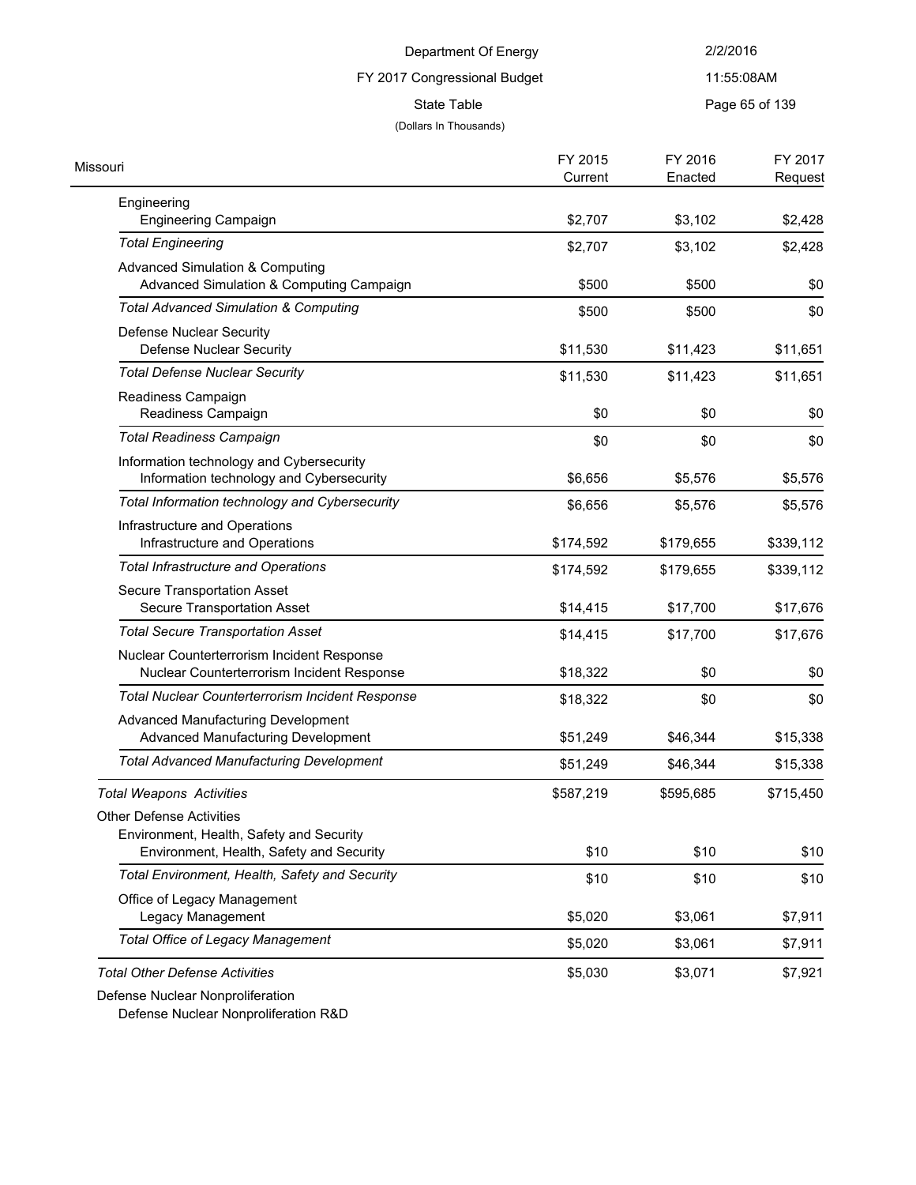| Missouri | FY 2015 Current | FY 2016 Enacted | FY 2017 Request |
|---|---|---|---|
| Engineering | | | |
| Engineering Campaign | $2,707 | $3,102 | $2,428 |
| *Total Engineering* | $2,707 | $3,102 | $2,428 |
| Advanced Simulation & Computing | | | |
| Advanced Simulation & Computing Campaign | $500 | $500 | $0 |
| *Total Advanced Simulation & Computing* | $500 | $500 | $0 |
| Defense Nuclear Security | | | |
| Defense Nuclear Security | $11,530 | $11,423 | $11,651 |
| *Total Defense Nuclear Security* | $11,530 | $11,423 | $11,651 |
| Readiness Campaign | | | |
| Readiness Campaign | $0 | $0 | $0 |
| *Total Readiness Campaign* | $0 | $0 | $0 |
| Information technology and Cybersecurity | | | |
| Information technology and Cybersecurity | $6,656 | $5,576 | $5,576 |
| *Total Information technology and Cybersecurity* | $6,656 | $5,576 | $5,576 |
| Infrastructure and Operations | | | |
| Infrastructure and Operations | $174,592 | $179,655 | $339,112 |
| *Total Infrastructure and Operations* | $174,592 | $179,655 | $339,112 |
| Secure Transportation Asset | | | |
| Secure Transportation Asset | $14,415 | $17,700 | $17,676 |
| *Total Secure Transportation Asset* | $14,415 | $17,700 | $17,676 |
| Nuclear Counterterrorism Incident Response | | | |
| Nuclear Counterterrorism Incident Response | $18,322 | $0 | $0 |
| *Total Nuclear Counterterrorism Incident Response* | $18,322 | $0 | $0 |
| Advanced Manufacturing Development | | | |
| Advanced Manufacturing Development | $51,249 | $46,344 | $15,338 |
| *Total Advanced Manufacturing Development* | $51,249 | $46,344 | $15,338 |
| *Total Weapons Activities* | $587,219 | $595,685 | $715,450 |
| Other Defense Activities | | | |
| Environment, Health, Safety and Security | | | |
| Environment, Health, Safety and Security | $10 | $10 | $10 |
| *Total Environment, Health, Safety and Security* | $10 | $10 | $10 |
| Office of Legacy Management | | | |
| Legacy Management | $5,020 | $3,061 | $7,911 |
| *Total Office of Legacy Management* | $5,020 | $3,061 | $7,911 |
| *Total Other Defense Activities* | $5,030 | $3,071 | $7,921 |
| Defense Nuclear Nonproliferation | | | |
| Defense Nuclear Nonproliferation R&D | | | |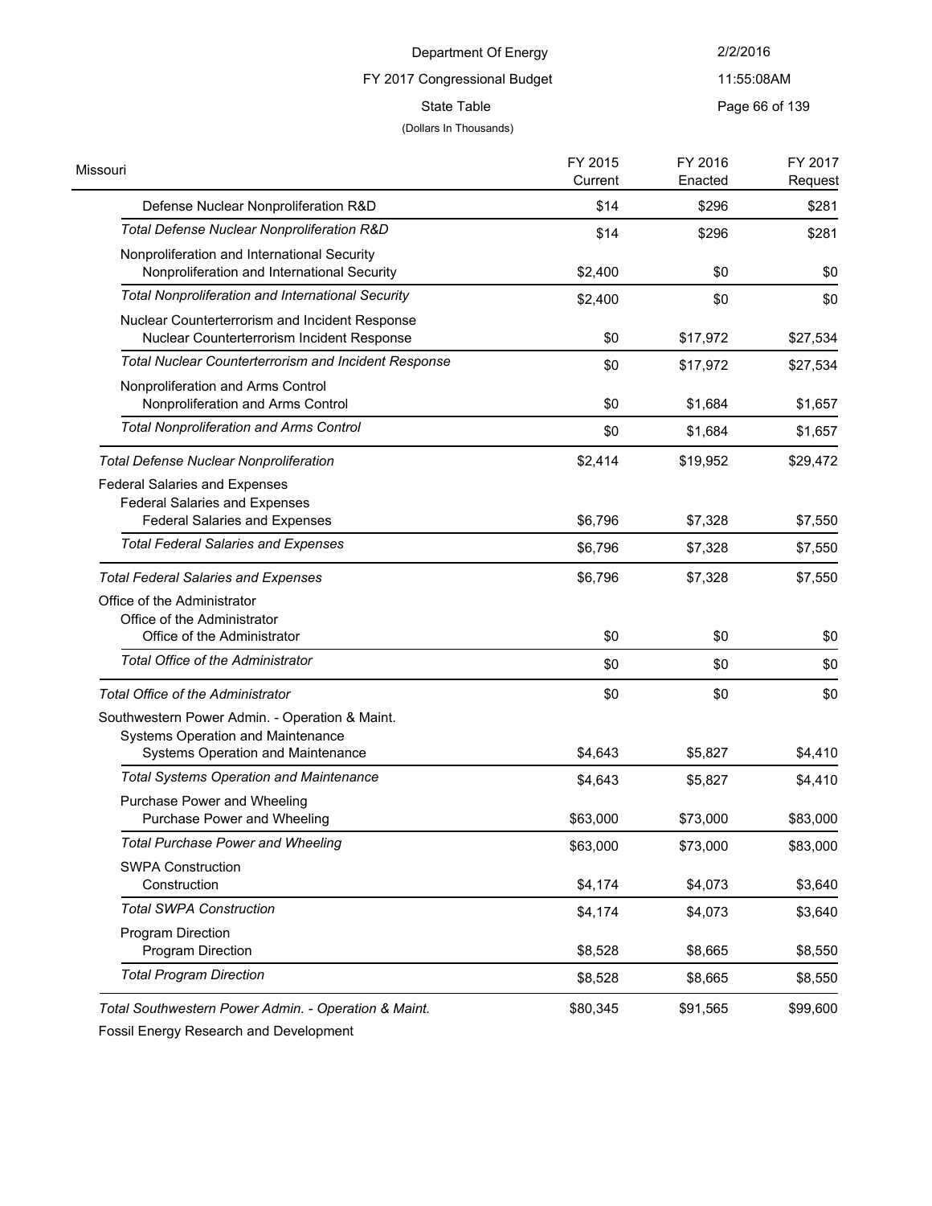| Missouri | FY 2015 Current | FY 2016 Enacted | FY 2017 Request |
|---|---|---|---|
| Defense Nuclear Nonproliferation R&D | $14 | $296 | $281 |
| *Total Defense Nuclear Nonproliferation R&D* | $14 | $296 | $281 |
| Nonproliferation and International Security | | | |
| Nonproliferation and International Security | $2,400 | $0 | $0 |
| *Total Nonproliferation and International Security* | $2,400 | $0 | $0 |
| Nuclear Counterterrorism and Incident Response | | | |
| Nuclear Counterterrorism Incident Response | $0 | $17,972 | $27,534 |
| *Total Nuclear Counterterrorism and Incident Response* | $0 | $17,972 | $27,534 |
| Nonproliferation and Arms Control | | | |
| Nonproliferation and Arms Control | $0 | $1,684 | $1,657 |
| *Total Nonproliferation and Arms Control* | $0 | $1,684 | $1,657 |
| *Total Defense Nuclear Nonproliferation* | $2,414 | $19,952 | $29,472 |
| Federal Salaries and Expenses | | | |
| Federal Salaries and Expenses | | | |
| Federal Salaries and Expenses | $6,796 | $7,328 | $7,550 |
| *Total Federal Salaries and Expenses* | $6,796 | $7,328 | $7,550 |
| *Total Federal Salaries and Expenses* | $6,796 | $7,328 | $7,550 |
| Office of the Administrator | | | |
| Office of the Administrator | | | |
| Office of the Administrator | $0 | $0 | $0 |
| *Total Office of the Administrator* | $0 | $0 | $0 |
| *Total Office of the Administrator* | $0 | $0 | $0 |
| Southwestern Power Admin. - Operation & Maint. | | | |
| Systems Operation and Maintenance | | | |
| Systems Operation and Maintenance | $4,643 | $5,827 | $4,410 |
| *Total Systems Operation and Maintenance* | $4,643 | $5,827 | $4,410 |
| Purchase Power and Wheeling | | | |
| Purchase Power and Wheeling | $63,000 | $73,000 | $83,000 |
| *Total Purchase Power and Wheeling* | $63,000 | $73,000 | $83,000 |
| SWPA Construction | | | |
| Construction | $4,174 | $4,073 | $3,640 |
| *Total SWPA Construction* | $4,174 | $4,073 | $3,640 |
| Program Direction | | | |
| Program Direction | $8,528 | $8,665 | $8,550 |
| *Total Program Direction* | $8,528 | $8,665 | $8,550 |
| *Total Southwestern Power Admin. - Operation & Maint.* | $80,345 | $91,565 | $99,600 |
| Fossil Energy Research and Development | | | |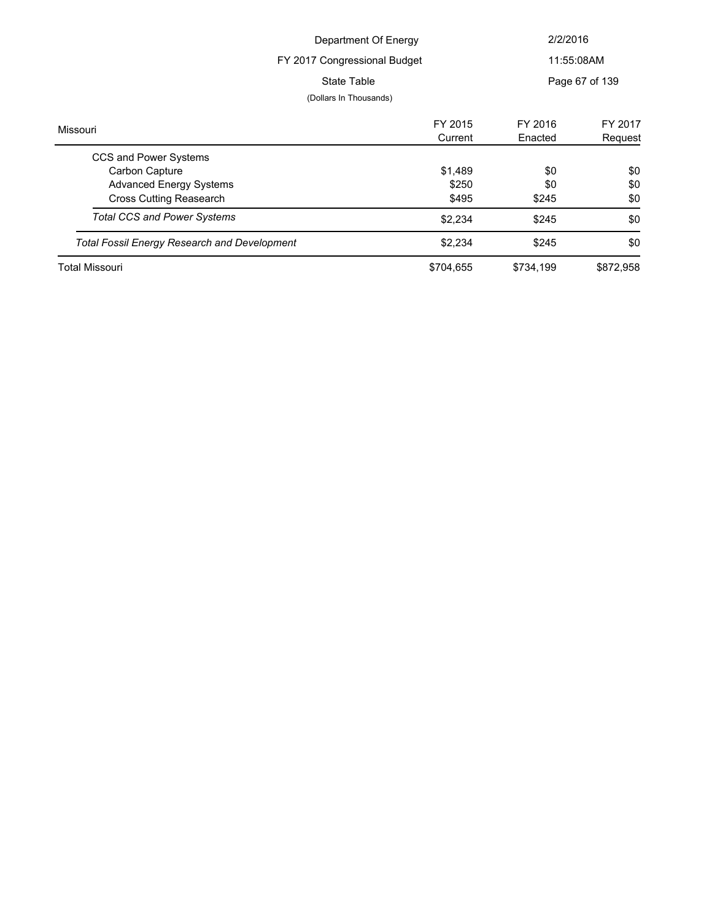| Missouri | FY 2015 Current | FY 2016 Enacted | FY 2017 Request |
|---|---|---|---|
| CCS and Power Systems | | | |
| Carbon Capture | $1,489 | $0 | $0 |
| Advanced Energy Systems | $250 | $0 | $0 |
| Cross Cutting Reasearch | $495 | $245 | $0 |
| *Total CCS and Power Systems* | $2,234 | $245 | $0 |
| *Total Fossil Energy Research and Development* | $2,234 | $245 | $0 |
| Total Missouri | $704,655 | $734,199 | $872,958 |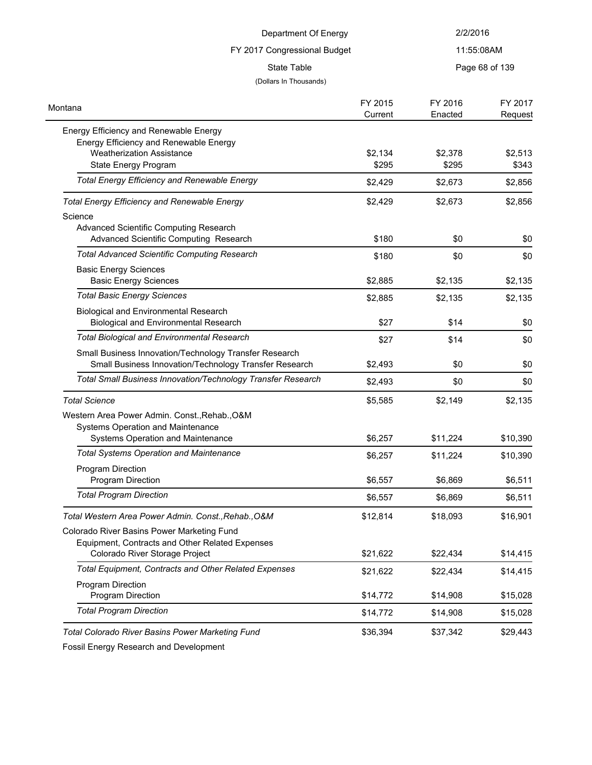Department Of Energy

FY 2017 Congressional Budget

State Table

(Dollars In Thousands)

| Montana | FY 2015 Current | FY 2016 Enacted | FY 2017 Request |
|---|---|---|---|
| Energy Efficiency and Renewable Energy | | | |
| Energy Efficiency and Renewable Energy | | | |
| Weatherization Assistance | $2,134 | $2,378 | $2,513 |
| State Energy Program | $295 | $295 | $343 |
| *Total Energy Efficiency and Renewable Energy* | $2,429 | $2,673 | $2,856 |
| *Total Energy Efficiency and Renewable Energy* | $2,429 | $2,673 | $2,856 |
| Science | | | |
| Advanced Scientific Computing Research | | | |
| Advanced Scientific Computing Research | $180 | $0 | $0 |
| *Total Advanced Scientific Computing Research* | $180 | $0 | $0 |
| Basic Energy Sciences | | | |
| Basic Energy Sciences | $2,885 | $2,135 | $2,135 |
| *Total Basic Energy Sciences* | $2,885 | $2,135 | $2,135 |
| Biological and Environmental Research | | | |
| Biological and Environmental Research | $27 | $14 | $0 |
| *Total Biological and Environmental Research* | $27 | $14 | $0 |
| Small Business Innovation/Technology Transfer Research | | | |
| Small Business Innovation/Technology Transfer Research | $2,493 | $0 | $0 |
| *Total Small Business Innovation/Technology Transfer Research* | $2,493 | $0 | $0 |
| *Total Science* | $5,585 | $2,149 | $2,135 |
| Western Area Power Admin. Const.,Rehab.,O&M | | | |
| Systems Operation and Maintenance | | | |
| Systems Operation and Maintenance | $6,257 | $11,224 | $10,390 |
| *Total Systems Operation and Maintenance* | $6,257 | $11,224 | $10,390 |
| Program Direction | | | |
| Program Direction | $6,557 | $6,869 | $6,511 |
| *Total Program Direction* | $6,557 | $6,869 | $6,511 |
| *Total Western Area Power Admin. Const.,Rehab.,O&M* | $12,814 | $18,093 | $16,901 |
| Colorado River Basins Power Marketing Fund | | | |
| Equipment, Contracts and Other Related Expenses | | | |
| Colorado River Storage Project | $21,622 | $22,434 | $14,415 |
| *Total Equipment, Contracts and Other Related Expenses* | $21,622 | $22,434 | $14,415 |
| Program Direction | | | |
| Program Direction | $14,772 | $14,908 | $15,028 |
| *Total Program Direction* | $14,772 | $14,908 | $15,028 |
| *Total Colorado River Basins Power Marketing Fund* | $36,394 | $37,342 | $29,443 |
| Fossil Energy Research and Development | | | |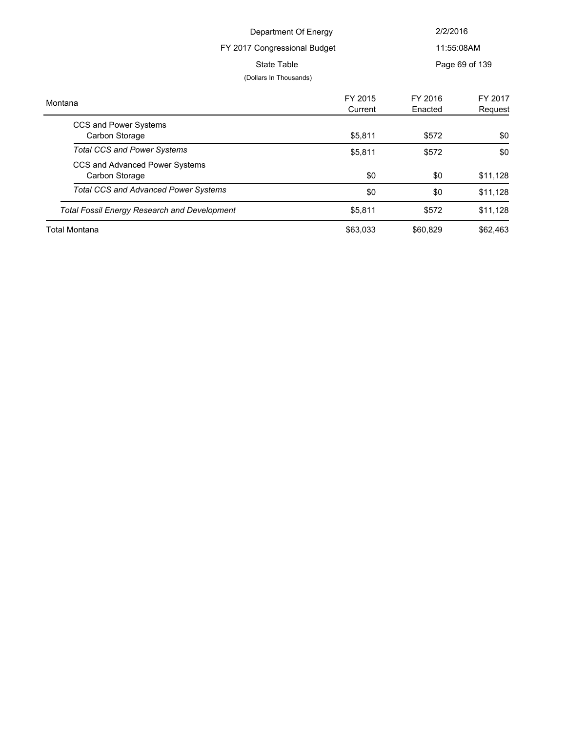Department Of Energy

FY 2017 Congressional Budget

State Table

(Dollars In Thousands)

| Montana | FY 2015 Current | FY 2016 Enacted | FY 2017 Request |
|---|---|---|---|
| CCS and Power Systems | | | |
| Carbon Storage | $5,811 | $572 | $0 |
| *Total CCS and Power Systems* | $5,811 | $572 | $0 |
| CCS and Advanced Power Systems | | | |
| Carbon Storage | $0 | $0 | $11,128 |
| *Total CCS and Advanced Power Systems* | $0 | $0 | $11,128 |
| *Total Fossil Energy Research and Development* | $5,811 | $572 | $11,128 |
| Total Montana | $63,033 | $60,829 | $62,463 |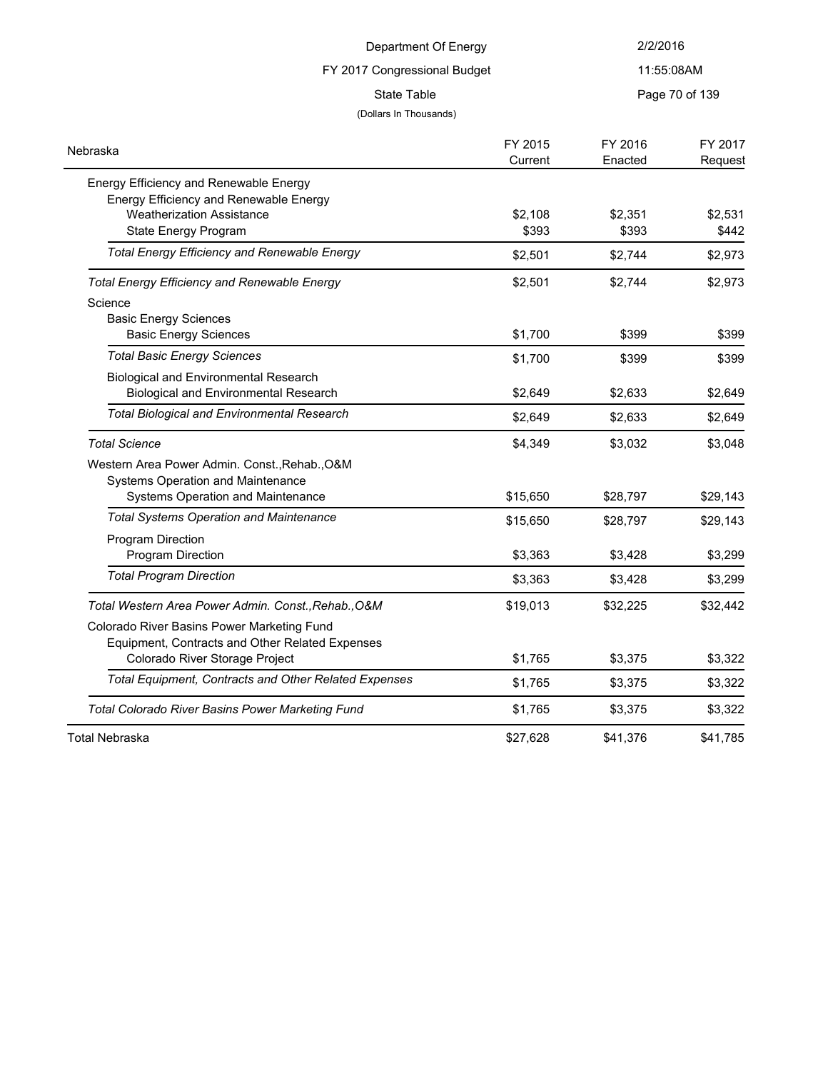Department Of Energy

FY 2017 Congressional Budget

State Table

(Dollars In Thousands)

| Nebraska | FY 2015 Current | FY 2016 Enacted | FY 2017 Request |
|---|---|---|---|
| Energy Efficiency and Renewable Energy | | | |
| Energy Efficiency and Renewable Energy | | | |
| Weatherization Assistance | $2,108 | $2,351 | $2,531 |
| State Energy Program | $393 | $393 | $442 |
| *Total Energy Efficiency and Renewable Energy* | $2,501 | $2,744 | $2,973 |
| *Total Energy Efficiency and Renewable Energy* | $2,501 | $2,744 | $2,973 |
| Science | | | |
| Basic Energy Sciences | | | |
| Basic Energy Sciences | $1,700 | $399 | $399 |
| *Total Basic Energy Sciences* | $1,700 | $399 | $399 |
| Biological and Environmental Research | | | |
| Biological and Environmental Research | $2,649 | $2,633 | $2,649 |
| *Total Biological and Environmental Research* | $2,649 | $2,633 | $2,649 |
| *Total Science* | $4,349 | $3,032 | $3,048 |
| Western Area Power Admin. Const.,Rehab.,O&M | | | |
| Systems Operation and Maintenance | | | |
| Systems Operation and Maintenance | $15,650 | $28,797 | $29,143 |
| *Total Systems Operation and Maintenance* | $15,650 | $28,797 | $29,143 |
| Program Direction | | | |
| Program Direction | $3,363 | $3,428 | $3,299 |
| *Total Program Direction* | $3,363 | $3,428 | $3,299 |
| *Total Western Area Power Admin. Const.,Rehab.,O&M* | $19,013 | $32,225 | $32,442 |
| Colorado River Basins Power Marketing Fund | | | |
| Equipment, Contracts and Other Related Expenses | | | |
| Colorado River Storage Project | $1,765 | $3,375 | $3,322 |
| *Total Equipment, Contracts and Other Related Expenses* | $1,765 | $3,375 | $3,322 |
| *Total Colorado River Basins Power Marketing Fund* | $1,765 | $3,375 | $3,322 |
| Total Nebraska | $27,628 | $41,376 | $41,785 |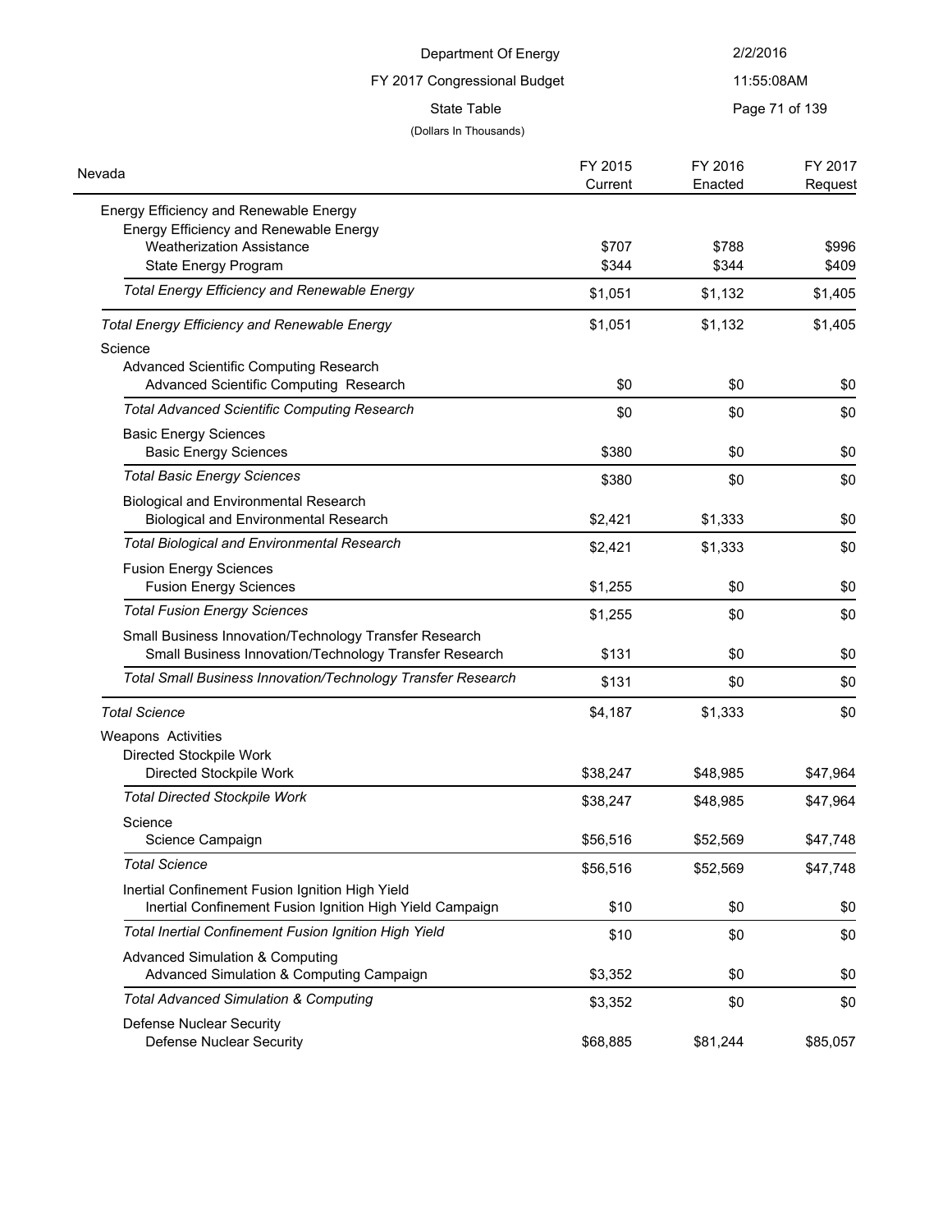Department Of Energy
FY 2017 Congressional Budget
State Table
(Dollars In Thousands)

| Nevada | FY 2015 Current | FY 2016 Enacted | FY 2017 Request |
|---|---|---|---|
| Energy Efficiency and Renewable Energy | | | |
| Energy Efficiency and Renewable Energy | | | |
| Weatherization Assistance | $707 | $788 | $996 |
| State Energy Program | $344 | $344 | $409 |
| *Total Energy Efficiency and Renewable Energy* | $1,051 | $1,132 | $1,405 |
| *Total Energy Efficiency and Renewable Energy* | $1,051 | $1,132 | $1,405 |
| Science | | | |
| Advanced Scientific Computing Research | | | |
| Advanced Scientific Computing Research | $0 | $0 | $0 |
| *Total Advanced Scientific Computing Research* | $0 | $0 | $0 |
| Basic Energy Sciences | | | |
| Basic Energy Sciences | $380 | $0 | $0 |
| *Total Basic Energy Sciences* | $380 | $0 | $0 |
| Biological and Environmental Research | | | |
| Biological and Environmental Research | $2,421 | $1,333 | $0 |
| *Total Biological and Environmental Research* | $2,421 | $1,333 | $0 |
| Fusion Energy Sciences | | | |
| Fusion Energy Sciences | $1,255 | $0 | $0 |
| *Total Fusion Energy Sciences* | $1,255 | $0 | $0 |
| Small Business Innovation/Technology Transfer Research | | | |
| Small Business Innovation/Technology Transfer Research | $131 | $0 | $0 |
| *Total Small Business Innovation/Technology Transfer Research* | $131 | $0 | $0 |
| *Total Science* | $4,187 | $1,333 | $0 |
| Weapons Activities | | | |
| Directed Stockpile Work | | | |
| Directed Stockpile Work | $38,247 | $48,985 | $47,964 |
| *Total Directed Stockpile Work* | $38,247 | $48,985 | $47,964 |
| Science | | | |
| Science Campaign | $56,516 | $52,569 | $47,748 |
| *Total Science* | $56,516 | $52,569 | $47,748 |
| Inertial Confinement Fusion Ignition High Yield | | | |
| Inertial Confinement Fusion Ignition High Yield Campaign | $10 | $0 | $0 |
| *Total Inertial Confinement Fusion Ignition High Yield* | $10 | $0 | $0 |
| Advanced Simulation & Computing | | | |
| Advanced Simulation & Computing Campaign | $3,352 | $0 | $0 |
| *Total Advanced Simulation & Computing* | $3,352 | $0 | $0 |
| Defense Nuclear Security | | | |
| Defense Nuclear Security | $68,885 | $81,244 | $85,057 |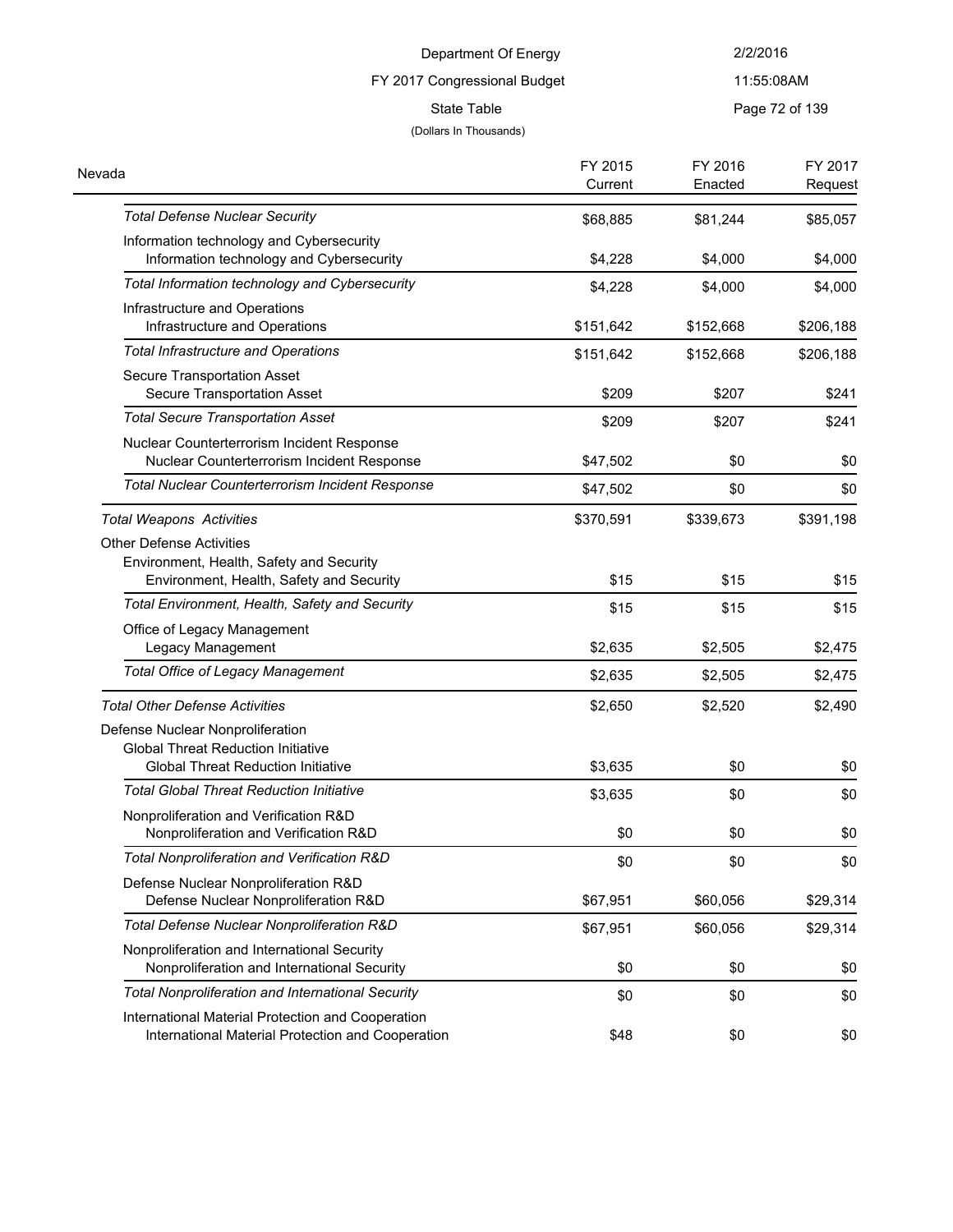Department Of Energy
FY 2017 Congressional Budget
State Table
(Dollars In Thousands)

| Nevada | FY 2015 Current | FY 2016 Enacted | FY 2017 Request |
|---|---|---|---|
| *Total Defense Nuclear Security* | $68,885 | $81,244 | $85,057 |
| Information technology and Cybersecurity | | | |
| Information technology and Cybersecurity | $4,228 | $4,000 | $4,000 |
| *Total Information technology and Cybersecurity* | $4,228 | $4,000 | $4,000 |
| Infrastructure and Operations | | | |
| Infrastructure and Operations | $151,642 | $152,668 | $206,188 |
| *Total Infrastructure and Operations* | $151,642 | $152,668 | $206,188 |
| Secure Transportation Asset | | | |
| Secure Transportation Asset | $209 | $207 | $241 |
| *Total Secure Transportation Asset* | $209 | $207 | $241 |
| Nuclear Counterterrorism Incident Response | | | |
| Nuclear Counterterrorism Incident Response | $47,502 | $0 | $0 |
| *Total Nuclear Counterterrorism Incident Response* | $47,502 | $0 | $0 |
| *Total Weapons Activities* | $370,591 | $339,673 | $391,198 |
| Other Defense Activities | | | |
| Environment, Health, Safety and Security | | | |
| Environment, Health, Safety and Security | $15 | $15 | $15 |
| *Total Environment, Health, Safety and Security* | $15 | $15 | $15 |
| Office of Legacy Management | | | |
| Legacy Management | $2,635 | $2,505 | $2,475 |
| *Total Office of Legacy Management* | $2,635 | $2,505 | $2,475 |
| *Total Other Defense Activities* | $2,650 | $2,520 | $2,490 |
| Defense Nuclear Nonproliferation | | | |
| Global Threat Reduction Initiative | | | |
| Global Threat Reduction Initiative | $3,635 | $0 | $0 |
| *Total Global Threat Reduction Initiative* | $3,635 | $0 | $0 |
| Nonproliferation and Verification R&D | | | |
| Nonproliferation and Verification R&D | $0 | $0 | $0 |
| *Total Nonproliferation and Verification R&D* | $0 | $0 | $0 |
| Defense Nuclear Nonproliferation R&D | | | |
| Defense Nuclear Nonproliferation R&D | $67,951 | $60,056 | $29,314 |
| *Total Defense Nuclear Nonproliferation R&D* | $67,951 | $60,056 | $29,314 |
| Nonproliferation and International Security | | | |
| Nonproliferation and International Security | $0 | $0 | $0 |
| *Total Nonproliferation and International Security* | $0 | $0 | $0 |
| International Material Protection and Cooperation | | | |
| International Material Protection and Cooperation | $48 | $0 | $0 |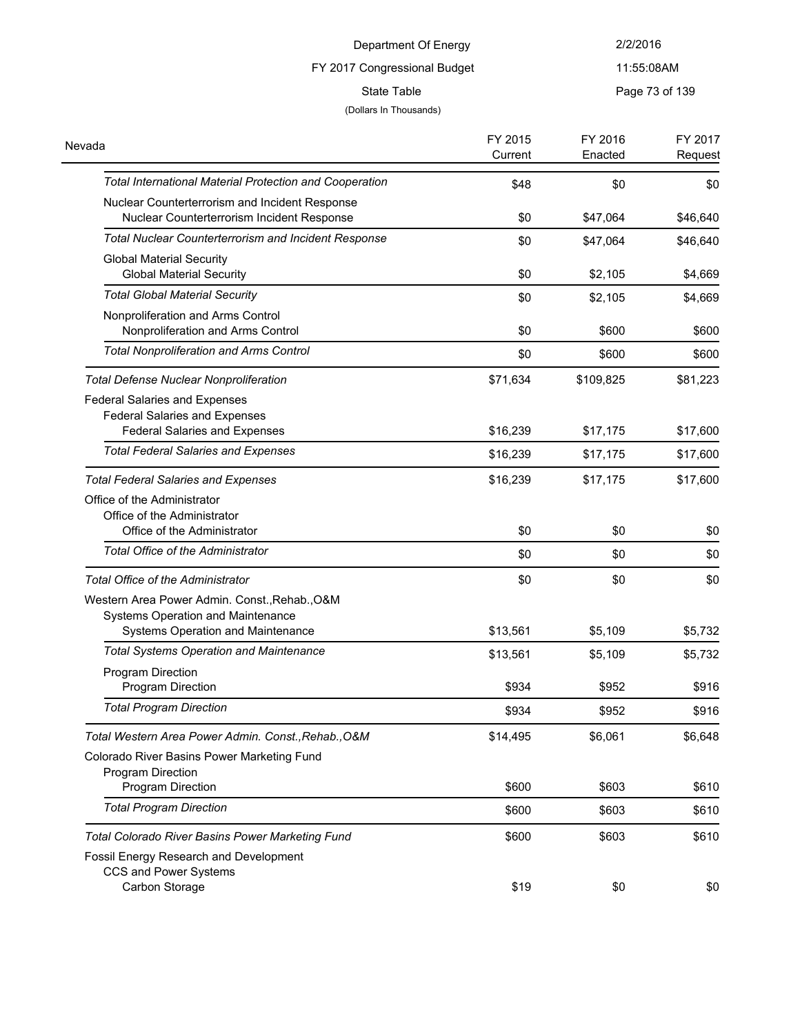Department Of Energy

FY 2017 Congressional Budget

State Table

(Dollars In Thousands)

| Nevada | FY 2015 Current | FY 2016 Enacted | FY 2017 Request |
|---|---|---|---|
| *Total International Material Protection and Cooperation* | $48 | $0 | $0 |
| Nuclear Counterterrorism and Incident Response | | | |
| Nuclear Counterterrorism Incident Response | $0 | $47,064 | $46,640 |
| *Total Nuclear Counterterrorism and Incident Response* | $0 | $47,064 | $46,640 |
| Global Material Security | | | |
| Global Material Security | $0 | $2,105 | $4,669 |
| *Total Global Material Security* | $0 | $2,105 | $4,669 |
| Nonproliferation and Arms Control | | | |
| Nonproliferation and Arms Control | $0 | $600 | $600 |
| *Total Nonproliferation and Arms Control* | $0 | $600 | $600 |
| *Total Defense Nuclear Nonproliferation* | $71,634 | $109,825 | $81,223 |
| Federal Salaries and Expenses | | | |
| Federal Salaries and Expenses | | | |
| Federal Salaries and Expenses | $16,239 | $17,175 | $17,600 |
| *Total Federal Salaries and Expenses* | $16,239 | $17,175 | $17,600 |
| *Total Federal Salaries and Expenses* | $16,239 | $17,175 | $17,600 |
| Office of the Administrator | | | |
| Office of the Administrator | | | |
| Office of the Administrator | $0 | $0 | $0 |
| *Total Office of the Administrator* | $0 | $0 | $0 |
| *Total Office of the Administrator* | $0 | $0 | $0 |
| Western Area Power Admin. Const.,Rehab.,O&M | | | |
| Systems Operation and Maintenance | | | |
| Systems Operation and Maintenance | $13,561 | $5,109 | $5,732 |
| *Total Systems Operation and Maintenance* | $13,561 | $5,109 | $5,732 |
| Program Direction | | | |
| Program Direction | $934 | $952 | $916 |
| *Total Program Direction* | $934 | $952 | $916 |
| *Total Western Area Power Admin. Const.,Rehab.,O&M* | $14,495 | $6,061 | $6,648 |
| Colorado River Basins Power Marketing Fund | | | |
| Program Direction | | | |
| Program Direction | $600 | $603 | $610 |
| *Total Program Direction* | $600 | $603 | $610 |
| *Total Colorado River Basins Power Marketing Fund* | $600 | $603 | $610 |
| Fossil Energy Research and Development | | | |
| CCS and Power Systems | | | |
| Carbon Storage | $19 | $0 | $0 |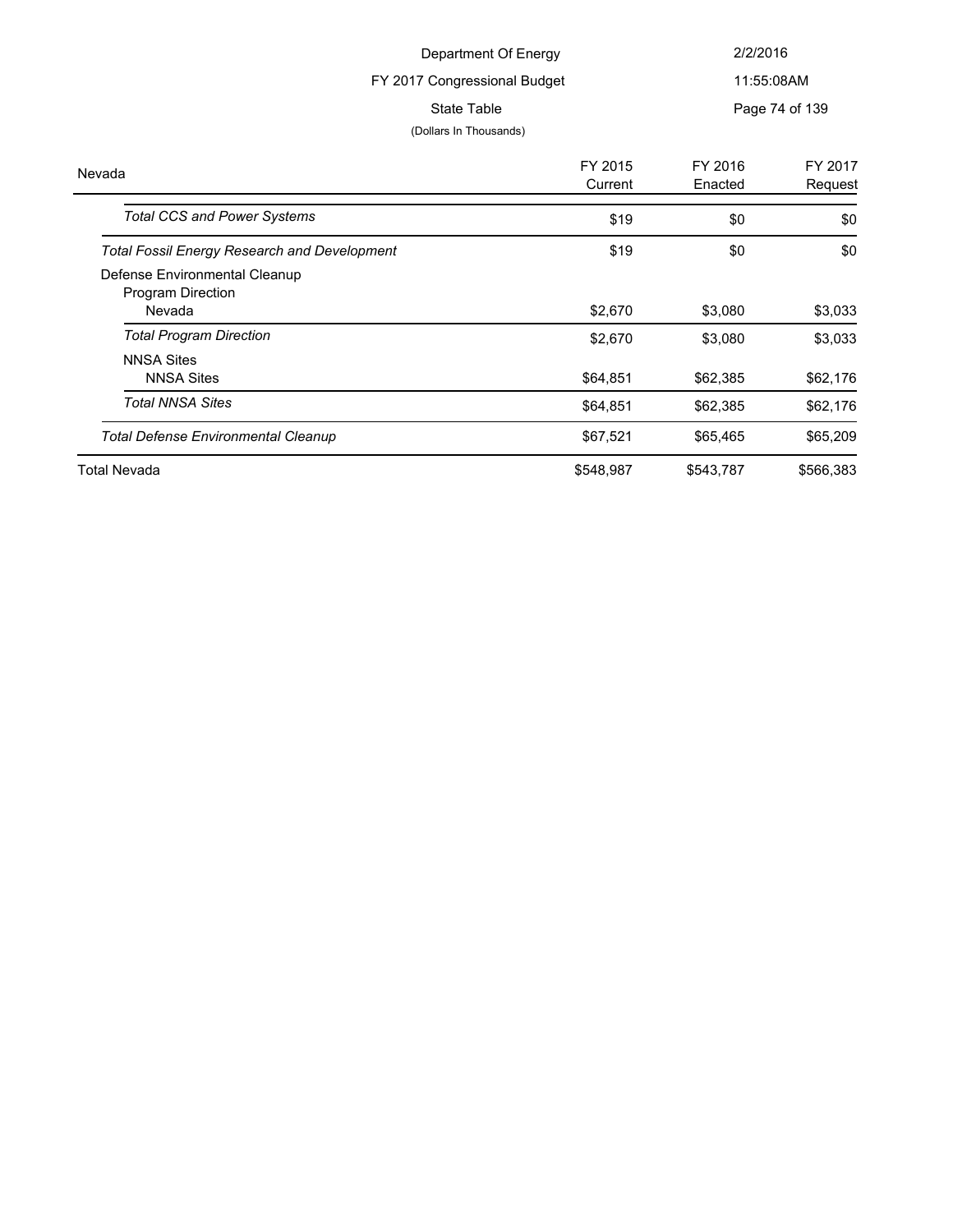| Nevada | FY 2015 Current | FY 2016 Enacted | FY 2017 Request |
|---|---|---|---|
| *Total CCS and Power Systems* | $19 | $0 | $0 |
| *Total Fossil Energy Research and Development* | $19 | $0 | $0 |
| Defense Environmental Cleanup | | | |
| Program Direction | | | |
| Nevada | $2,670 | $3,080 | $3,033 |
| *Total Program Direction* | $2,670 | $3,080 | $3,033 |
| NNSA Sites | | | |
| NNSA Sites | $64,851 | $62,385 | $62,176 |
| *Total NNSA Sites* | $64,851 | $62,385 | $62,176 |
| *Total Defense Environmental Cleanup* | $67,521 | $65,465 | $65,209 |
| Total Nevada | $548,987 | $543,787 | $566,383 |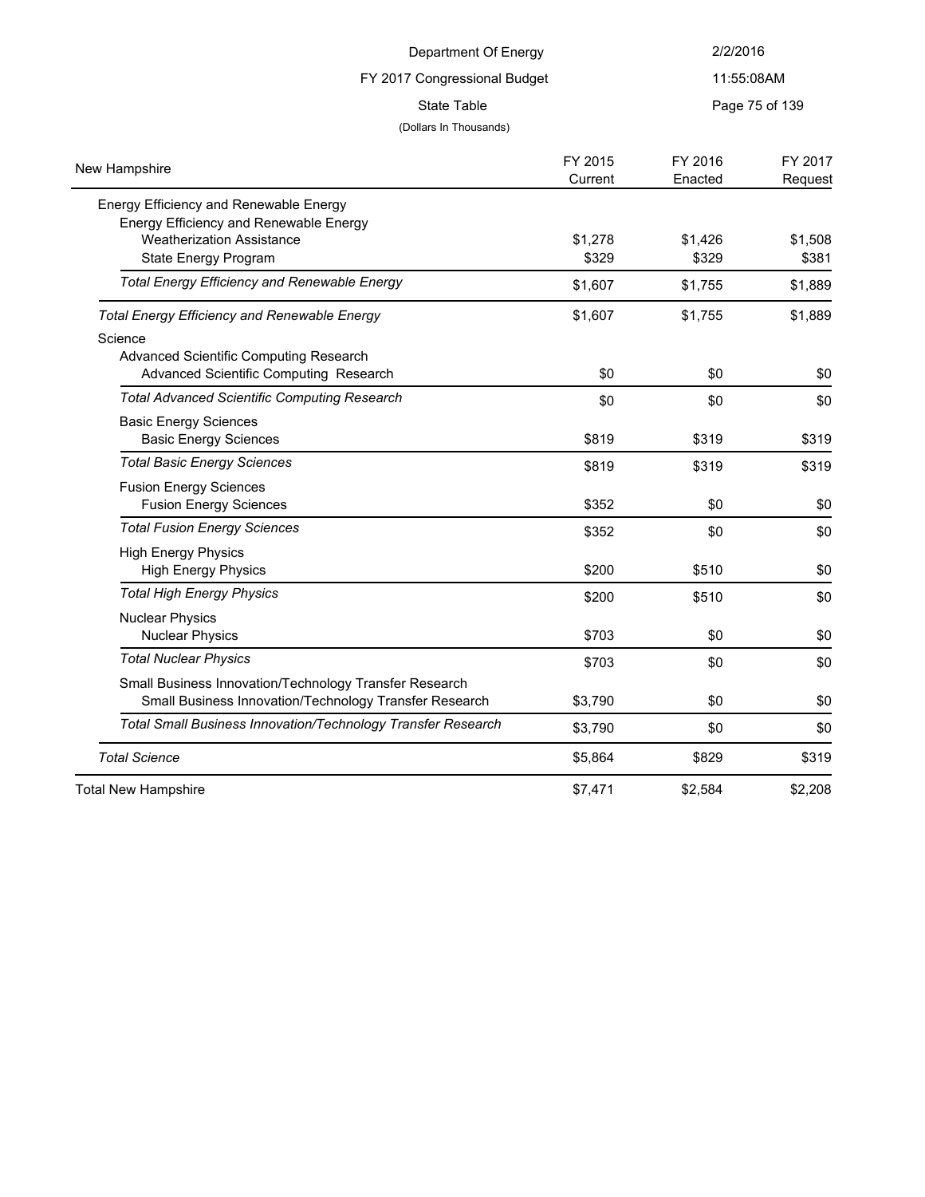Department Of Energy

FY 2017 Congressional Budget

State Table

(Dollars In Thousands)

| New Hampshire | FY 2015 Current | FY 2016 Enacted | FY 2017 Request |
|---|---|---|---|
| Energy Efficiency and Renewable Energy | | | |
| Energy Efficiency and Renewable Energy | | | |
| Weatherization Assistance | $1,278 | $1,426 | $1,508 |
| State Energy Program | $329 | $329 | $381 |
| *Total Energy Efficiency and Renewable Energy* | $1,607 | $1,755 | $1,889 |
| *Total Energy Efficiency and Renewable Energy* | $1,607 | $1,755 | $1,889 |
| Science | | | |
| Advanced Scientific Computing Research | | | |
| Advanced Scientific Computing Research | $0 | $0 | $0 |
| *Total Advanced Scientific Computing Research* | $0 | $0 | $0 |
| Basic Energy Sciences | | | |
| Basic Energy Sciences | $819 | $319 | $319 |
| *Total Basic Energy Sciences* | $819 | $319 | $319 |
| Fusion Energy Sciences | | | |
| Fusion Energy Sciences | $352 | $0 | $0 |
| *Total Fusion Energy Sciences* | $352 | $0 | $0 |
| High Energy Physics | | | |
| High Energy Physics | $200 | $510 | $0 |
| *Total High Energy Physics* | $200 | $510 | $0 |
| Nuclear Physics | | | |
| Nuclear Physics | $703 | $0 | $0 |
| *Total Nuclear Physics* | $703 | $0 | $0 |
| Small Business Innovation/Technology Transfer Research | | | |
| Small Business Innovation/Technology Transfer Research | $3,790 | $0 | $0 |
| *Total Small Business Innovation/Technology Transfer Research* | $3,790 | $0 | $0 |
| *Total Science* | $5,864 | $829 | $319 |
| Total New Hampshire | $7,471 | $2,584 | $2,208 |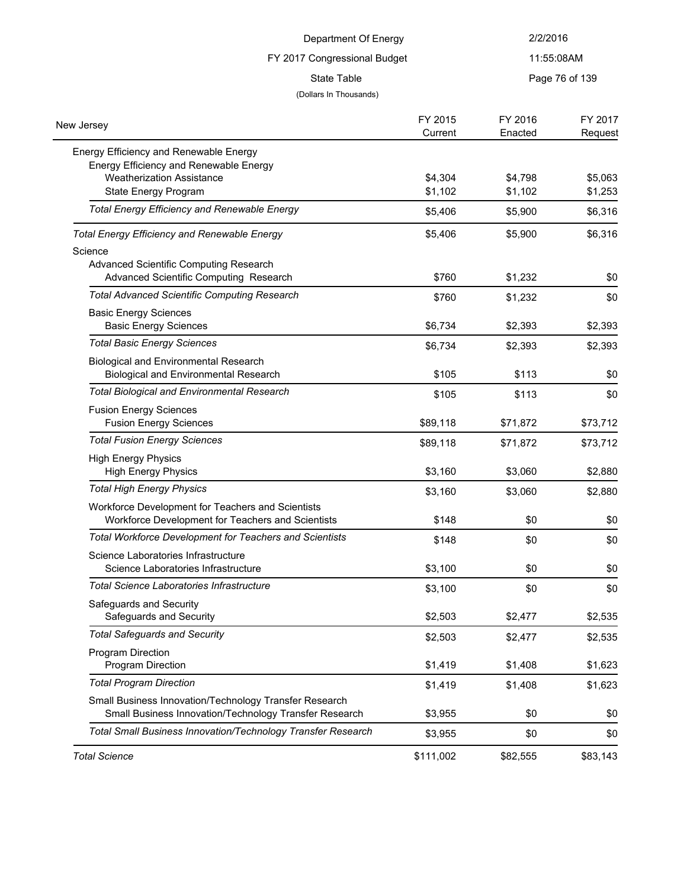Department Of Energy

FY 2017 Congressional Budget

State Table

(Dollars In Thousands)

| New Jersey | FY 2015 Current | FY 2016 Enacted | FY 2017 Request |
|---|---|---|---|
| Energy Efficiency and Renewable Energy | | | |
| Energy Efficiency and Renewable Energy | | | |
| Weatherization Assistance | $4,304 | $4,798 | $5,063 |
| State Energy Program | $1,102 | $1,102 | $1,253 |
| *Total Energy Efficiency and Renewable Energy* | $5,406 | $5,900 | $6,316 |
| *Total Energy Efficiency and Renewable Energy* | $5,406 | $5,900 | $6,316 |
| Science | | | |
| Advanced Scientific Computing Research | | | |
| Advanced Scientific Computing Research | $760 | $1,232 | $0 |
| *Total Advanced Scientific Computing Research* | $760 | $1,232 | $0 |
| Basic Energy Sciences | | | |
| Basic Energy Sciences | $6,734 | $2,393 | $2,393 |
| *Total Basic Energy Sciences* | $6,734 | $2,393 | $2,393 |
| Biological and Environmental Research | | | |
| Biological and Environmental Research | $105 | $113 | $0 |
| *Total Biological and Environmental Research* | $105 | $113 | $0 |
| Fusion Energy Sciences | | | |
| Fusion Energy Sciences | $89,118 | $71,872 | $73,712 |
| *Total Fusion Energy Sciences* | $89,118 | $71,872 | $73,712 |
| High Energy Physics | | | |
| High Energy Physics | $3,160 | $3,060 | $2,880 |
| *Total High Energy Physics* | $3,160 | $3,060 | $2,880 |
| Workforce Development for Teachers and Scientists | | | |
| Workforce Development for Teachers and Scientists | $148 | $0 | $0 |
| *Total Workforce Development for Teachers and Scientists* | $148 | $0 | $0 |
| Science Laboratories Infrastructure | | | |
| Science Laboratories Infrastructure | $3,100 | $0 | $0 |
| *Total Science Laboratories Infrastructure* | $3,100 | $0 | $0 |
| Safeguards and Security | | | |
| Safeguards and Security | $2,503 | $2,477 | $2,535 |
| *Total Safeguards and Security* | $2,503 | $2,477 | $2,535 |
| Program Direction | | | |
| Program Direction | $1,419 | $1,408 | $1,623 |
| *Total Program Direction* | $1,419 | $1,408 | $1,623 |
| Small Business Innovation/Technology Transfer Research | | | |
| Small Business Innovation/Technology Transfer Research | $3,955 | $0 | $0 |
| *Total Small Business Innovation/Technology Transfer Research* | $3,955 | $0 | $0 |
| *Total Science* | $111,002 | $82,555 | $83,143 |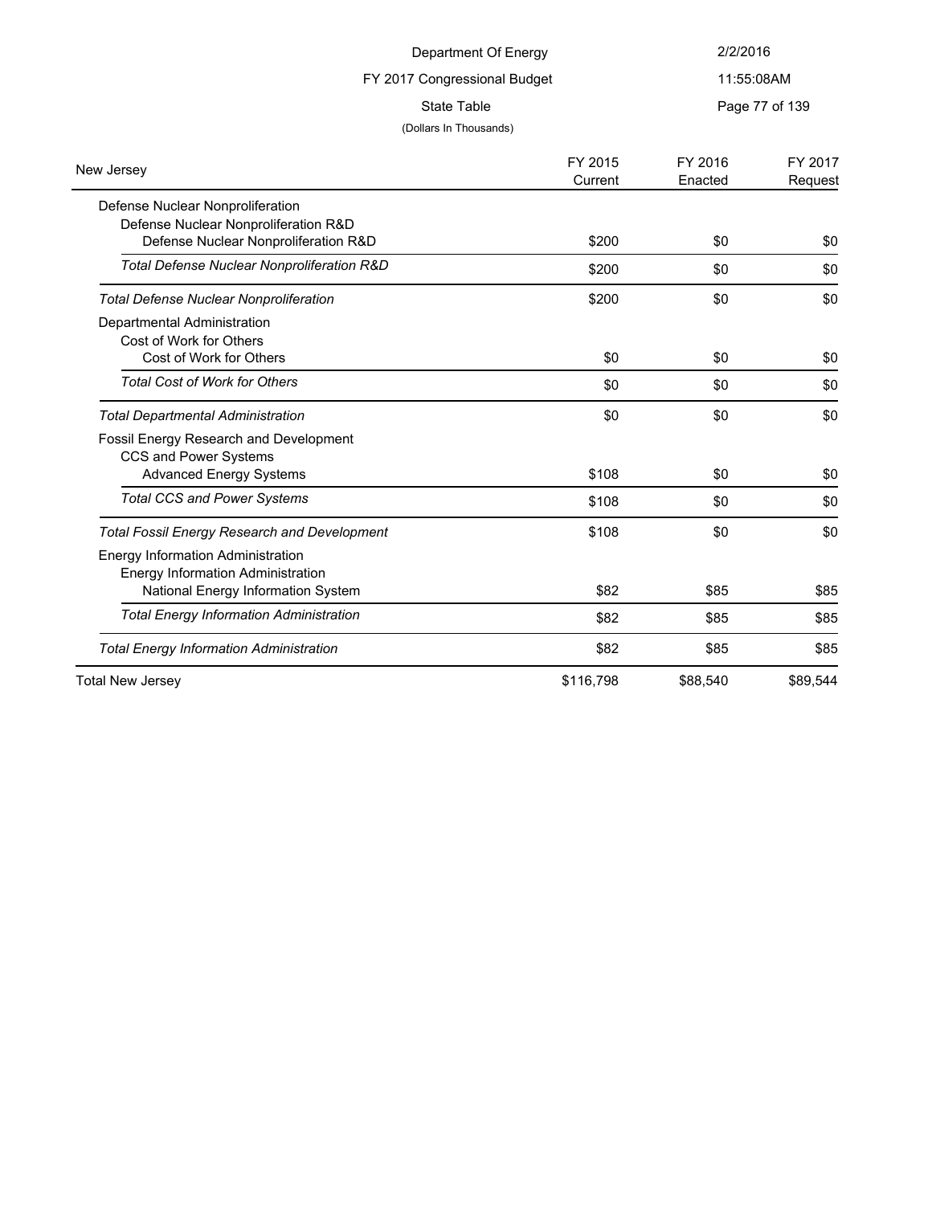Department Of Energy

FY 2017 Congressional Budget

State Table

(Dollars In Thousands)

| New Jersey | FY 2015 Current | FY 2016 Enacted | FY 2017 Request |
|---|---|---|---|
| Defense Nuclear Nonproliferation | | | |
| Defense Nuclear Nonproliferation R&D | | | |
| Defense Nuclear Nonproliferation R&D | $200 | $0 | $0 |
| *Total Defense Nuclear Nonproliferation R&D* | $200 | $0 | $0 |
| *Total Defense Nuclear Nonproliferation* | $200 | $0 | $0 |
| Departmental Administration | | | |
| Cost of Work for Others | | | |
| Cost of Work for Others | $0 | $0 | $0 |
| *Total Cost of Work for Others* | $0 | $0 | $0 |
| *Total Departmental Administration* | $0 | $0 | $0 |
| Fossil Energy Research and Development | | | |
| CCS and Power Systems | | | |
| Advanced Energy Systems | $108 | $0 | $0 |
| *Total CCS and Power Systems* | $108 | $0 | $0 |
| *Total Fossil Energy Research and Development* | $108 | $0 | $0 |
| Energy Information Administration | | | |
| Energy Information Administration | | | |
| National Energy Information System | $82 | $85 | $85 |
| *Total Energy Information Administration* | $82 | $85 | $85 |
| *Total Energy Information Administration* | $82 | $85 | $85 |
| Total New Jersey | $116,798 | $88,540 | $89,544 |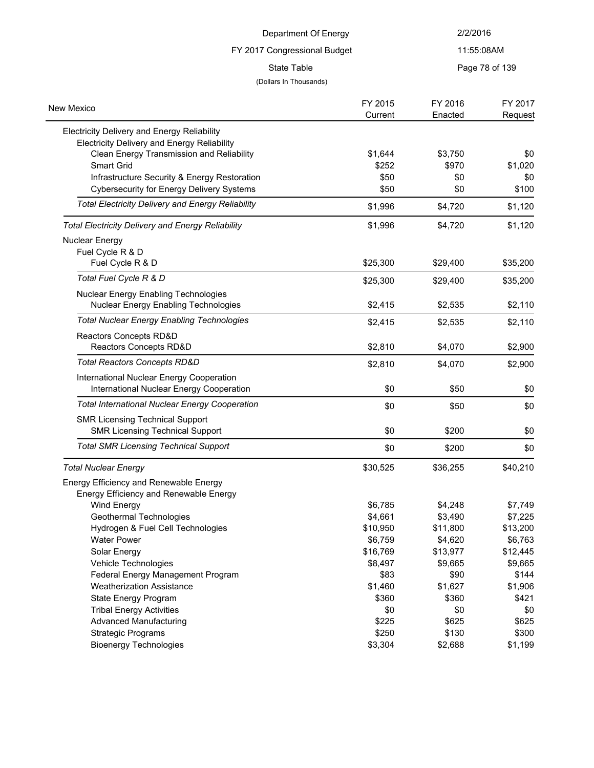Department Of Energy

FY 2017 Congressional Budget

State Table

(Dollars In Thousands)

| New Mexico | FY 2015 Current | FY 2016 Enacted | FY 2017 Request |
|---|---|---|---|
| Electricity Delivery and Energy Reliability | | | |
| Electricity Delivery and Energy Reliability | | | |
| Clean Energy Transmission and Reliability | $1,644 | $3,750 | $0 |
| Smart Grid | $252 | $970 | $1,020 |
| Infrastructure Security & Energy Restoration | $50 | $0 | $0 |
| Cybersecurity for Energy Delivery Systems | $50 | $0 | $100 |
| *Total Electricity Delivery and Energy Reliability* | $1,996 | $4,720 | $1,120 |
| *Total Electricity Delivery and Energy Reliability* | $1,996 | $4,720 | $1,120 |
| Nuclear Energy | | | |
| Fuel Cycle R & D | | | |
| Fuel Cycle R & D | $25,300 | $29,400 | $35,200 |
| *Total Fuel Cycle R & D* | $25,300 | $29,400 | $35,200 |
| Nuclear Energy Enabling Technologies | | | |
| Nuclear Energy Enabling Technologies | $2,415 | $2,535 | $2,110 |
| *Total Nuclear Energy Enabling Technologies* | $2,415 | $2,535 | $2,110 |
| Reactors Concepts RD&D | | | |
| Reactors Concepts RD&D | $2,810 | $4,070 | $2,900 |
| *Total Reactors Concepts RD&D* | $2,810 | $4,070 | $2,900 |
| International Nuclear Energy Cooperation | | | |
| International Nuclear Energy Cooperation | $0 | $50 | $0 |
| *Total International Nuclear Energy Cooperation* | $0 | $50 | $0 |
| SMR Licensing Technical Support | | | |
| SMR Licensing Technical Support | $0 | $200 | $0 |
| *Total SMR Licensing Technical Support* | $0 | $200 | $0 |
| *Total Nuclear Energy* | $30,525 | $36,255 | $40,210 |
| Energy Efficiency and Renewable Energy | | | |
| Energy Efficiency and Renewable Energy | | | |
| Wind Energy | $6,785 | $4,248 | $7,749 |
| Geothermal Technologies | $4,661 | $3,490 | $7,225 |
| Hydrogen & Fuel Cell Technologies | $10,950 | $11,800 | $13,200 |
| Water Power | $6,759 | $4,620 | $6,763 |
| Solar Energy | $16,769 | $13,977 | $12,445 |
| Vehicle Technologies | $8,497 | $9,665 | $9,665 |
| Federal Energy Management Program | $83 | $90 | $144 |
| Weatherization Assistance | $1,460 | $1,627 | $1,906 |
| State Energy Program | $360 | $360 | $421 |
| Tribal Energy Activities | $0 | $0 | $0 |
| Advanced Manufacturing | $225 | $625 | $625 |
| Strategic Programs | $250 | $130 | $300 |
| Bioenergy Technologies | $3,304 | $2,688 | $1,199 |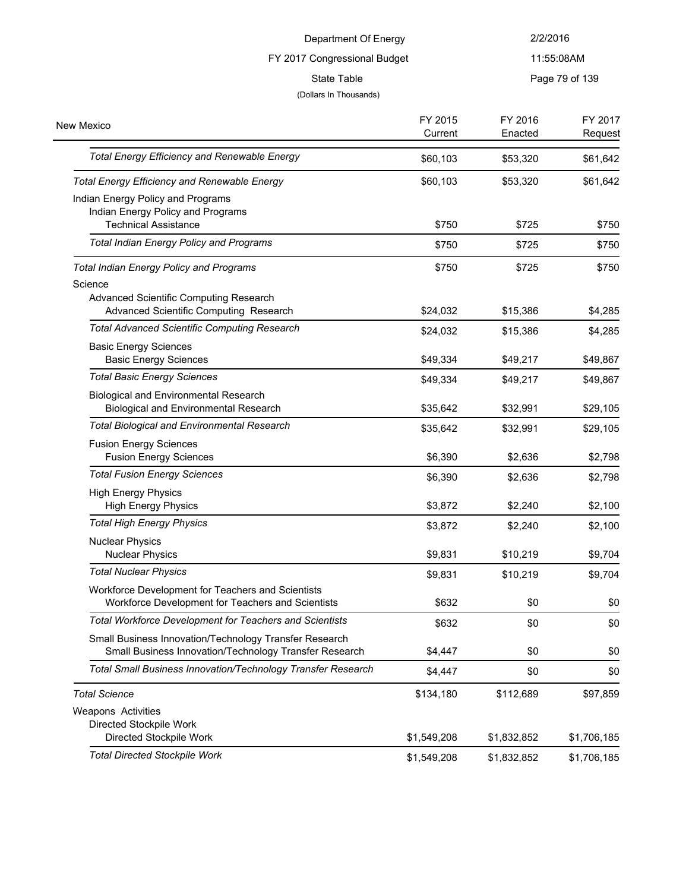Department Of Energy

FY 2017 Congressional Budget

State Table

(Dollars In Thousands)

| New Mexico | FY 2015 Current | FY 2016 Enacted | FY 2017 Request |
|---|---|---|---|
| *Total Energy Efficiency and Renewable Energy* | $60,103 | $53,320 | $61,642 |
| *Total Energy Efficiency and Renewable Energy* | $60,103 | $53,320 | $61,642 |
| Indian Energy Policy and Programs | | | |
| Indian Energy Policy and Programs | | | |
| Technical Assistance | $750 | $725 | $750 |
| *Total Indian Energy Policy and Programs* | $750 | $725 | $750 |
| *Total Indian Energy Policy and Programs* | $750 | $725 | $750 |
| Science | | | |
| Advanced Scientific Computing Research | | | |
| Advanced Scientific Computing Research | $24,032 | $15,386 | $4,285 |
| *Total Advanced Scientific Computing Research* | $24,032 | $15,386 | $4,285 |
| Basic Energy Sciences | | | |
| Basic Energy Sciences | $49,334 | $49,217 | $49,867 |
| *Total Basic Energy Sciences* | $49,334 | $49,217 | $49,867 |
| Biological and Environmental Research | | | |
| Biological and Environmental Research | $35,642 | $32,991 | $29,105 |
| *Total Biological and Environmental Research* | $35,642 | $32,991 | $29,105 |
| Fusion Energy Sciences | | | |
| Fusion Energy Sciences | $6,390 | $2,636 | $2,798 |
| *Total Fusion Energy Sciences* | $6,390 | $2,636 | $2,798 |
| High Energy Physics | | | |
| High Energy Physics | $3,872 | $2,240 | $2,100 |
| *Total High Energy Physics* | $3,872 | $2,240 | $2,100 |
| Nuclear Physics | | | |
| Nuclear Physics | $9,831 | $10,219 | $9,704 |
| *Total Nuclear Physics* | $9,831 | $10,219 | $9,704 |
| Workforce Development for Teachers and Scientists | | | |
| Workforce Development for Teachers and Scientists | $632 | $0 | $0 |
| *Total Workforce Development for Teachers and Scientists* | $632 | $0 | $0 |
| Small Business Innovation/Technology Transfer Research | | | |
| Small Business Innovation/Technology Transfer Research | $4,447 | $0 | $0 |
| *Total Small Business Innovation/Technology Transfer Research* | $4,447 | $0 | $0 |
| *Total Science* | $134,180 | $112,689 | $97,859 |
| Weapons Activities | | | |
| Directed Stockpile Work | | | |
| Directed Stockpile Work | $1,549,208 | $1,832,852 | $1,706,185 |
| *Total Directed Stockpile Work* | $1,549,208 | $1,832,852 | $1,706,185 |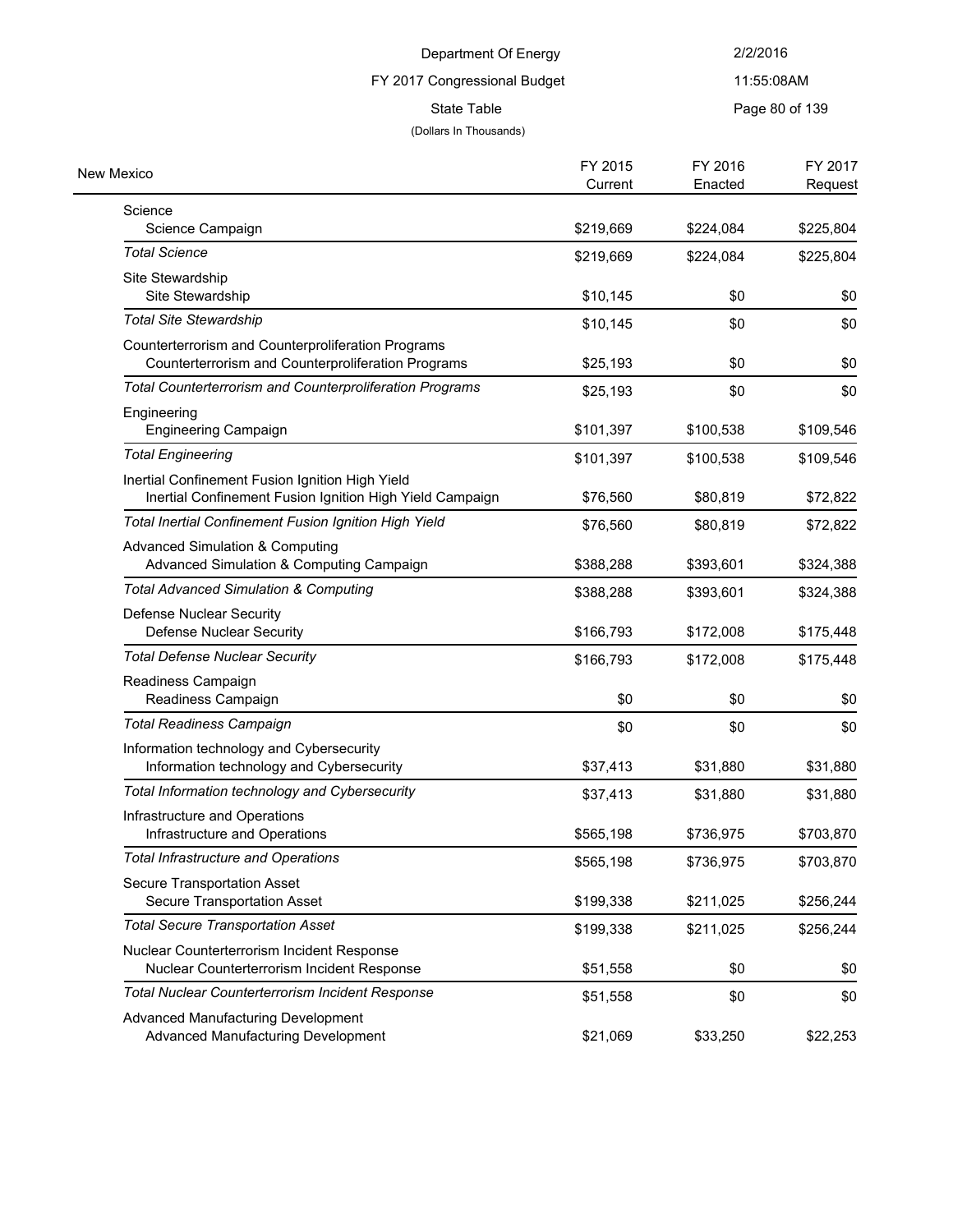Department Of Energy

FY 2017 Congressional Budget

State Table

(Dollars In Thousands)

| New Mexico | FY 2015 Current | FY 2016 Enacted | FY 2017 Request |
|---|---|---|---|
| Science | | | |
| Science Campaign | $219,669 | $224,084 | $225,804 |
| *Total Science* | $219,669 | $224,084 | $225,804 |
| Site Stewardship | | | |
| Site Stewardship | $10,145 | $0 | $0 |
| *Total Site Stewardship* | $10,145 | $0 | $0 |
| Counterterrorism and Counterproliferation Programs | | | |
| Counterterrorism and Counterproliferation Programs | $25,193 | $0 | $0 |
| *Total Counterterrorism and Counterproliferation Programs* | $25,193 | $0 | $0 |
| Engineering | | | |
| Engineering Campaign | $101,397 | $100,538 | $109,546 |
| *Total Engineering* | $101,397 | $100,538 | $109,546 |
| Inertial Confinement Fusion Ignition High Yield | | | |
| Inertial Confinement Fusion Ignition High Yield Campaign | $76,560 | $80,819 | $72,822 |
| *Total Inertial Confinement Fusion Ignition High Yield* | $76,560 | $80,819 | $72,822 |
| Advanced Simulation & Computing | | | |
| Advanced Simulation & Computing Campaign | $388,288 | $393,601 | $324,388 |
| *Total Advanced Simulation & Computing* | $388,288 | $393,601 | $324,388 |
| Defense Nuclear Security | | | |
| Defense Nuclear Security | $166,793 | $172,008 | $175,448 |
| *Total Defense Nuclear Security* | $166,793 | $172,008 | $175,448 |
| Readiness Campaign | | | |
| Readiness Campaign | $0 | $0 | $0 |
| *Total Readiness Campaign* | $0 | $0 | $0 |
| Information technology and Cybersecurity | | | |
| Information technology and Cybersecurity | $37,413 | $31,880 | $31,880 |
| *Total Information technology and Cybersecurity* | $37,413 | $31,880 | $31,880 |
| Infrastructure and Operations | | | |
| Infrastructure and Operations | $565,198 | $736,975 | $703,870 |
| *Total Infrastructure and Operations* | $565,198 | $736,975 | $703,870 |
| Secure Transportation Asset | | | |
| Secure Transportation Asset | $199,338 | $211,025 | $256,244 |
| *Total Secure Transportation Asset* | $199,338 | $211,025 | $256,244 |
| Nuclear Counterterrorism Incident Response | | | |
| Nuclear Counterterrorism Incident Response | $51,558 | $0 | $0 |
| *Total Nuclear Counterterrorism Incident Response* | $51,558 | $0 | $0 |
| Advanced Manufacturing Development | | | |
| Advanced Manufacturing Development | $21,069 | $33,250 | $22,253 |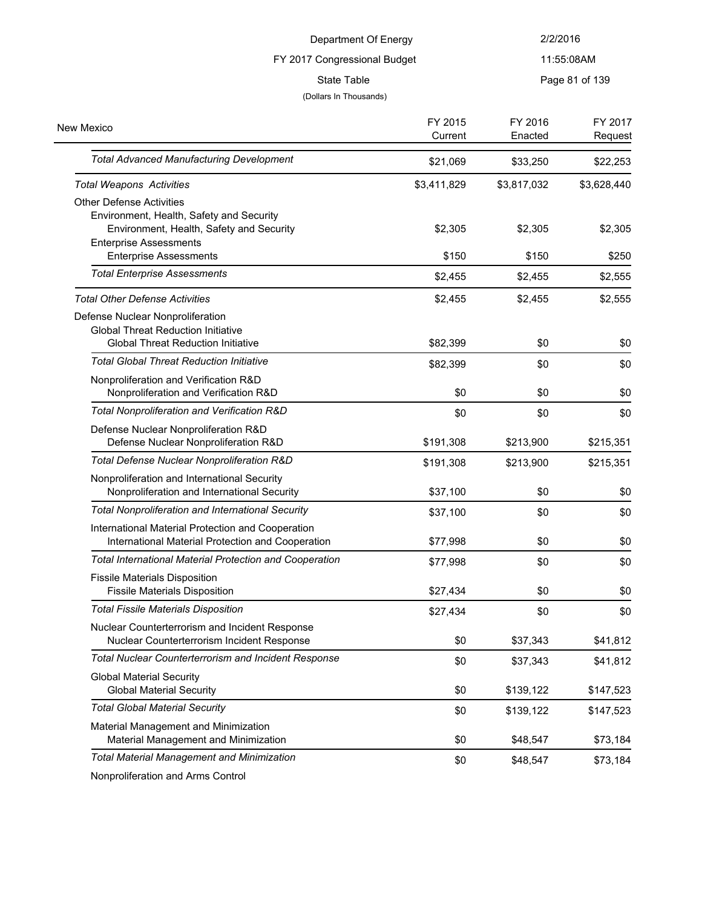| New Mexico | FY 2015 Current | FY 2016 Enacted | FY 2017 Request |
|---|---|---|---|
| *Total Advanced Manufacturing Development* | $21,069 | $33,250 | $22,253 |
| *Total Weapons Activities* | $3,411,829 | $3,817,032 | $3,628,440 |
| Other Defense Activities | | | |
| Environment, Health, Safety and Security | | | |
| Environment, Health, Safety and Security | $2,305 | $2,305 | $2,305 |
| Enterprise Assessments | | | |
| Enterprise Assessments | $150 | $150 | $250 |
| *Total Enterprise Assessments* | $2,455 | $2,455 | $2,555 |
| *Total Other Defense Activities* | $2,455 | $2,455 | $2,555 |
| Defense Nuclear Nonproliferation | | | |
| Global Threat Reduction Initiative | | | |
| Global Threat Reduction Initiative | $82,399 | $0 | $0 |
| *Total Global Threat Reduction Initiative* | $82,399 | $0 | $0 |
| Nonproliferation and Verification R&D | | | |
| Nonproliferation and Verification R&D | $0 | $0 | $0 |
| *Total Nonproliferation and Verification R&D* | $0 | $0 | $0 |
| Defense Nuclear Nonproliferation R&D | | | |
| Defense Nuclear Nonproliferation R&D | $191,308 | $213,900 | $215,351 |
| *Total Defense Nuclear Nonproliferation R&D* | $191,308 | $213,900 | $215,351 |
| Nonproliferation and International Security | | | |
| Nonproliferation and International Security | $37,100 | $0 | $0 |
| *Total Nonproliferation and International Security* | $37,100 | $0 | $0 |
| International Material Protection and Cooperation | | | |
| International Material Protection and Cooperation | $77,998 | $0 | $0 |
| *Total International Material Protection and Cooperation* | $77,998 | $0 | $0 |
| Fissile Materials Disposition | | | |
| Fissile Materials Disposition | $27,434 | $0 | $0 |
| *Total Fissile Materials Disposition* | $27,434 | $0 | $0 |
| Nuclear Counterterrorism and Incident Response | | | |
| Nuclear Counterterrorism Incident Response | $0 | $37,343 | $41,812 |
| *Total Nuclear Counterterrorism and Incident Response* | $0 | $37,343 | $41,812 |
| Global Material Security | | | |
| Global Material Security | $0 | $139,122 | $147,523 |
| *Total Global Material Security* | $0 | $139,122 | $147,523 |
| Material Management and Minimization | | | |
| Material Management and Minimization | $0 | $48,547 | $73,184 |
| *Total Material Management and Minimization* | $0 | $48,547 | $73,184 |
| Nonproliferation and Arms Control | | | |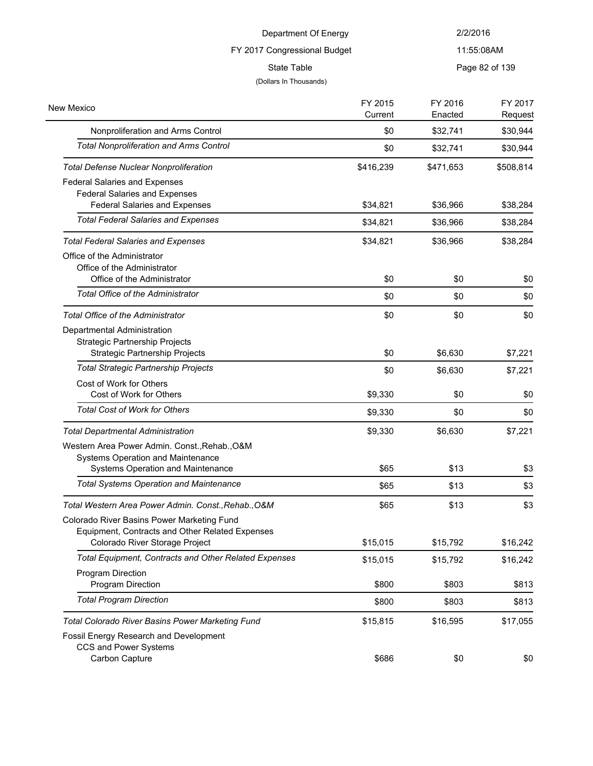Department Of Energy

FY 2017 Congressional Budget

State Table

(Dollars In Thousands)

| New Mexico | FY 2015 Current | FY 2016 Enacted | FY 2017 Request |
|---|---|---|---|
| Nonproliferation and Arms Control | $0 | $32,741 | $30,944 |
| *Total Nonproliferation and Arms Control* | $0 | $32,741 | $30,944 |
| *Total Defense Nuclear Nonproliferation* | $416,239 | $471,653 | $508,814 |
| Federal Salaries and Expenses | | | |
| Federal Salaries and Expenses | | | |
| Federal Salaries and Expenses | $34,821 | $36,966 | $38,284 |
| *Total Federal Salaries and Expenses* | $34,821 | $36,966 | $38,284 |
| *Total Federal Salaries and Expenses* | $34,821 | $36,966 | $38,284 |
| Office of the Administrator | | | |
| Office of the Administrator | | | |
| Office of the Administrator | $0 | $0 | $0 |
| *Total Office of the Administrator* | $0 | $0 | $0 |
| *Total Office of the Administrator* | $0 | $0 | $0 |
| Departmental Administration | | | |
| Strategic Partnership Projects | | | |
| Strategic Partnership Projects | $0 | $6,630 | $7,221 |
| *Total Strategic Partnership Projects* | $0 | $6,630 | $7,221 |
| Cost of Work for Others | | | |
| Cost of Work for Others | $9,330 | $0 | $0 |
| *Total Cost of Work for Others* | $9,330 | $0 | $0 |
| *Total Departmental Administration* | $9,330 | $6,630 | $7,221 |
| Western Area Power Admin. Const.,Rehab.,O&M | | | |
| Systems Operation and Maintenance | | | |
| Systems Operation and Maintenance | $65 | $13 | $3 |
| *Total Systems Operation and Maintenance* | $65 | $13 | $3 |
| *Total Western Area Power Admin. Const.,Rehab.,O&M* | $65 | $13 | $3 |
| Colorado River Basins Power Marketing Fund | | | |
| Equipment, Contracts and Other Related Expenses | | | |
| Colorado River Storage Project | $15,015 | $15,792 | $16,242 |
| *Total Equipment, Contracts and Other Related Expenses* | $15,015 | $15,792 | $16,242 |
| Program Direction | | | |
| Program Direction | $800 | $803 | $813 |
| *Total Program Direction* | $800 | $803 | $813 |
| *Total Colorado River Basins Power Marketing Fund* | $15,815 | $16,595 | $17,055 |
| Fossil Energy Research and Development | | | |
| CCS and Power Systems | | | |
| Carbon Capture | $686 | $0 | $0 |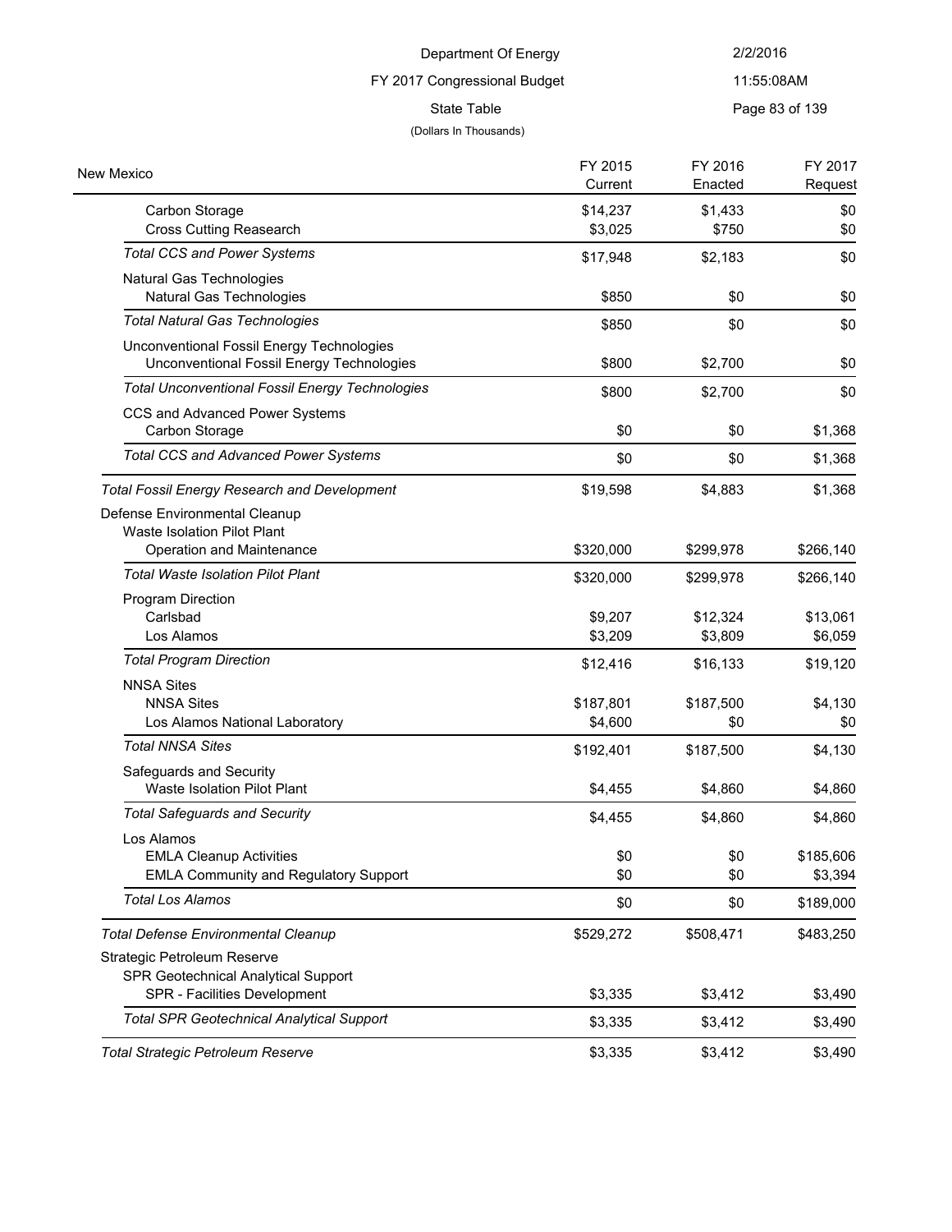Department Of Energy

FY 2017 Congressional Budget

State Table

(Dollars In Thousands)

| New Mexico | FY 2015 Current | FY 2016 Enacted | FY 2017 Request |
|---|---|---|---|
| Carbon Storage | $14,237 | $1,433 | $0 |
| Cross Cutting Reasearch | $3,025 | $750 | $0 |
| *Total CCS and Power Systems* | $17,948 | $2,183 | $0 |
| Natural Gas Technologies | | | |
| Natural Gas Technologies | $850 | $0 | $0 |
| *Total Natural Gas Technologies* | $850 | $0 | $0 |
| Unconventional Fossil Energy Technologies | | | |
| Unconventional Fossil Energy Technologies | $800 | $2,700 | $0 |
| *Total Unconventional Fossil Energy Technologies* | $800 | $2,700 | $0 |
| CCS and Advanced Power Systems | | | |
| Carbon Storage | $0 | $0 | $1,368 |
| *Total CCS and Advanced Power Systems* | $0 | $0 | $1,368 |
| *Total Fossil Energy Research and Development* | $19,598 | $4,883 | $1,368 |
| Defense Environmental Cleanup | | | |
| Waste Isolation Pilot Plant | | | |
| Operation and Maintenance | $320,000 | $299,978 | $266,140 |
| *Total Waste Isolation Pilot Plant* | $320,000 | $299,978 | $266,140 |
| Program Direction | | | |
| Carlsbad | $9,207 | $12,324 | $13,061 |
| Los Alamos | $3,209 | $3,809 | $6,059 |
| *Total Program Direction* | $12,416 | $16,133 | $19,120 |
| NNSA Sites | | | |
| NNSA Sites | $187,801 | $187,500 | $4,130 |
| Los Alamos National Laboratory | $4,600 | $0 | $0 |
| *Total NNSA Sites* | $192,401 | $187,500 | $4,130 |
| Safeguards and Security | | | |
| Waste Isolation Pilot Plant | $4,455 | $4,860 | $4,860 |
| *Total Safeguards and Security* | $4,455 | $4,860 | $4,860 |
| Los Alamos | | | |
| EMLA Cleanup Activities | $0 | $0 | $185,606 |
| EMLA Community and Regulatory Support | $0 | $0 | $3,394 |
| *Total Los Alamos* | $0 | $0 | $189,000 |
| *Total Defense Environmental Cleanup* | $529,272 | $508,471 | $483,250 |
| Strategic Petroleum Reserve | | | |
| SPR Geotechnical Analytical Support | | | |
| SPR - Facilities Development | $3,335 | $3,412 | $3,490 |
| *Total SPR Geotechnical Analytical Support* | $3,335 | $3,412 | $3,490 |
| *Total Strategic Petroleum Reserve* | $3,335 | $3,412 | $3,490 |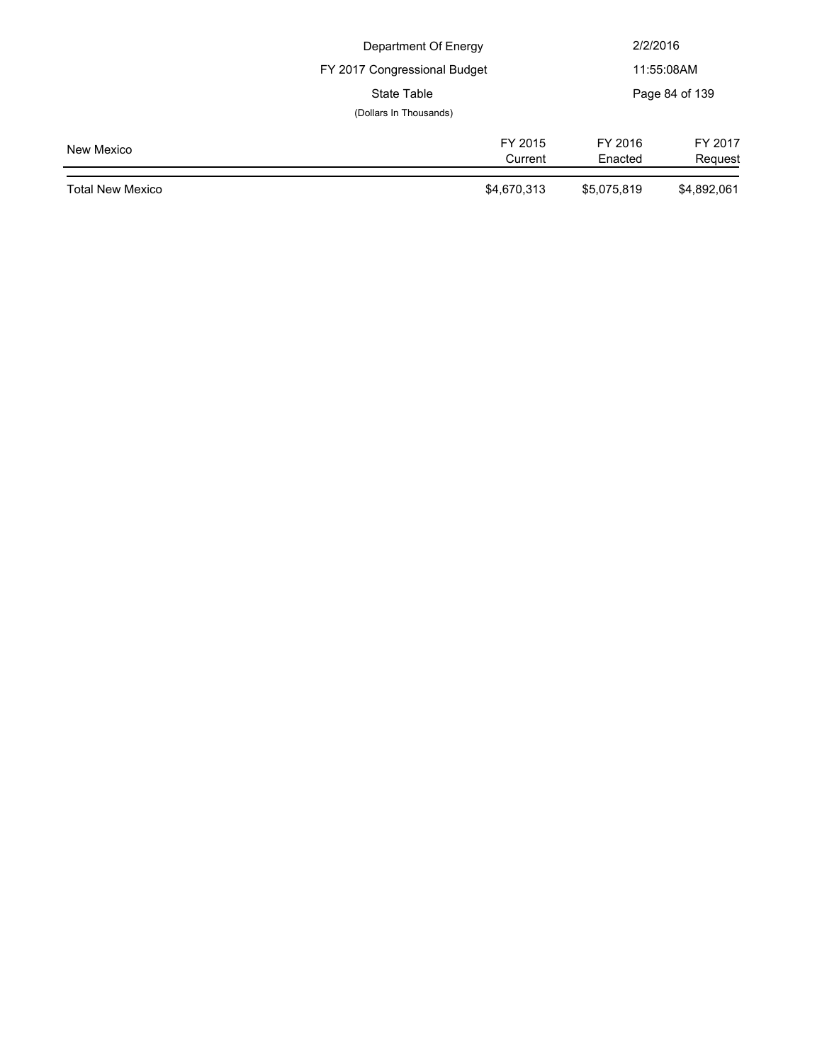| New Mexico | FY 2015 Current | FY 2016 Enacted | FY 2017 Request |
|---|---|---|---|
| Total New Mexico | $4,670,313 | $5,075,819 | $4,892,061 |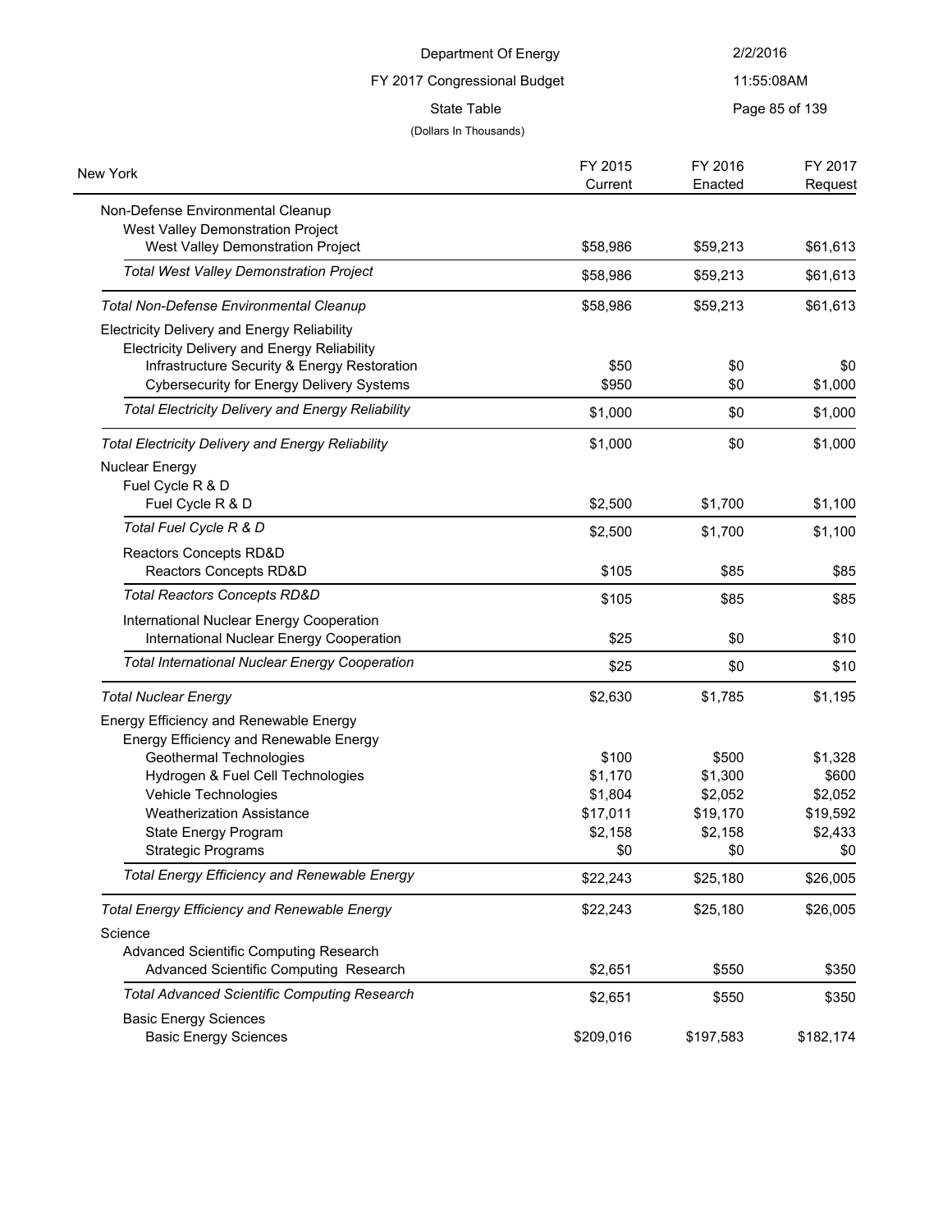Department Of Energy

FY 2017 Congressional Budget

State Table

(Dollars In Thousands)

| New York | FY 2015 Current | FY 2016 Enacted | FY 2017 Request |
|---|---|---|---|
| Non-Defense Environmental Cleanup | | | |
| West Valley Demonstration Project | | | |
| West Valley Demonstration Project | $58,986 | $59,213 | $61,613 |
| *Total West Valley Demonstration Project* | $58,986 | $59,213 | $61,613 |
| *Total Non-Defense Environmental Cleanup* | $58,986 | $59,213 | $61,613 |
| Electricity Delivery and Energy Reliability | | | |
| Electricity Delivery and Energy Reliability | | | |
| Infrastructure Security & Energy Restoration | $50 | $0 | $0 |
| Cybersecurity for Energy Delivery Systems | $950 | $0 | $1,000 |
| *Total Electricity Delivery and Energy Reliability* | $1,000 | $0 | $1,000 |
| *Total Electricity Delivery and Energy Reliability* | $1,000 | $0 | $1,000 |
| Nuclear Energy | | | |
| Fuel Cycle R & D | | | |
| Fuel Cycle R & D | $2,500 | $1,700 | $1,100 |
| *Total Fuel Cycle R & D* | $2,500 | $1,700 | $1,100 |
| Reactors Concepts RD&D | | | |
| Reactors Concepts RD&D | $105 | $85 | $85 |
| *Total Reactors Concepts RD&D* | $105 | $85 | $85 |
| International Nuclear Energy Cooperation | | | |
| International Nuclear Energy Cooperation | $25 | $0 | $10 |
| *Total International Nuclear Energy Cooperation* | $25 | $0 | $10 |
| *Total Nuclear Energy* | $2,630 | $1,785 | $1,195 |
| Energy Efficiency and Renewable Energy | | | |
| Energy Efficiency and Renewable Energy | | | |
| Geothermal Technologies | $100 | $500 | $1,328 |
| Hydrogen & Fuel Cell Technologies | $1,170 | $1,300 | $600 |
| Vehicle Technologies | $1,804 | $2,052 | $2,052 |
| Weatherization Assistance | $17,011 | $19,170 | $19,592 |
| State Energy Program | $2,158 | $2,158 | $2,433 |
| Strategic Programs | $0 | $0 | $0 |
| *Total Energy Efficiency and Renewable Energy* | $22,243 | $25,180 | $26,005 |
| *Total Energy Efficiency and Renewable Energy* | $22,243 | $25,180 | $26,005 |
| Science | | | |
| Advanced Scientific Computing Research | | | |
| Advanced Scientific Computing Research | $2,651 | $550 | $350 |
| *Total Advanced Scientific Computing Research* | $2,651 | $550 | $350 |
| Basic Energy Sciences | | | |
| Basic Energy Sciences | $209,016 | $197,583 | $182,174 |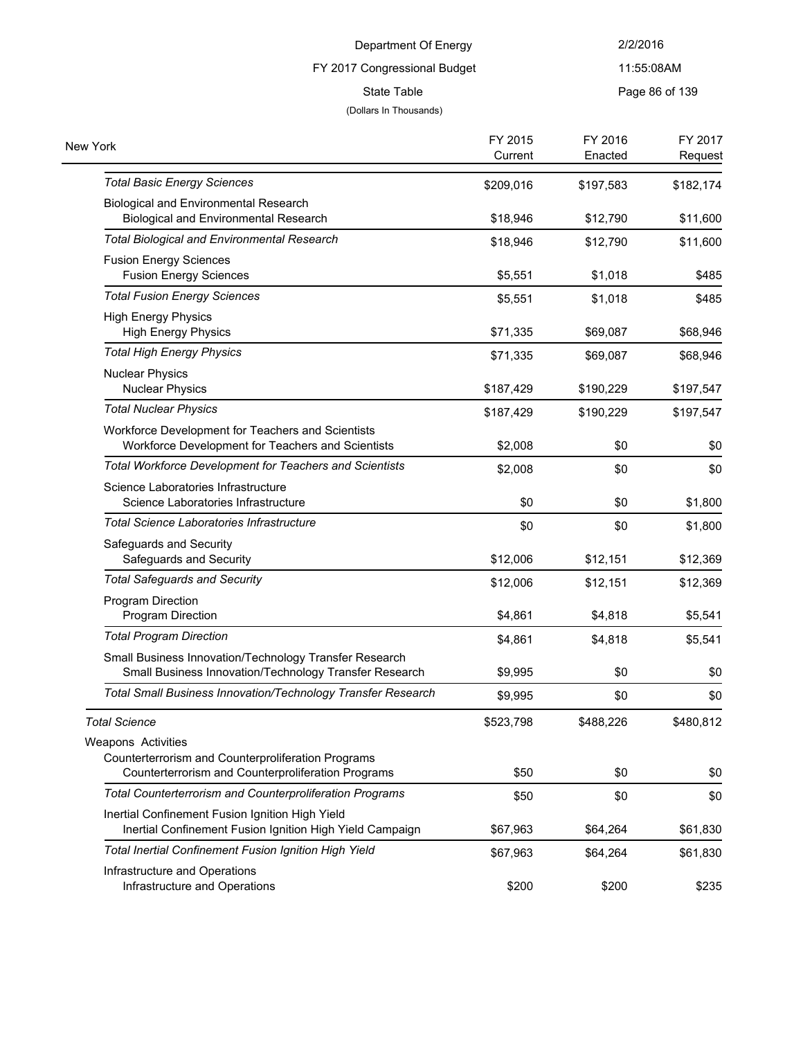Department Of Energy

FY 2017 Congressional Budget

State Table

(Dollars In Thousands)

| New York | FY 2015 Current | FY 2016 Enacted | FY 2017 Request |
|---|---|---|---|
| *Total Basic Energy Sciences* | $209,016 | $197,583 | $182,174 |
| Biological and Environmental Research | | | |
| Biological and Environmental Research | $18,946 | $12,790 | $11,600 |
| *Total Biological and Environmental Research* | $18,946 | $12,790 | $11,600 |
| Fusion Energy Sciences | | | |
| Fusion Energy Sciences | $5,551 | $1,018 | $485 |
| *Total Fusion Energy Sciences* | $5,551 | $1,018 | $485 |
| High Energy Physics | | | |
| High Energy Physics | $71,335 | $69,087 | $68,946 |
| *Total High Energy Physics* | $71,335 | $69,087 | $68,946 |
| Nuclear Physics | | | |
| Nuclear Physics | $187,429 | $190,229 | $197,547 |
| *Total Nuclear Physics* | $187,429 | $190,229 | $197,547 |
| Workforce Development for Teachers and Scientists | | | |
| Workforce Development for Teachers and Scientists | $2,008 | $0 | $0 |
| *Total Workforce Development for Teachers and Scientists* | $2,008 | $0 | $0 |
| Science Laboratories Infrastructure | | | |
| Science Laboratories Infrastructure | $0 | $0 | $1,800 |
| *Total Science Laboratories Infrastructure* | $0 | $0 | $1,800 |
| Safeguards and Security | | | |
| Safeguards and Security | $12,006 | $12,151 | $12,369 |
| *Total Safeguards and Security* | $12,006 | $12,151 | $12,369 |
| Program Direction | | | |
| Program Direction | $4,861 | $4,818 | $5,541 |
| *Total Program Direction* | $4,861 | $4,818 | $5,541 |
| Small Business Innovation/Technology Transfer Research | | | |
| Small Business Innovation/Technology Transfer Research | $9,995 | $0 | $0 |
| *Total Small Business Innovation/Technology Transfer Research* | $9,995 | $0 | $0 |
| *Total Science* | $523,798 | $488,226 | $480,812 |
| Weapons Activities | | | |
| Counterterrorism and Counterproliferation Programs | | | |
| Counterterrorism and Counterproliferation Programs | $50 | $0 | $0 |
| *Total Counterterrorism and Counterproliferation Programs* | $50 | $0 | $0 |
| Inertial Confinement Fusion Ignition High Yield | | | |
| Inertial Confinement Fusion Ignition High Yield Campaign | $67,963 | $64,264 | $61,830 |
| *Total Inertial Confinement Fusion Ignition High Yield* | $67,963 | $64,264 | $61,830 |
| Infrastructure and Operations | | | |
| Infrastructure and Operations | $200 | $200 | $235 |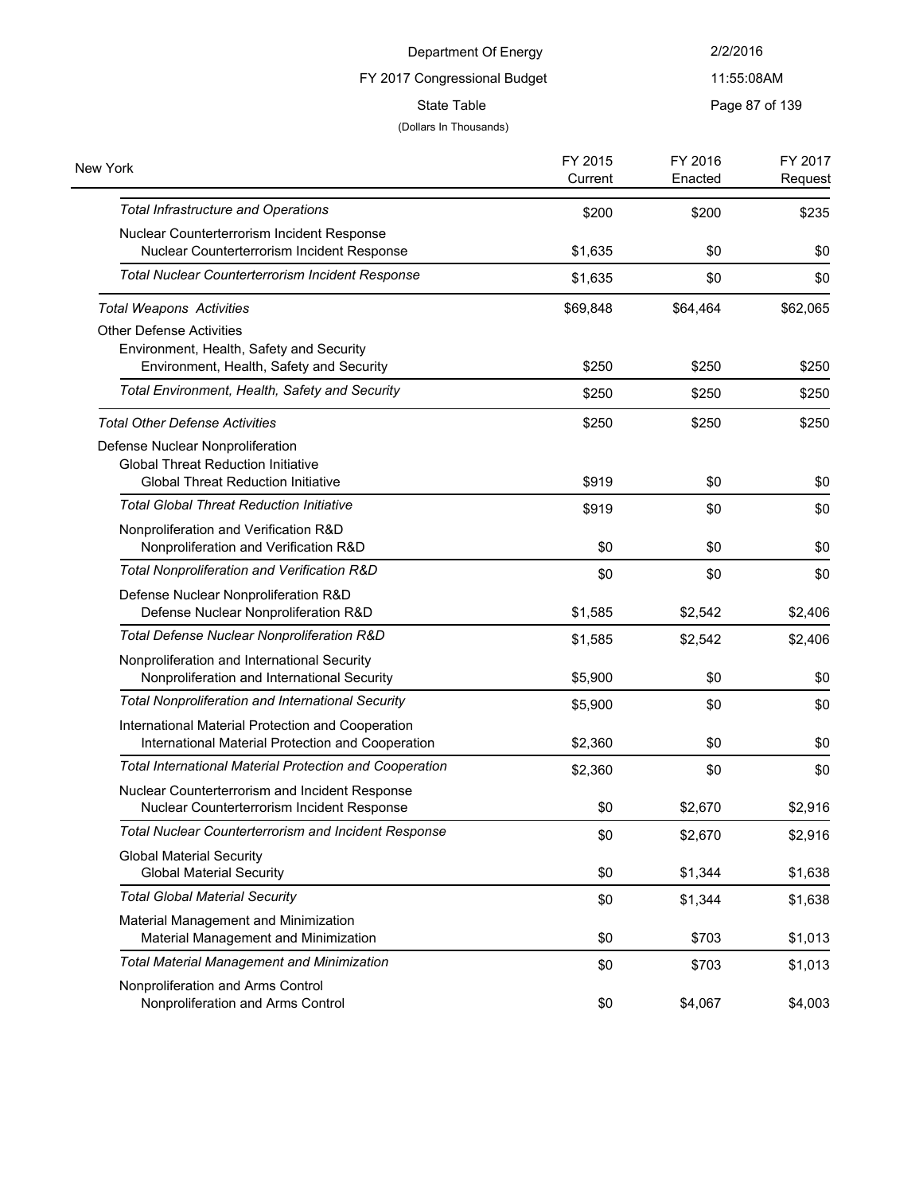Department Of Energy

FY 2017 Congressional Budget

State Table

(Dollars In Thousands)

| New York | FY 2015 Current | FY 2016 Enacted | FY 2017 Request |
|---|---|---|---|
| *Total Infrastructure and Operations* | $200 | $200 | $235 |
| Nuclear Counterterrorism Incident Response | | | |
| Nuclear Counterterrorism Incident Response | $1,635 | $0 | $0 |
| *Total Nuclear Counterterrorism Incident Response* | $1,635 | $0 | $0 |
| *Total Weapons Activities* | $69,848 | $64,464 | $62,065 |
| Other Defense Activities | | | |
| Environment, Health, Safety and Security | | | |
| Environment, Health, Safety and Security | $250 | $250 | $250 |
| *Total Environment, Health, Safety and Security* | $250 | $250 | $250 |
| *Total Other Defense Activities* | $250 | $250 | $250 |
| Defense Nuclear Nonproliferation | | | |
| Global Threat Reduction Initiative | | | |
| Global Threat Reduction Initiative | $919 | $0 | $0 |
| *Total Global Threat Reduction Initiative* | $919 | $0 | $0 |
| Nonproliferation and Verification R&D | | | |
| Nonproliferation and Verification R&D | $0 | $0 | $0 |
| *Total Nonproliferation and Verification R&D* | $0 | $0 | $0 |
| Defense Nuclear Nonproliferation R&D | | | |
| Defense Nuclear Nonproliferation R&D | $1,585 | $2,542 | $2,406 |
| *Total Defense Nuclear Nonproliferation R&D* | $1,585 | $2,542 | $2,406 |
| Nonproliferation and International Security | | | |
| Nonproliferation and International Security | $5,900 | $0 | $0 |
| *Total Nonproliferation and International Security* | $5,900 | $0 | $0 |
| International Material Protection and Cooperation | | | |
| International Material Protection and Cooperation | $2,360 | $0 | $0 |
| *Total International Material Protection and Cooperation* | $2,360 | $0 | $0 |
| Nuclear Counterterrorism and Incident Response | | | |
| Nuclear Counterterrorism Incident Response | $0 | $2,670 | $2,916 |
| *Total Nuclear Counterterrorism and Incident Response* | $0 | $2,670 | $2,916 |
| Global Material Security | | | |
| Global Material Security | $0 | $1,344 | $1,638 |
| *Total Global Material Security* | $0 | $1,344 | $1,638 |
| Material Management and Minimization | | | |
| Material Management and Minimization | $0 | $703 | $1,013 |
| *Total Material Management and Minimization* | $0 | $703 | $1,013 |
| Nonproliferation and Arms Control | | | |
| Nonproliferation and Arms Control | $0 | $4,067 | $4,003 |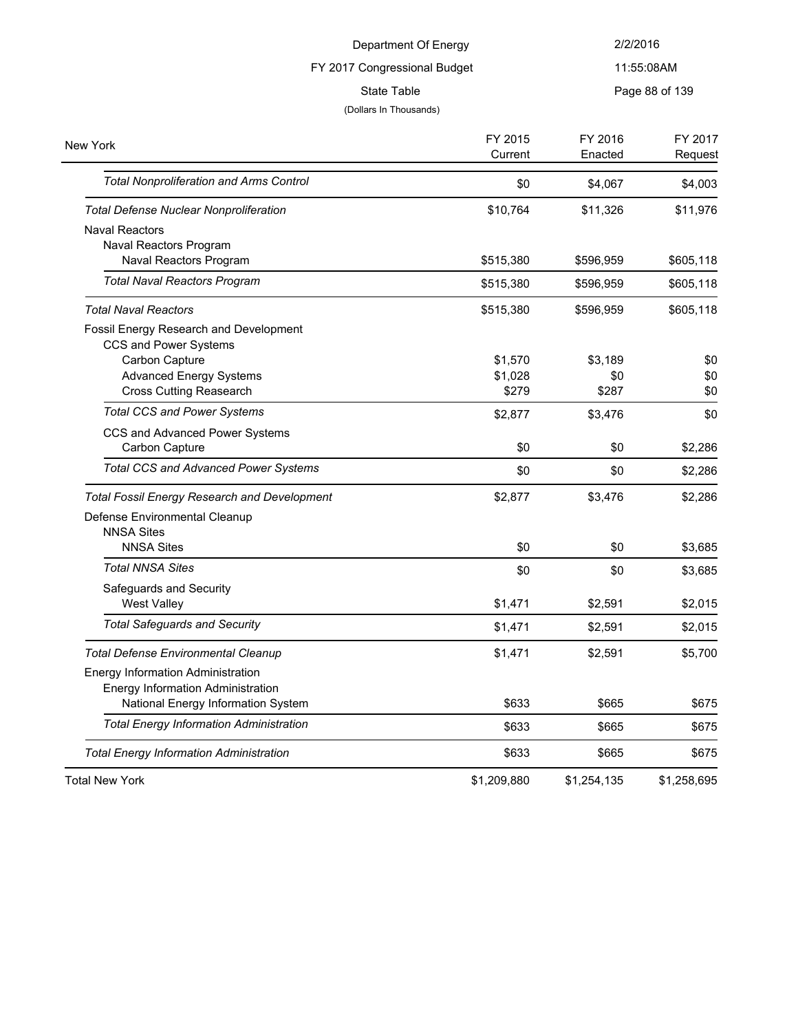Department Of Energy

FY 2017 Congressional Budget

State Table

(Dollars In Thousands)

| New York | FY 2015 Current | FY 2016 Enacted | FY 2017 Request |
|---|---|---|---|
| *Total Nonproliferation and Arms Control* | $0 | $4,067 | $4,003 |
| *Total Defense Nuclear Nonproliferation* | $10,764 | $11,326 | $11,976 |
| Naval Reactors | | | |
| Naval Reactors Program | | | |
| Naval Reactors Program | $515,380 | $596,959 | $605,118 |
| *Total Naval Reactors Program* | $515,380 | $596,959 | $605,118 |
| *Total Naval Reactors* | $515,380 | $596,959 | $605,118 |
| Fossil Energy Research and Development | | | |
| CCS and Power Systems | | | |
| Carbon Capture | $1,570 | $3,189 | $0 |
| Advanced Energy Systems | $1,028 | $0 | $0 |
| Cross Cutting Reasearch | $279 | $287 | $0 |
| *Total CCS and Power Systems* | $2,877 | $3,476 | $0 |
| CCS and Advanced Power Systems | | | |
| Carbon Capture | $0 | $0 | $2,286 |
| *Total CCS and Advanced Power Systems* | $0 | $0 | $2,286 |
| *Total Fossil Energy Research and Development* | $2,877 | $3,476 | $2,286 |
| Defense Environmental Cleanup | | | |
| NNSA Sites | | | |
| NNSA Sites | $0 | $0 | $3,685 |
| *Total NNSA Sites* | $0 | $0 | $3,685 |
| Safeguards and Security | | | |
| West Valley | $1,471 | $2,591 | $2,015 |
| *Total Safeguards and Security* | $1,471 | $2,591 | $2,015 |
| *Total Defense Environmental Cleanup* | $1,471 | $2,591 | $5,700 |
| Energy Information Administration | | | |
| Energy Information Administration | | | |
| National Energy Information System | $633 | $665 | $675 |
| *Total Energy Information Administration* | $633 | $665 | $675 |
| *Total Energy Information Administration* | $633 | $665 | $675 |
| Total New York | $1,209,880 | $1,254,135 | $1,258,695 |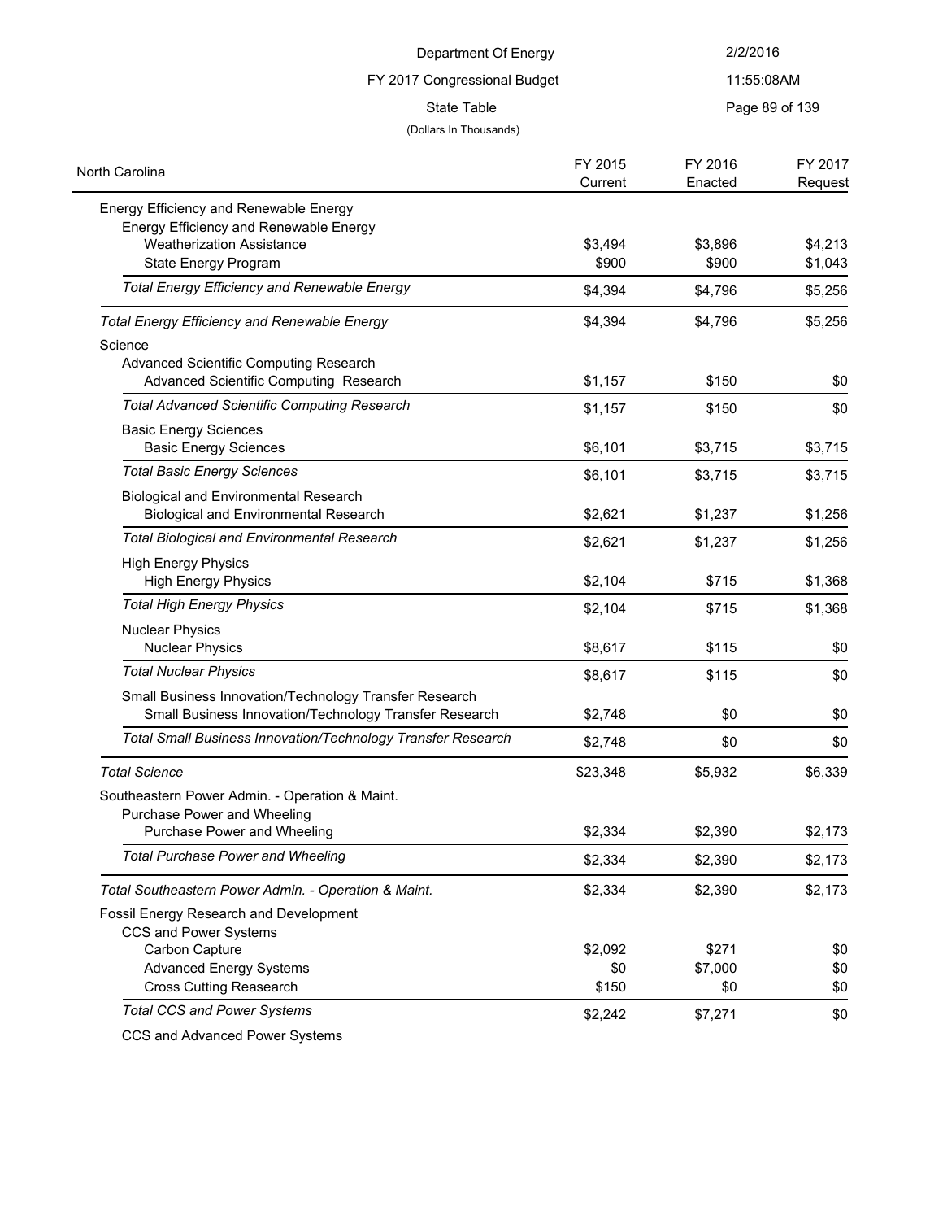Department Of Energy
FY 2017 Congressional Budget
State Table
(Dollars In Thousands)

| North Carolina | FY 2015 Current | FY 2016 Enacted | FY 2017 Request |
|---|---|---|---|
| Energy Efficiency and Renewable Energy | | | |
| Energy Efficiency and Renewable Energy | | | |
| Weatherization Assistance | $3,494 | $3,896 | $4,213 |
| State Energy Program | $900 | $900 | $1,043 |
| *Total Energy Efficiency and Renewable Energy* | $4,394 | $4,796 | $5,256 |
| *Total Energy Efficiency and Renewable Energy* | $4,394 | $4,796 | $5,256 |
| Science | | | |
| Advanced Scientific Computing Research | | | |
| Advanced Scientific Computing Research | $1,157 | $150 | $0 |
| *Total Advanced Scientific Computing Research* | $1,157 | $150 | $0 |
| Basic Energy Sciences | | | |
| Basic Energy Sciences | $6,101 | $3,715 | $3,715 |
| *Total Basic Energy Sciences* | $6,101 | $3,715 | $3,715 |
| Biological and Environmental Research | | | |
| Biological and Environmental Research | $2,621 | $1,237 | $1,256 |
| *Total Biological and Environmental Research* | $2,621 | $1,237 | $1,256 |
| High Energy Physics | | | |
| High Energy Physics | $2,104 | $715 | $1,368 |
| *Total High Energy Physics* | $2,104 | $715 | $1,368 |
| Nuclear Physics | | | |
| Nuclear Physics | $8,617 | $115 | $0 |
| *Total Nuclear Physics* | $8,617 | $115 | $0 |
| Small Business Innovation/Technology Transfer Research | | | |
| Small Business Innovation/Technology Transfer Research | $2,748 | $0 | $0 |
| *Total Small Business Innovation/Technology Transfer Research* | $2,748 | $0 | $0 |
| *Total Science* | $23,348 | $5,932 | $6,339 |
| Southeastern Power Admin. - Operation & Maint. | | | |
| Purchase Power and Wheeling | | | |
| Purchase Power and Wheeling | $2,334 | $2,390 | $2,173 |
| *Total Purchase Power and Wheeling* | $2,334 | $2,390 | $2,173 |
| *Total Southeastern Power Admin. - Operation & Maint.* | $2,334 | $2,390 | $2,173 |
| Fossil Energy Research and Development | | | |
| CCS and Power Systems | | | |
| Carbon Capture | $2,092 | $271 | $0 |
| Advanced Energy Systems | $0 | $7,000 | $0 |
| Cross Cutting Reasearch | $150 | $0 | $0 |
| *Total CCS and Power Systems* | $2,242 | $7,271 | $0 |
| CCS and Advanced Power Systems | | | |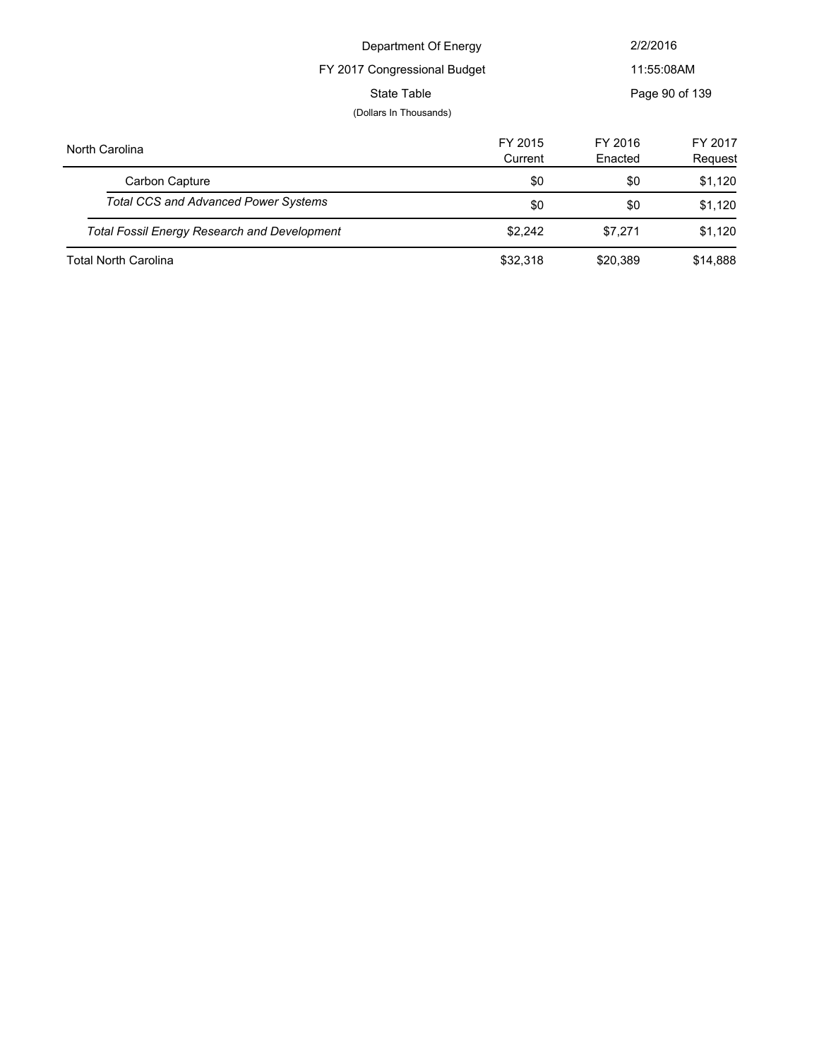| North Carolina | FY 2015 Current | FY 2016 Enacted | FY 2017 Request |
|---|---|---|---|
| Carbon Capture | $0 | $0 | $1,120 |
| *Total CCS and Advanced Power Systems* | $0 | $0 | $1,120 |
| *Total Fossil Energy Research and Development* | $2,242 | $7,271 | $1,120 |
| Total North Carolina | $32,318 | $20,389 | $14,888 |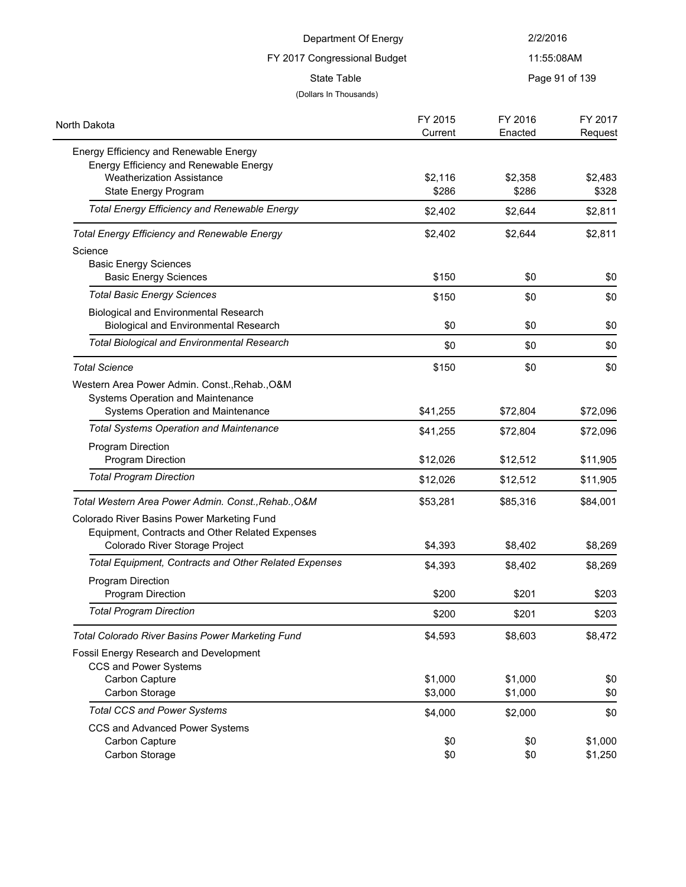Department Of Energy

FY 2017 Congressional Budget

State Table

(Dollars In Thousands)

| North Dakota | FY 2015 Current | FY 2016 Enacted | FY 2017 Request |
|---|---|---|---|
| Energy Efficiency and Renewable Energy | | | |
| Energy Efficiency and Renewable Energy | | | |
| Weatherization Assistance | $2,116 | $2,358 | $2,483 |
| State Energy Program | $286 | $286 | $328 |
| *Total Energy Efficiency and Renewable Energy* | $2,402 | $2,644 | $2,811 |
| *Total Energy Efficiency and Renewable Energy* | $2,402 | $2,644 | $2,811 |
| Science | | | |
| Basic Energy Sciences | | | |
| Basic Energy Sciences | $150 | $0 | $0 |
| *Total Basic Energy Sciences* | $150 | $0 | $0 |
| Biological and Environmental Research | | | |
| Biological and Environmental Research | $0 | $0 | $0 |
| *Total Biological and Environmental Research* | $0 | $0 | $0 |
| *Total Science* | $150 | $0 | $0 |
| Western Area Power Admin. Const.,Rehab.,O&M | | | |
| Systems Operation and Maintenance | | | |
| Systems Operation and Maintenance | $41,255 | $72,804 | $72,096 |
| *Total Systems Operation and Maintenance* | $41,255 | $72,804 | $72,096 |
| Program Direction | | | |
| Program Direction | $12,026 | $12,512 | $11,905 |
| *Total Program Direction* | $12,026 | $12,512 | $11,905 |
| *Total Western Area Power Admin. Const.,Rehab.,O&M* | $53,281 | $85,316 | $84,001 |
| Colorado River Basins Power Marketing Fund | | | |
| Equipment, Contracts and Other Related Expenses | | | |
| Colorado River Storage Project | $4,393 | $8,402 | $8,269 |
| *Total Equipment, Contracts and Other Related Expenses* | $4,393 | $8,402 | $8,269 |
| Program Direction | | | |
| Program Direction | $200 | $201 | $203 |
| *Total Program Direction* | $200 | $201 | $203 |
| *Total Colorado River Basins Power Marketing Fund* | $4,593 | $8,603 | $8,472 |
| Fossil Energy Research and Development | | | |
| CCS and Power Systems | | | |
| Carbon Capture | $1,000 | $1,000 | $0 |
| Carbon Storage | $3,000 | $1,000 | $0 |
| *Total CCS and Power Systems* | $4,000 | $2,000 | $0 |
| CCS and Advanced Power Systems | | | |
| Carbon Capture | $0 | $0 | $1,000 |
| Carbon Storage | $0 | $0 | $1,250 |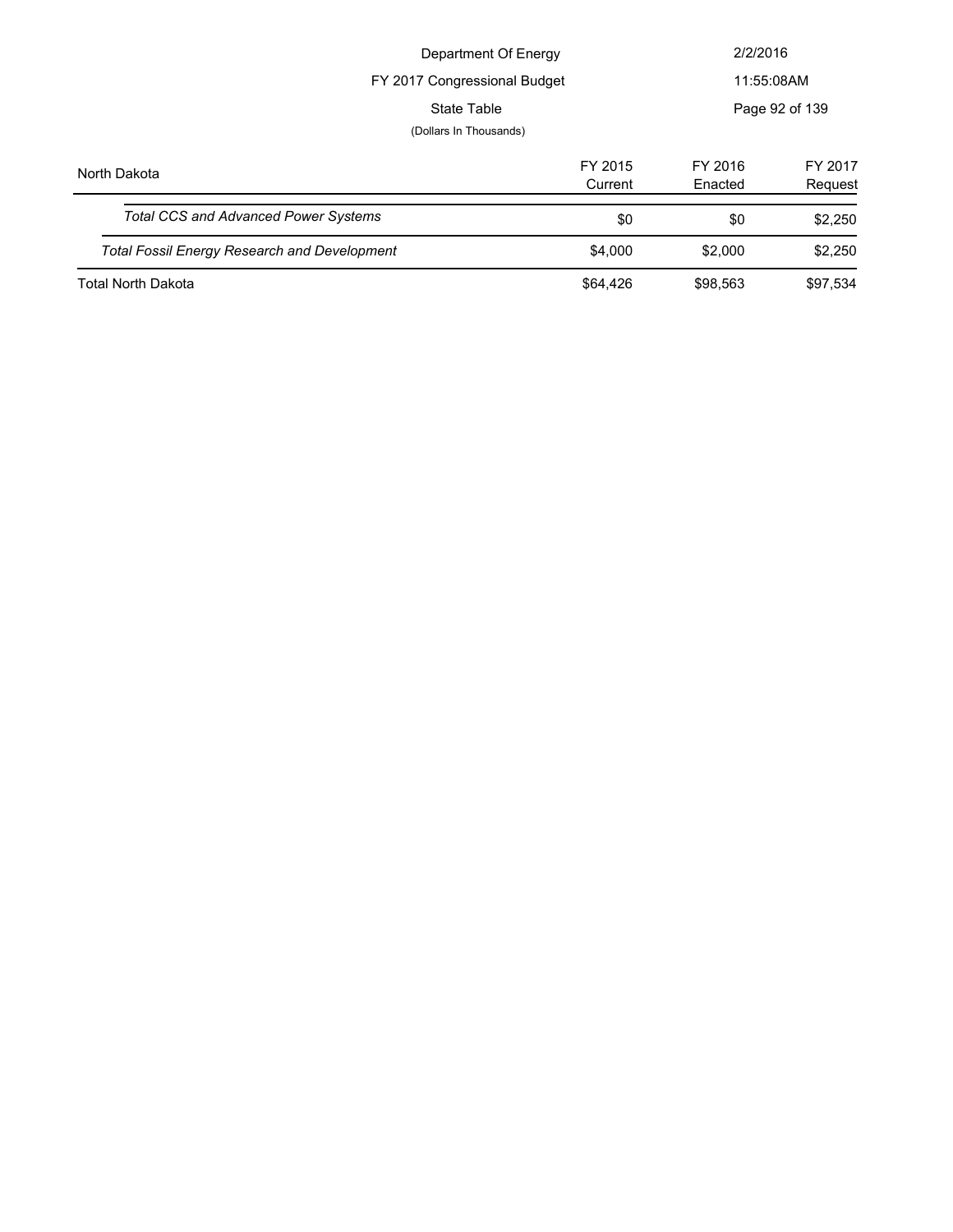| North Dakota | FY 2015 Current | FY 2016 Enacted | FY 2017 Request |
|---|---|---|---|
| *Total CCS and Advanced Power Systems* | $0 | $0 | $2,250 |
| *Total Fossil Energy Research and Development* | $4,000 | $2,000 | $2,250 |
| Total North Dakota | $64,426 | $98,563 | $97,534 |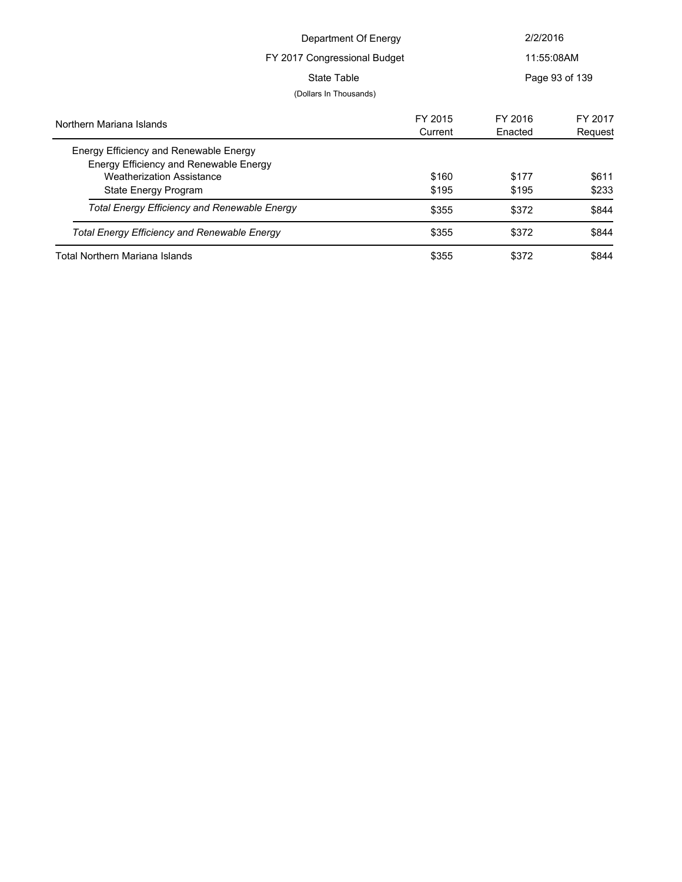Department Of Energy

FY 2017 Congressional Budget

State Table

(Dollars In Thousands)

| Northern Mariana Islands | FY 2015 Current | FY 2016 Enacted | FY 2017 Request |
|---|---|---|---|
| Energy Efficiency and Renewable Energy | | | |
| Energy Efficiency and Renewable Energy | | | |
| Weatherization Assistance | $160 | $177 | $611 |
| State Energy Program | $195 | $195 | $233 |
| *Total Energy Efficiency and Renewable Energy* | $355 | $372 | $844 |
| *Total Energy Efficiency and Renewable Energy* | $355 | $372 | $844 |
| Total Northern Mariana Islands | $355 | $372 | $844 |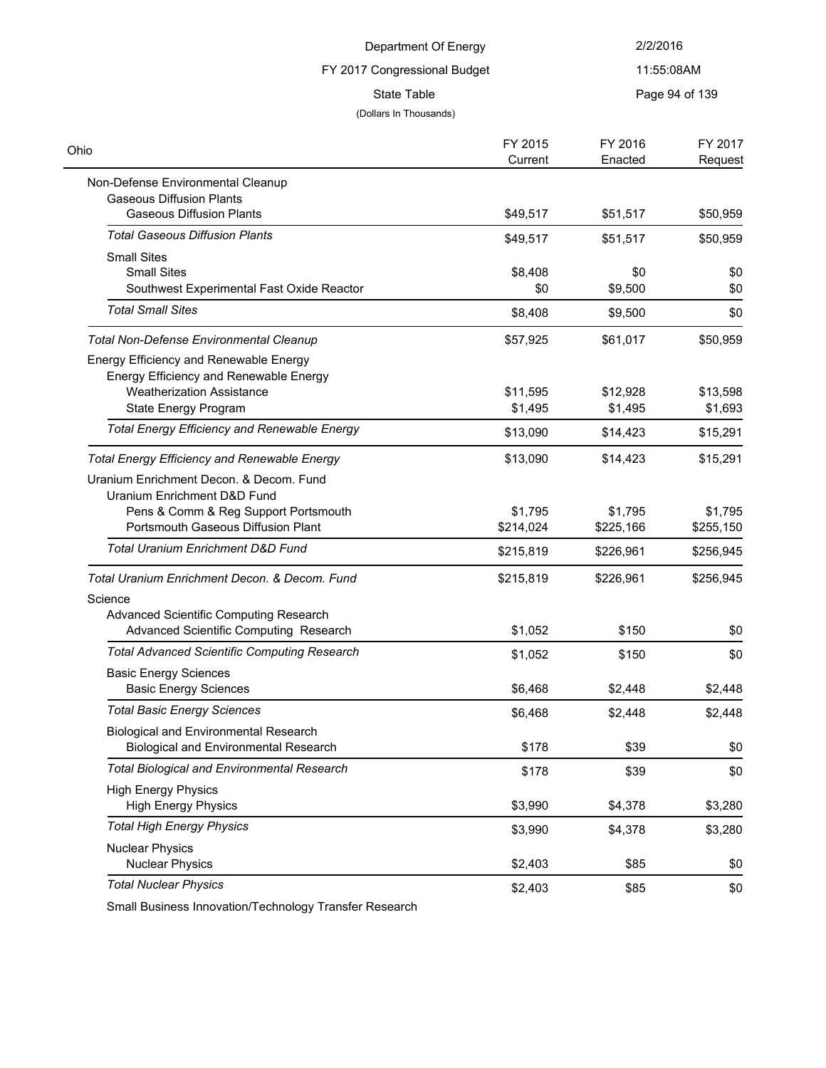Department Of Energy

FY 2017 Congressional Budget

State Table

(Dollars In Thousands)

| Ohio | FY 2015 Current | FY 2016 Enacted | FY 2017 Request |
|---|---|---|---|
| Non-Defense Environmental Cleanup | | | |
| Gaseous Diffusion Plants | | | |
| Gaseous Diffusion Plants | $49,517 | $51,517 | $50,959 |
| *Total Gaseous Diffusion Plants* | $49,517 | $51,517 | $50,959 |
| Small Sites | | | |
| Small Sites | $8,408 | $0 | $0 |
| Southwest Experimental Fast Oxide Reactor | $0 | $9,500 | $0 |
| *Total Small Sites* | $8,408 | $9,500 | $0 |
| *Total Non-Defense Environmental Cleanup* | $57,925 | $61,017 | $50,959 |
| Energy Efficiency and Renewable Energy | | | |
| Energy Efficiency and Renewable Energy | | | |
| Weatherization Assistance | $11,595 | $12,928 | $13,598 |
| State Energy Program | $1,495 | $1,495 | $1,693 |
| *Total Energy Efficiency and Renewable Energy* | $13,090 | $14,423 | $15,291 |
| *Total Energy Efficiency and Renewable Energy* | $13,090 | $14,423 | $15,291 |
| Uranium Enrichment Decon. & Decom. Fund | | | |
| Uranium Enrichment D&D Fund | | | |
| Pens & Comm & Reg Support Portsmouth | $1,795 | $1,795 | $1,795 |
| Portsmouth Gaseous Diffusion Plant | $214,024 | $225,166 | $255,150 |
| *Total Uranium Enrichment D&D Fund* | $215,819 | $226,961 | $256,945 |
| *Total Uranium Enrichment Decon. & Decom. Fund* | $215,819 | $226,961 | $256,945 |
| Science | | | |
| Advanced Scientific Computing Research | | | |
| Advanced Scientific Computing Research | $1,052 | $150 | $0 |
| *Total Advanced Scientific Computing Research* | $1,052 | $150 | $0 |
| Basic Energy Sciences | | | |
| Basic Energy Sciences | $6,468 | $2,448 | $2,448 |
| *Total Basic Energy Sciences* | $6,468 | $2,448 | $2,448 |
| Biological and Environmental Research | | | |
| Biological and Environmental Research | $178 | $39 | $0 |
| *Total Biological and Environmental Research* | $178 | $39 | $0 |
| High Energy Physics | | | |
| High Energy Physics | $3,990 | $4,378 | $3,280 |
| *Total High Energy Physics* | $3,990 | $4,378 | $3,280 |
| Nuclear Physics | | | |
| Nuclear Physics | $2,403 | $85 | $0 |
| *Total Nuclear Physics* | $2,403 | $85 | $0 |
| Small Business Innovation/Technology Transfer Research | | | |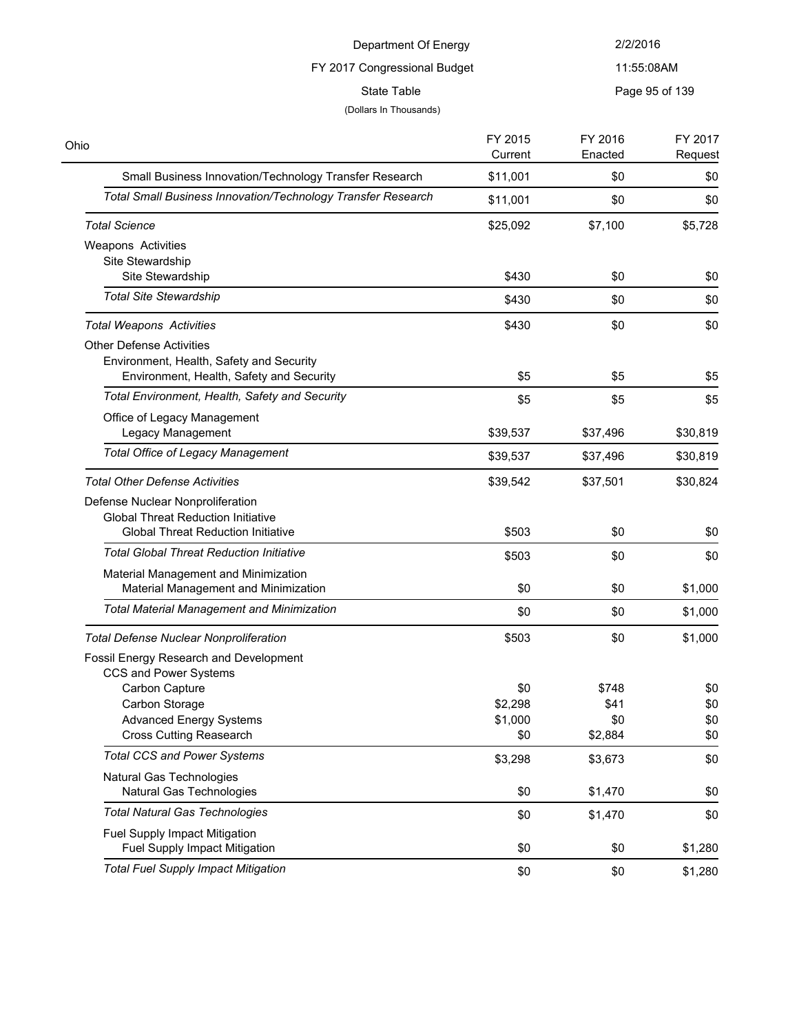| Ohio | FY 2015 Current | FY 2016 Enacted | FY 2017 Request |
|---|---|---|---|
| Small Business Innovation/Technology Transfer Research | $11,001 | $0 | $0 |
| *Total Small Business Innovation/Technology Transfer Research* | $11,001 | $0 | $0 |
| *Total Science* | $25,092 | $7,100 | $5,728 |
| Weapons Activities | | | |
| Site Stewardship | | | |
| Site Stewardship | $430 | $0 | $0 |
| *Total Site Stewardship* | $430 | $0 | $0 |
| *Total Weapons Activities* | $430 | $0 | $0 |
| Other Defense Activities | | | |
| Environment, Health, Safety and Security | | | |
| Environment, Health, Safety and Security | $5 | $5 | $5 |
| *Total Environment, Health, Safety and Security* | $5 | $5 | $5 |
| Office of Legacy Management | | | |
| Legacy Management | $39,537 | $37,496 | $30,819 |
| *Total Office of Legacy Management* | $39,537 | $37,496 | $30,819 |
| *Total Other Defense Activities* | $39,542 | $37,501 | $30,824 |
| Defense Nuclear Nonproliferation | | | |
| Global Threat Reduction Initiative | | | |
| Global Threat Reduction Initiative | $503 | $0 | $0 |
| *Total Global Threat Reduction Initiative* | $503 | $0 | $0 |
| Material Management and Minimization | | | |
| Material Management and Minimization | $0 | $0 | $1,000 |
| *Total Material Management and Minimization* | $0 | $0 | $1,000 |
| *Total Defense Nuclear Nonproliferation* | $503 | $0 | $1,000 |
| Fossil Energy Research and Development | | | |
| CCS and Power Systems | | | |
| Carbon Capture | $0 | $748 | $0 |
| Carbon Storage | $2,298 | $41 | $0 |
| Advanced Energy Systems | $1,000 | $0 | $0 |
| Cross Cutting Reasearch | $0 | $2,884 | $0 |
| *Total CCS and Power Systems* | $3,298 | $3,673 | $0 |
| Natural Gas Technologies | | | |
| Natural Gas Technologies | $0 | $1,470 | $0 |
| *Total Natural Gas Technologies* | $0 | $1,470 | $0 |
| Fuel Supply Impact Mitigation | | | |
| Fuel Supply Impact Mitigation | $0 | $0 | $1,280 |
| *Total Fuel Supply Impact Mitigation* | $0 | $0 | $1,280 |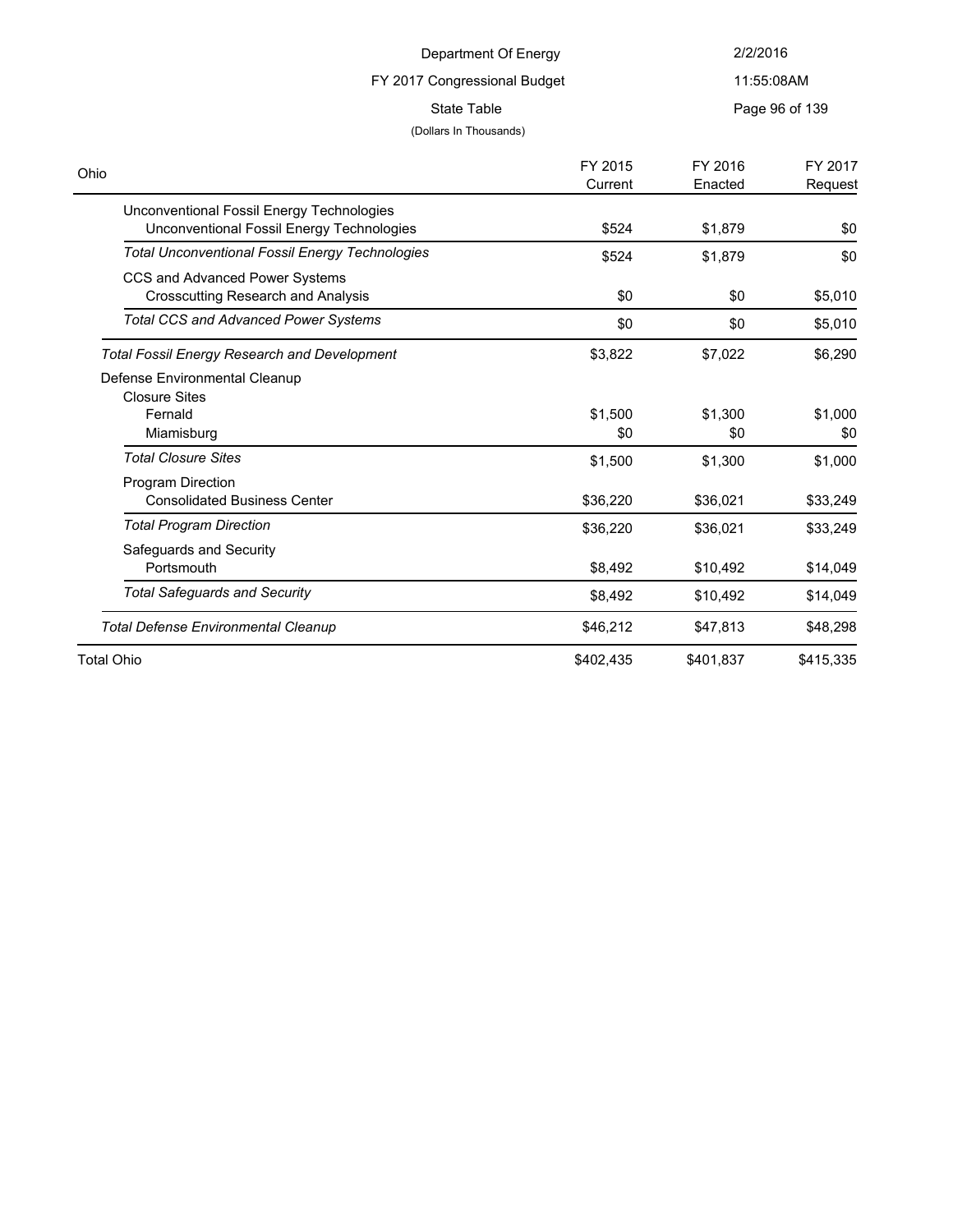Department Of Energy

FY 2017 Congressional Budget

State Table

(Dollars In Thousands)

| Ohio | FY 2015 Current | FY 2016 Enacted | FY 2017 Request |
|---|---|---|---|
| Unconventional Fossil Energy Technologies | | | |
| Unconventional Fossil Energy Technologies | $524 | $1,879 | $0 |
| *Total Unconventional Fossil Energy Technologies* | $524 | $1,879 | $0 |
| CCS and Advanced Power Systems | | | |
| Crosscutting Research and Analysis | $0 | $0 | $5,010 |
| *Total CCS and Advanced Power Systems* | $0 | $0 | $5,010 |
| *Total Fossil Energy Research and Development* | $3,822 | $7,022 | $6,290 |
| Defense Environmental Cleanup | | | |
| Closure Sites | | | |
| Fernald | $1,500 | $1,300 | $1,000 |
| Miamisburg | $0 | $0 | $0 |
| *Total Closure Sites* | $1,500 | $1,300 | $1,000 |
| Program Direction | | | |
| Consolidated Business Center | $36,220 | $36,021 | $33,249 |
| *Total Program Direction* | $36,220 | $36,021 | $33,249 |
| Safeguards and Security | | | |
| Portsmouth | $8,492 | $10,492 | $14,049 |
| *Total Safeguards and Security* | $8,492 | $10,492 | $14,049 |
| *Total Defense Environmental Cleanup* | $46,212 | $47,813 | $48,298 |
| Total Ohio | $402,435 | $401,837 | $415,335 |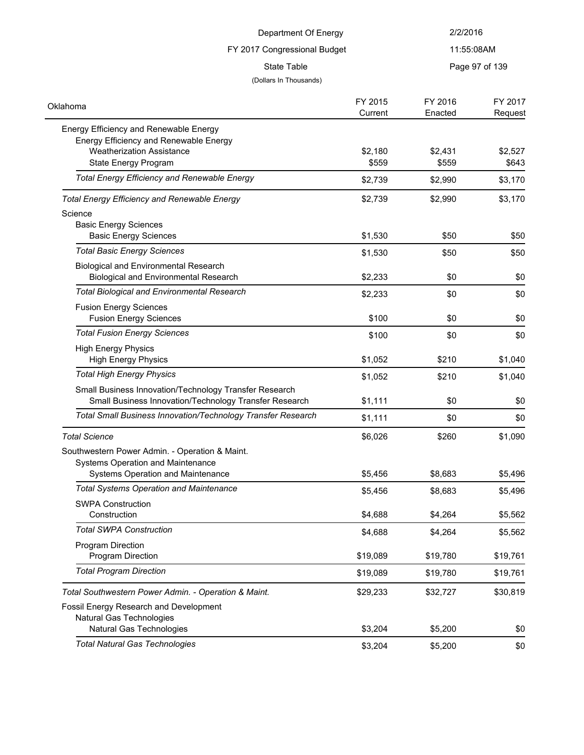Department Of Energy

FY 2017 Congressional Budget

State Table

(Dollars In Thousands)

| Oklahoma | FY 2015 Current | FY 2016 Enacted | FY 2017 Request |
|---|---|---|---|
| Energy Efficiency and Renewable Energy | | | |
| Energy Efficiency and Renewable Energy | | | |
| Weatherization Assistance | $2,180 | $2,431 | $2,527 |
| State Energy Program | $559 | $559 | $643 |
| *Total Energy Efficiency and Renewable Energy* | $2,739 | $2,990 | $3,170 |
| *Total Energy Efficiency and Renewable Energy* | $2,739 | $2,990 | $3,170 |
| Science | | | |
| Basic Energy Sciences | | | |
| Basic Energy Sciences | $1,530 | $50 | $50 |
| *Total Basic Energy Sciences* | $1,530 | $50 | $50 |
| Biological and Environmental Research | | | |
| Biological and Environmental Research | $2,233 | $0 | $0 |
| *Total Biological and Environmental Research* | $2,233 | $0 | $0 |
| Fusion Energy Sciences | | | |
| Fusion Energy Sciences | $100 | $0 | $0 |
| *Total Fusion Energy Sciences* | $100 | $0 | $0 |
| High Energy Physics | | | |
| High Energy Physics | $1,052 | $210 | $1,040 |
| *Total High Energy Physics* | $1,052 | $210 | $1,040 |
| Small Business Innovation/Technology Transfer Research | | | |
| Small Business Innovation/Technology Transfer Research | $1,111 | $0 | $0 |
| *Total Small Business Innovation/Technology Transfer Research* | $1,111 | $0 | $0 |
| *Total Science* | $6,026 | $260 | $1,090 |
| Southwestern Power Admin. - Operation & Maint. | | | |
| Systems Operation and Maintenance | | | |
| Systems Operation and Maintenance | $5,456 | $8,683 | $5,496 |
| *Total Systems Operation and Maintenance* | $5,456 | $8,683 | $5,496 |
| SWPA Construction | | | |
| Construction | $4,688 | $4,264 | $5,562 |
| *Total SWPA Construction* | $4,688 | $4,264 | $5,562 |
| Program Direction | | | |
| Program Direction | $19,089 | $19,780 | $19,761 |
| *Total Program Direction* | $19,089 | $19,780 | $19,761 |
| *Total Southwestern Power Admin. - Operation & Maint.* | $29,233 | $32,727 | $30,819 |
| Fossil Energy Research and Development | | | |
| Natural Gas Technologies | | | |
| Natural Gas Technologies | $3,204 | $5,200 | $0 |
| *Total Natural Gas Technologies* | $3,204 | $5,200 | $0 |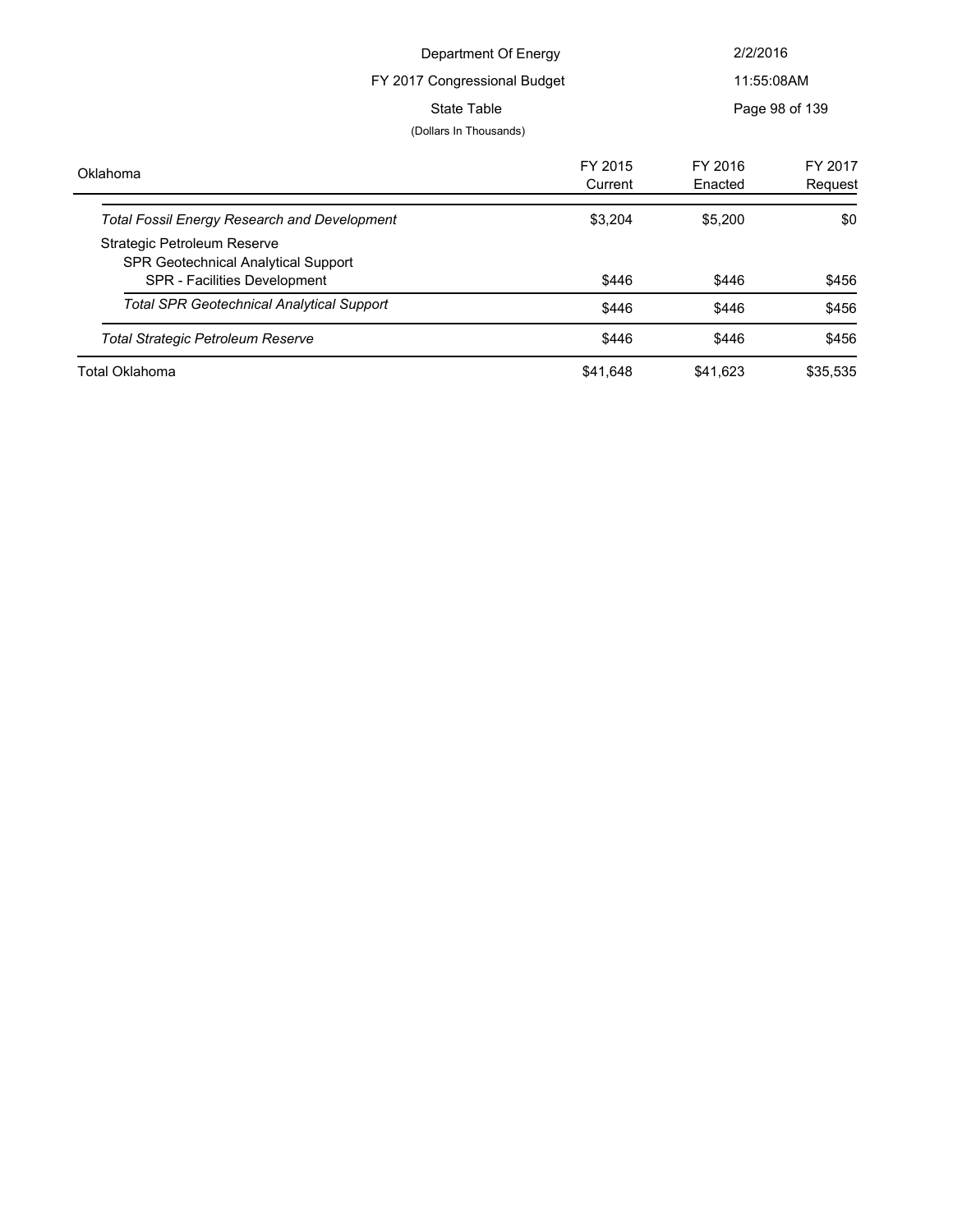Department Of Energy

FY 2017 Congressional Budget

State Table

(Dollars In Thousands)

| Oklahoma | FY 2015 Current | FY 2016 Enacted | FY 2017 Request |
|---|---|---|---|
| *Total Fossil Energy Research and Development* | $3,204 | $5,200 | $0 |
| Strategic Petroleum Reserve | | | |
| SPR Geotechnical Analytical Support | | | |
| SPR - Facilities Development | $446 | $446 | $456 |
| *Total SPR Geotechnical Analytical Support* | $446 | $446 | $456 |
| *Total Strategic Petroleum Reserve* | $446 | $446 | $456 |
| Total Oklahoma | $41,648 | $41,623 | $35,535 |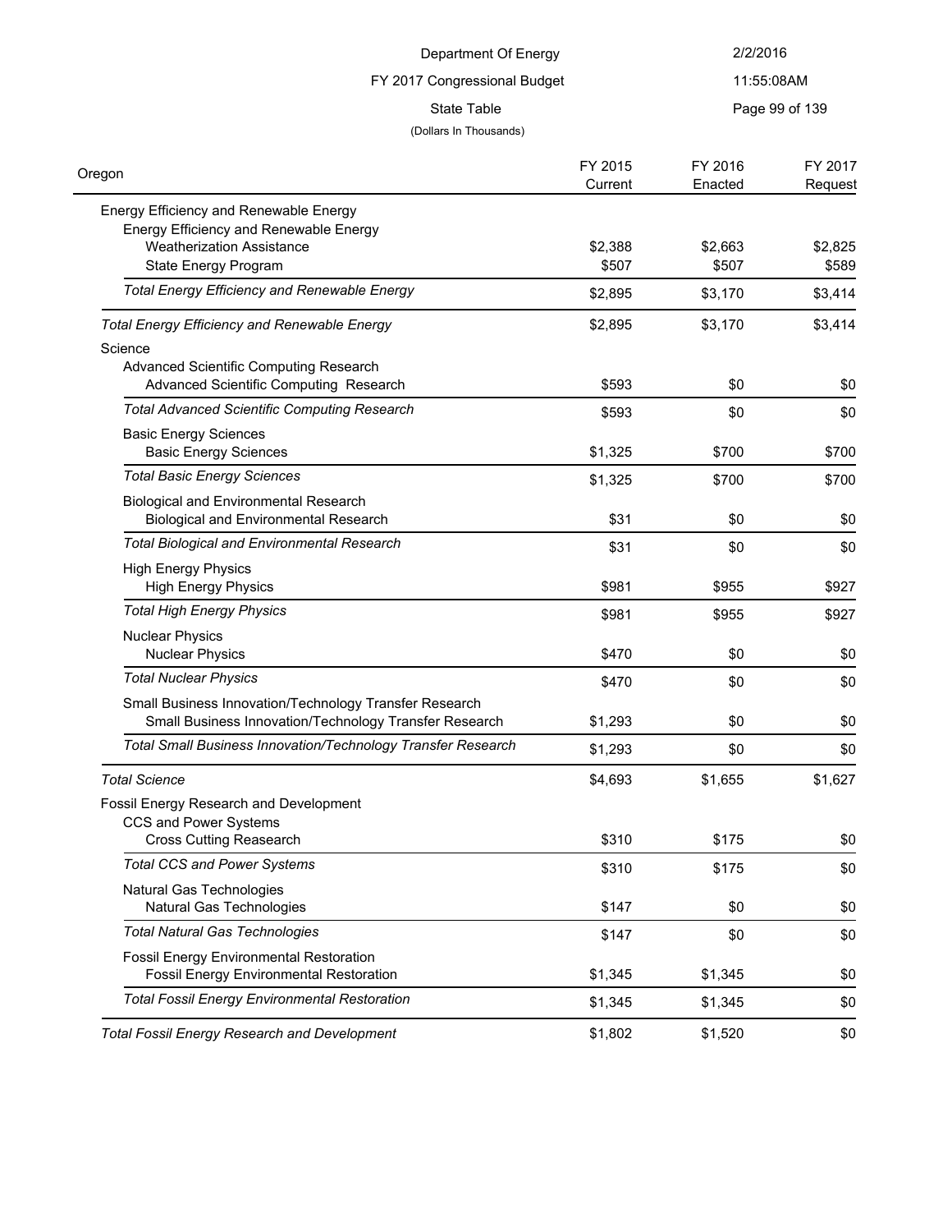Department Of Energy

FY 2017 Congressional Budget

State Table

(Dollars In Thousands)

| Oregon | FY 2015 Current | FY 2016 Enacted | FY 2017 Request |
|---|---|---|---|
| Energy Efficiency and Renewable Energy | | | |
| Energy Efficiency and Renewable Energy | | | |
| Weatherization Assistance | $2,388 | $2,663 | $2,825 |
| State Energy Program | $507 | $507 | $589 |
| *Total Energy Efficiency and Renewable Energy* | $2,895 | $3,170 | $3,414 |
| *Total Energy Efficiency and Renewable Energy* | $2,895 | $3,170 | $3,414 |
| Science | | | |
| Advanced Scientific Computing Research | | | |
| Advanced Scientific Computing Research | $593 | $0 | $0 |
| *Total Advanced Scientific Computing Research* | $593 | $0 | $0 |
| Basic Energy Sciences | | | |
| Basic Energy Sciences | $1,325 | $700 | $700 |
| *Total Basic Energy Sciences* | $1,325 | $700 | $700 |
| Biological and Environmental Research | | | |
| Biological and Environmental Research | $31 | $0 | $0 |
| *Total Biological and Environmental Research* | $31 | $0 | $0 |
| High Energy Physics | | | |
| High Energy Physics | $981 | $955 | $927 |
| *Total High Energy Physics* | $981 | $955 | $927 |
| Nuclear Physics | | | |
| Nuclear Physics | $470 | $0 | $0 |
| *Total Nuclear Physics* | $470 | $0 | $0 |
| Small Business Innovation/Technology Transfer Research | | | |
| Small Business Innovation/Technology Transfer Research | $1,293 | $0 | $0 |
| *Total Small Business Innovation/Technology Transfer Research* | $1,293 | $0 | $0 |
| *Total Science* | $4,693 | $1,655 | $1,627 |
| Fossil Energy Research and Development | | | |
| CCS and Power Systems | | | |
| Cross Cutting Reasearch | $310 | $175 | $0 |
| *Total CCS and Power Systems* | $310 | $175 | $0 |
| Natural Gas Technologies | | | |
| Natural Gas Technologies | $147 | $0 | $0 |
| *Total Natural Gas Technologies* | $147 | $0 | $0 |
| Fossil Energy Environmental Restoration | | | |
| Fossil Energy Environmental Restoration | $1,345 | $1,345 | $0 |
| *Total Fossil Energy Environmental Restoration* | $1,345 | $1,345 | $0 |
| *Total Fossil Energy Research and Development* | $1,802 | $1,520 | $0 |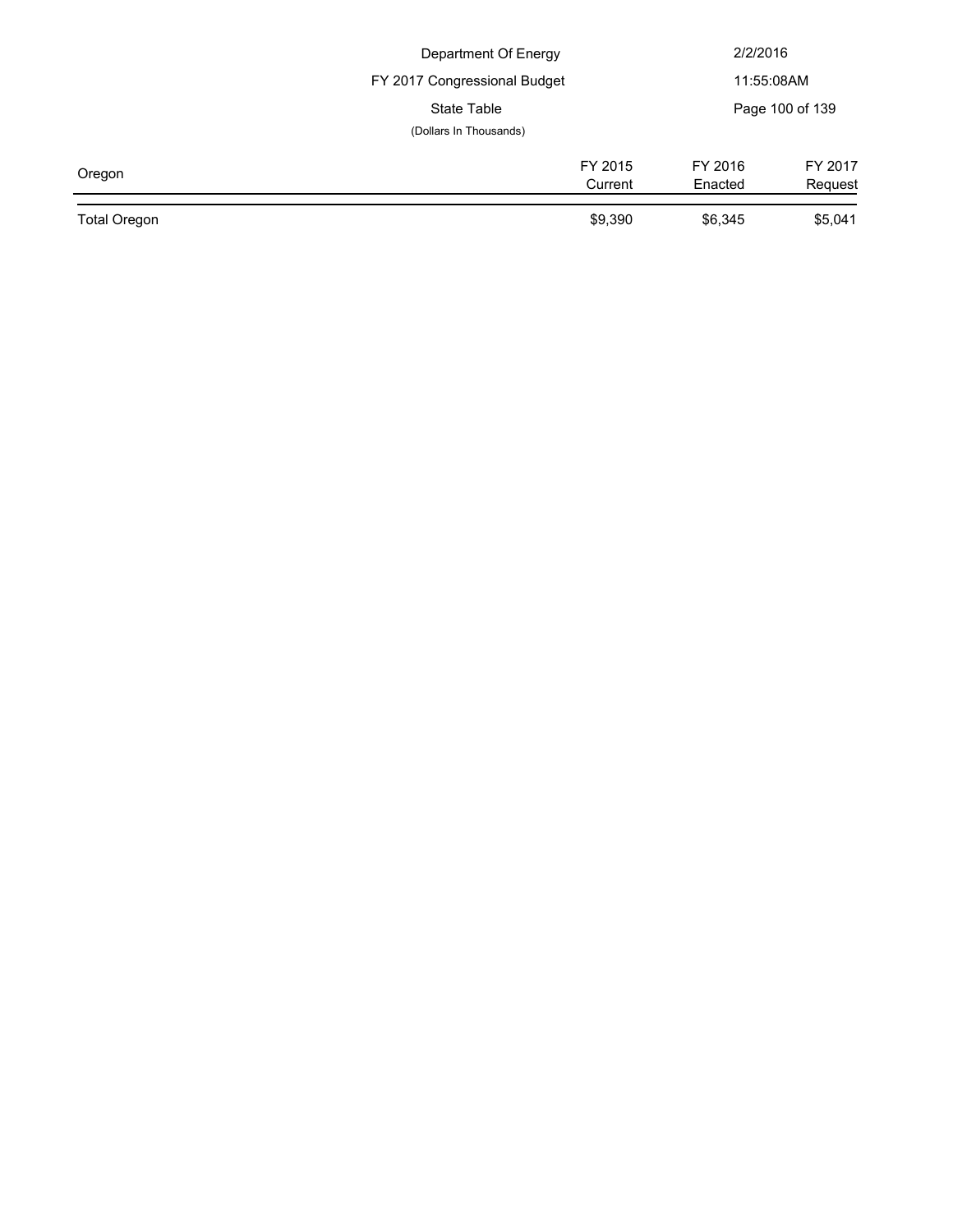Department Of Energy

FY 2017 Congressional Budget

State Table

(Dollars In Thousands)

| Oregon | FY 2015 Current | FY 2016 Enacted | FY 2017 Request |
|---|---|---|---|
| Total Oregon | $9,390 | $6,345 | $5,041 |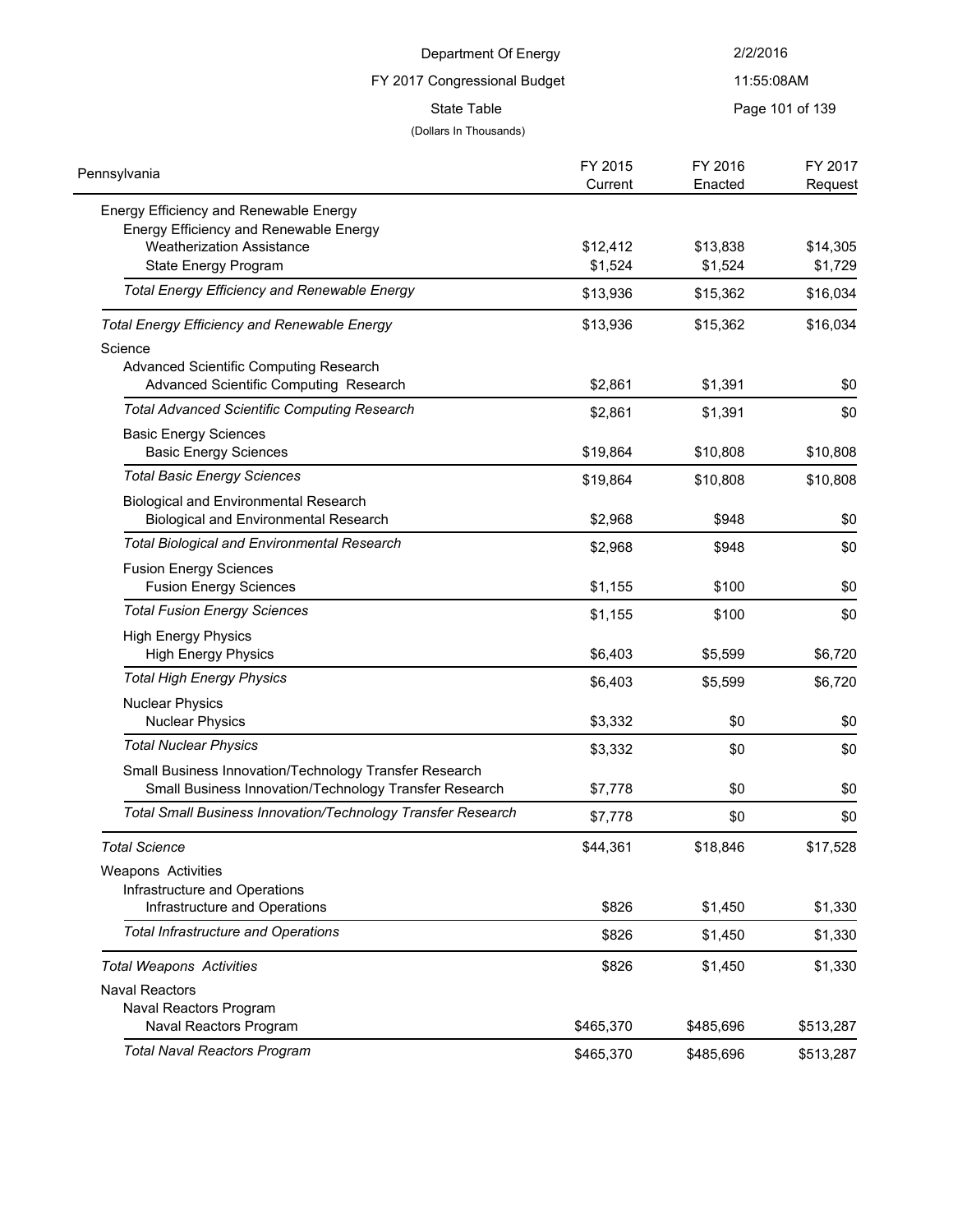Department Of Energy

FY 2017 Congressional Budget

State Table

(Dollars In Thousands)

| Pennsylvania | FY 2015 Current | FY 2016 Enacted | FY 2017 Request |
|---|---|---|---|
| Energy Efficiency and Renewable Energy | | | |
| Energy Efficiency and Renewable Energy | | | |
| Weatherization Assistance | $12,412 | $13,838 | $14,305 |
| State Energy Program | $1,524 | $1,524 | $1,729 |
| *Total Energy Efficiency and Renewable Energy* | $13,936 | $15,362 | $16,034 |
| *Total Energy Efficiency and Renewable Energy* | $13,936 | $15,362 | $16,034 |
| Science | | | |
| Advanced Scientific Computing Research | | | |
| Advanced Scientific Computing Research | $2,861 | $1,391 | $0 |
| *Total Advanced Scientific Computing Research* | $2,861 | $1,391 | $0 |
| Basic Energy Sciences | | | |
| Basic Energy Sciences | $19,864 | $10,808 | $10,808 |
| *Total Basic Energy Sciences* | $19,864 | $10,808 | $10,808 |
| Biological and Environmental Research | | | |
| Biological and Environmental Research | $2,968 | $948 | $0 |
| *Total Biological and Environmental Research* | $2,968 | $948 | $0 |
| Fusion Energy Sciences | | | |
| Fusion Energy Sciences | $1,155 | $100 | $0 |
| *Total Fusion Energy Sciences* | $1,155 | $100 | $0 |
| High Energy Physics | | | |
| High Energy Physics | $6,403 | $5,599 | $6,720 |
| *Total High Energy Physics* | $6,403 | $5,599 | $6,720 |
| Nuclear Physics | | | |
| Nuclear Physics | $3,332 | $0 | $0 |
| *Total Nuclear Physics* | $3,332 | $0 | $0 |
| Small Business Innovation/Technology Transfer Research | | | |
| Small Business Innovation/Technology Transfer Research | $7,778 | $0 | $0 |
| *Total Small Business Innovation/Technology Transfer Research* | $7,778 | $0 | $0 |
| *Total Science* | $44,361 | $18,846 | $17,528 |
| Weapons Activities | | | |
| Infrastructure and Operations | | | |
| Infrastructure and Operations | $826 | $1,450 | $1,330 |
| *Total Infrastructure and Operations* | $826 | $1,450 | $1,330 |
| *Total Weapons Activities* | $826 | $1,450 | $1,330 |
| Naval Reactors | | | |
| Naval Reactors Program | | | |
| Naval Reactors Program | $465,370 | $485,696 | $513,287 |
| *Total Naval Reactors Program* | $465,370 | $485,696 | $513,287 |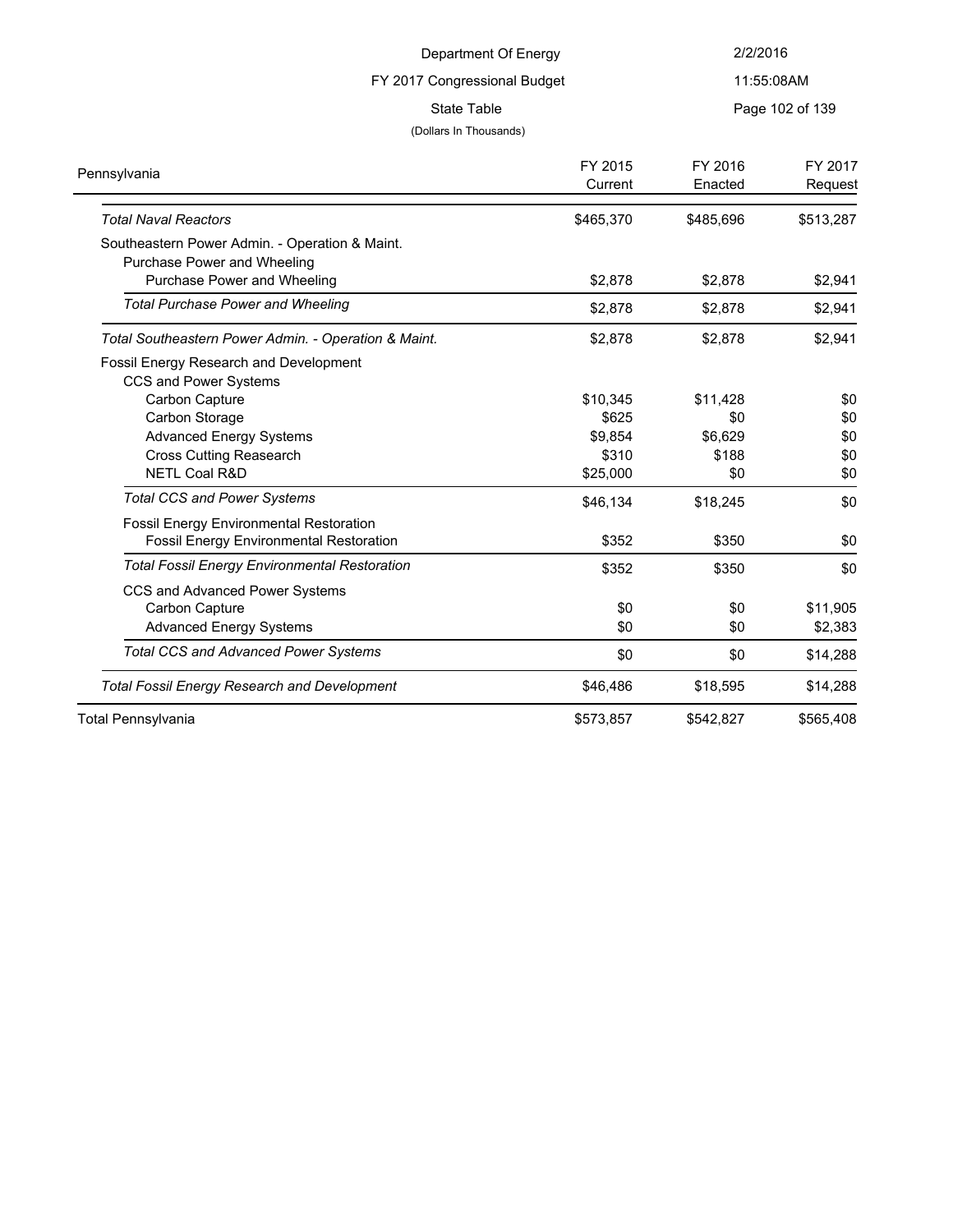Department Of Energy

FY 2017 Congressional Budget

State Table

(Dollars In Thousands)

| Pennsylvania | FY 2015 Current | FY 2016 Enacted | FY 2017 Request |
|---|---|---|---|
| *Total Naval Reactors* | $465,370 | $485,696 | $513,287 |
| Southeastern Power Admin. - Operation & Maint. | | | |
| Purchase Power and Wheeling | | | |
| Purchase Power and Wheeling | $2,878 | $2,878 | $2,941 |
| *Total Purchase Power and Wheeling* | $2,878 | $2,878 | $2,941 |
| *Total Southeastern Power Admin. - Operation & Maint.* | $2,878 | $2,878 | $2,941 |
| Fossil Energy Research and Development | | | |
| CCS and Power Systems | | | |
| Carbon Capture | $10,345 | $11,428 | $0 |
| Carbon Storage | $625 | $0 | $0 |
| Advanced Energy Systems | $9,854 | $6,629 | $0 |
| Cross Cutting Reasearch | $310 | $188 | $0 |
| NETL Coal R&D | $25,000 | $0 | $0 |
| *Total CCS and Power Systems* | $46,134 | $18,245 | $0 |
| Fossil Energy Environmental Restoration | | | |
| Fossil Energy Environmental Restoration | $352 | $350 | $0 |
| *Total Fossil Energy Environmental Restoration* | $352 | $350 | $0 |
| CCS and Advanced Power Systems | | | |
| Carbon Capture | $0 | $0 | $11,905 |
| Advanced Energy Systems | $0 | $0 | $2,383 |
| *Total CCS and Advanced Power Systems* | $0 | $0 | $14,288 |
| *Total Fossil Energy Research and Development* | $46,486 | $18,595 | $14,288 |
| Total Pennsylvania | $573,857 | $542,827 | $565,408 |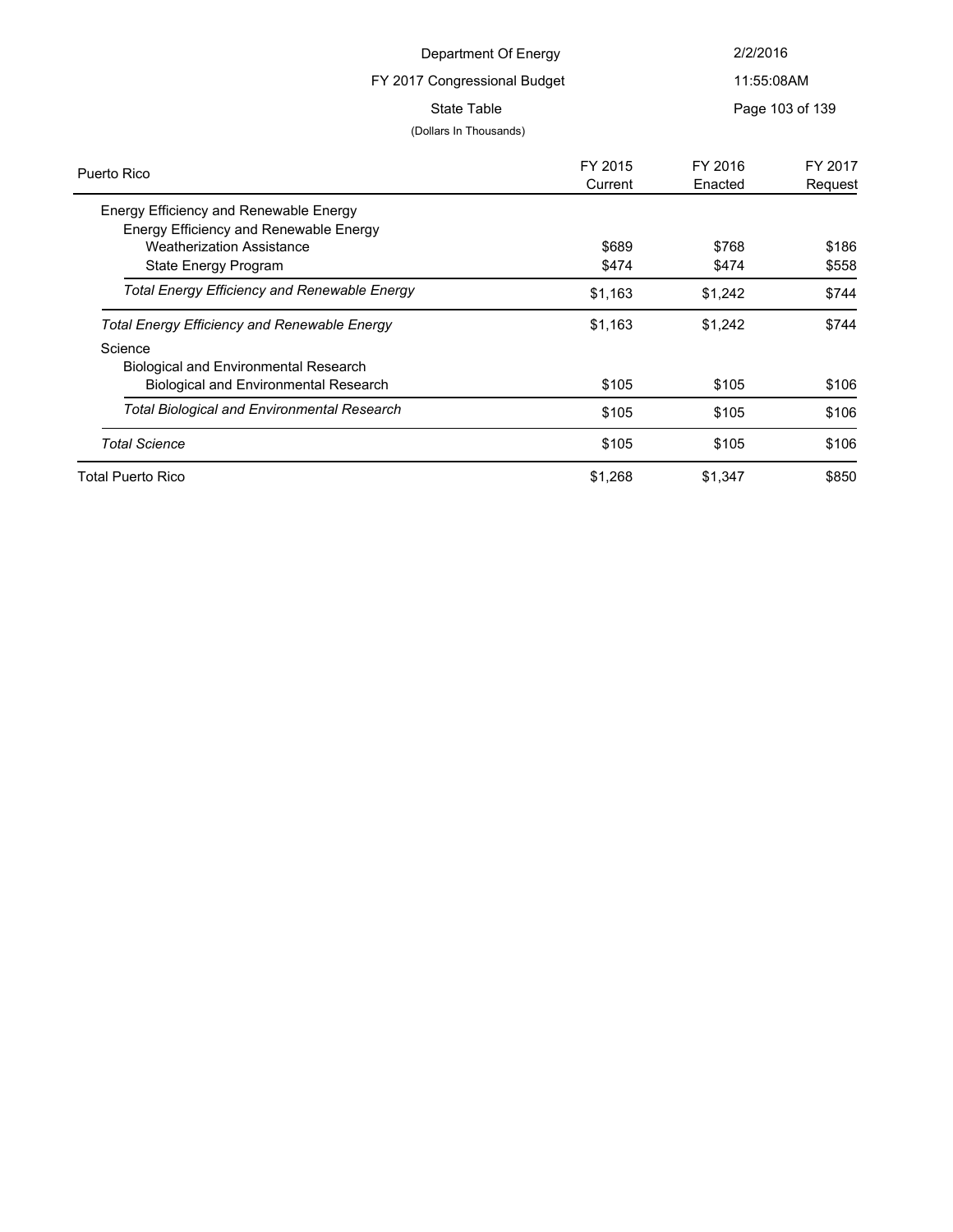Department Of Energy

FY 2017 Congressional Budget

State Table

(Dollars In Thousands)

| Puerto Rico | FY 2015 Current | FY 2016 Enacted | FY 2017 Request |
|---|---|---|---|
| Energy Efficiency and Renewable Energy | | | |
| Energy Efficiency and Renewable Energy | | | |
| Weatherization Assistance | $689 | $768 | $186 |
| State Energy Program | $474 | $474 | $558 |
| *Total Energy Efficiency and Renewable Energy* | $1,163 | $1,242 | $744 |
| *Total Energy Efficiency and Renewable Energy* | $1,163 | $1,242 | $744 |
| Science | | | |
| Biological and Environmental Research | | | |
| Biological and Environmental Research | $105 | $105 | $106 |
| *Total Biological and Environmental Research* | $105 | $105 | $106 |
| *Total Science* | $105 | $105 | $106 |
| Total Puerto Rico | $1,268 | $1,347 | $850 |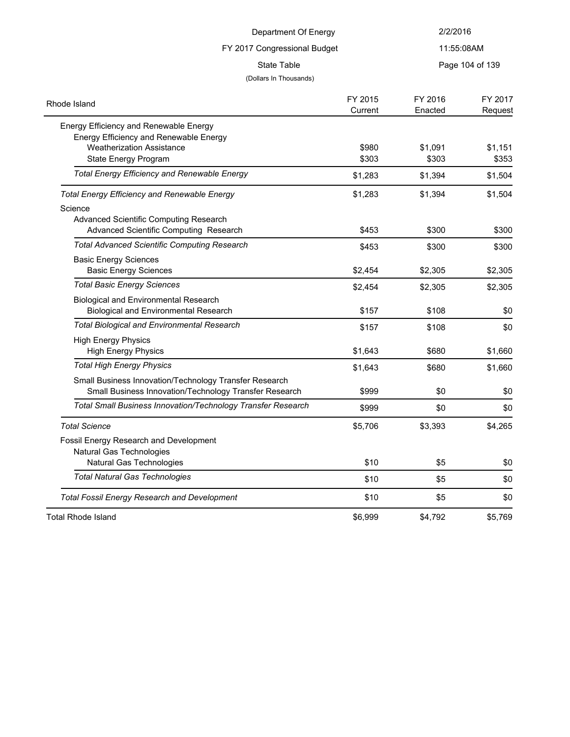Department Of Energy

FY 2017 Congressional Budget

State Table

(Dollars In Thousands)

| Rhode Island | FY 2015 Current | FY 2016 Enacted | FY 2017 Request |
|---|---|---|---|
| Energy Efficiency and Renewable Energy | | | |
| Energy Efficiency and Renewable Energy | | | |
| Weatherization Assistance | $980 | $1,091 | $1,151 |
| State Energy Program | $303 | $303 | $353 |
| *Total Energy Efficiency and Renewable Energy* | $1,283 | $1,394 | $1,504 |
| *Total Energy Efficiency and Renewable Energy* | $1,283 | $1,394 | $1,504 |
| Science | | | |
| Advanced Scientific Computing Research | | | |
| Advanced Scientific Computing Research | $453 | $300 | $300 |
| *Total Advanced Scientific Computing Research* | $453 | $300 | $300 |
| Basic Energy Sciences | | | |
| Basic Energy Sciences | $2,454 | $2,305 | $2,305 |
| *Total Basic Energy Sciences* | $2,454 | $2,305 | $2,305 |
| Biological and Environmental Research | | | |
| Biological and Environmental Research | $157 | $108 | $0 |
| *Total Biological and Environmental Research* | $157 | $108 | $0 |
| High Energy Physics | | | |
| High Energy Physics | $1,643 | $680 | $1,660 |
| *Total High Energy Physics* | $1,643 | $680 | $1,660 |
| Small Business Innovation/Technology Transfer Research | | | |
| Small Business Innovation/Technology Transfer Research | $999 | $0 | $0 |
| *Total Small Business Innovation/Technology Transfer Research* | $999 | $0 | $0 |
| *Total Science* | $5,706 | $3,393 | $4,265 |
| Fossil Energy Research and Development | | | |
| Natural Gas Technologies | | | |
| Natural Gas Technologies | $10 | $5 | $0 |
| *Total Natural Gas Technologies* | $10 | $5 | $0 |
| *Total Fossil Energy Research and Development* | $10 | $5 | $0 |
| Total Rhode Island | $6,999 | $4,792 | $5,769 |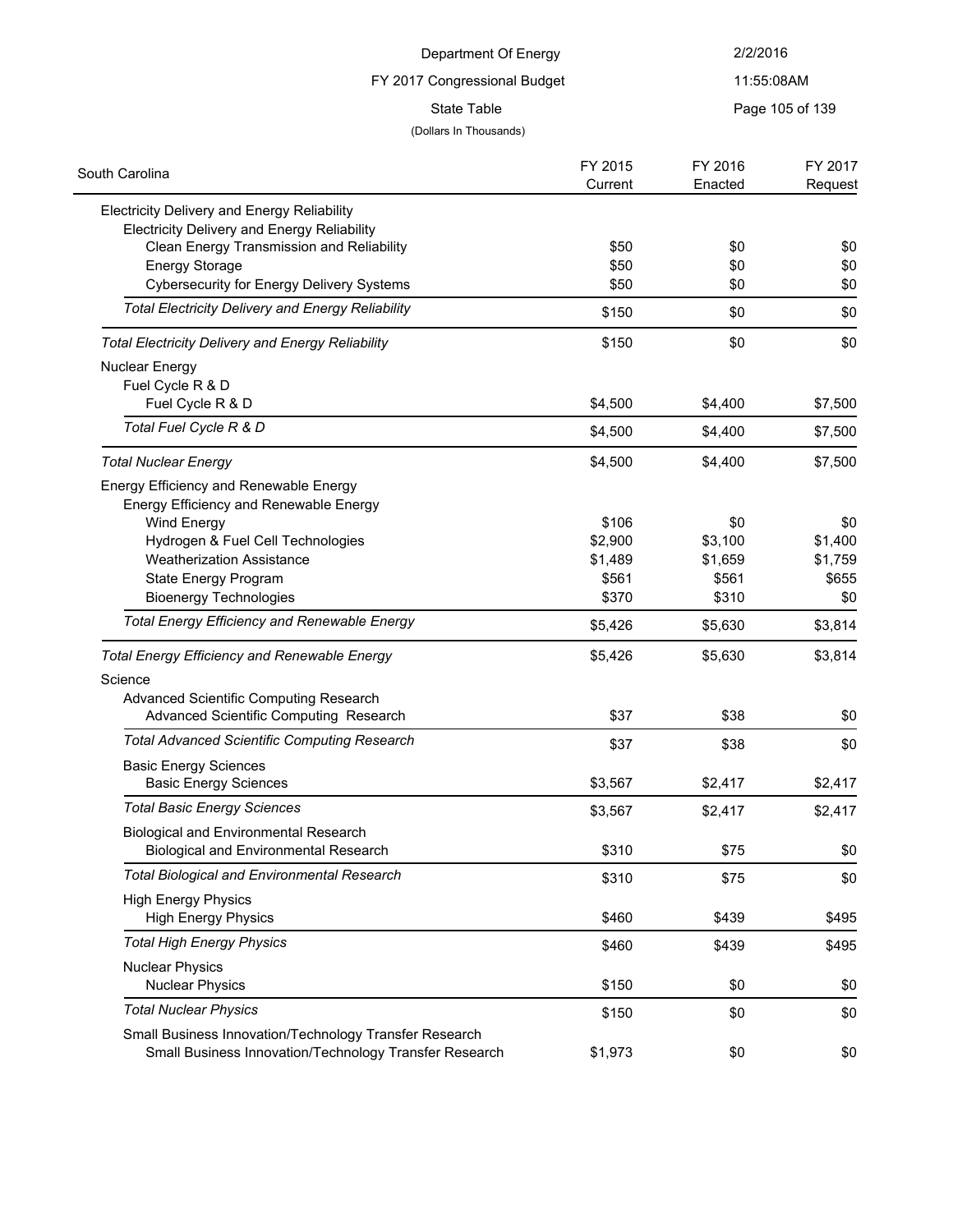Department Of Energy

FY 2017 Congressional Budget

State Table

(Dollars In Thousands)

| South Carolina | FY 2015 Current | FY 2016 Enacted | FY 2017 Request |
|---|---|---|---|
| Electricity Delivery and Energy Reliability | | | |
| Electricity Delivery and Energy Reliability | | | |
| Clean Energy Transmission and Reliability | $50 | $0 | $0 |
| Energy Storage | $50 | $0 | $0 |
| Cybersecurity for Energy Delivery Systems | $50 | $0 | $0 |
| *Total Electricity Delivery and Energy Reliability* | $150 | $0 | $0 |
| *Total Electricity Delivery and Energy Reliability* | $150 | $0 | $0 |
| Nuclear Energy | | | |
| Fuel Cycle R & D | | | |
| Fuel Cycle R & D | $4,500 | $4,400 | $7,500 |
| *Total Fuel Cycle R & D* | $4,500 | $4,400 | $7,500 |
| *Total Nuclear Energy* | $4,500 | $4,400 | $7,500 |
| Energy Efficiency and Renewable Energy | | | |
| Energy Efficiency and Renewable Energy | | | |
| Wind Energy | $106 | $0 | $0 |
| Hydrogen & Fuel Cell Technologies | $2,900 | $3,100 | $1,400 |
| Weatherization Assistance | $1,489 | $1,659 | $1,759 |
| State Energy Program | $561 | $561 | $655 |
| Bioenergy Technologies | $370 | $310 | $0 |
| *Total Energy Efficiency and Renewable Energy* | $5,426 | $5,630 | $3,814 |
| *Total Energy Efficiency and Renewable Energy* | $5,426 | $5,630 | $3,814 |
| Science | | | |
| Advanced Scientific Computing Research | | | |
| Advanced Scientific Computing Research | $37 | $38 | $0 |
| *Total Advanced Scientific Computing Research* | $37 | $38 | $0 |
| Basic Energy Sciences | | | |
| Basic Energy Sciences | $3,567 | $2,417 | $2,417 |
| *Total Basic Energy Sciences* | $3,567 | $2,417 | $2,417 |
| Biological and Environmental Research | | | |
| Biological and Environmental Research | $310 | $75 | $0 |
| *Total Biological and Environmental Research* | $310 | $75 | $0 |
| High Energy Physics | | | |
| High Energy Physics | $460 | $439 | $495 |
| *Total High Energy Physics* | $460 | $439 | $495 |
| Nuclear Physics | | | |
| Nuclear Physics | $150 | $0 | $0 |
| *Total Nuclear Physics* | $150 | $0 | $0 |
| Small Business Innovation/Technology Transfer Research | | | |
| Small Business Innovation/Technology Transfer Research | $1,973 | $0 | $0 |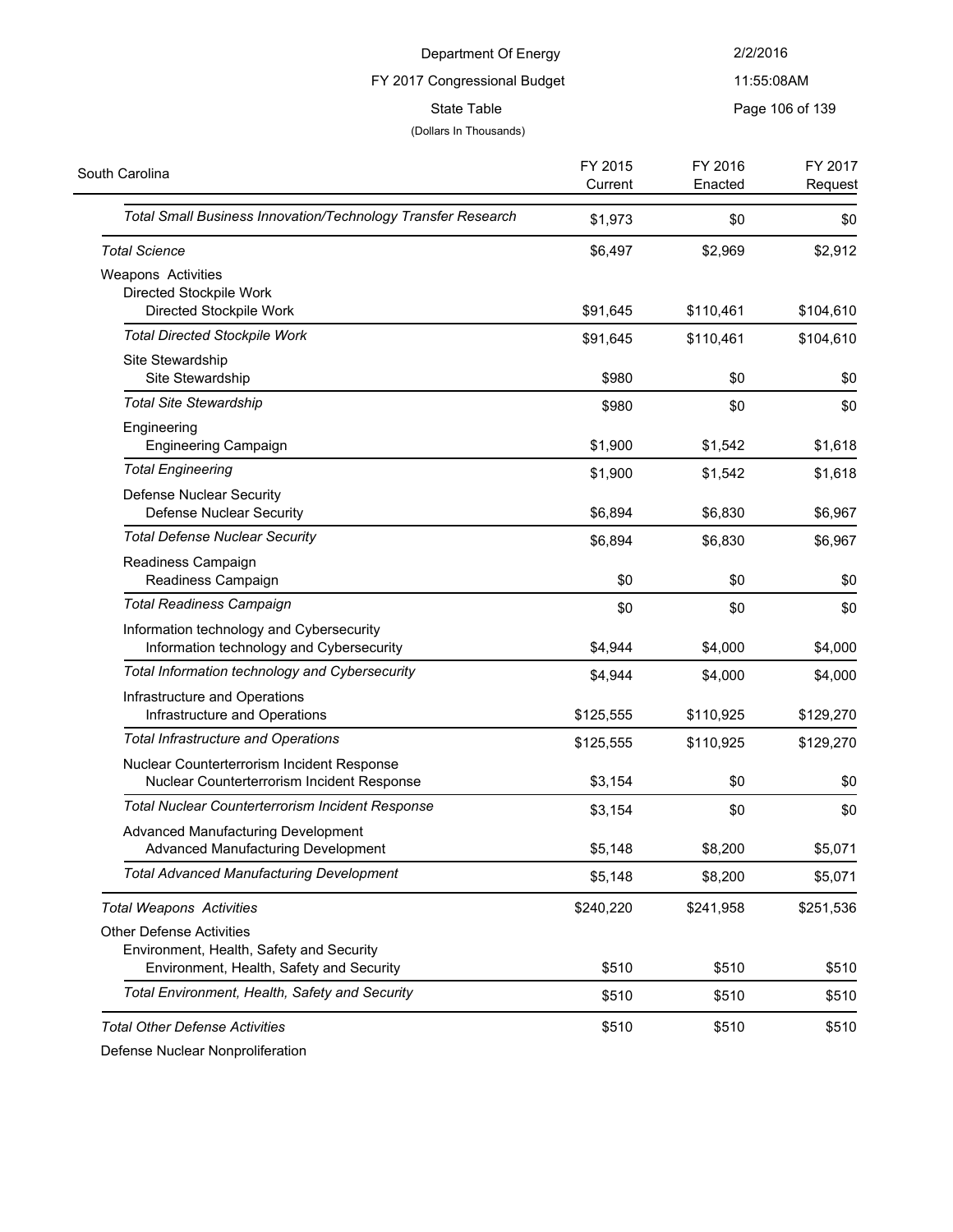Department Of Energy

FY 2017 Congressional Budget

State Table

(Dollars In Thousands)

| South Carolina | FY 2015 Current | FY 2016 Enacted | FY 2017 Request |
|---|---|---|---|
| *Total Small Business Innovation/Technology Transfer Research* | $1,973 | $0 | $0 |
| *Total Science* | $6,497 | $2,969 | $2,912 |
| Weapons Activities | | | |
| Directed Stockpile Work | | | |
| Directed Stockpile Work | $91,645 | $110,461 | $104,610 |
| *Total Directed Stockpile Work* | $91,645 | $110,461 | $104,610 |
| Site Stewardship | | | |
| Site Stewardship | $980 | $0 | $0 |
| *Total Site Stewardship* | $980 | $0 | $0 |
| Engineering | | | |
| Engineering Campaign | $1,900 | $1,542 | $1,618 |
| *Total Engineering* | $1,900 | $1,542 | $1,618 |
| Defense Nuclear Security | | | |
| Defense Nuclear Security | $6,894 | $6,830 | $6,967 |
| *Total Defense Nuclear Security* | $6,894 | $6,830 | $6,967 |
| Readiness Campaign | | | |
| Readiness Campaign | $0 | $0 | $0 |
| *Total Readiness Campaign* | $0 | $0 | $0 |
| Information technology and Cybersecurity | | | |
| Information technology and Cybersecurity | $4,944 | $4,000 | $4,000 |
| *Total Information technology and Cybersecurity* | $4,944 | $4,000 | $4,000 |
| Infrastructure and Operations | | | |
| Infrastructure and Operations | $125,555 | $110,925 | $129,270 |
| *Total Infrastructure and Operations* | $125,555 | $110,925 | $129,270 |
| Nuclear Counterterrorism Incident Response | | | |
| Nuclear Counterterrorism Incident Response | $3,154 | $0 | $0 |
| *Total Nuclear Counterterrorism Incident Response* | $3,154 | $0 | $0 |
| Advanced Manufacturing Development | | | |
| Advanced Manufacturing Development | $5,148 | $8,200 | $5,071 |
| *Total Advanced Manufacturing Development* | $5,148 | $8,200 | $5,071 |
| *Total Weapons Activities* | $240,220 | $241,958 | $251,536 |
| Other Defense Activities | | | |
| Environment, Health, Safety and Security | | | |
| Environment, Health, Safety and Security | $510 | $510 | $510 |
| *Total Environment, Health, Safety and Security* | $510 | $510 | $510 |
| *Total Other Defense Activities* | $510 | $510 | $510 |
| Defense Nuclear Nonproliferation | | | |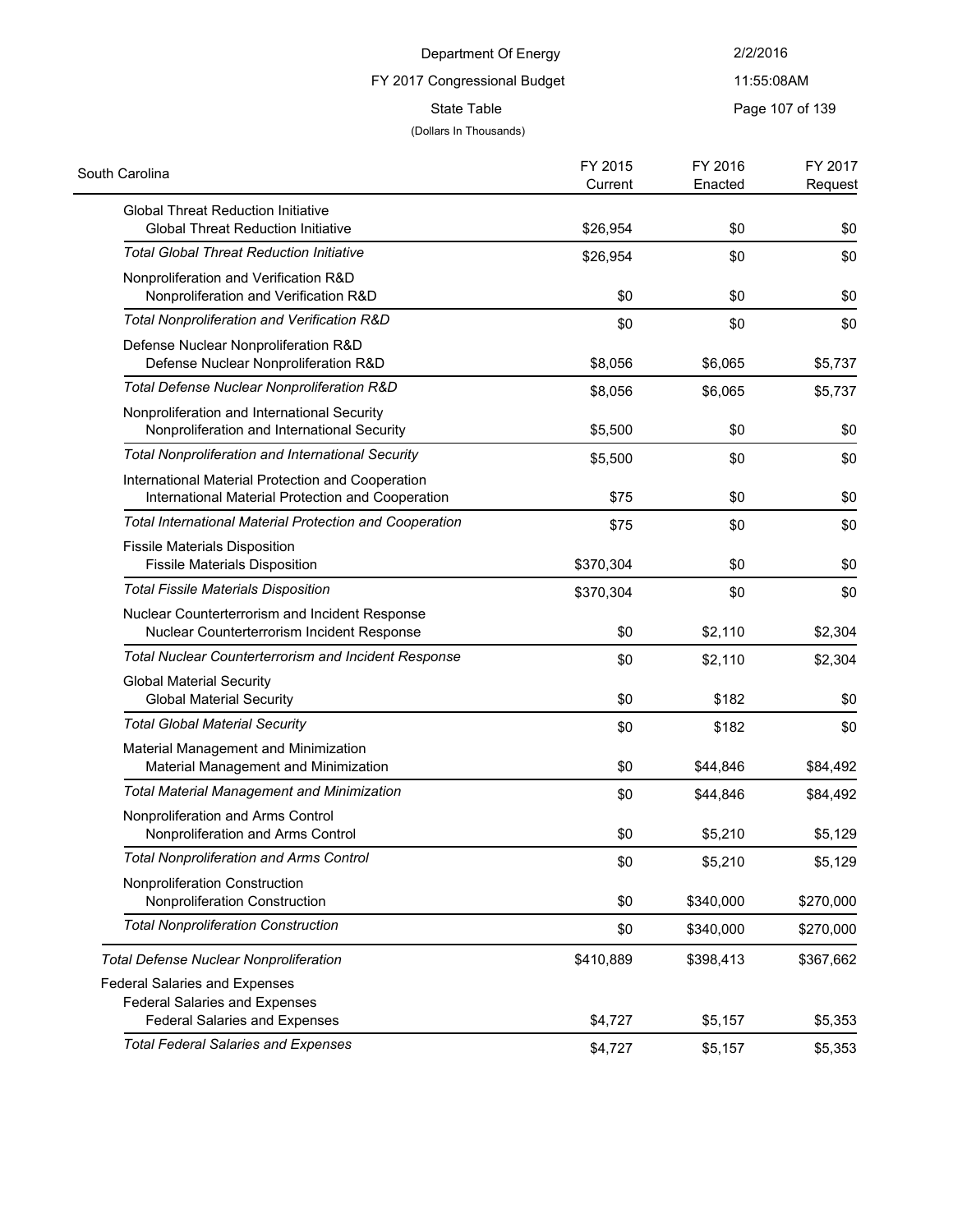Department Of Energy

FY 2017 Congressional Budget

State Table

(Dollars In Thousands)

| South Carolina | FY 2015 Current | FY 2016 Enacted | FY 2017 Request |
|---|---|---|---|
| Global Threat Reduction Initiative | | | |
| Global Threat Reduction Initiative | $26,954 | $0 | $0 |
| *Total Global Threat Reduction Initiative* | $26,954 | $0 | $0 |
| Nonproliferation and Verification R&D | | | |
| Nonproliferation and Verification R&D | $0 | $0 | $0 |
| *Total Nonproliferation and Verification R&D* | $0 | $0 | $0 |
| Defense Nuclear Nonproliferation R&D | | | |
| Defense Nuclear Nonproliferation R&D | $8,056 | $6,065 | $5,737 |
| *Total Defense Nuclear Nonproliferation R&D* | $8,056 | $6,065 | $5,737 |
| Nonproliferation and International Security | | | |
| Nonproliferation and International Security | $5,500 | $0 | $0 |
| *Total Nonproliferation and International Security* | $5,500 | $0 | $0 |
| International Material Protection and Cooperation | | | |
| International Material Protection and Cooperation | $75 | $0 | $0 |
| *Total International Material Protection and Cooperation* | $75 | $0 | $0 |
| Fissile Materials Disposition | | | |
| Fissile Materials Disposition | $370,304 | $0 | $0 |
| *Total Fissile Materials Disposition* | $370,304 | $0 | $0 |
| Nuclear Counterterrorism and Incident Response | | | |
| Nuclear Counterterrorism Incident Response | $0 | $2,110 | $2,304 |
| *Total Nuclear Counterterrorism and Incident Response* | $0 | $2,110 | $2,304 |
| Global Material Security | | | |
| Global Material Security | $0 | $182 | $0 |
| *Total Global Material Security* | $0 | $182 | $0 |
| Material Management and Minimization | | | |
| Material Management and Minimization | $0 | $44,846 | $84,492 |
| *Total Material Management and Minimization* | $0 | $44,846 | $84,492 |
| Nonproliferation and Arms Control | | | |
| Nonproliferation and Arms Control | $0 | $5,210 | $5,129 |
| *Total Nonproliferation and Arms Control* | $0 | $5,210 | $5,129 |
| Nonproliferation Construction | | | |
| Nonproliferation Construction | $0 | $340,000 | $270,000 |
| *Total Nonproliferation Construction* | $0 | $340,000 | $270,000 |
| *Total Defense Nuclear Nonproliferation* | $410,889 | $398,413 | $367,662 |
| Federal Salaries and Expenses | | | |
| Federal Salaries and Expenses | | | |
| Federal Salaries and Expenses | $4,727 | $5,157 | $5,353 |
| *Total Federal Salaries and Expenses* | $4,727 | $5,157 | $5,353 |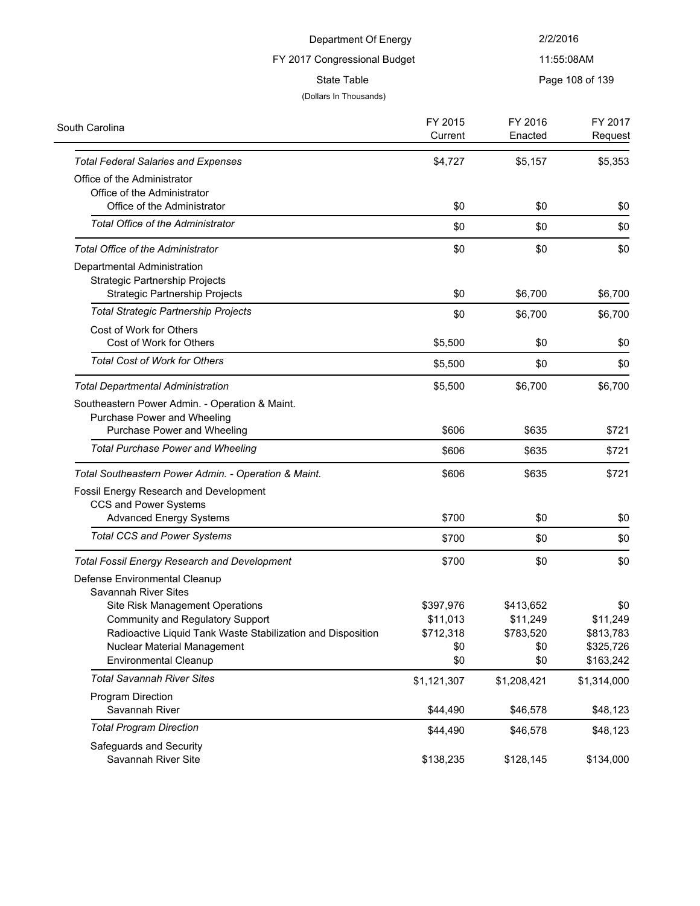Department Of Energy

FY 2017 Congressional Budget

State Table

(Dollars In Thousands)

| South Carolina | FY 2015 Current | FY 2016 Enacted | FY 2017 Request |
|---|---|---|---|
| *Total Federal Salaries and Expenses* | $4,727 | $5,157 | $5,353 |
| Office of the Administrator | | | |
| Office of the Administrator | | | |
| Office of the Administrator | $0 | $0 | $0 |
| *Total Office of the Administrator* | $0 | $0 | $0 |
| *Total Office of the Administrator* | $0 | $0 | $0 |
| Departmental Administration | | | |
| Strategic Partnership Projects | | | |
| Strategic Partnership Projects | $0 | $6,700 | $6,700 |
| *Total Strategic Partnership Projects* | $0 | $6,700 | $6,700 |
| Cost of Work for Others | | | |
| Cost of Work for Others | $5,500 | $0 | $0 |
| *Total Cost of Work for Others* | $5,500 | $0 | $0 |
| *Total Departmental Administration* | $5,500 | $6,700 | $6,700 |
| Southeastern Power Admin. - Operation & Maint. | | | |
| Purchase Power and Wheeling | | | |
| Purchase Power and Wheeling | $606 | $635 | $721 |
| *Total Purchase Power and Wheeling* | $606 | $635 | $721 |
| *Total Southeastern Power Admin. - Operation & Maint.* | $606 | $635 | $721 |
| Fossil Energy Research and Development | | | |
| CCS and Power Systems | | | |
| Advanced Energy Systems | $700 | $0 | $0 |
| *Total CCS and Power Systems* | $700 | $0 | $0 |
| *Total Fossil Energy Research and Development* | $700 | $0 | $0 |
| Defense Environmental Cleanup | | | |
| Savannah River Sites | | | |
| Site Risk Management Operations | $397,976 | $413,652 | $0 |
| Community and Regulatory Support | $11,013 | $11,249 | $11,249 |
| Radioactive Liquid Tank Waste Stabilization and Disposition | $712,318 | $783,520 | $813,783 |
| Nuclear Material Management | $0 | $0 | $325,726 |
| Environmental Cleanup | $0 | $0 | $163,242 |
| *Total Savannah River Sites* | $1,121,307 | $1,208,421 | $1,314,000 |
| Program Direction | | | |
| Savannah River | $44,490 | $46,578 | $48,123 |
| *Total Program Direction* | $44,490 | $46,578 | $48,123 |
| Safeguards and Security | | | |
| Savannah River Site | $138,235 | $128,145 | $134,000 |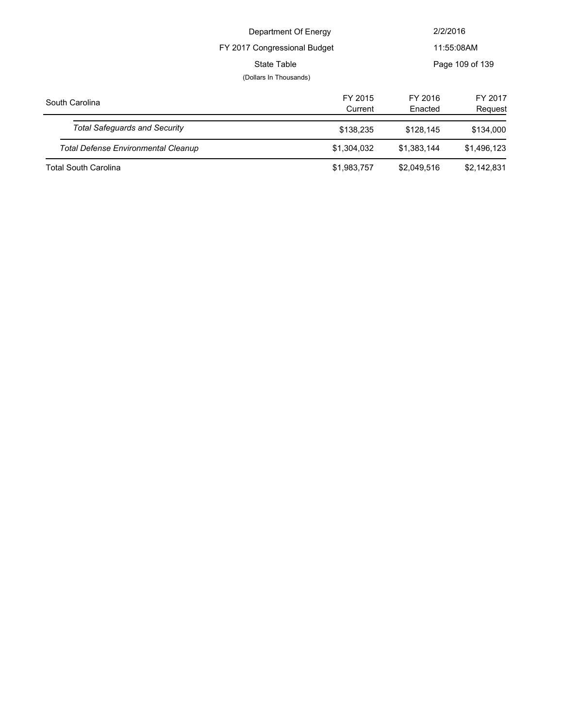| South Carolina | FY 2015 Current | FY 2016 Enacted | FY 2017 Request |
|---|---|---|---|
| *Total Safeguards and Security* | $138,235 | $128,145 | $134,000 |
| *Total Defense Environmental Cleanup* | $1,304,032 | $1,383,144 | $1,496,123 |
| Total South Carolina | $1,983,757 | $2,049,516 | $2,142,831 |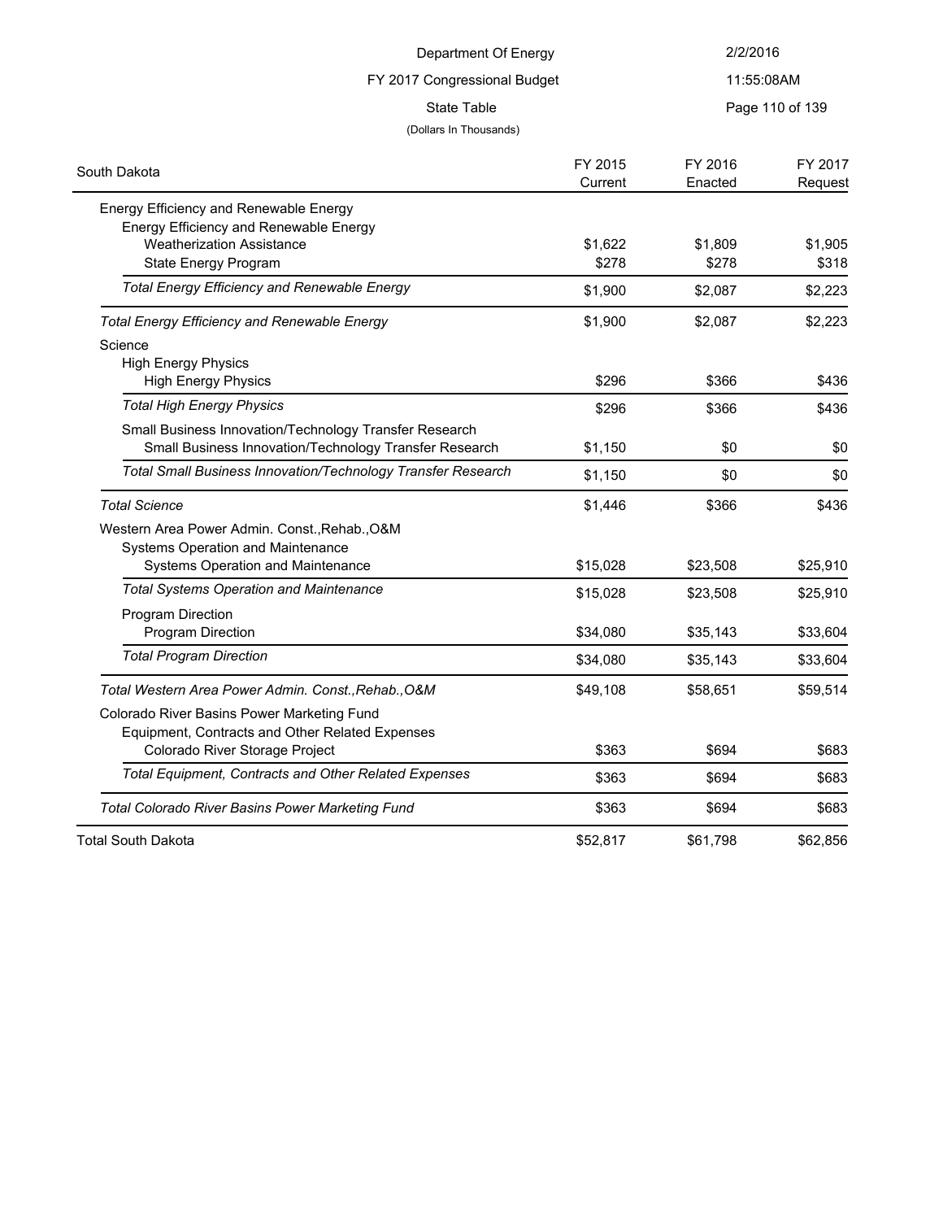Department Of Energy

FY 2017 Congressional Budget

State Table

(Dollars In Thousands)

| South Dakota | FY 2015 Current | FY 2016 Enacted | FY 2017 Request |
|---|---|---|---|
| Energy Efficiency and Renewable Energy | | | |
| Energy Efficiency and Renewable Energy | | | |
| Weatherization Assistance | $1,622 | $1,809 | $1,905 |
| State Energy Program | $278 | $278 | $318 |
| *Total Energy Efficiency and Renewable Energy* | $1,900 | $2,087 | $2,223 |
| *Total Energy Efficiency and Renewable Energy* | $1,900 | $2,087 | $2,223 |
| Science | | | |
| High Energy Physics | | | |
| High Energy Physics | $296 | $366 | $436 |
| *Total High Energy Physics* | $296 | $366 | $436 |
| Small Business Innovation/Technology Transfer Research | | | |
| Small Business Innovation/Technology Transfer Research | $1,150 | $0 | $0 |
| *Total Small Business Innovation/Technology Transfer Research* | $1,150 | $0 | $0 |
| *Total Science* | $1,446 | $366 | $436 |
| Western Area Power Admin. Const.,Rehab.,O&M | | | |
| Systems Operation and Maintenance | | | |
| Systems Operation and Maintenance | $15,028 | $23,508 | $25,910 |
| *Total Systems Operation and Maintenance* | $15,028 | $23,508 | $25,910 |
| Program Direction | | | |
| Program Direction | $34,080 | $35,143 | $33,604 |
| *Total Program Direction* | $34,080 | $35,143 | $33,604 |
| *Total Western Area Power Admin. Const.,Rehab.,O&M* | $49,108 | $58,651 | $59,514 |
| Colorado River Basins Power Marketing Fund | | | |
| Equipment, Contracts and Other Related Expenses | | | |
| Colorado River Storage Project | $363 | $694 | $683 |
| *Total Equipment, Contracts and Other Related Expenses* | $363 | $694 | $683 |
| *Total Colorado River Basins Power Marketing Fund* | $363 | $694 | $683 |
| Total South Dakota | $52,817 | $61,798 | $62,856 |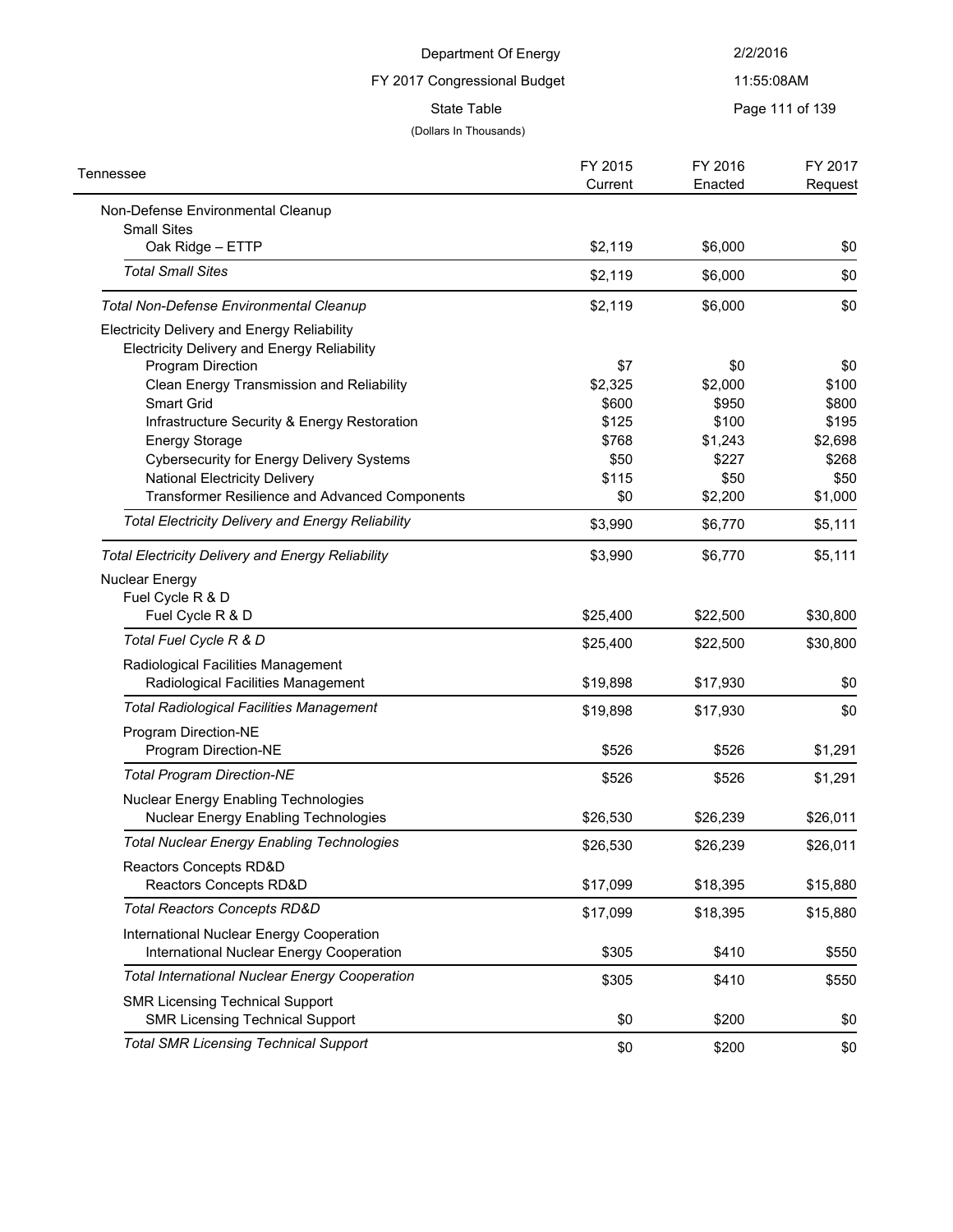Department Of Energy

FY 2017 Congressional Budget

State Table

(Dollars In Thousands)

| Tennessee | FY 2015 Current | FY 2016 Enacted | FY 2017 Request |
|---|---|---|---|
| Non-Defense Environmental Cleanup | | | |
| Small Sites | | | |
| Oak Ridge – ETTP | $2,119 | $6,000 | $0 |
| *Total Small Sites* | $2,119 | $6,000 | $0 |
| *Total Non-Defense Environmental Cleanup* | $2,119 | $6,000 | $0 |
| Electricity Delivery and Energy Reliability | | | |
| Electricity Delivery and Energy Reliability | | | |
| Program Direction | $7 | $0 | $0 |
| Clean Energy Transmission and Reliability | $2,325 | $2,000 | $100 |
| Smart Grid | $600 | $950 | $800 |
| Infrastructure Security & Energy Restoration | $125 | $100 | $195 |
| Energy Storage | $768 | $1,243 | $2,698 |
| Cybersecurity for Energy Delivery Systems | $50 | $227 | $268 |
| National Electricity Delivery | $115 | $50 | $50 |
| Transformer Resilience and Advanced Components | $0 | $2,200 | $1,000 |
| *Total Electricity Delivery and Energy Reliability* | $3,990 | $6,770 | $5,111 |
| *Total Electricity Delivery and Energy Reliability* | $3,990 | $6,770 | $5,111 |
| Nuclear Energy | | | |
| Fuel Cycle R & D | | | |
| Fuel Cycle R & D | $25,400 | $22,500 | $30,800 |
| *Total Fuel Cycle R & D* | $25,400 | $22,500 | $30,800 |
| Radiological Facilities Management | | | |
| Radiological Facilities Management | $19,898 | $17,930 | $0 |
| *Total Radiological Facilities Management* | $19,898 | $17,930 | $0 |
| Program Direction-NE | | | |
| Program Direction-NE | $526 | $526 | $1,291 |
| *Total Program Direction-NE* | $526 | $526 | $1,291 |
| Nuclear Energy Enabling Technologies | | | |
| Nuclear Energy Enabling Technologies | $26,530 | $26,239 | $26,011 |
| *Total Nuclear Energy Enabling Technologies* | $26,530 | $26,239 | $26,011 |
| Reactors Concepts RD&D | | | |
| Reactors Concepts RD&D | $17,099 | $18,395 | $15,880 |
| *Total Reactors Concepts RD&D* | $17,099 | $18,395 | $15,880 |
| International Nuclear Energy Cooperation | | | |
| International Nuclear Energy Cooperation | $305 | $410 | $550 |
| *Total International Nuclear Energy Cooperation* | $305 | $410 | $550 |
| SMR Licensing Technical Support | | | |
| SMR Licensing Technical Support | $0 | $200 | $0 |
| *Total SMR Licensing Technical Support* | $0 | $200 | $0 |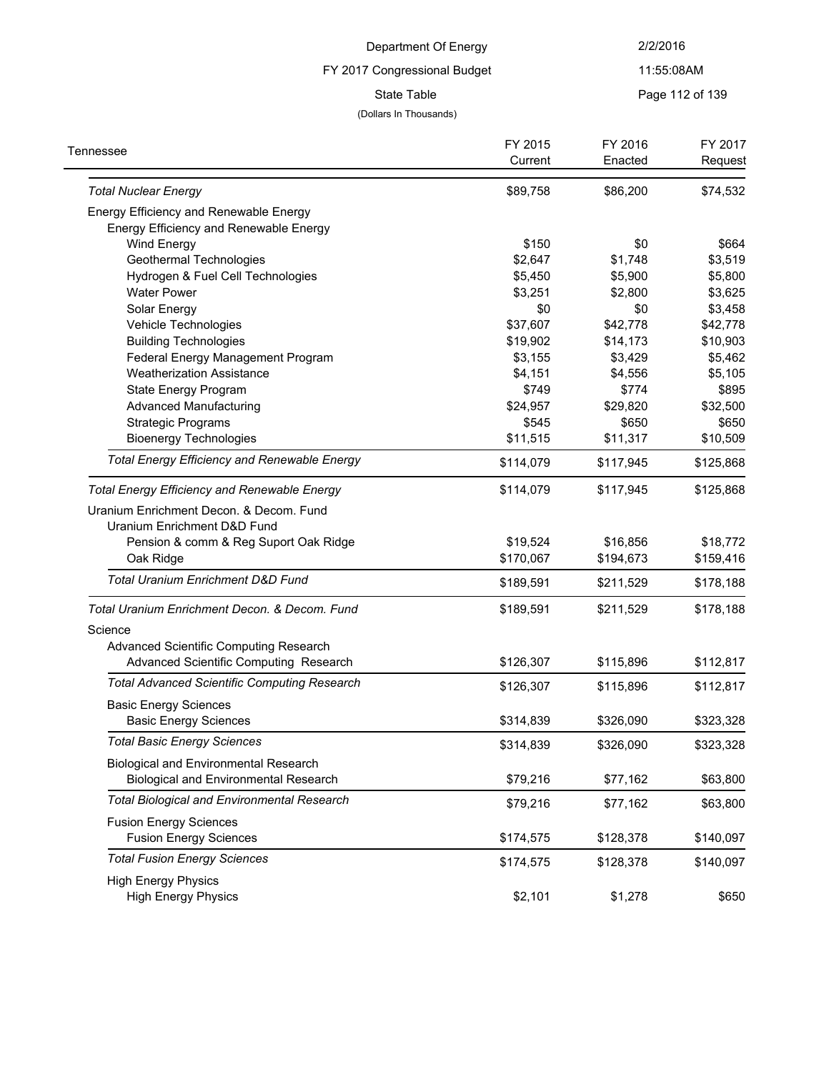Department Of Energy

FY 2017 Congressional Budget

State Table

(Dollars In Thousands)

| Tennessee | FY 2015 Current | FY 2016 Enacted | FY 2017 Request |
|---|---|---|---|
| *Total Nuclear Energy* | $89,758 | $86,200 | $74,532 |
| Energy Efficiency and Renewable Energy | | | |
| Energy Efficiency and Renewable Energy | | | |
| Wind Energy | $150 | $0 | $664 |
| Geothermal Technologies | $2,647 | $1,748 | $3,519 |
| Hydrogen & Fuel Cell Technologies | $5,450 | $5,900 | $5,800 |
| Water Power | $3,251 | $2,800 | $3,625 |
| Solar Energy | $0 | $0 | $3,458 |
| Vehicle Technologies | $37,607 | $42,778 | $42,778 |
| Building Technologies | $19,902 | $14,173 | $10,903 |
| Federal Energy Management Program | $3,155 | $3,429 | $5,462 |
| Weatherization Assistance | $4,151 | $4,556 | $5,105 |
| State Energy Program | $749 | $774 | $895 |
| Advanced Manufacturing | $24,957 | $29,820 | $32,500 |
| Strategic Programs | $545 | $650 | $650 |
| Bioenergy Technologies | $11,515 | $11,317 | $10,509 |
| *Total Energy Efficiency and Renewable Energy* | $114,079 | $117,945 | $125,868 |
| *Total Energy Efficiency and Renewable Energy* | $114,079 | $117,945 | $125,868 |
| Uranium Enrichment Decon. & Decom. Fund | | | |
| Uranium Enrichment D&D Fund | | | |
| Pension & comm & Reg Suport Oak Ridge | $19,524 | $16,856 | $18,772 |
| Oak Ridge | $170,067 | $194,673 | $159,416 |
| *Total Uranium Enrichment D&D Fund* | $189,591 | $211,529 | $178,188 |
| *Total Uranium Enrichment Decon. & Decom. Fund* | $189,591 | $211,529 | $178,188 |
| Science | | | |
| Advanced Scientific Computing Research | | | |
| Advanced Scientific Computing Research | $126,307 | $115,896 | $112,817 |
| *Total Advanced Scientific Computing Research* | $126,307 | $115,896 | $112,817 |
| Basic Energy Sciences | | | |
| Basic Energy Sciences | $314,839 | $326,090 | $323,328 |
| *Total Basic Energy Sciences* | $314,839 | $326,090 | $323,328 |
| Biological and Environmental Research | | | |
| Biological and Environmental Research | $79,216 | $77,162 | $63,800 |
| *Total Biological and Environmental Research* | $79,216 | $77,162 | $63,800 |
| Fusion Energy Sciences | | | |
| Fusion Energy Sciences | $174,575 | $128,378 | $140,097 |
| *Total Fusion Energy Sciences* | $174,575 | $128,378 | $140,097 |
| High Energy Physics | | | |
| High Energy Physics | $2,101 | $1,278 | $650 |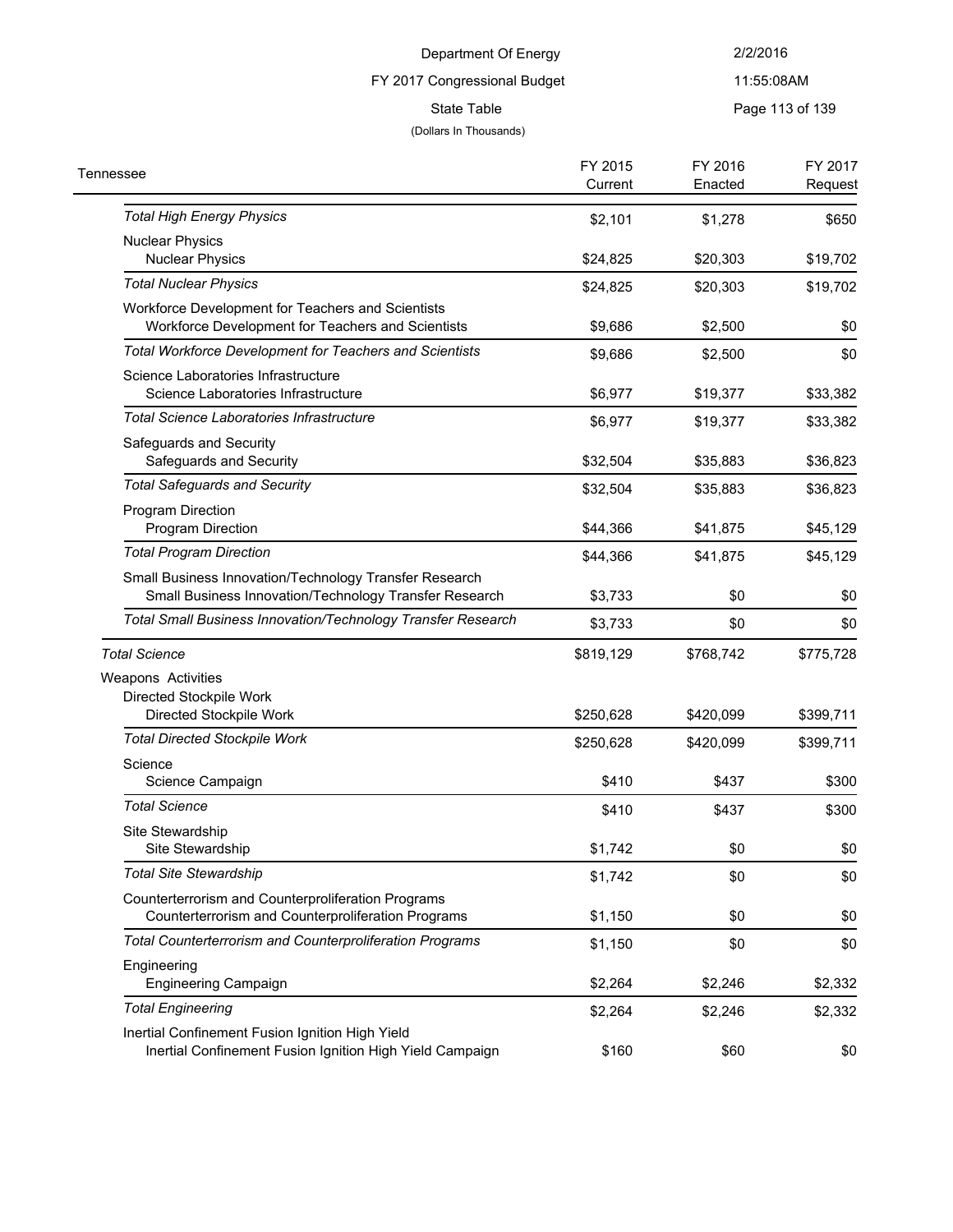Department Of Energy

FY 2017 Congressional Budget

State Table

(Dollars In Thousands)

| Tennessee | FY 2015 Current | FY 2016 Enacted | FY 2017 Request |
|---|---|---|---|
| *Total High Energy Physics* | $2,101 | $1,278 | $650 |
| Nuclear Physics | | | |
| Nuclear Physics | $24,825 | $20,303 | $19,702 |
| *Total Nuclear Physics* | $24,825 | $20,303 | $19,702 |
| Workforce Development for Teachers and Scientists | | | |
| Workforce Development for Teachers and Scientists | $9,686 | $2,500 | $0 |
| *Total Workforce Development for Teachers and Scientists* | $9,686 | $2,500 | $0 |
| Science Laboratories Infrastructure | | | |
| Science Laboratories Infrastructure | $6,977 | $19,377 | $33,382 |
| *Total Science Laboratories Infrastructure* | $6,977 | $19,377 | $33,382 |
| Safeguards and Security | | | |
| Safeguards and Security | $32,504 | $35,883 | $36,823 |
| *Total Safeguards and Security* | $32,504 | $35,883 | $36,823 |
| Program Direction | | | |
| Program Direction | $44,366 | $41,875 | $45,129 |
| *Total Program Direction* | $44,366 | $41,875 | $45,129 |
| Small Business Innovation/Technology Transfer Research | | | |
| Small Business Innovation/Technology Transfer Research | $3,733 | $0 | $0 |
| *Total Small Business Innovation/Technology Transfer Research* | $3,733 | $0 | $0 |
| *Total Science* | $819,129 | $768,742 | $775,728 |
| Weapons Activities | | | |
| Directed Stockpile Work | | | |
| Directed Stockpile Work | $250,628 | $420,099 | $399,711 |
| *Total Directed Stockpile Work* | $250,628 | $420,099 | $399,711 |
| Science | | | |
| Science Campaign | $410 | $437 | $300 |
| *Total Science* | $410 | $437 | $300 |
| Site Stewardship | | | |
| Site Stewardship | $1,742 | $0 | $0 |
| *Total Site Stewardship* | $1,742 | $0 | $0 |
| Counterterrorism and Counterproliferation Programs | | | |
| Counterterrorism and Counterproliferation Programs | $1,150 | $0 | $0 |
| *Total Counterterrorism and Counterproliferation Programs* | $1,150 | $0 | $0 |
| Engineering | | | |
| Engineering Campaign | $2,264 | $2,246 | $2,332 |
| *Total Engineering* | $2,264 | $2,246 | $2,332 |
| Inertial Confinement Fusion Ignition High Yield | | | |
| Inertial Confinement Fusion Ignition High Yield Campaign | $160 | $60 | $0 |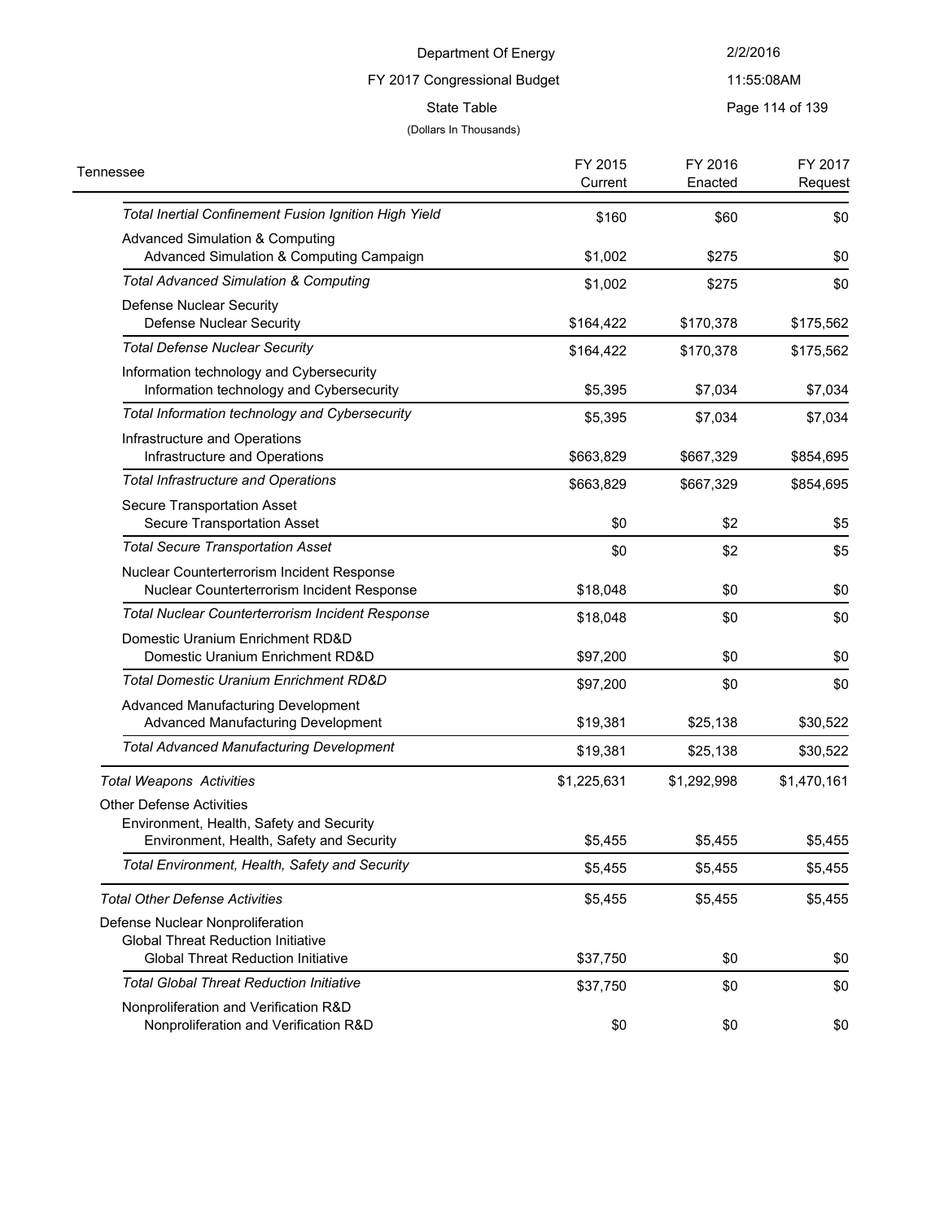Department Of Energy

FY 2017 Congressional Budget

State Table

(Dollars In Thousands)

| Tennessee | FY 2015 Current | FY 2016 Enacted | FY 2017 Request |
|---|---|---|---|
| *Total Inertial Confinement Fusion Ignition High Yield* | $160 | $60 | $0 |
| Advanced Simulation & Computing | | | |
| Advanced Simulation & Computing Campaign | $1,002 | $275 | $0 |
| *Total Advanced Simulation & Computing* | $1,002 | $275 | $0 |
| Defense Nuclear Security | | | |
| Defense Nuclear Security | $164,422 | $170,378 | $175,562 |
| *Total Defense Nuclear Security* | $164,422 | $170,378 | $175,562 |
| Information technology and Cybersecurity | | | |
| Information technology and Cybersecurity | $5,395 | $7,034 | $7,034 |
| *Total Information technology and Cybersecurity* | $5,395 | $7,034 | $7,034 |
| Infrastructure and Operations | | | |
| Infrastructure and Operations | $663,829 | $667,329 | $854,695 |
| *Total Infrastructure and Operations* | $663,829 | $667,329 | $854,695 |
| Secure Transportation Asset | | | |
| Secure Transportation Asset | $0 | $2 | $5 |
| *Total Secure Transportation Asset* | $0 | $2 | $5 |
| Nuclear Counterterrorism Incident Response | | | |
| Nuclear Counterterrorism Incident Response | $18,048 | $0 | $0 |
| *Total Nuclear Counterterrorism Incident Response* | $18,048 | $0 | $0 |
| Domestic Uranium Enrichment RD&D | | | |
| Domestic Uranium Enrichment RD&D | $97,200 | $0 | $0 |
| *Total Domestic Uranium Enrichment RD&D* | $97,200 | $0 | $0 |
| Advanced Manufacturing Development | | | |
| Advanced Manufacturing Development | $19,381 | $25,138 | $30,522 |
| *Total Advanced Manufacturing Development* | $19,381 | $25,138 | $30,522 |
| *Total Weapons Activities* | $1,225,631 | $1,292,998 | $1,470,161 |
| Other Defense Activities | | | |
| Environment, Health, Safety and Security | | | |
| Environment, Health, Safety and Security | $5,455 | $5,455 | $5,455 |
| *Total Environment, Health, Safety and Security* | $5,455 | $5,455 | $5,455 |
| *Total Other Defense Activities* | $5,455 | $5,455 | $5,455 |
| Defense Nuclear Nonproliferation | | | |
| Global Threat Reduction Initiative | | | |
| Global Threat Reduction Initiative | $37,750 | $0 | $0 |
| *Total Global Threat Reduction Initiative* | $37,750 | $0 | $0 |
| Nonproliferation and Verification R&D | | | |
| Nonproliferation and Verification R&D | $0 | $0 | $0 |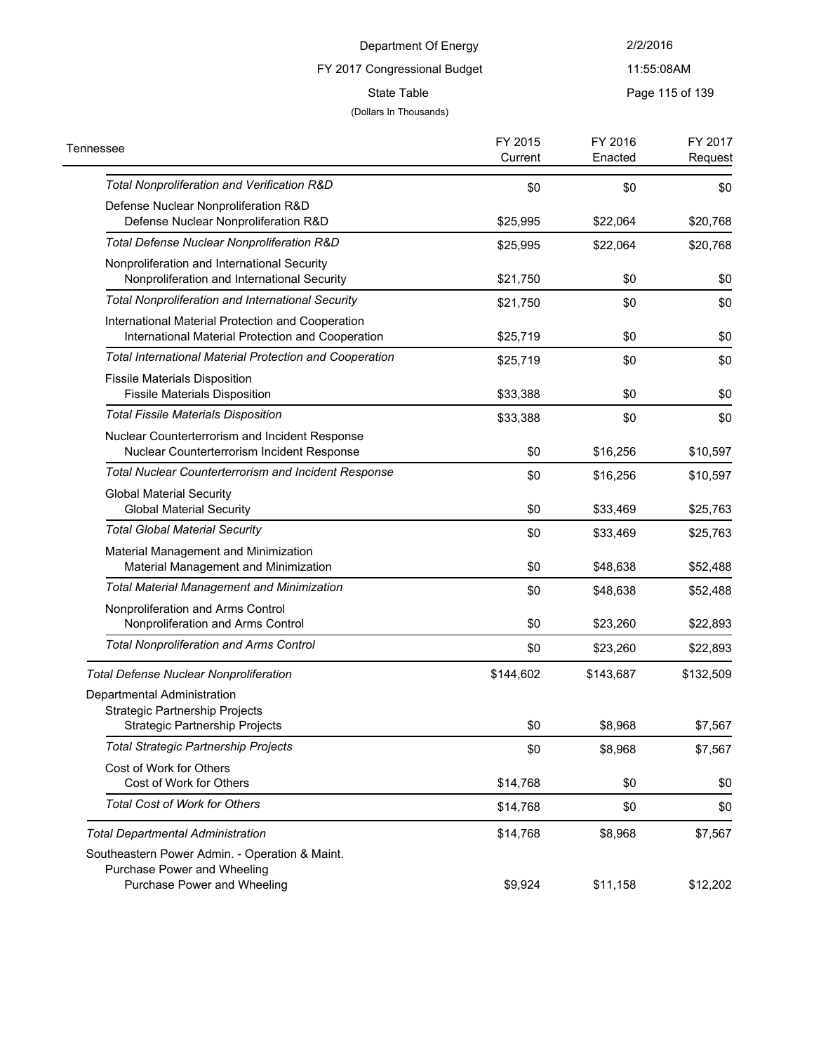Department Of Energy

FY 2017 Congressional Budget

State Table

(Dollars In Thousands)

| Tennessee | FY 2015 Current | FY 2016 Enacted | FY 2017 Request |
|---|---|---|---|
| *Total Nonproliferation and Verification R&D* | $0 | $0 | $0 |
| Defense Nuclear Nonproliferation R&D | | | |
| Defense Nuclear Nonproliferation R&D | $25,995 | $22,064 | $20,768 |
| *Total Defense Nuclear Nonproliferation R&D* | $25,995 | $22,064 | $20,768 |
| Nonproliferation and International Security | | | |
| Nonproliferation and International Security | $21,750 | $0 | $0 |
| *Total Nonproliferation and International Security* | $21,750 | $0 | $0 |
| International Material Protection and Cooperation | | | |
| International Material Protection and Cooperation | $25,719 | $0 | $0 |
| *Total International Material Protection and Cooperation* | $25,719 | $0 | $0 |
| Fissile Materials Disposition | | | |
| Fissile Materials Disposition | $33,388 | $0 | $0 |
| *Total Fissile Materials Disposition* | $33,388 | $0 | $0 |
| Nuclear Counterterrorism and Incident Response | | | |
| Nuclear Counterterrorism Incident Response | $0 | $16,256 | $10,597 |
| *Total Nuclear Counterterrorism and Incident Response* | $0 | $16,256 | $10,597 |
| Global Material Security | | | |
| Global Material Security | $0 | $33,469 | $25,763 |
| *Total Global Material Security* | $0 | $33,469 | $25,763 |
| Material Management and Minimization | | | |
| Material Management and Minimization | $0 | $48,638 | $52,488 |
| *Total Material Management and Minimization* | $0 | $48,638 | $52,488 |
| Nonproliferation and Arms Control | | | |
| Nonproliferation and Arms Control | $0 | $23,260 | $22,893 |
| *Total Nonproliferation and Arms Control* | $0 | $23,260 | $22,893 |
| *Total Defense Nuclear Nonproliferation* | $144,602 | $143,687 | $132,509 |
| Departmental Administration | | | |
| Strategic Partnership Projects | | | |
| Strategic Partnership Projects | $0 | $8,968 | $7,567 |
| *Total Strategic Partnership Projects* | $0 | $8,968 | $7,567 |
| Cost of Work for Others | | | |
| Cost of Work for Others | $14,768 | $0 | $0 |
| *Total Cost of Work for Others* | $14,768 | $0 | $0 |
| *Total Departmental Administration* | $14,768 | $8,968 | $7,567 |
| Southeastern Power Admin. - Operation & Maint. | | | |
| Purchase Power and Wheeling | | | |
| Purchase Power and Wheeling | $9,924 | $11,158 | $12,202 |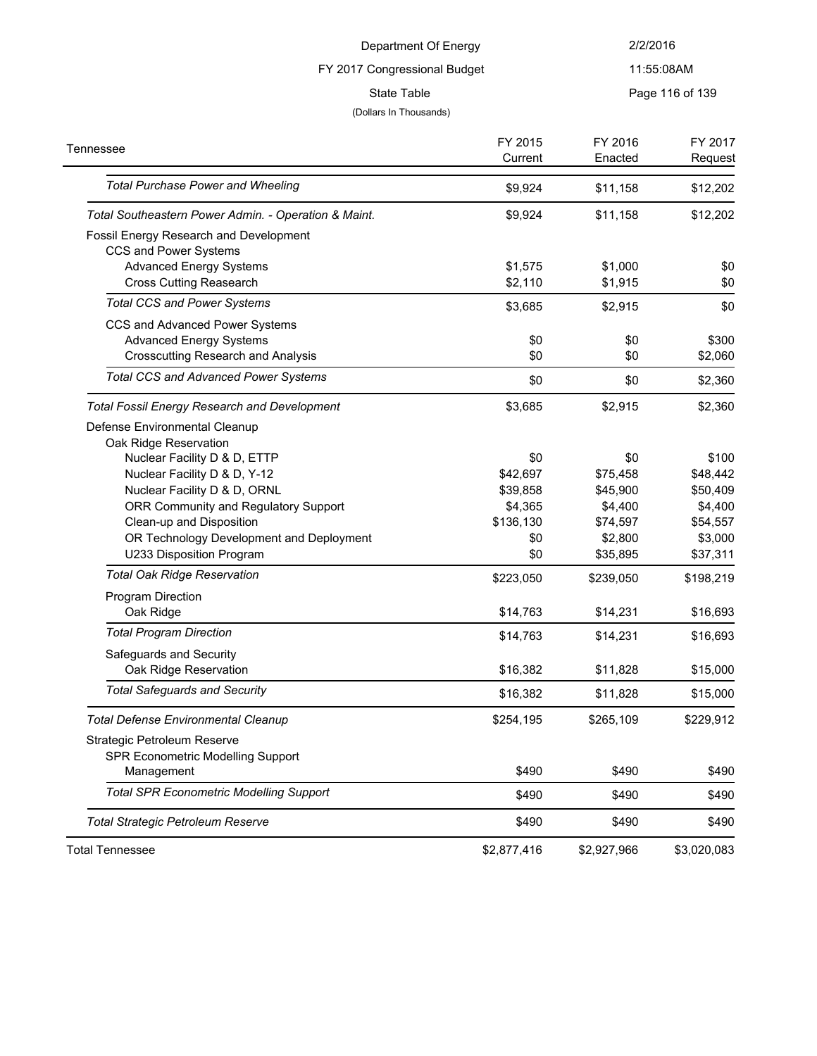| Tennessee | FY 2015 Current | FY 2016 Enacted | FY 2017 Request |
|---|---|---|---|
| *Total Purchase Power and Wheeling* | $9,924 | $11,158 | $12,202 |
| *Total Southeastern Power Admin. - Operation & Maint.* | $9,924 | $11,158 | $12,202 |
| Fossil Energy Research and Development | | | |
| CCS and Power Systems | | | |
| Advanced Energy Systems | $1,575 | $1,000 | $0 |
| Cross Cutting Reasearch | $2,110 | $1,915 | $0 |
| *Total CCS and Power Systems* | $3,685 | $2,915 | $0 |
| CCS and Advanced Power Systems | | | |
| Advanced Energy Systems | $0 | $0 | $300 |
| Crosscutting Research and Analysis | $0 | $0 | $2,060 |
| *Total CCS and Advanced Power Systems* | $0 | $0 | $2,360 |
| *Total Fossil Energy Research and Development* | $3,685 | $2,915 | $2,360 |
| Defense Environmental Cleanup | | | |
| Oak Ridge Reservation | | | |
| Nuclear Facility D & D, ETTP | $0 | $0 | $100 |
| Nuclear Facility D & D, Y-12 | $42,697 | $75,458 | $48,442 |
| Nuclear Facility D & D, ORNL | $39,858 | $45,900 | $50,409 |
| ORR Community and Regulatory Support | $4,365 | $4,400 | $4,400 |
| Clean-up and Disposition | $136,130 | $74,597 | $54,557 |
| OR Technology Development and Deployment | $0 | $2,800 | $3,000 |
| U233 Disposition Program | $0 | $35,895 | $37,311 |
| *Total Oak Ridge Reservation* | $223,050 | $239,050 | $198,219 |
| Program Direction | | | |
| Oak Ridge | $14,763 | $14,231 | $16,693 |
| *Total Program Direction* | $14,763 | $14,231 | $16,693 |
| Safeguards and Security | | | |
| Oak Ridge Reservation | $16,382 | $11,828 | $15,000 |
| *Total Safeguards and Security* | $16,382 | $11,828 | $15,000 |
| *Total Defense Environmental Cleanup* | $254,195 | $265,109 | $229,912 |
| Strategic Petroleum Reserve | | | |
| SPR Econometric Modelling Support | | | |
| Management | $490 | $490 | $490 |
| *Total SPR Econometric Modelling Support* | $490 | $490 | $490 |
| *Total Strategic Petroleum Reserve* | $490 | $490 | $490 |
| Total Tennessee | $2,877,416 | $2,927,966 | $3,020,083 |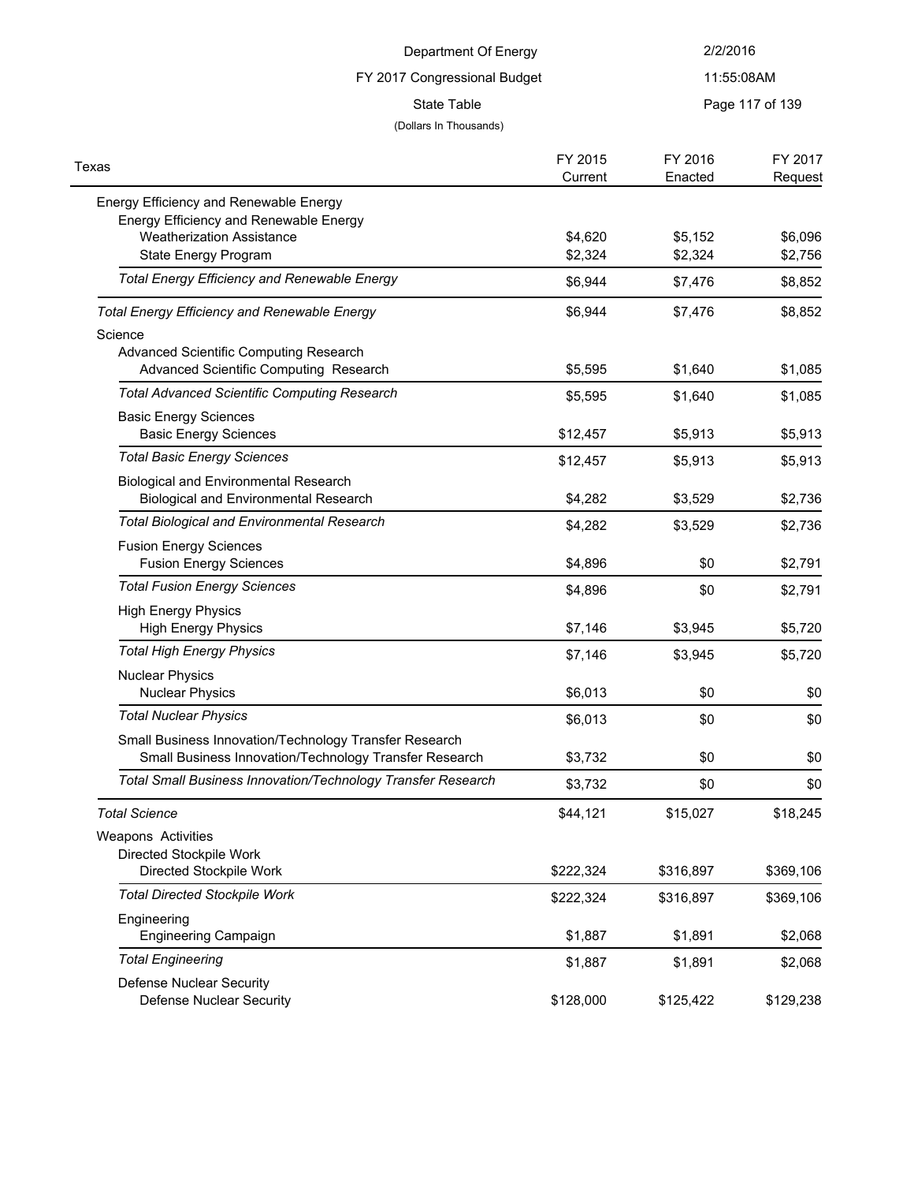Department Of Energy

FY 2017 Congressional Budget

State Table

(Dollars In Thousands)

| Texas | FY 2015 Current | FY 2016 Enacted | FY 2017 Request |
|---|---|---|---|
| Energy Efficiency and Renewable Energy | | | |
| Energy Efficiency and Renewable Energy | | | |
| Weatherization Assistance | $4,620 | $5,152 | $6,096 |
| State Energy Program | $2,324 | $2,324 | $2,756 |
| *Total Energy Efficiency and Renewable Energy* | $6,944 | $7,476 | $8,852 |
| *Total Energy Efficiency and Renewable Energy* | $6,944 | $7,476 | $8,852 |
| Science | | | |
| Advanced Scientific Computing Research | | | |
| Advanced Scientific Computing Research | $5,595 | $1,640 | $1,085 |
| *Total Advanced Scientific Computing Research* | $5,595 | $1,640 | $1,085 |
| Basic Energy Sciences | | | |
| Basic Energy Sciences | $12,457 | $5,913 | $5,913 |
| *Total Basic Energy Sciences* | $12,457 | $5,913 | $5,913 |
| Biological and Environmental Research | | | |
| Biological and Environmental Research | $4,282 | $3,529 | $2,736 |
| *Total Biological and Environmental Research* | $4,282 | $3,529 | $2,736 |
| Fusion Energy Sciences | | | |
| Fusion Energy Sciences | $4,896 | $0 | $2,791 |
| *Total Fusion Energy Sciences* | $4,896 | $0 | $2,791 |
| High Energy Physics | | | |
| High Energy Physics | $7,146 | $3,945 | $5,720 |
| *Total High Energy Physics* | $7,146 | $3,945 | $5,720 |
| Nuclear Physics | | | |
| Nuclear Physics | $6,013 | $0 | $0 |
| *Total Nuclear Physics* | $6,013 | $0 | $0 |
| Small Business Innovation/Technology Transfer Research | | | |
| Small Business Innovation/Technology Transfer Research | $3,732 | $0 | $0 |
| *Total Small Business Innovation/Technology Transfer Research* | $3,732 | $0 | $0 |
| *Total Science* | $44,121 | $15,027 | $18,245 |
| Weapons Activities | | | |
| Directed Stockpile Work | | | |
| Directed Stockpile Work | $222,324 | $316,897 | $369,106 |
| *Total Directed Stockpile Work* | $222,324 | $316,897 | $369,106 |
| Engineering | | | |
| Engineering Campaign | $1,887 | $1,891 | $2,068 |
| *Total Engineering* | $1,887 | $1,891 | $2,068 |
| Defense Nuclear Security | | | |
| Defense Nuclear Security | $128,000 | $125,422 | $129,238 |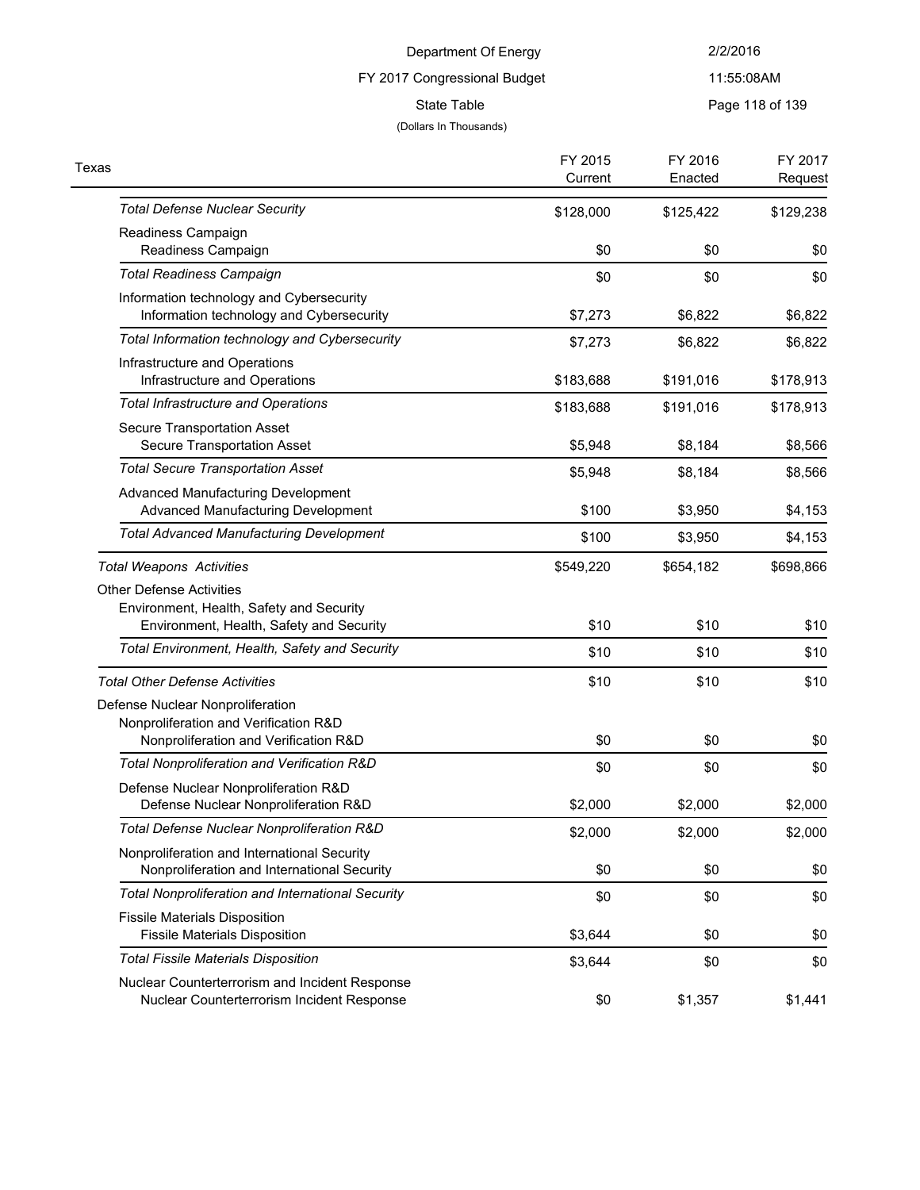Department Of Energy

FY 2017 Congressional Budget

State Table

(Dollars In Thousands)

| Texas | FY 2015 Current | FY 2016 Enacted | FY 2017 Request |
|---|---|---|---|
| *Total Defense Nuclear Security* | $128,000 | $125,422 | $129,238 |
| Readiness Campaign | | | |
| Readiness Campaign | $0 | $0 | $0 |
| *Total Readiness Campaign* | $0 | $0 | $0 |
| Information technology and Cybersecurity | | | |
| Information technology and Cybersecurity | $7,273 | $6,822 | $6,822 |
| *Total Information technology and Cybersecurity* | $7,273 | $6,822 | $6,822 |
| Infrastructure and Operations | | | |
| Infrastructure and Operations | $183,688 | $191,016 | $178,913 |
| *Total Infrastructure and Operations* | $183,688 | $191,016 | $178,913 |
| Secure Transportation Asset | | | |
| Secure Transportation Asset | $5,948 | $8,184 | $8,566 |
| *Total Secure Transportation Asset* | $5,948 | $8,184 | $8,566 |
| Advanced Manufacturing Development | | | |
| Advanced Manufacturing Development | $100 | $3,950 | $4,153 |
| *Total Advanced Manufacturing Development* | $100 | $3,950 | $4,153 |
| *Total Weapons Activities* | $549,220 | $654,182 | $698,866 |
| Other Defense Activities | | | |
| Environment, Health, Safety and Security | | | |
| Environment, Health, Safety and Security | $10 | $10 | $10 |
| *Total Environment, Health, Safety and Security* | $10 | $10 | $10 |
| *Total Other Defense Activities* | $10 | $10 | $10 |
| Defense Nuclear Nonproliferation | | | |
| Nonproliferation and Verification R&D | | | |
| Nonproliferation and Verification R&D | $0 | $0 | $0 |
| *Total Nonproliferation and Verification R&D* | $0 | $0 | $0 |
| Defense Nuclear Nonproliferation R&D | | | |
| Defense Nuclear Nonproliferation R&D | $2,000 | $2,000 | $2,000 |
| *Total Defense Nuclear Nonproliferation R&D* | $2,000 | $2,000 | $2,000 |
| Nonproliferation and International Security | | | |
| Nonproliferation and International Security | $0 | $0 | $0 |
| *Total Nonproliferation and International Security* | $0 | $0 | $0 |
| Fissile Materials Disposition | | | |
| Fissile Materials Disposition | $3,644 | $0 | $0 |
| *Total Fissile Materials Disposition* | $3,644 | $0 | $0 |
| Nuclear Counterterrorism and Incident Response | | | |
| Nuclear Counterterrorism Incident Response | $0 | $1,357 | $1,441 |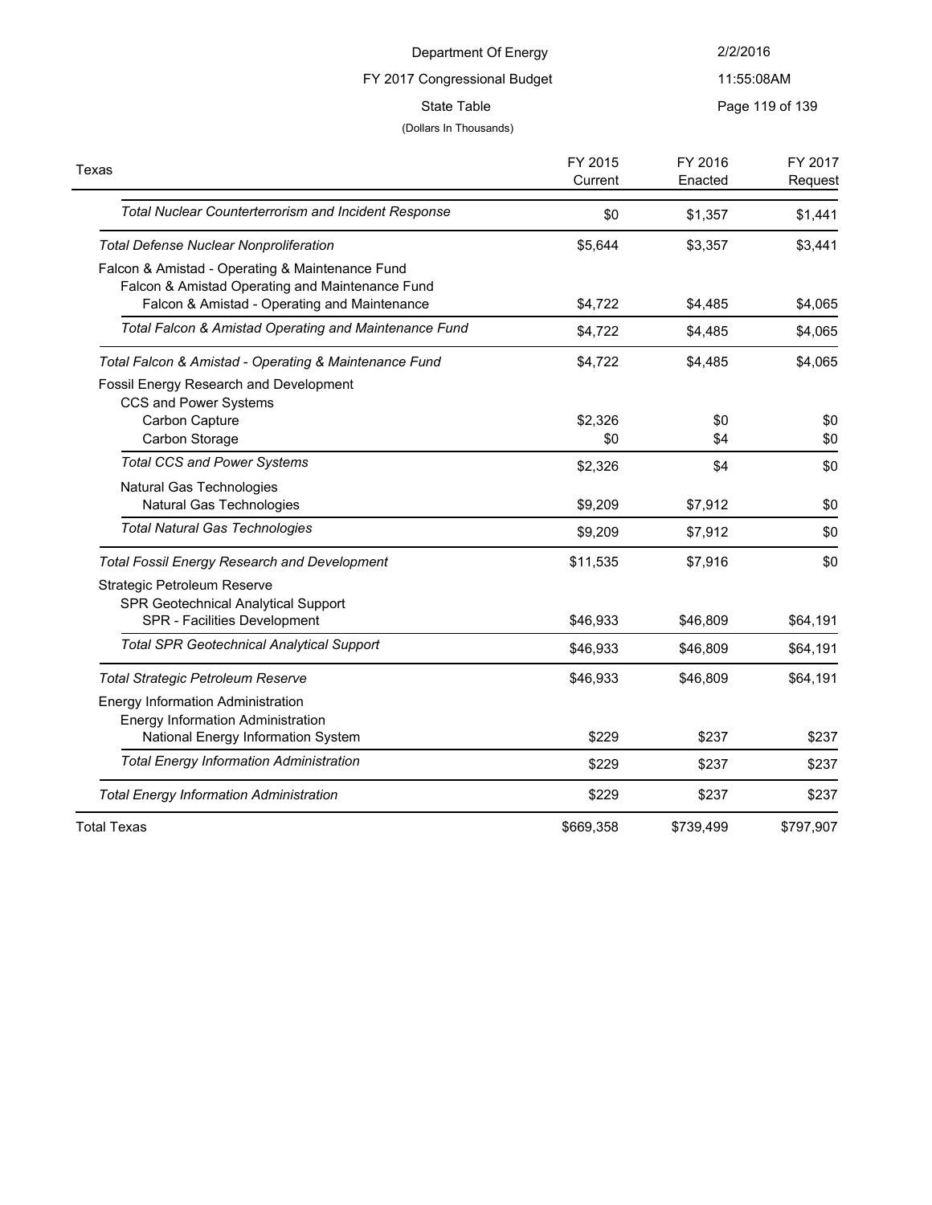Department Of Energy

FY 2017 Congressional Budget

State Table

(Dollars In Thousands)

| Texas | FY 2015 Current | FY 2016 Enacted | FY 2017 Request |
|---|---|---|---|
| *Total Nuclear Counterterrorism and Incident Response* | $0 | $1,357 | $1,441 |
| *Total Defense Nuclear Nonproliferation* | $5,644 | $3,357 | $3,441 |
| Falcon & Amistad - Operating & Maintenance Fund | | | |
| Falcon & Amistad Operating and Maintenance Fund | | | |
| Falcon & Amistad - Operating and Maintenance | $4,722 | $4,485 | $4,065 |
| *Total Falcon & Amistad Operating and Maintenance Fund* | $4,722 | $4,485 | $4,065 |
| *Total Falcon & Amistad - Operating & Maintenance Fund* | $4,722 | $4,485 | $4,065 |
| Fossil Energy Research and Development | | | |
| CCS and Power Systems | | | |
| Carbon Capture | $2,326 | $0 | $0 |
| Carbon Storage | $0 | $4 | $0 |
| *Total CCS and Power Systems* | $2,326 | $4 | $0 |
| Natural Gas Technologies | | | |
| Natural Gas Technologies | $9,209 | $7,912 | $0 |
| *Total Natural Gas Technologies* | $9,209 | $7,912 | $0 |
| *Total Fossil Energy Research and Development* | $11,535 | $7,916 | $0 |
| Strategic Petroleum Reserve | | | |
| SPR Geotechnical Analytical Support | | | |
| SPR - Facilities Development | $46,933 | $46,809 | $64,191 |
| *Total SPR Geotechnical Analytical Support* | $46,933 | $46,809 | $64,191 |
| *Total Strategic Petroleum Reserve* | $46,933 | $46,809 | $64,191 |
| Energy Information Administration | | | |
| Energy Information Administration | | | |
| National Energy Information System | $229 | $237 | $237 |
| *Total Energy Information Administration* | $229 | $237 | $237 |
| *Total Energy Information Administration* | $229 | $237 | $237 |
| Total Texas | $669,358 | $739,499 | $797,907 |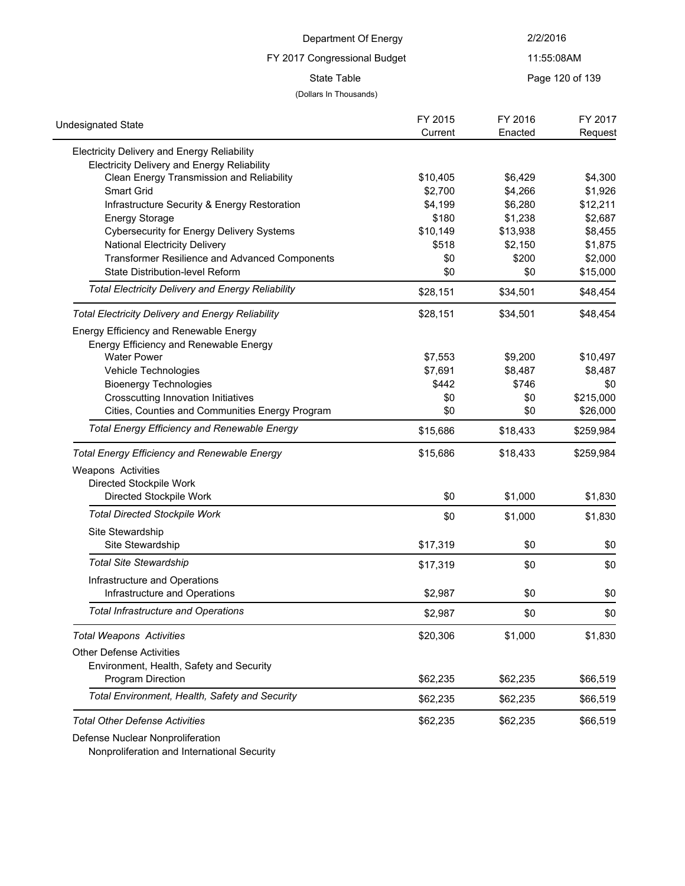Department Of Energy
FY 2017 Congressional Budget
State Table
(Dollars In Thousands)

| Undesignated State | FY 2015 Current | FY 2016 Enacted | FY 2017 Request |
|---|---|---|---|
| Electricity Delivery and Energy Reliability | | | |
| Electricity Delivery and Energy Reliability | | | |
| Clean Energy Transmission and Reliability | $10,405 | $6,429 | $4,300 |
| Smart Grid | $2,700 | $4,266 | $1,926 |
| Infrastructure Security & Energy Restoration | $4,199 | $6,280 | $12,211 |
| Energy Storage | $180 | $1,238 | $2,687 |
| Cybersecurity for Energy Delivery Systems | $10,149 | $13,938 | $8,455 |
| National Electricity Delivery | $518 | $2,150 | $1,875 |
| Transformer Resilience and Advanced Components | $0 | $200 | $2,000 |
| State Distribution-level Reform | $0 | $0 | $15,000 |
| *Total Electricity Delivery and Energy Reliability* | $28,151 | $34,501 | $48,454 |
| *Total Electricity Delivery and Energy Reliability* | $28,151 | $34,501 | $48,454 |
| Energy Efficiency and Renewable Energy | | | |
| Energy Efficiency and Renewable Energy | | | |
| Water Power | $7,553 | $9,200 | $10,497 |
| Vehicle Technologies | $7,691 | $8,487 | $8,487 |
| Bioenergy Technologies | $442 | $746 | $0 |
| Crosscutting Innovation Initiatives | $0 | $0 | $215,000 |
| Cities, Counties and Communities Energy Program | $0 | $0 | $26,000 |
| *Total Energy Efficiency and Renewable Energy* | $15,686 | $18,433 | $259,984 |
| *Total Energy Efficiency and Renewable Energy* | $15,686 | $18,433 | $259,984 |
| Weapons Activities | | | |
| Directed Stockpile Work | | | |
| Directed Stockpile Work | $0 | $1,000 | $1,830 |
| *Total Directed Stockpile Work* | $0 | $1,000 | $1,830 |
| Site Stewardship | | | |
| Site Stewardship | $17,319 | $0 | $0 |
| *Total Site Stewardship* | $17,319 | $0 | $0 |
| Infrastructure and Operations | | | |
| Infrastructure and Operations | $2,987 | $0 | $0 |
| *Total Infrastructure and Operations* | $2,987 | $0 | $0 |
| *Total Weapons Activities* | $20,306 | $1,000 | $1,830 |
| Other Defense Activities | | | |
| Environment, Health, Safety and Security | | | |
| Program Direction | $62,235 | $62,235 | $66,519 |
| *Total Environment, Health, Safety and Security* | $62,235 | $62,235 | $66,519 |
| *Total Other Defense Activities* | $62,235 | $62,235 | $66,519 |
| Defense Nuclear Nonproliferation | | | |
| Nonproliferation and International Security | | | |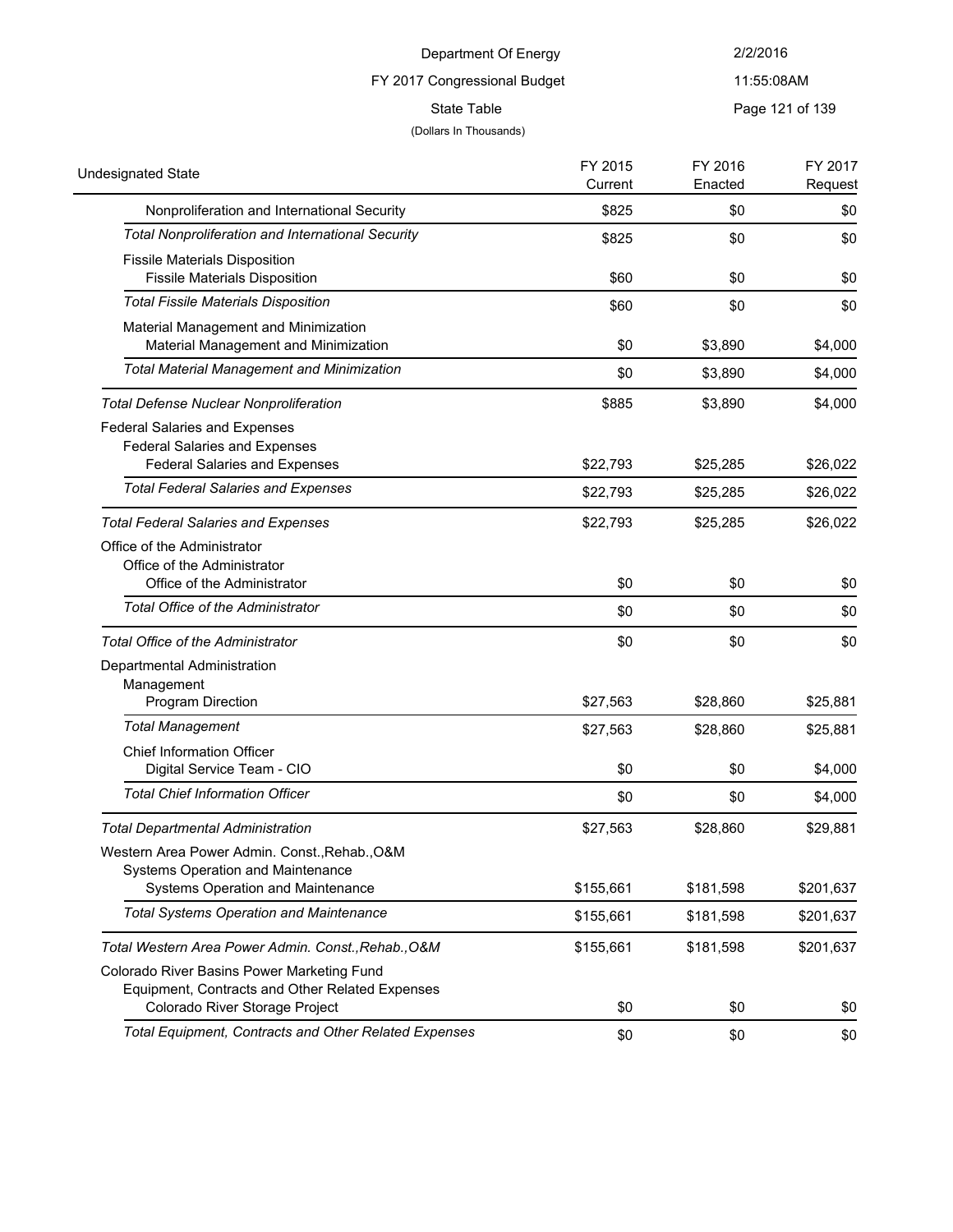| Undesignated State | FY 2015 Current | FY 2016 Enacted | FY 2017 Request |
|---|---|---|---|
| Nonproliferation and International Security | $825 | $0 | $0 |
| *Total Nonproliferation and International Security* | $825 | $0 | $0 |
| Fissile Materials Disposition | | | |
| Fissile Materials Disposition | $60 | $0 | $0 |
| *Total Fissile Materials Disposition* | $60 | $0 | $0 |
| Material Management and Minimization | | | |
| Material Management and Minimization | $0 | $3,890 | $4,000 |
| *Total Material Management and Minimization* | $0 | $3,890 | $4,000 |
| *Total Defense Nuclear Nonproliferation* | $885 | $3,890 | $4,000 |
| Federal Salaries and Expenses | | | |
| Federal Salaries and Expenses | | | |
| Federal Salaries and Expenses | $22,793 | $25,285 | $26,022 |
| *Total Federal Salaries and Expenses* | $22,793 | $25,285 | $26,022 |
| *Total Federal Salaries and Expenses* | $22,793 | $25,285 | $26,022 |
| Office of the Administrator | | | |
| Office of the Administrator | | | |
| Office of the Administrator | $0 | $0 | $0 |
| *Total Office of the Administrator* | $0 | $0 | $0 |
| *Total Office of the Administrator* | $0 | $0 | $0 |
| Departmental Administration | | | |
| Management | | | |
| Program Direction | $27,563 | $28,860 | $25,881 |
| *Total Management* | $27,563 | $28,860 | $25,881 |
| Chief Information Officer | | | |
| Digital Service Team - CIO | $0 | $0 | $4,000 |
| *Total Chief Information Officer* | $0 | $0 | $4,000 |
| *Total Departmental Administration* | $27,563 | $28,860 | $29,881 |
| Western Area Power Admin. Const.,Rehab.,O&M | | | |
| Systems Operation and Maintenance | | | |
| Systems Operation and Maintenance | $155,661 | $181,598 | $201,637 |
| *Total Systems Operation and Maintenance* | $155,661 | $181,598 | $201,637 |
| *Total Western Area Power Admin. Const.,Rehab.,O&M* | $155,661 | $181,598 | $201,637 |
| Colorado River Basins Power Marketing Fund | | | |
| Equipment, Contracts and Other Related Expenses | | | |
| Colorado River Storage Project | $0 | $0 | $0 |
| *Total Equipment, Contracts and Other Related Expenses* | $0 | $0 | $0 |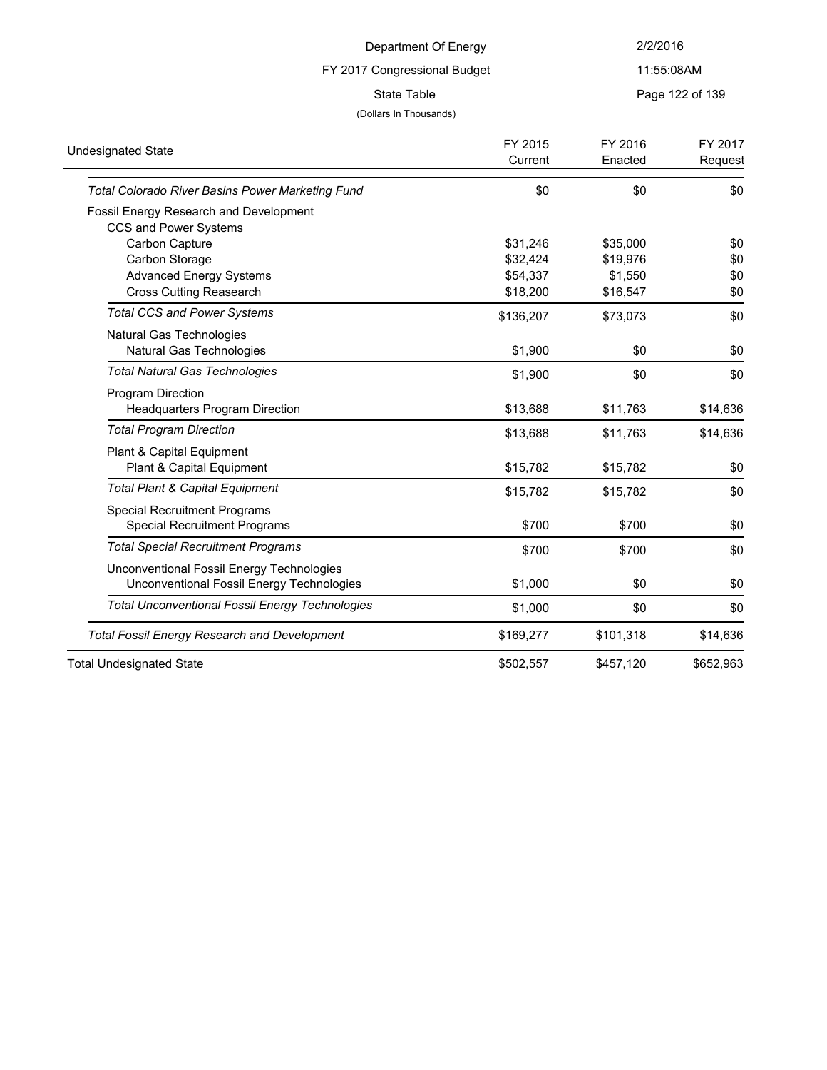Department Of Energy

FY 2017 Congressional Budget

State Table

(Dollars In Thousands)

| Undesignated State | FY 2015 Current | FY 2016 Enacted | FY 2017 Request |
|---|---|---|---|
| *Total Colorado River Basins Power Marketing Fund* | $0 | $0 | $0 |
| Fossil Energy Research and Development | | | |
| CCS and Power Systems | | | |
| Carbon Capture | $31,246 | $35,000 | $0 |
| Carbon Storage | $32,424 | $19,976 | $0 |
| Advanced Energy Systems | $54,337 | $1,550 | $0 |
| Cross Cutting Reasearch | $18,200 | $16,547 | $0 |
| *Total CCS and Power Systems* | $136,207 | $73,073 | $0 |
| Natural Gas Technologies | | | |
| Natural Gas Technologies | $1,900 | $0 | $0 |
| *Total Natural Gas Technologies* | $1,900 | $0 | $0 |
| Program Direction | | | |
| Headquarters Program Direction | $13,688 | $11,763 | $14,636 |
| *Total Program Direction* | $13,688 | $11,763 | $14,636 |
| Plant & Capital Equipment | | | |
| Plant & Capital Equipment | $15,782 | $15,782 | $0 |
| *Total Plant & Capital Equipment* | $15,782 | $15,782 | $0 |
| Special Recruitment Programs | | | |
| Special Recruitment Programs | $700 | $700 | $0 |
| *Total Special Recruitment Programs* | $700 | $700 | $0 |
| Unconventional Fossil Energy Technologies | | | |
| Unconventional Fossil Energy Technologies | $1,000 | $0 | $0 |
| *Total Unconventional Fossil Energy Technologies* | $1,000 | $0 | $0 |
| *Total Fossil Energy Research and Development* | $169,277 | $101,318 | $14,636 |
| Total Undesignated State | $502,557 | $457,120 | $652,963 |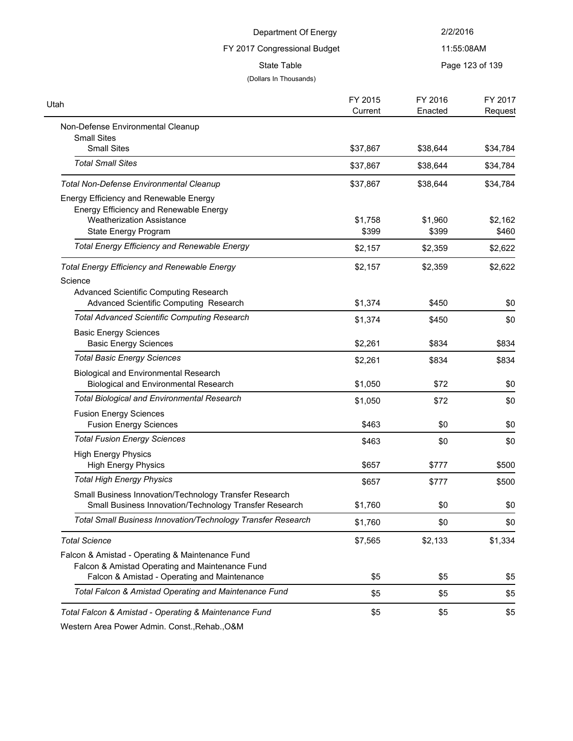Department Of Energy

FY 2017 Congressional Budget

State Table

(Dollars In Thousands)

| Utah | FY 2015 Current | FY 2016 Enacted | FY 2017 Request |
|---|---|---|---|
| Non-Defense Environmental Cleanup | | | |
| Small Sites | | | |
| Small Sites | $37,867 | $38,644 | $34,784 |
| *Total Small Sites* | $37,867 | $38,644 | $34,784 |
| *Total Non-Defense Environmental Cleanup* | $37,867 | $38,644 | $34,784 |
| Energy Efficiency and Renewable Energy | | | |
| Energy Efficiency and Renewable Energy | | | |
| Weatherization Assistance | $1,758 | $1,960 | $2,162 |
| State Energy Program | $399 | $399 | $460 |
| *Total Energy Efficiency and Renewable Energy* | $2,157 | $2,359 | $2,622 |
| *Total Energy Efficiency and Renewable Energy* | $2,157 | $2,359 | $2,622 |
| Science | | | |
| Advanced Scientific Computing Research | | | |
| Advanced Scientific Computing Research | $1,374 | $450 | $0 |
| *Total Advanced Scientific Computing Research* | $1,374 | $450 | $0 |
| Basic Energy Sciences | | | |
| Basic Energy Sciences | $2,261 | $834 | $834 |
| *Total Basic Energy Sciences* | $2,261 | $834 | $834 |
| Biological and Environmental Research | | | |
| Biological and Environmental Research | $1,050 | $72 | $0 |
| *Total Biological and Environmental Research* | $1,050 | $72 | $0 |
| Fusion Energy Sciences | | | |
| Fusion Energy Sciences | $463 | $0 | $0 |
| *Total Fusion Energy Sciences* | $463 | $0 | $0 |
| High Energy Physics | | | |
| High Energy Physics | $657 | $777 | $500 |
| *Total High Energy Physics* | $657 | $777 | $500 |
| Small Business Innovation/Technology Transfer Research | | | |
| Small Business Innovation/Technology Transfer Research | $1,760 | $0 | $0 |
| *Total Small Business Innovation/Technology Transfer Research* | $1,760 | $0 | $0 |
| *Total Science* | $7,565 | $2,133 | $1,334 |
| Falcon & Amistad - Operating & Maintenance Fund | | | |
| Falcon & Amistad Operating and Maintenance Fund | | | |
| Falcon & Amistad - Operating and Maintenance | $5 | $5 | $5 |
| *Total Falcon & Amistad Operating and Maintenance Fund* | $5 | $5 | $5 |
| *Total Falcon & Amistad - Operating & Maintenance Fund* | $5 | $5 | $5 |
| Western Area Power Admin. Const.,Rehab.,O&M | | | |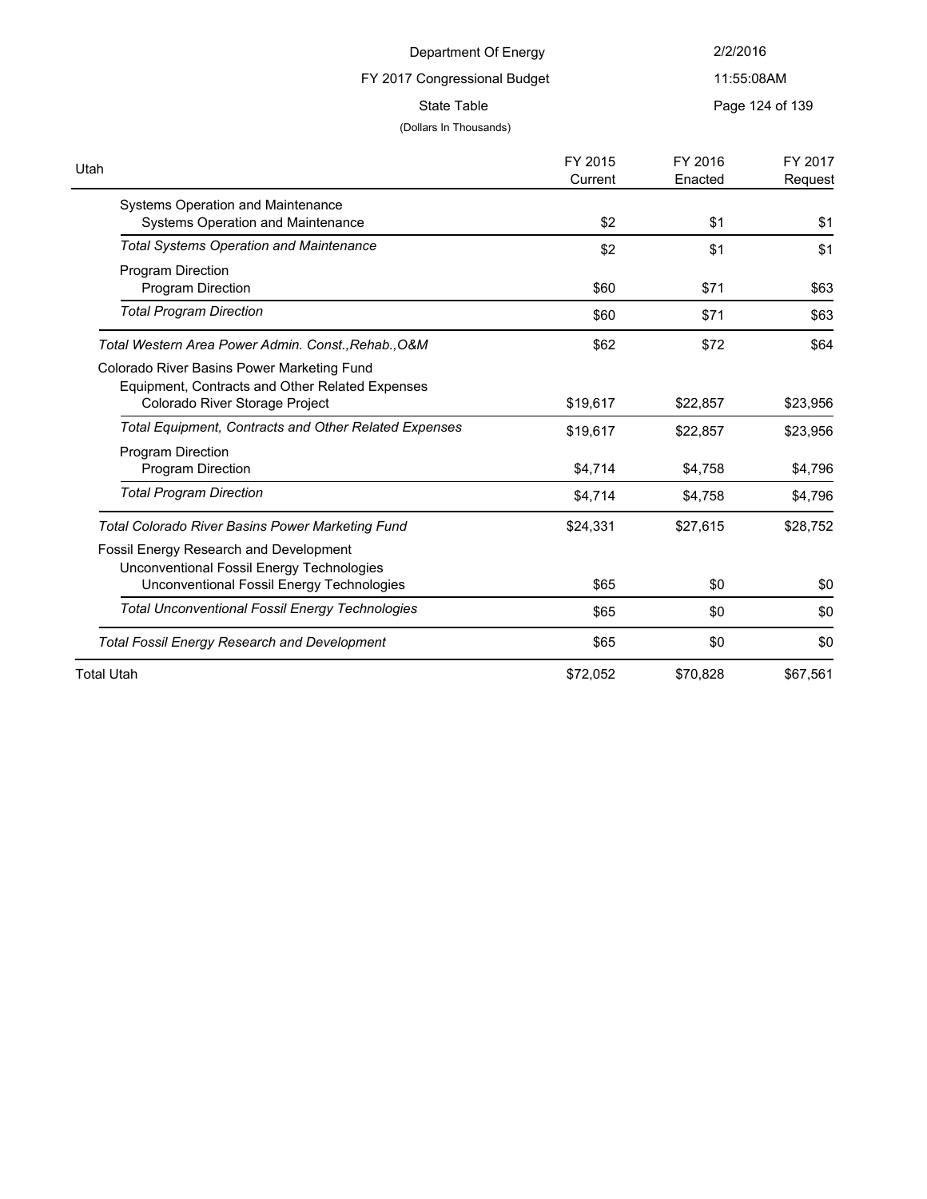| Utah | FY 2015 Current | FY 2016 Enacted | FY 2017 Request |
|---|---|---|---|
| Systems Operation and Maintenance | | | |
| Systems Operation and Maintenance | $2 | $1 | $1 |
| *Total Systems Operation and Maintenance* | $2 | $1 | $1 |
| Program Direction | | | |
| Program Direction | $60 | $71 | $63 |
| *Total Program Direction* | $60 | $71 | $63 |
| *Total Western Area Power Admin. Const.,Rehab.,O&M* | $62 | $72 | $64 |
| Colorado River Basins Power Marketing Fund | | | |
| Equipment, Contracts and Other Related Expenses | | | |
| Colorado River Storage Project | $19,617 | $22,857 | $23,956 |
| *Total Equipment, Contracts and Other Related Expenses* | $19,617 | $22,857 | $23,956 |
| Program Direction | | | |
| Program Direction | $4,714 | $4,758 | $4,796 |
| *Total Program Direction* | $4,714 | $4,758 | $4,796 |
| *Total Colorado River Basins Power Marketing Fund* | $24,331 | $27,615 | $28,752 |
| Fossil Energy Research and Development | | | |
| Unconventional Fossil Energy Technologies | | | |
| Unconventional Fossil Energy Technologies | $65 | $0 | $0 |
| *Total Unconventional Fossil Energy Technologies* | $65 | $0 | $0 |
| *Total Fossil Energy Research and Development* | $65 | $0 | $0 |
| Total Utah | $72,052 | $70,828 | $67,561 |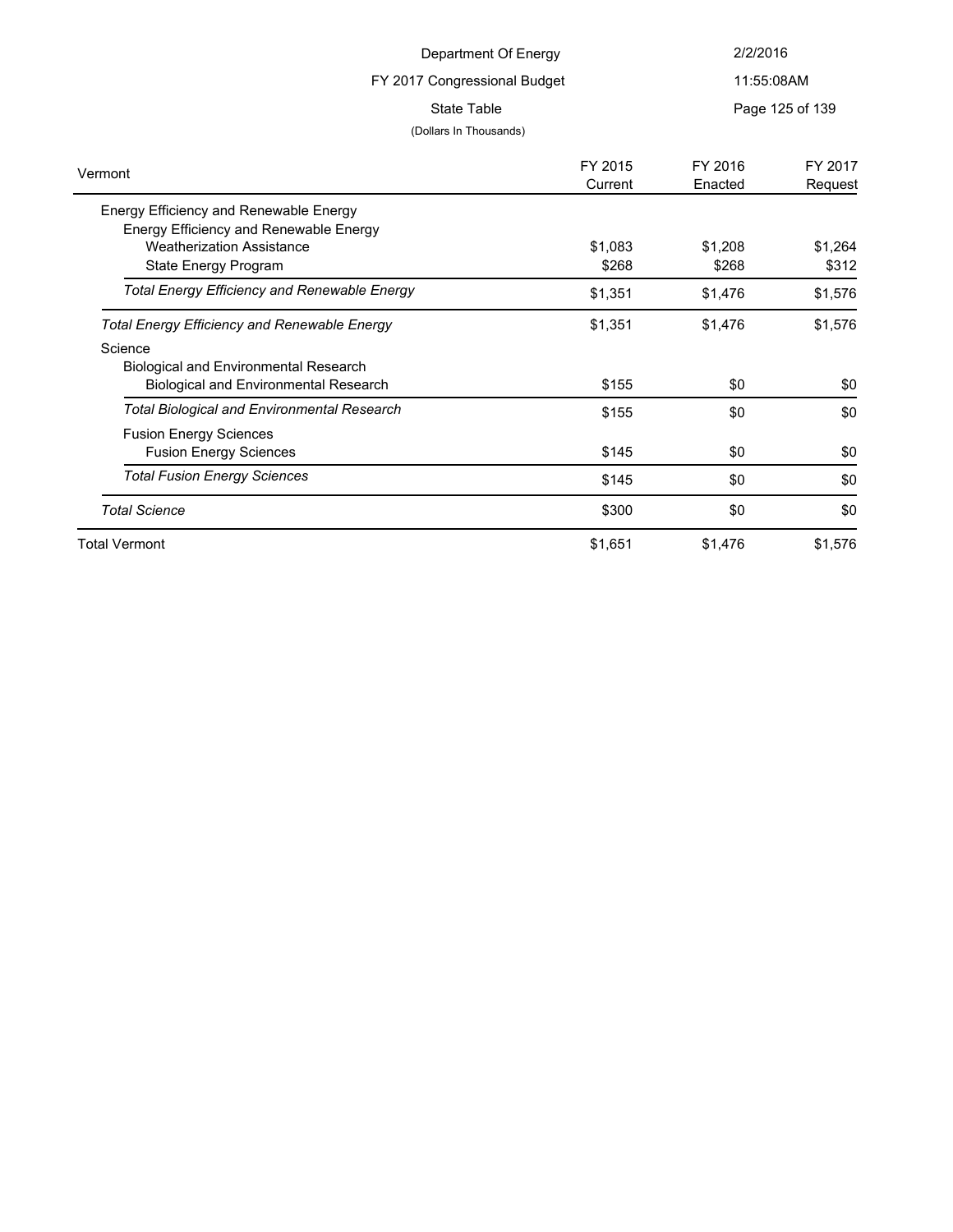Department Of Energy

FY 2017 Congressional Budget

State Table

(Dollars In Thousands)

| Vermont | FY 2015 Current | FY 2016 Enacted | FY 2017 Request |
|---|---|---|---|
| Energy Efficiency and Renewable Energy | | | |
| Energy Efficiency and Renewable Energy | | | |
| Weatherization Assistance | $1,083 | $1,208 | $1,264 |
| State Energy Program | $268 | $268 | $312 |
| *Total Energy Efficiency and Renewable Energy* | $1,351 | $1,476 | $1,576 |
| *Total Energy Efficiency and Renewable Energy* | $1,351 | $1,476 | $1,576 |
| Science | | | |
| Biological and Environmental Research | | | |
| Biological and Environmental Research | $155 | $0 | $0 |
| *Total Biological and Environmental Research* | $155 | $0 | $0 |
| Fusion Energy Sciences | | | |
| Fusion Energy Sciences | $145 | $0 | $0 |
| *Total Fusion Energy Sciences* | $145 | $0 | $0 |
| *Total Science* | $300 | $0 | $0 |
| Total Vermont | $1,651 | $1,476 | $1,576 |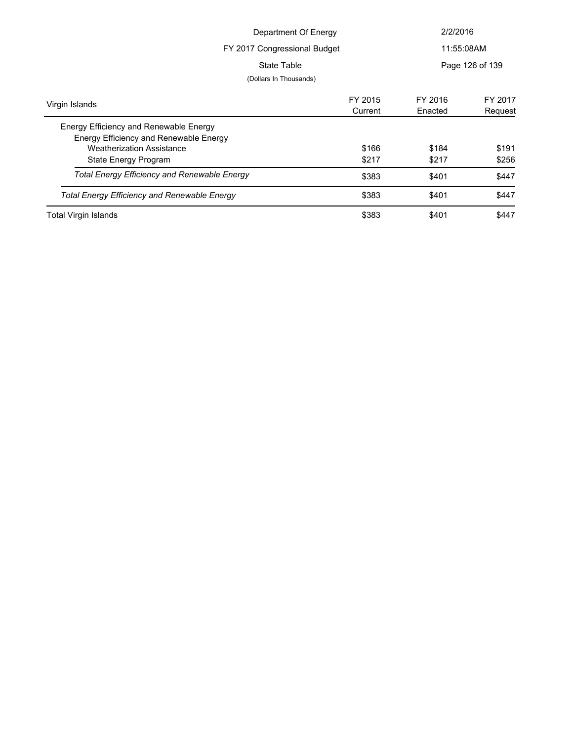Department Of Energy

FY 2017 Congressional Budget

State Table

(Dollars In Thousands)

| Virgin Islands | FY 2015 Current | FY 2016 Enacted | FY 2017 Request |
|---|---|---|---|
| Energy Efficiency and Renewable Energy | | | |
| Energy Efficiency and Renewable Energy | | | |
| Weatherization Assistance | $166 | $184 | $191 |
| State Energy Program | $217 | $217 | $256 |
| *Total Energy Efficiency and Renewable Energy* | $383 | $401 | $447 |
| *Total Energy Efficiency and Renewable Energy* | $383 | $401 | $447 |
| Total Virgin Islands | $383 | $401 | $447 |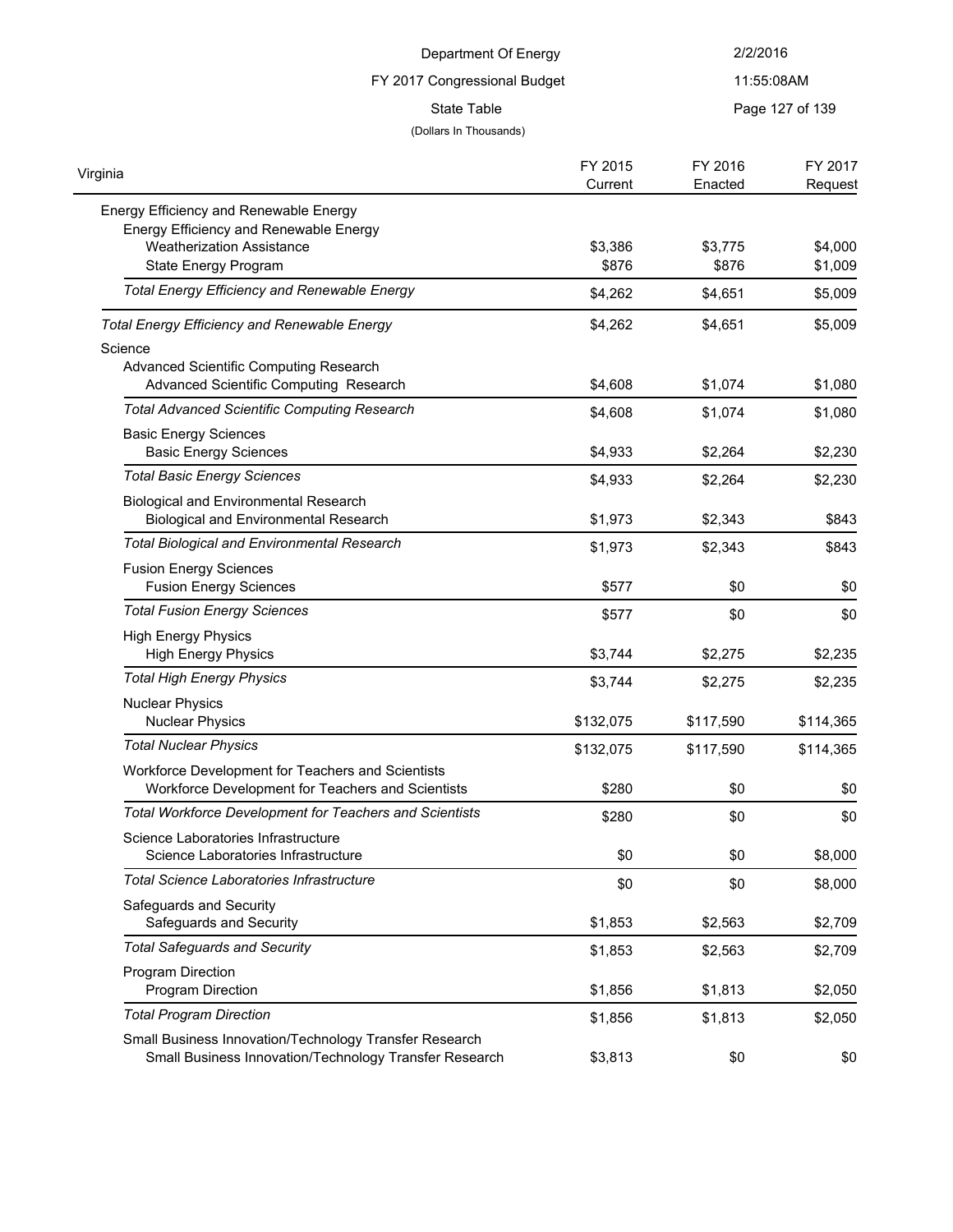Department Of Energy

FY 2017 Congressional Budget

State Table

(Dollars In Thousands)

| Virginia | FY 2015 Current | FY 2016 Enacted | FY 2017 Request |
|---|---|---|---|
| Energy Efficiency and Renewable Energy | | | |
| Energy Efficiency and Renewable Energy | | | |
| Weatherization Assistance | $3,386 | $3,775 | $4,000 |
| State Energy Program | $876 | $876 | $1,009 |
| *Total Energy Efficiency and Renewable Energy* | $4,262 | $4,651 | $5,009 |
| *Total Energy Efficiency and Renewable Energy* | $4,262 | $4,651 | $5,009 |
| Science | | | |
| Advanced Scientific Computing Research | | | |
| Advanced Scientific Computing Research | $4,608 | $1,074 | $1,080 |
| *Total Advanced Scientific Computing Research* | $4,608 | $1,074 | $1,080 |
| Basic Energy Sciences | | | |
| Basic Energy Sciences | $4,933 | $2,264 | $2,230 |
| *Total Basic Energy Sciences* | $4,933 | $2,264 | $2,230 |
| Biological and Environmental Research | | | |
| Biological and Environmental Research | $1,973 | $2,343 | $843 |
| *Total Biological and Environmental Research* | $1,973 | $2,343 | $843 |
| Fusion Energy Sciences | | | |
| Fusion Energy Sciences | $577 | $0 | $0 |
| *Total Fusion Energy Sciences* | $577 | $0 | $0 |
| High Energy Physics | | | |
| High Energy Physics | $3,744 | $2,275 | $2,235 |
| *Total High Energy Physics* | $3,744 | $2,275 | $2,235 |
| Nuclear Physics | | | |
| Nuclear Physics | $132,075 | $117,590 | $114,365 |
| *Total Nuclear Physics* | $132,075 | $117,590 | $114,365 |
| Workforce Development for Teachers and Scientists | | | |
| Workforce Development for Teachers and Scientists | $280 | $0 | $0 |
| *Total Workforce Development for Teachers and Scientists* | $280 | $0 | $0 |
| Science Laboratories Infrastructure | | | |
| Science Laboratories Infrastructure | $0 | $0 | $8,000 |
| *Total Science Laboratories Infrastructure* | $0 | $0 | $8,000 |
| Safeguards and Security | | | |
| Safeguards and Security | $1,853 | $2,563 | $2,709 |
| *Total Safeguards and Security* | $1,853 | $2,563 | $2,709 |
| Program Direction | | | |
| Program Direction | $1,856 | $1,813 | $2,050 |
| *Total Program Direction* | $1,856 | $1,813 | $2,050 |
| Small Business Innovation/Technology Transfer Research | | | |
| Small Business Innovation/Technology Transfer Research | $3,813 | $0 | $0 |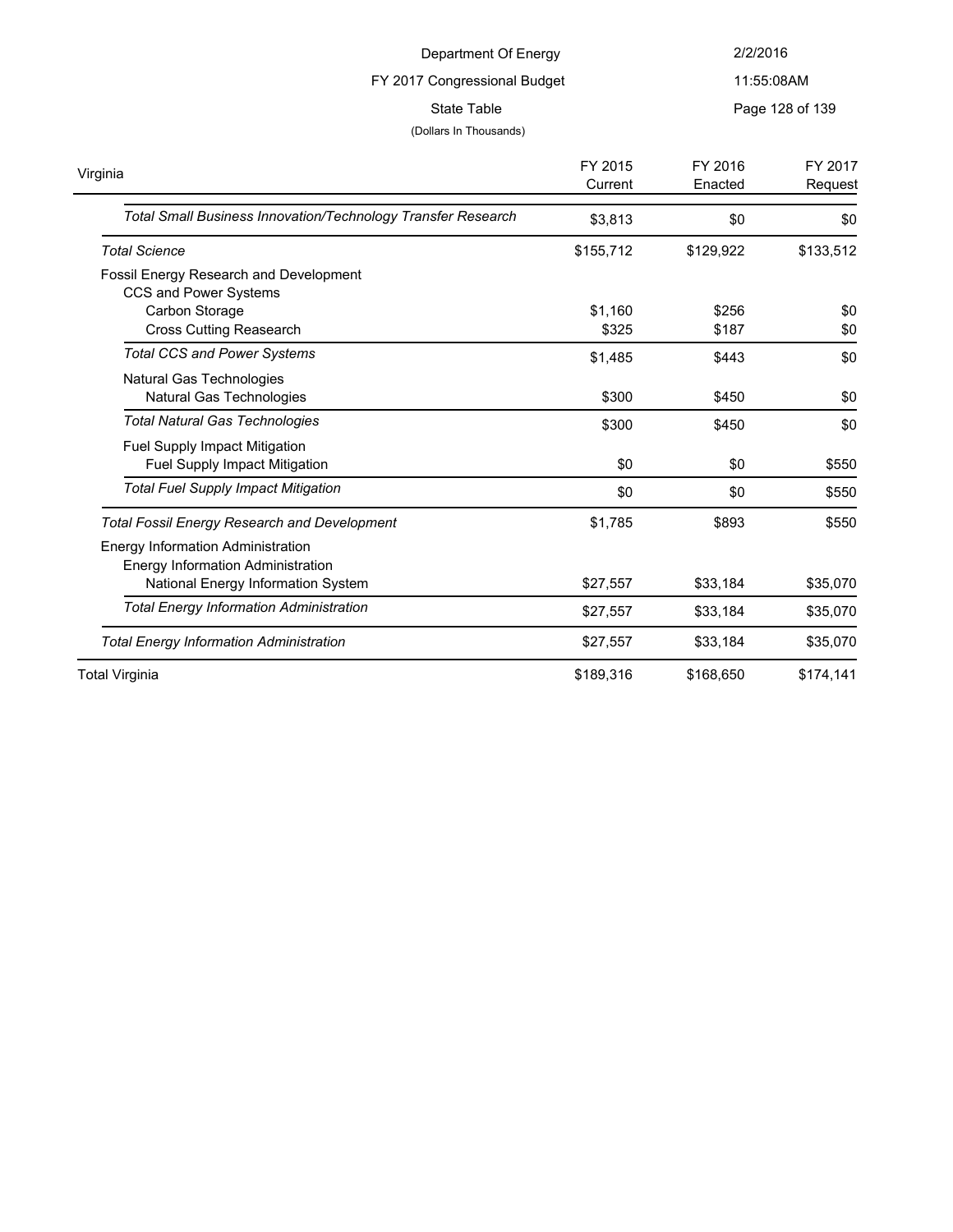Department Of Energy

FY 2017 Congressional Budget

State Table

(Dollars In Thousands)

| Virginia | FY 2015 Current | FY 2016 Enacted | FY 2017 Request |
|---|---|---|---|
| *Total Small Business Innovation/Technology Transfer Research* | $3,813 | $0 | $0 |
| *Total Science* | $155,712 | $129,922 | $133,512 |
| Fossil Energy Research and Development | | | |
| CCS and Power Systems | | | |
| Carbon Storage | $1,160 | $256 | $0 |
| Cross Cutting Reasearch | $325 | $187 | $0 |
| *Total CCS and Power Systems* | $1,485 | $443 | $0 |
| Natural Gas Technologies | | | |
| Natural Gas Technologies | $300 | $450 | $0 |
| *Total Natural Gas Technologies* | $300 | $450 | $0 |
| Fuel Supply Impact Mitigation | | | |
| Fuel Supply Impact Mitigation | $0 | $0 | $550 |
| *Total Fuel Supply Impact Mitigation* | $0 | $0 | $550 |
| *Total Fossil Energy Research and Development* | $1,785 | $893 | $550 |
| Energy Information Administration | | | |
| Energy Information Administration | | | |
| National Energy Information System | $27,557 | $33,184 | $35,070 |
| *Total Energy Information Administration* | $27,557 | $33,184 | $35,070 |
| *Total Energy Information Administration* | $27,557 | $33,184 | $35,070 |
| Total Virginia | $189,316 | $168,650 | $174,141 |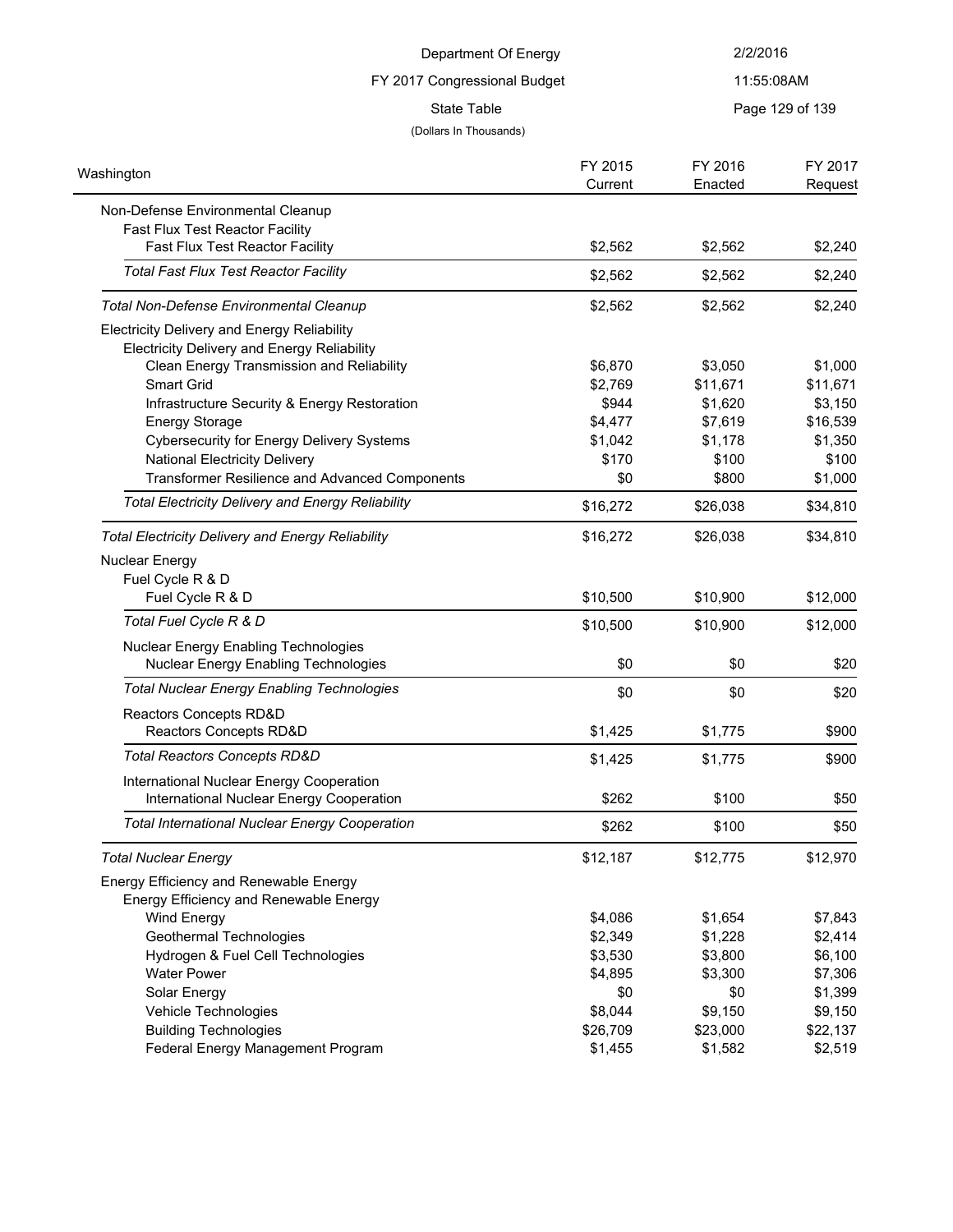Department Of Energy

FY 2017 Congressional Budget

State Table

(Dollars In Thousands)

| Washington | FY 2015 Current | FY 2016 Enacted | FY 2017 Request |
|---|---|---|---|
| Non-Defense Environmental Cleanup | | | |
| Fast Flux Test Reactor Facility | | | |
| Fast Flux Test Reactor Facility | $2,562 | $2,562 | $2,240 |
| *Total Fast Flux Test Reactor Facility* | $2,562 | $2,562 | $2,240 |
| *Total Non-Defense Environmental Cleanup* | $2,562 | $2,562 | $2,240 |
| Electricity Delivery and Energy Reliability | | | |
| Electricity Delivery and Energy Reliability | | | |
| Clean Energy Transmission and Reliability | $6,870 | $3,050 | $1,000 |
| Smart Grid | $2,769 | $11,671 | $11,671 |
| Infrastructure Security & Energy Restoration | $944 | $1,620 | $3,150 |
| Energy Storage | $4,477 | $7,619 | $16,539 |
| Cybersecurity for Energy Delivery Systems | $1,042 | $1,178 | $1,350 |
| National Electricity Delivery | $170 | $100 | $100 |
| Transformer Resilience and Advanced Components | $0 | $800 | $1,000 |
| *Total Electricity Delivery and Energy Reliability* | $16,272 | $26,038 | $34,810 |
| *Total Electricity Delivery and Energy Reliability* | $16,272 | $26,038 | $34,810 |
| Nuclear Energy | | | |
| Fuel Cycle R & D | | | |
| Fuel Cycle R & D | $10,500 | $10,900 | $12,000 |
| *Total Fuel Cycle R & D* | $10,500 | $10,900 | $12,000 |
| Nuclear Energy Enabling Technologies | | | |
| Nuclear Energy Enabling Technologies | $0 | $0 | $20 |
| *Total Nuclear Energy Enabling Technologies* | $0 | $0 | $20 |
| Reactors Concepts RD&D | | | |
| Reactors Concepts RD&D | $1,425 | $1,775 | $900 |
| *Total Reactors Concepts RD&D* | $1,425 | $1,775 | $900 |
| International Nuclear Energy Cooperation | | | |
| International Nuclear Energy Cooperation | $262 | $100 | $50 |
| *Total International Nuclear Energy Cooperation* | $262 | $100 | $50 |
| *Total Nuclear Energy* | $12,187 | $12,775 | $12,970 |
| Energy Efficiency and Renewable Energy | | | |
| Energy Efficiency and Renewable Energy | | | |
| Wind Energy | $4,086 | $1,654 | $7,843 |
| Geothermal Technologies | $2,349 | $1,228 | $2,414 |
| Hydrogen & Fuel Cell Technologies | $3,530 | $3,800 | $6,100 |
| Water Power | $4,895 | $3,300 | $7,306 |
| Solar Energy | $0 | $0 | $1,399 |
| Vehicle Technologies | $8,044 | $9,150 | $9,150 |
| Building Technologies | $26,709 | $23,000 | $22,137 |
| Federal Energy Management Program | $1,455 | $1,582 | $2,519 |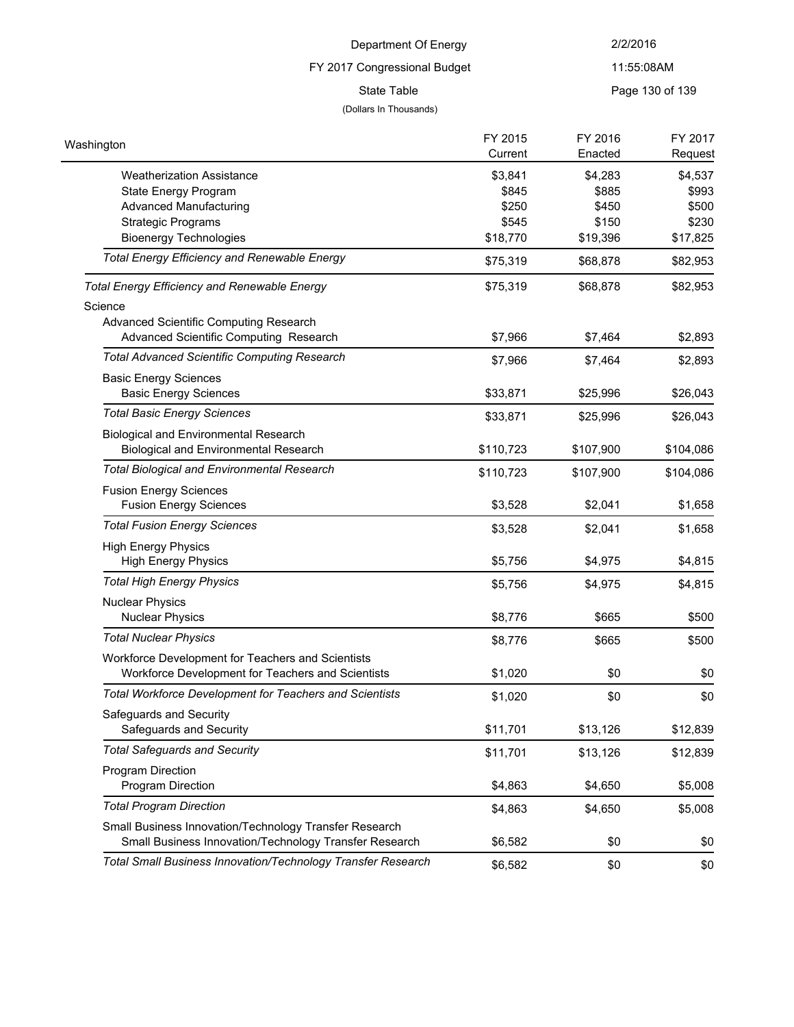Department Of Energy

FY 2017 Congressional Budget

State Table

(Dollars In Thousands)

| Washington | FY 2015 Current | FY 2016 Enacted | FY 2017 Request |
|---|---|---|---|
| Weatherization Assistance | $3,841 | $4,283 | $4,537 |
| State Energy Program | $845 | $885 | $993 |
| Advanced Manufacturing | $250 | $450 | $500 |
| Strategic Programs | $545 | $150 | $230 |
| Bioenergy Technologies | $18,770 | $19,396 | $17,825 |
| *Total Energy Efficiency and Renewable Energy* | $75,319 | $68,878 | $82,953 |
| *Total Energy Efficiency and Renewable Energy* | $75,319 | $68,878 | $82,953 |
| Science | | | |
| Advanced Scientific Computing Research | | | |
| Advanced Scientific Computing Research | $7,966 | $7,464 | $2,893 |
| *Total Advanced Scientific Computing Research* | $7,966 | $7,464 | $2,893 |
| Basic Energy Sciences | | | |
| Basic Energy Sciences | $33,871 | $25,996 | $26,043 |
| *Total Basic Energy Sciences* | $33,871 | $25,996 | $26,043 |
| Biological and Environmental Research | | | |
| Biological and Environmental Research | $110,723 | $107,900 | $104,086 |
| *Total Biological and Environmental Research* | $110,723 | $107,900 | $104,086 |
| Fusion Energy Sciences | | | |
| Fusion Energy Sciences | $3,528 | $2,041 | $1,658 |
| *Total Fusion Energy Sciences* | $3,528 | $2,041 | $1,658 |
| High Energy Physics | | | |
| High Energy Physics | $5,756 | $4,975 | $4,815 |
| *Total High Energy Physics* | $5,756 | $4,975 | $4,815 |
| Nuclear Physics | | | |
| Nuclear Physics | $8,776 | $665 | $500 |
| *Total Nuclear Physics* | $8,776 | $665 | $500 |
| Workforce Development for Teachers and Scientists | | | |
| Workforce Development for Teachers and Scientists | $1,020 | $0 | $0 |
| *Total Workforce Development for Teachers and Scientists* | $1,020 | $0 | $0 |
| Safeguards and Security | | | |
| Safeguards and Security | $11,701 | $13,126 | $12,839 |
| *Total Safeguards and Security* | $11,701 | $13,126 | $12,839 |
| Program Direction | | | |
| Program Direction | $4,863 | $4,650 | $5,008 |
| *Total Program Direction* | $4,863 | $4,650 | $5,008 |
| Small Business Innovation/Technology Transfer Research | | | |
| Small Business Innovation/Technology Transfer Research | $6,582 | $0 | $0 |
| *Total Small Business Innovation/Technology Transfer Research* | $6,582 | $0 | $0 |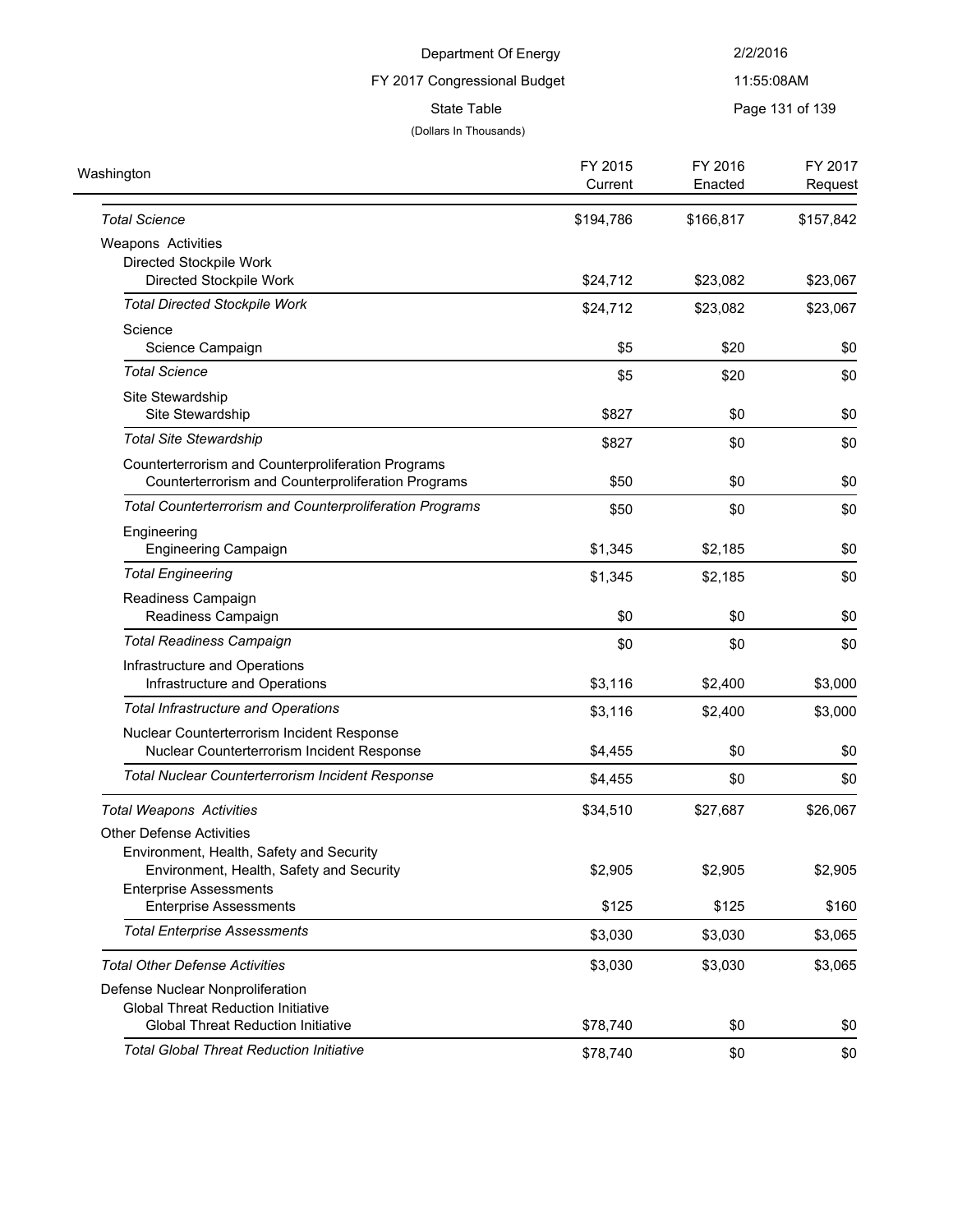Department Of Energy
FY 2017 Congressional Budget
State Table
(Dollars In Thousands)

| Washington | FY 2015 Current | FY 2016 Enacted | FY 2017 Request |
|---|---|---|---|
| *Total Science* | $194,786 | $166,817 | $157,842 |
| Weapons Activities | | | |
| Directed Stockpile Work | | | |
| Directed Stockpile Work | $24,712 | $23,082 | $23,067 |
| *Total Directed Stockpile Work* | $24,712 | $23,082 | $23,067 |
| Science | | | |
| Science Campaign | $5 | $20 | $0 |
| *Total Science* | $5 | $20 | $0 |
| Site Stewardship | | | |
| Site Stewardship | $827 | $0 | $0 |
| *Total Site Stewardship* | $827 | $0 | $0 |
| Counterterrorism and Counterproliferation Programs | | | |
| Counterterrorism and Counterproliferation Programs | $50 | $0 | $0 |
| *Total Counterterrorism and Counterproliferation Programs* | $50 | $0 | $0 |
| Engineering | | | |
| Engineering Campaign | $1,345 | $2,185 | $0 |
| *Total Engineering* | $1,345 | $2,185 | $0 |
| Readiness Campaign | | | |
| Readiness Campaign | $0 | $0 | $0 |
| *Total Readiness Campaign* | $0 | $0 | $0 |
| Infrastructure and Operations | | | |
| Infrastructure and Operations | $3,116 | $2,400 | $3,000 |
| *Total Infrastructure and Operations* | $3,116 | $2,400 | $3,000 |
| Nuclear Counterterrorism Incident Response | | | |
| Nuclear Counterterrorism Incident Response | $4,455 | $0 | $0 |
| *Total Nuclear Counterterrorism Incident Response* | $4,455 | $0 | $0 |
| *Total Weapons Activities* | $34,510 | $27,687 | $26,067 |
| Other Defense Activities | | | |
| Environment, Health, Safety and Security | | | |
| Environment, Health, Safety and Security | $2,905 | $2,905 | $2,905 |
| Enterprise Assessments | | | |
| Enterprise Assessments | $125 | $125 | $160 |
| *Total Enterprise Assessments* | $3,030 | $3,030 | $3,065 |
| *Total Other Defense Activities* | $3,030 | $3,030 | $3,065 |
| Defense Nuclear Nonproliferation | | | |
| Global Threat Reduction Initiative | | | |
| Global Threat Reduction Initiative | $78,740 | $0 | $0 |
| *Total Global Threat Reduction Initiative* | $78,740 | $0 | $0 |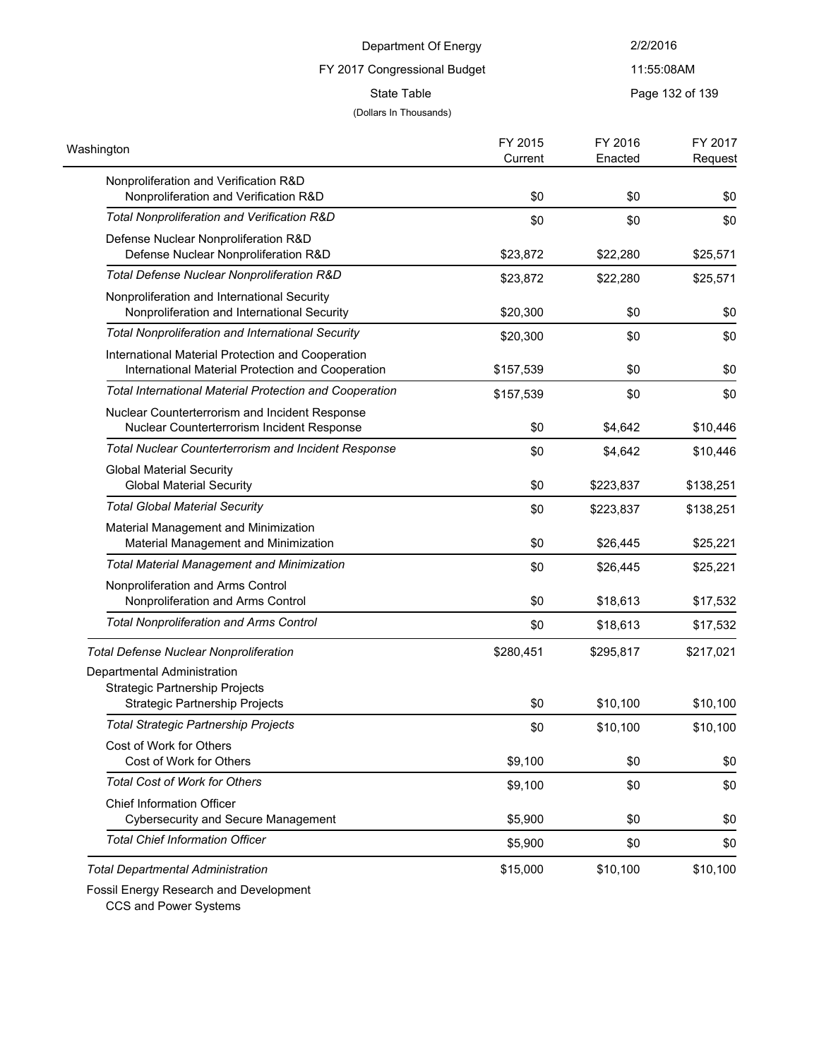Department Of Energy
FY 2017 Congressional Budget
State Table
(Dollars In Thousands)

| Washington | FY 2015 Current | FY 2016 Enacted | FY 2017 Request |
|---|---|---|---|
| Nonproliferation and Verification R&D | | | |
| Nonproliferation and Verification R&D | $0 | $0 | $0 |
| *Total Nonproliferation and Verification R&D* | $0 | $0 | $0 |
| Defense Nuclear Nonproliferation R&D | | | |
| Defense Nuclear Nonproliferation R&D | $23,872 | $22,280 | $25,571 |
| *Total Defense Nuclear Nonproliferation R&D* | $23,872 | $22,280 | $25,571 |
| Nonproliferation and International Security | | | |
| Nonproliferation and International Security | $20,300 | $0 | $0 |
| *Total Nonproliferation and International Security* | $20,300 | $0 | $0 |
| International Material Protection and Cooperation | | | |
| International Material Protection and Cooperation | $157,539 | $0 | $0 |
| *Total International Material Protection and Cooperation* | $157,539 | $0 | $0 |
| Nuclear Counterterrorism and Incident Response | | | |
| Nuclear Counterterrorism Incident Response | $0 | $4,642 | $10,446 |
| *Total Nuclear Counterterrorism and Incident Response* | $0 | $4,642 | $10,446 |
| Global Material Security | | | |
| Global Material Security | $0 | $223,837 | $138,251 |
| *Total Global Material Security* | $0 | $223,837 | $138,251 |
| Material Management and Minimization | | | |
| Material Management and Minimization | $0 | $26,445 | $25,221 |
| *Total Material Management and Minimization* | $0 | $26,445 | $25,221 |
| Nonproliferation and Arms Control | | | |
| Nonproliferation and Arms Control | $0 | $18,613 | $17,532 |
| *Total Nonproliferation and Arms Control* | $0 | $18,613 | $17,532 |
| *Total Defense Nuclear Nonproliferation* | $280,451 | $295,817 | $217,021 |
| Departmental Administration | | | |
| Strategic Partnership Projects | | | |
| Strategic Partnership Projects | $0 | $10,100 | $10,100 |
| *Total Strategic Partnership Projects* | $0 | $10,100 | $10,100 |
| Cost of Work for Others | | | |
| Cost of Work for Others | $9,100 | $0 | $0 |
| *Total Cost of Work for Others* | $9,100 | $0 | $0 |
| Chief Information Officer | | | |
| Cybersecurity and Secure Management | $5,900 | $0 | $0 |
| *Total Chief Information Officer* | $5,900 | $0 | $0 |
| *Total Departmental Administration* | $15,000 | $10,100 | $10,100 |
| Fossil Energy Research and Development | | | |
| CCS and Power Systems | | | |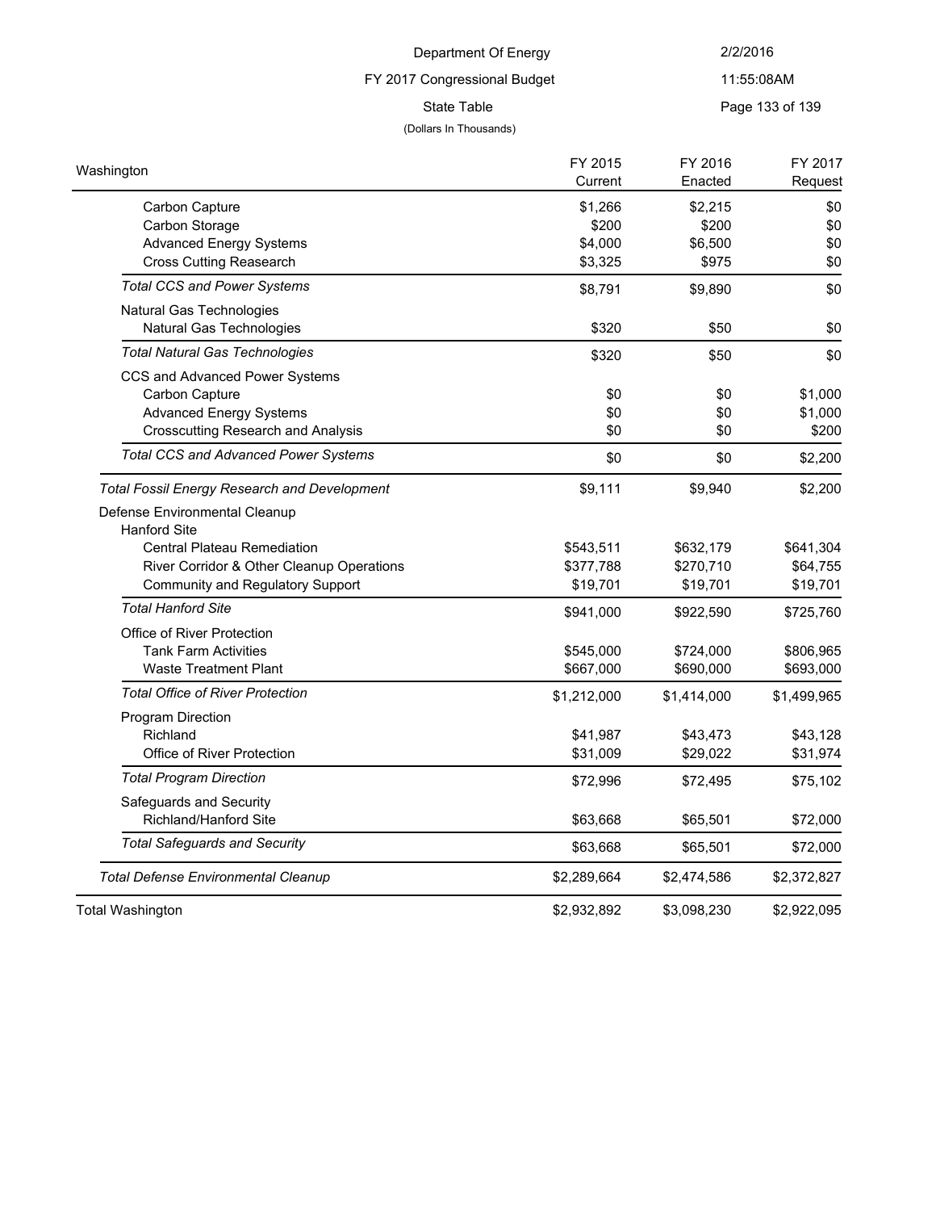Department Of Energy

FY 2017 Congressional Budget

State Table

(Dollars In Thousands)

| Washington | FY 2015 Current | FY 2016 Enacted | FY 2017 Request |
|---|---|---|---|
| Carbon Capture | $1,266 | $2,215 | $0 |
| Carbon Storage | $200 | $200 | $0 |
| Advanced Energy Systems | $4,000 | $6,500 | $0 |
| Cross Cutting Reasearch | $3,325 | $975 | $0 |
| *Total CCS and Power Systems* | $8,791 | $9,890 | $0 |
| Natural Gas Technologies | | | |
| Natural Gas Technologies | $320 | $50 | $0 |
| *Total Natural Gas Technologies* | $320 | $50 | $0 |
| CCS and Advanced Power Systems | | | |
| Carbon Capture | $0 | $0 | $1,000 |
| Advanced Energy Systems | $0 | $0 | $1,000 |
| Crosscutting Research and Analysis | $0 | $0 | $200 |
| *Total CCS and Advanced Power Systems* | $0 | $0 | $2,200 |
| *Total Fossil Energy Research and Development* | $9,111 | $9,940 | $2,200 |
| Defense Environmental Cleanup | | | |
| Hanford Site | | | |
| Central Plateau Remediation | $543,511 | $632,179 | $641,304 |
| River Corridor & Other Cleanup Operations | $377,788 | $270,710 | $64,755 |
| Community and Regulatory Support | $19,701 | $19,701 | $19,701 |
| *Total Hanford Site* | $941,000 | $922,590 | $725,760 |
| Office of River Protection | | | |
| Tank Farm Activities | $545,000 | $724,000 | $806,965 |
| Waste Treatment Plant | $667,000 | $690,000 | $693,000 |
| *Total Office of River Protection* | $1,212,000 | $1,414,000 | $1,499,965 |
| Program Direction | | | |
| Richland | $41,987 | $43,473 | $43,128 |
| Office of River Protection | $31,009 | $29,022 | $31,974 |
| *Total Program Direction* | $72,996 | $72,495 | $75,102 |
| Safeguards and Security | | | |
| Richland/Hanford Site | $63,668 | $65,501 | $72,000 |
| *Total Safeguards and Security* | $63,668 | $65,501 | $72,000 |
| *Total Defense Environmental Cleanup* | $2,289,664 | $2,474,586 | $2,372,827 |
| Total Washington | $2,932,892 | $3,098,230 | $2,922,095 |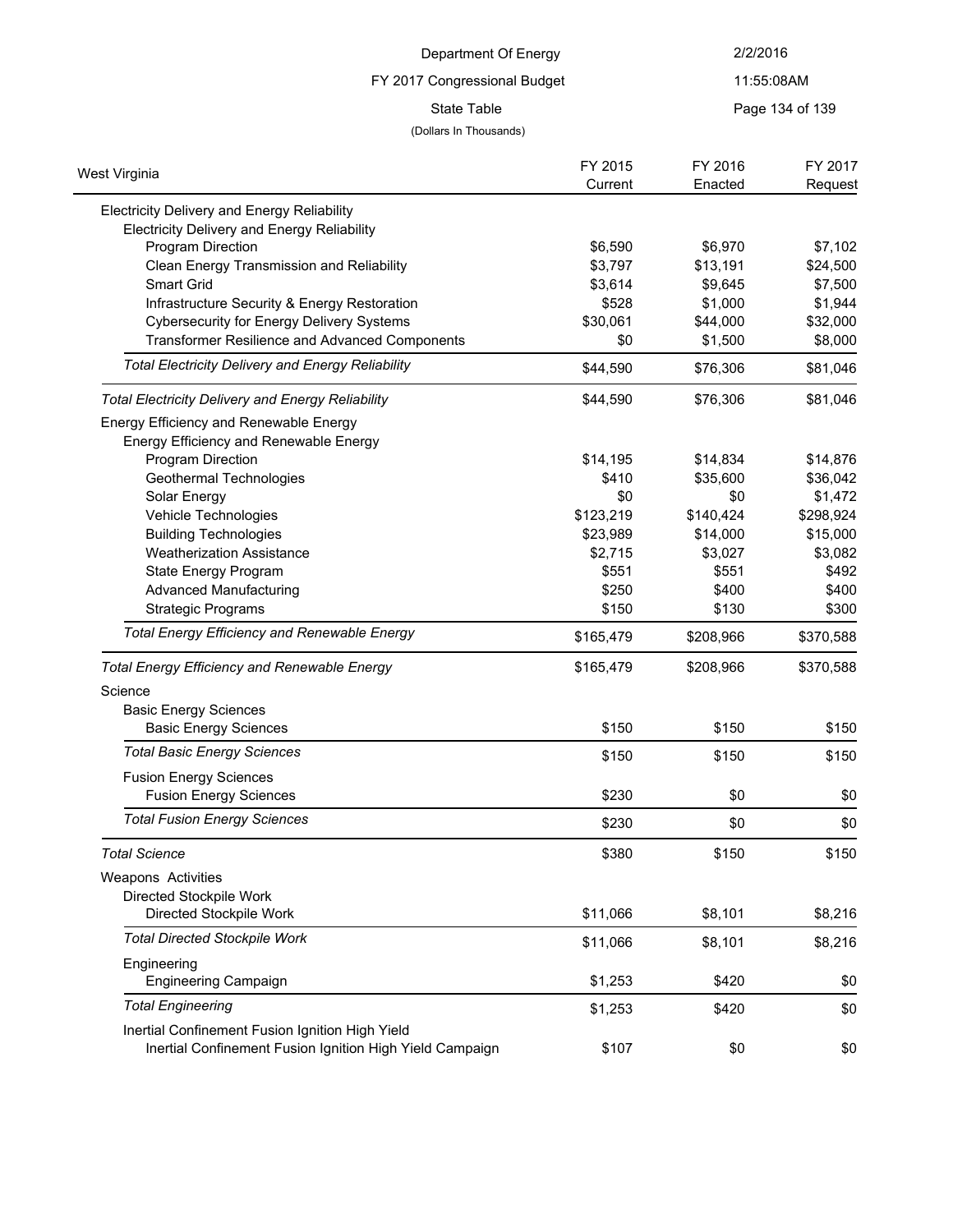Department Of Energy

FY 2017 Congressional Budget

State Table

(Dollars In Thousands)

| West Virginia | FY 2015 Current | FY 2016 Enacted | FY 2017 Request |
|---|---|---|---|
| Electricity Delivery and Energy Reliability | | | |
| Electricity Delivery and Energy Reliability | | | |
| Program Direction | $6,590 | $6,970 | $7,102 |
| Clean Energy Transmission and Reliability | $3,797 | $13,191 | $24,500 |
| Smart Grid | $3,614 | $9,645 | $7,500 |
| Infrastructure Security & Energy Restoration | $528 | $1,000 | $1,944 |
| Cybersecurity for Energy Delivery Systems | $30,061 | $44,000 | $32,000 |
| Transformer Resilience and Advanced Components | $0 | $1,500 | $8,000 |
| *Total Electricity Delivery and Energy Reliability* | $44,590 | $76,306 | $81,046 |
| *Total Electricity Delivery and Energy Reliability* | $44,590 | $76,306 | $81,046 |
| Energy Efficiency and Renewable Energy | | | |
| Energy Efficiency and Renewable Energy | | | |
| Program Direction | $14,195 | $14,834 | $14,876 |
| Geothermal Technologies | $410 | $35,600 | $36,042 |
| Solar Energy | $0 | $0 | $1,472 |
| Vehicle Technologies | $123,219 | $140,424 | $298,924 |
| Building Technologies | $23,989 | $14,000 | $15,000 |
| Weatherization Assistance | $2,715 | $3,027 | $3,082 |
| State Energy Program | $551 | $551 | $492 |
| Advanced Manufacturing | $250 | $400 | $400 |
| Strategic Programs | $150 | $130 | $300 |
| *Total Energy Efficiency and Renewable Energy* | $165,479 | $208,966 | $370,588 |
| *Total Energy Efficiency and Renewable Energy* | $165,479 | $208,966 | $370,588 |
| Science | | | |
| Basic Energy Sciences | | | |
| Basic Energy Sciences | $150 | $150 | $150 |
| *Total Basic Energy Sciences* | $150 | $150 | $150 |
| Fusion Energy Sciences | | | |
| Fusion Energy Sciences | $230 | $0 | $0 |
| *Total Fusion Energy Sciences* | $230 | $0 | $0 |
| *Total Science* | $380 | $150 | $150 |
| Weapons Activities | | | |
| Directed Stockpile Work | | | |
| Directed Stockpile Work | $11,066 | $8,101 | $8,216 |
| *Total Directed Stockpile Work* | $11,066 | $8,101 | $8,216 |
| Engineering | | | |
| Engineering Campaign | $1,253 | $420 | $0 |
| *Total Engineering* | $1,253 | $420 | $0 |
| Inertial Confinement Fusion Ignition High Yield | | | |
| Inertial Confinement Fusion Ignition High Yield Campaign | $107 | $0 | $0 |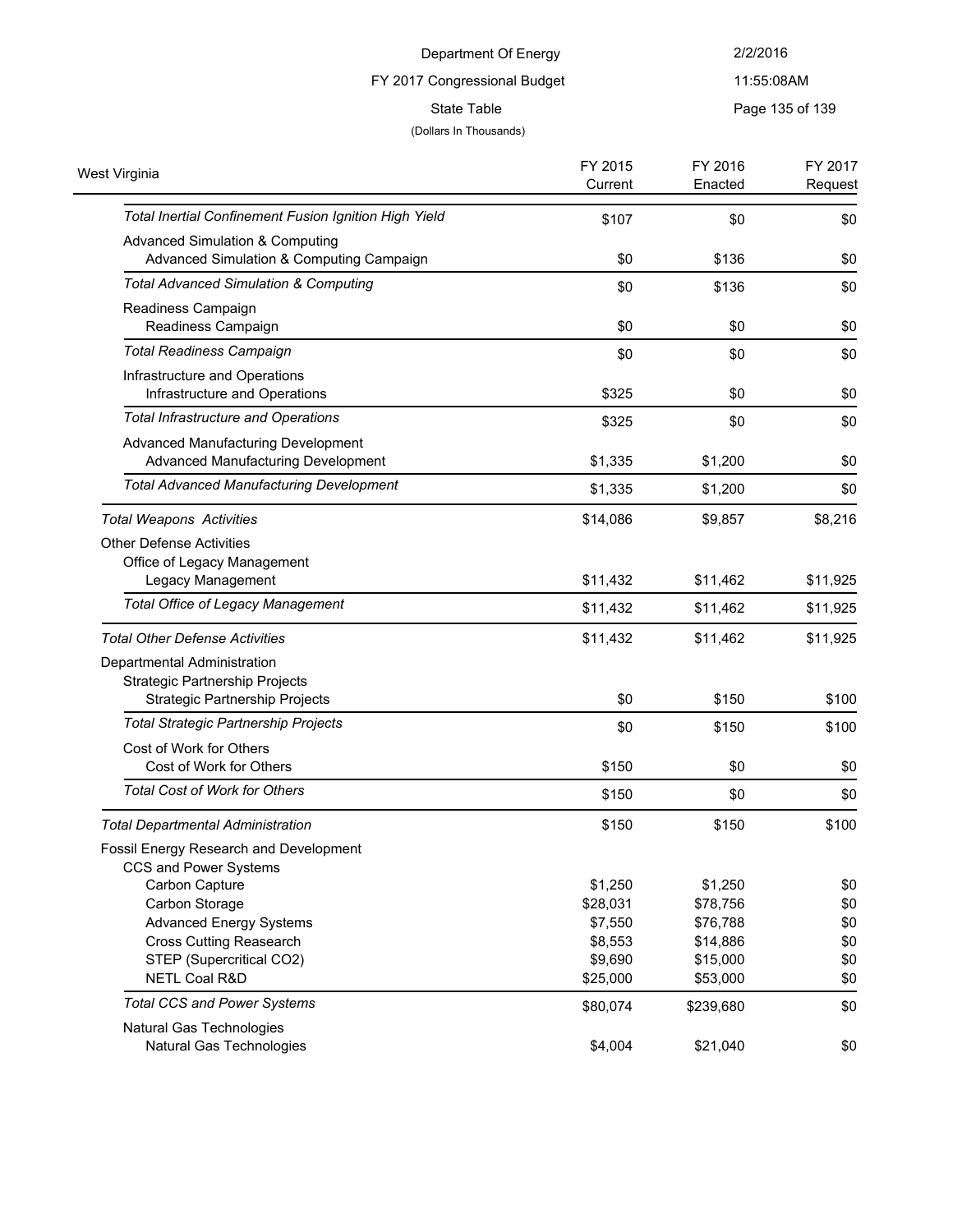Department Of Energy

FY 2017 Congressional Budget

State Table

(Dollars In Thousands)

| West Virginia | FY 2015 Current | FY 2016 Enacted | FY 2017 Request |
|---|---|---|---|
| *Total Inertial Confinement Fusion Ignition High Yield* | $107 | $0 | $0 |
| Advanced Simulation & Computing | | | |
| Advanced Simulation & Computing Campaign | $0 | $136 | $0 |
| *Total Advanced Simulation & Computing* | $0 | $136 | $0 |
| Readiness Campaign | | | |
| Readiness Campaign | $0 | $0 | $0 |
| *Total Readiness Campaign* | $0 | $0 | $0 |
| Infrastructure and Operations | | | |
| Infrastructure and Operations | $325 | $0 | $0 |
| *Total Infrastructure and Operations* | $325 | $0 | $0 |
| Advanced Manufacturing Development | | | |
| Advanced Manufacturing Development | $1,335 | $1,200 | $0 |
| *Total Advanced Manufacturing Development* | $1,335 | $1,200 | $0 |
| *Total Weapons Activities* | $14,086 | $9,857 | $8,216 |
| Other Defense Activities | | | |
| Office of Legacy Management | | | |
| Legacy Management | $11,432 | $11,462 | $11,925 |
| *Total Office of Legacy Management* | $11,432 | $11,462 | $11,925 |
| *Total Other Defense Activities* | $11,432 | $11,462 | $11,925 |
| Departmental Administration | | | |
| Strategic Partnership Projects | | | |
| Strategic Partnership Projects | $0 | $150 | $100 |
| *Total Strategic Partnership Projects* | $0 | $150 | $100 |
| Cost of Work for Others | | | |
| Cost of Work for Others | $150 | $0 | $0 |
| *Total Cost of Work for Others* | $150 | $0 | $0 |
| *Total Departmental Administration* | $150 | $150 | $100 |
| Fossil Energy Research and Development | | | |
| CCS and Power Systems | | | |
| Carbon Capture | $1,250 | $1,250 | $0 |
| Carbon Storage | $28,031 | $78,756 | $0 |
| Advanced Energy Systems | $7,550 | $76,788 | $0 |
| Cross Cutting Reasearch | $8,553 | $14,886 | $0 |
| STEP (Supercritical CO2) | $9,690 | $15,000 | $0 |
| NETL Coal R&D | $25,000 | $53,000 | $0 |
| *Total CCS and Power Systems* | $80,074 | $239,680 | $0 |
| Natural Gas Technologies | | | |
| Natural Gas Technologies | $4,004 | $21,040 | $0 |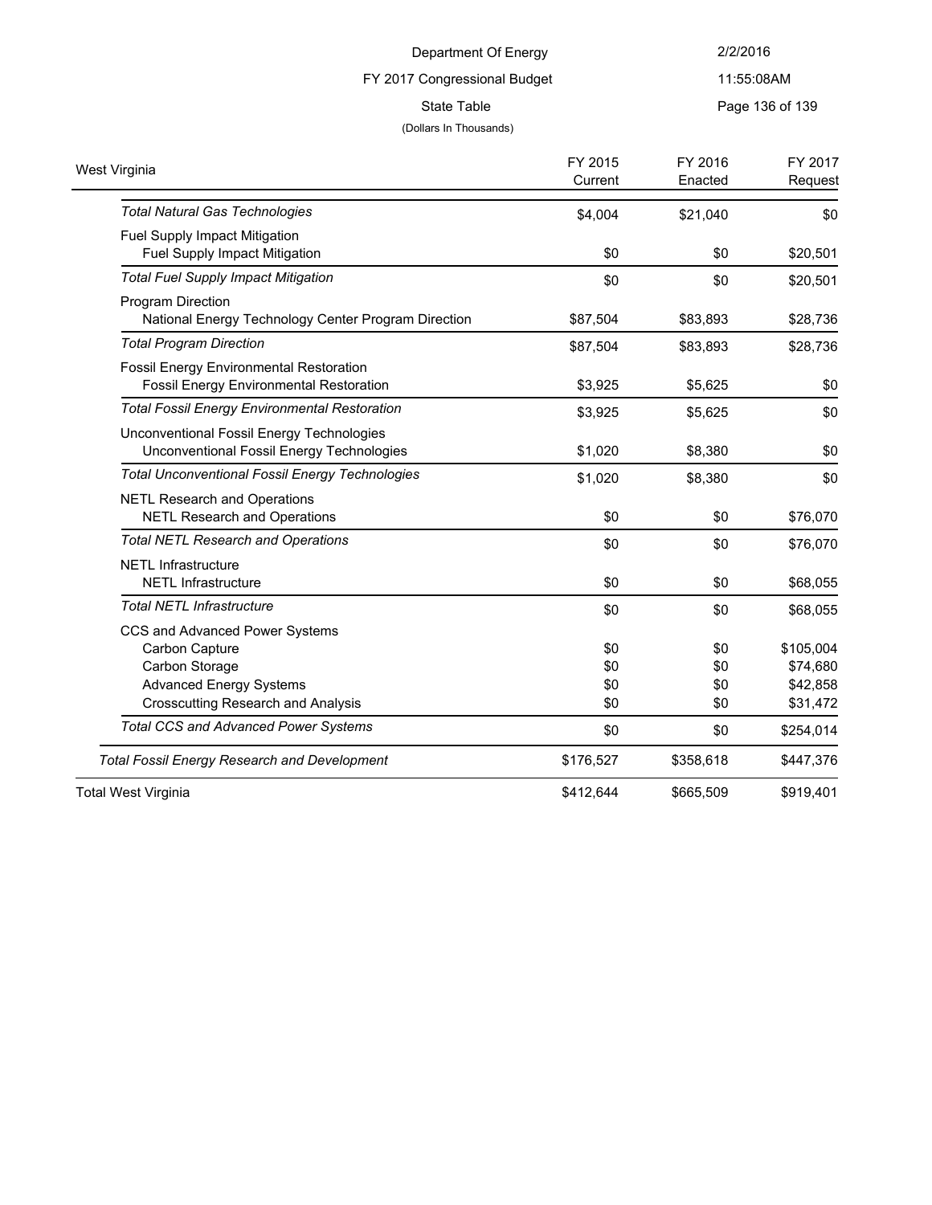Department Of Energy

FY 2017 Congressional Budget

State Table

(Dollars In Thousands)

| West Virginia | FY 2015 Current | FY 2016 Enacted | FY 2017 Request |
|---|---|---|---|
| *Total Natural Gas Technologies* | $4,004 | $21,040 | $0 |
| Fuel Supply Impact Mitigation | | | |
| Fuel Supply Impact Mitigation | $0 | $0 | $20,501 |
| *Total Fuel Supply Impact Mitigation* | $0 | $0 | $20,501 |
| Program Direction | | | |
| National Energy Technology Center Program Direction | $87,504 | $83,893 | $28,736 |
| *Total Program Direction* | $87,504 | $83,893 | $28,736 |
| Fossil Energy Environmental Restoration | | | |
| Fossil Energy Environmental Restoration | $3,925 | $5,625 | $0 |
| *Total Fossil Energy Environmental Restoration* | $3,925 | $5,625 | $0 |
| Unconventional Fossil Energy Technologies | | | |
| Unconventional Fossil Energy Technologies | $1,020 | $8,380 | $0 |
| *Total Unconventional Fossil Energy Technologies* | $1,020 | $8,380 | $0 |
| NETL Research and Operations | | | |
| NETL Research and Operations | $0 | $0 | $76,070 |
| *Total NETL Research and Operations* | $0 | $0 | $76,070 |
| NETL Infrastructure | | | |
| NETL Infrastructure | $0 | $0 | $68,055 |
| *Total NETL Infrastructure* | $0 | $0 | $68,055 |
| CCS and Advanced Power Systems | | | |
| Carbon Capture | $0 | $0 | $105,004 |
| Carbon Storage | $0 | $0 | $74,680 |
| Advanced Energy Systems | $0 | $0 | $42,858 |
| Crosscutting Research and Analysis | $0 | $0 | $31,472 |
| *Total CCS and Advanced Power Systems* | $0 | $0 | $254,014 |
| *Total Fossil Energy Research and Development* | $176,527 | $358,618 | $447,376 |
| Total West Virginia | $412,644 | $665,509 | $919,401 |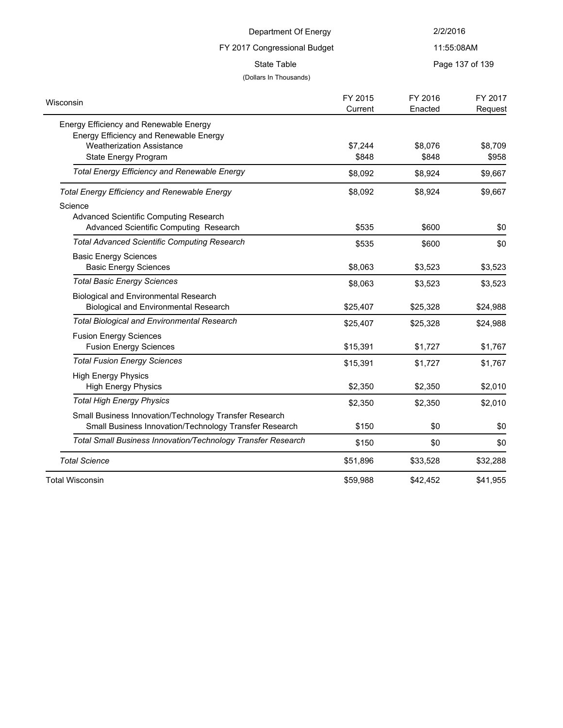Department Of Energy

FY 2017 Congressional Budget

State Table

(Dollars In Thousands)

| Wisconsin | FY 2015 Current | FY 2016 Enacted | FY 2017 Request |
|---|---|---|---|
| Energy Efficiency and Renewable Energy | | | |
| Energy Efficiency and Renewable Energy | | | |
| Weatherization Assistance | $7,244 | $8,076 | $8,709 |
| State Energy Program | $848 | $848 | $958 |
| *Total Energy Efficiency and Renewable Energy* | $8,092 | $8,924 | $9,667 |
| *Total Energy Efficiency and Renewable Energy* | $8,092 | $8,924 | $9,667 |
| Science | | | |
| Advanced Scientific Computing Research | | | |
| Advanced Scientific Computing Research | $535 | $600 | $0 |
| *Total Advanced Scientific Computing Research* | $535 | $600 | $0 |
| Basic Energy Sciences | | | |
| Basic Energy Sciences | $8,063 | $3,523 | $3,523 |
| *Total Basic Energy Sciences* | $8,063 | $3,523 | $3,523 |
| Biological and Environmental Research | | | |
| Biological and Environmental Research | $25,407 | $25,328 | $24,988 |
| *Total Biological and Environmental Research* | $25,407 | $25,328 | $24,988 |
| Fusion Energy Sciences | | | |
| Fusion Energy Sciences | $15,391 | $1,727 | $1,767 |
| *Total Fusion Energy Sciences* | $15,391 | $1,727 | $1,767 |
| High Energy Physics | | | |
| High Energy Physics | $2,350 | $2,350 | $2,010 |
| *Total High Energy Physics* | $2,350 | $2,350 | $2,010 |
| Small Business Innovation/Technology Transfer Research | | | |
| Small Business Innovation/Technology Transfer Research | $150 | $0 | $0 |
| *Total Small Business Innovation/Technology Transfer Research* | $150 | $0 | $0 |
| *Total Science* | $51,896 | $33,528 | $32,288 |
| Total Wisconsin | $59,988 | $42,452 | $41,955 |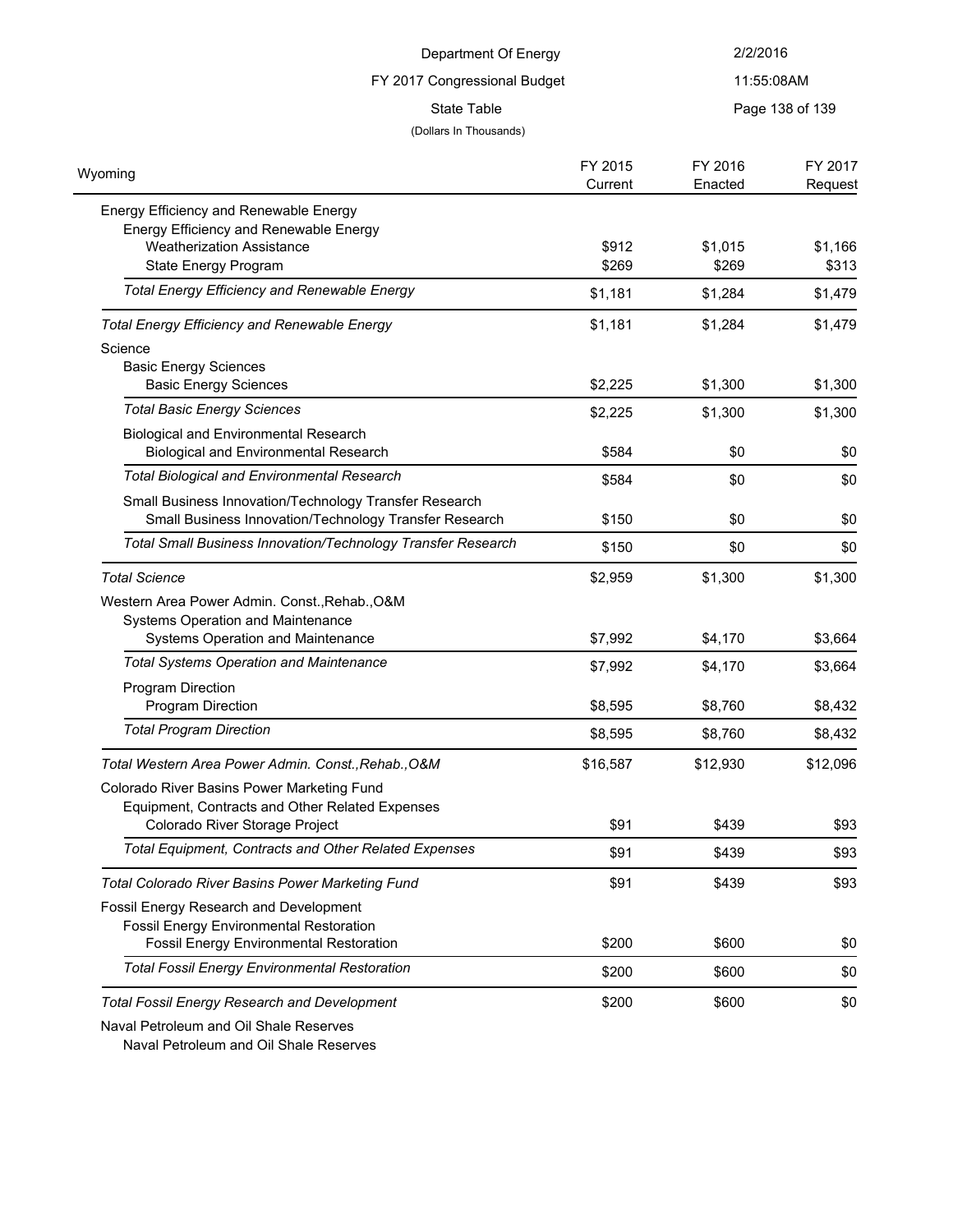Department Of Energy

FY 2017 Congressional Budget

State Table

(Dollars In Thousands)

| Wyoming | FY 2015 Current | FY 2016 Enacted | FY 2017 Request |
|---|---|---|---|
| Energy Efficiency and Renewable Energy | | | |
| Energy Efficiency and Renewable Energy | | | |
| Weatherization Assistance | $912 | $1,015 | $1,166 |
| State Energy Program | $269 | $269 | $313 |
| *Total Energy Efficiency and Renewable Energy* | $1,181 | $1,284 | $1,479 |
| *Total Energy Efficiency and Renewable Energy* | $1,181 | $1,284 | $1,479 |
| Science | | | |
| Basic Energy Sciences | | | |
| Basic Energy Sciences | $2,225 | $1,300 | $1,300 |
| *Total Basic Energy Sciences* | $2,225 | $1,300 | $1,300 |
| Biological and Environmental Research | | | |
| Biological and Environmental Research | $584 | $0 | $0 |
| *Total Biological and Environmental Research* | $584 | $0 | $0 |
| Small Business Innovation/Technology Transfer Research | | | |
| Small Business Innovation/Technology Transfer Research | $150 | $0 | $0 |
| *Total Small Business Innovation/Technology Transfer Research* | $150 | $0 | $0 |
| *Total Science* | $2,959 | $1,300 | $1,300 |
| Western Area Power Admin. Const.,Rehab.,O&M | | | |
| Systems Operation and Maintenance | | | |
| Systems Operation and Maintenance | $7,992 | $4,170 | $3,664 |
| *Total Systems Operation and Maintenance* | $7,992 | $4,170 | $3,664 |
| Program Direction | | | |
| Program Direction | $8,595 | $8,760 | $8,432 |
| *Total Program Direction* | $8,595 | $8,760 | $8,432 |
| *Total Western Area Power Admin. Const.,Rehab.,O&M* | $16,587 | $12,930 | $12,096 |
| Colorado River Basins Power Marketing Fund | | | |
| Equipment, Contracts and Other Related Expenses | | | |
| Colorado River Storage Project | $91 | $439 | $93 |
| *Total Equipment, Contracts and Other Related Expenses* | $91 | $439 | $93 |
| *Total Colorado River Basins Power Marketing Fund* | $91 | $439 | $93 |
| Fossil Energy Research and Development | | | |
| Fossil Energy Environmental Restoration | | | |
| Fossil Energy Environmental Restoration | $200 | $600 | $0 |
| *Total Fossil Energy Environmental Restoration* | $200 | $600 | $0 |
| *Total Fossil Energy Research and Development* | $200 | $600 | $0 |
| Naval Petroleum and Oil Shale Reserves | | | |
| Naval Petroleum and Oil Shale Reserves | | | |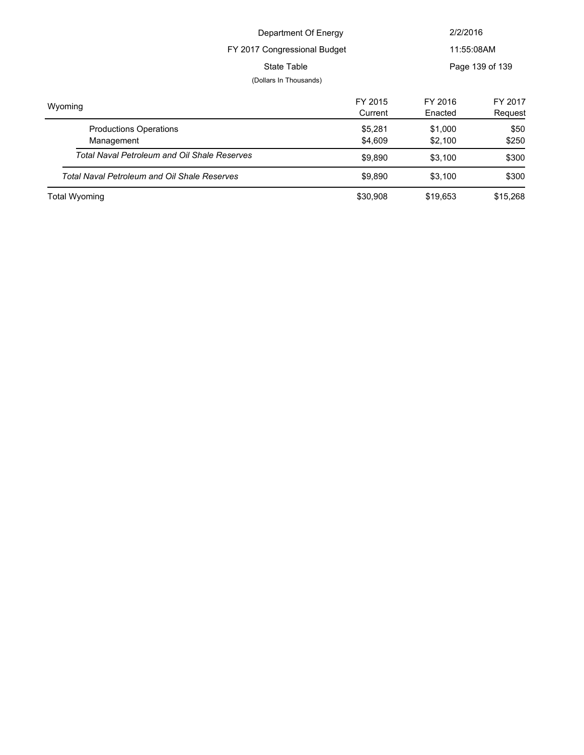| Wyoming | FY 2015 Current | FY 2016 Enacted | FY 2017 Request |
|---|---|---|---|
| Productions Operations | $5,281 | $1,000 | $50 |
| Management | $4,609 | $2,100 | $250 |
| *Total Naval Petroleum and Oil Shale Reserves* | $9,890 | $3,100 | $300 |
| *Total Naval Petroleum and Oil Shale Reserves* | $9,890 | $3,100 | $300 |
| Total Wyoming | $30,908 | $19,653 | $15,268 |